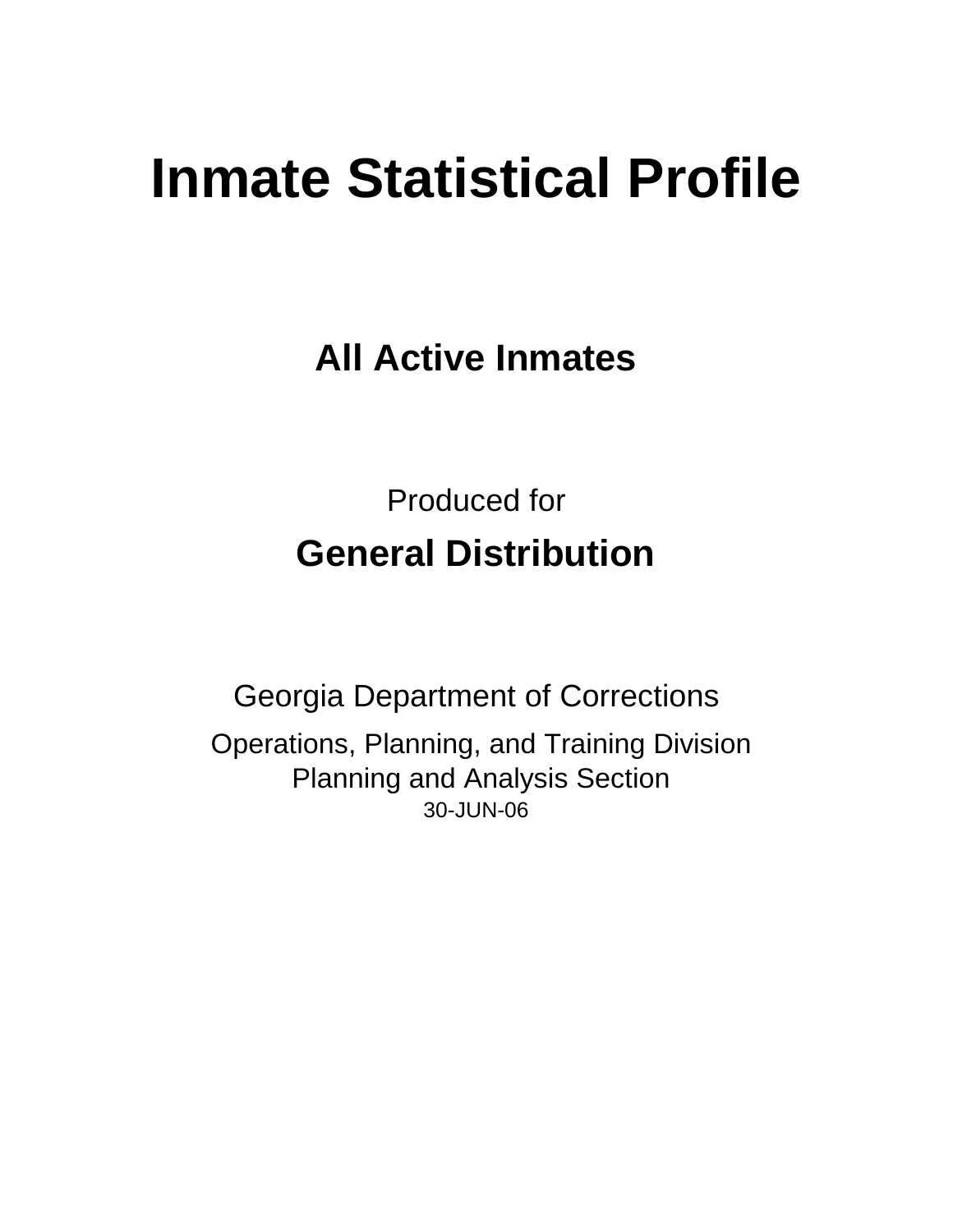# Inmate Statistical Profile

## All Active Inmates

Produced for

## General Distribution

Georgia Department of Corrections

Operations, Planning, and Training Division
Planning and Analysis Section
30-JUN-06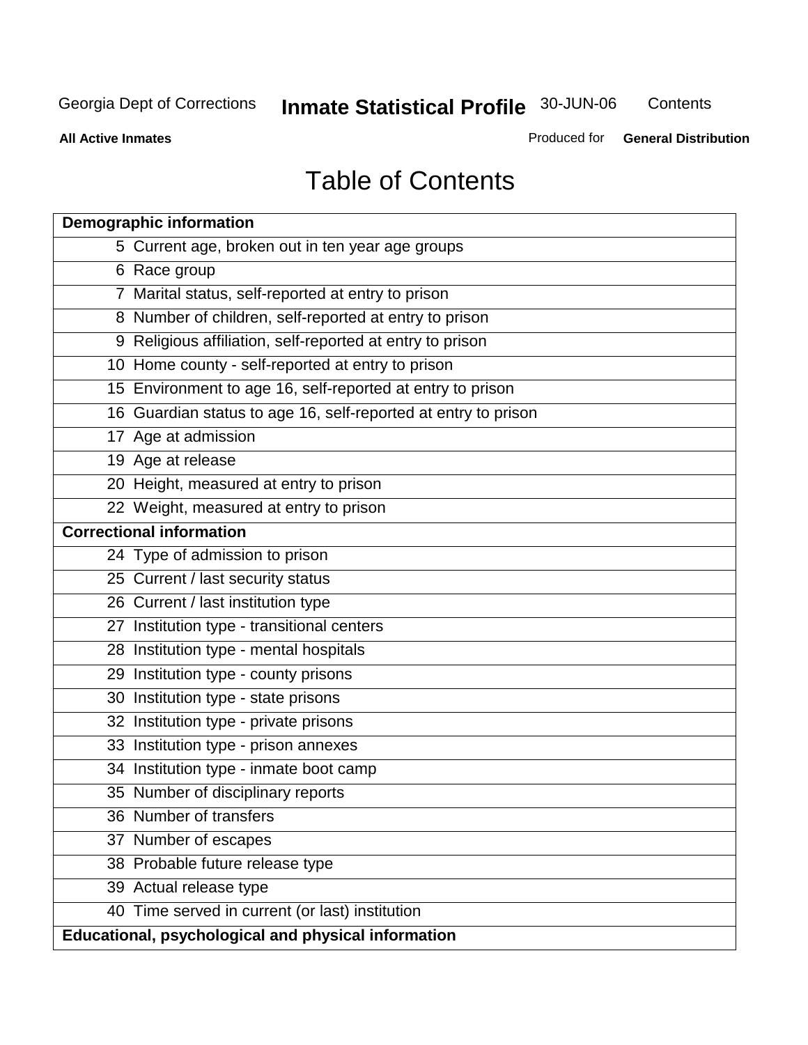# Table of Contents

| Demographic information | |
|---|---|
| 5 | Current age, broken out in ten year age groups |
| 6 | Race group |
| 7 | Marital status, self-reported at entry to prison |
| 8 | Number of children, self-reported at entry to prison |
| 9 | Religious affiliation, self-reported at entry to prison |
| 10 | Home county - self-reported at entry to prison |
| 15 | Environment to age 16, self-reported at entry to prison |
| 16 | Guardian status to age 16, self-reported at entry to prison |
| 17 | Age at admission |
| 19 | Age at release |
| 20 | Height, measured at entry to prison |
| 22 | Weight, measured at entry to prison |
| **Correctional information** | |
| 24 | Type of admission to prison |
| 25 | Current / last security status |
| 26 | Current / last institution type |
| 27 | Institution type - transitional centers |
| 28 | Institution type - mental hospitals |
| 29 | Institution type - county prisons |
| 30 | Institution type - state prisons |
| 32 | Institution type - private prisons |
| 33 | Institution type - prison annexes |
| 34 | Institution type - inmate boot camp |
| 35 | Number of disciplinary reports |
| 36 | Number of transfers |
| 37 | Number of escapes |
| 38 | Probable future release type |
| 39 | Actual release type |
| 40 | Time served in current (or last) institution |
| **Educational, psychological and physical information** | |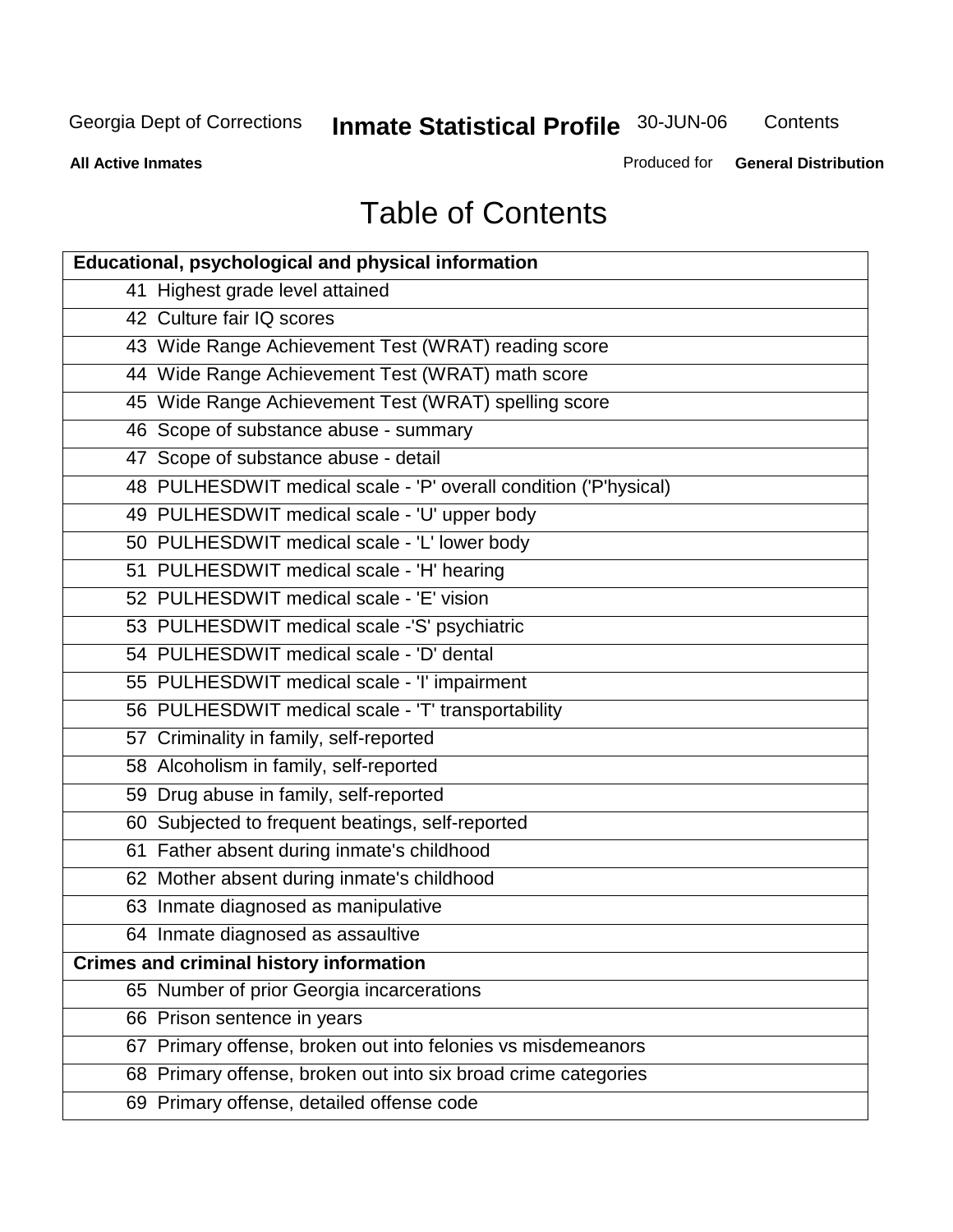# Table of Contents

| Educational, psychological and physical information | |
|---|---|
| 41 | Highest grade level attained |
| 42 | Culture fair IQ scores |
| 43 | Wide Range Achievement Test (WRAT) reading score |
| 44 | Wide Range Achievement Test (WRAT) math score |
| 45 | Wide Range Achievement Test (WRAT) spelling score |
| 46 | Scope of substance abuse - summary |
| 47 | Scope of substance abuse - detail |
| 48 | PULHESDWIT medical scale - 'P' overall condition ('P'hysical) |
| 49 | PULHESDWIT medical scale - 'U' upper body |
| 50 | PULHESDWIT medical scale - 'L' lower body |
| 51 | PULHESDWIT medical scale - 'H' hearing |
| 52 | PULHESDWIT medical scale - 'E' vision |
| 53 | PULHESDWIT medical scale -'S' psychiatric |
| 54 | PULHESDWIT medical scale - 'D' dental |
| 55 | PULHESDWIT medical scale - 'I' impairment |
| 56 | PULHESDWIT medical scale - 'T' transportability |
| 57 | Criminality in family, self-reported |
| 58 | Alcoholism in family, self-reported |
| 59 | Drug abuse in family, self-reported |
| 60 | Subjected to frequent beatings, self-reported |
| 61 | Father absent during inmate's childhood |
| 62 | Mother absent during inmate's childhood |
| 63 | Inmate diagnosed as manipulative |
| 64 | Inmate diagnosed as assaultive |
| **Crimes and criminal history information** | |
| 65 | Number of prior Georgia incarcerations |
| 66 | Prison sentence in years |
| 67 | Primary offense, broken out into felonies vs misdemeanors |
| 68 | Primary offense, broken out into six broad crime categories |
| 69 | Primary offense, detailed offense code |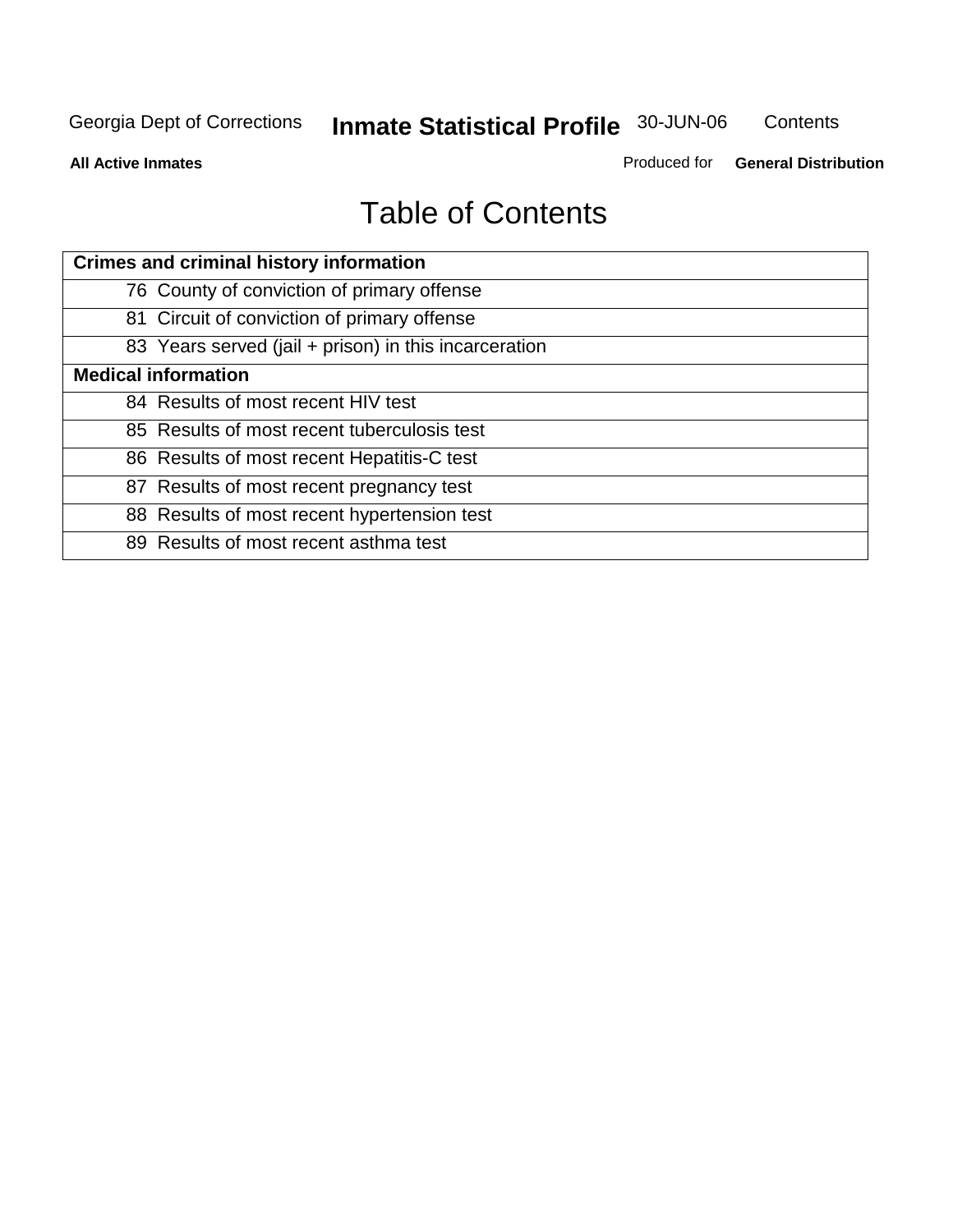# Table of Contents

| Crimes and criminal history information | |
|---|---|
| 76 | County of conviction of primary offense |
| 81 | Circuit of conviction of primary offense |
| 83 | Years served (jail + prison) in this incarceration |
| **Medical information** | |
| 84 | Results of most recent HIV test |
| 85 | Results of most recent tuberculosis test |
| 86 | Results of most recent Hepatitis-C test |
| 87 | Results of most recent pregnancy test |
| 88 | Results of most recent hypertension test |
| 89 | Results of most recent asthma test |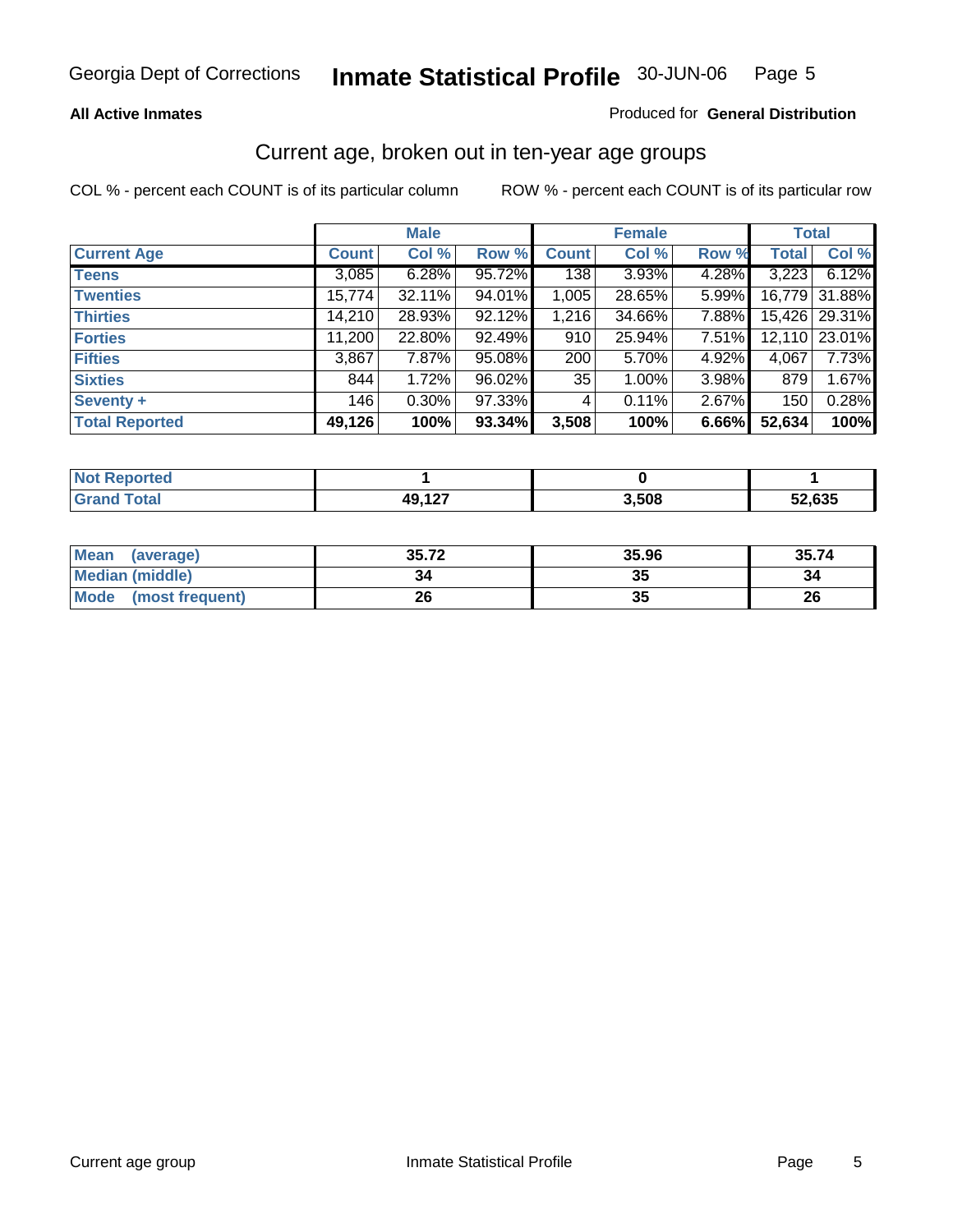Georgia Dept of Corrections **Inmate Statistical Profile** 30-JUN-06

**All Active Inmates**

Produced for **General Distribution**

## Current age, broken out in ten-year age groups

COL % - percent each COUNT is of its particular column

ROW % - percent each COUNT is of its particular row

| | Male | | | Female | | | Total | |
|---|---|---|---|---|---|---|---|---|
| **Current Age** | **Count** | **Col %** | **Row %** | **Count** | **Col %** | **Row %** | **Total** | **Col %** |
| **Teens** | 3,085 | 6.28% | 95.72% | 138 | 3.93% | 4.28% | 3,223 | 6.12% |
| **Twenties** | 15,774 | 32.11% | 94.01% | 1,005 | 28.65% | 5.99% | 16,779 | 31.88% |
| **Thirties** | 14,210 | 28.93% | 92.12% | 1,216 | 34.66% | 7.88% | 15,426 | 29.31% |
| **Forties** | 11,200 | 22.80% | 92.49% | 910 | 25.94% | 7.51% | 12,110 | 23.01% |
| **Fifties** | 3,867 | 7.87% | 95.08% | 200 | 5.70% | 4.92% | 4,067 | 7.73% |
| **Sixties** | 844 | 1.72% | 96.02% | 35 | 1.00% | 3.98% | 879 | 1.67% |
| **Seventy +** | 146 | 0.30% | 97.33% | 4 | 0.11% | 2.67% | 150 | 0.28% |
| **Total Reported** | **49,126** | **100%** | **93.34%** | **3,508** | **100%** | **6.66%** | **52,634** | **100%** |

| | Male | Female | Total |
|---|---|---|---|
| **Not Reported** | **1** | **0** | **1** |
| **Grand Total** | **49,127** | **3,508** | **52,635** |

| | Male | Female | Total |
|---|---|---|---|
| **Mean (average)** | **35.72** | **35.96** | **35.74** |
| **Median (middle)** | **34** | **35** | **34** |
| **Mode (most frequent)** | **26** | **35** | **26** |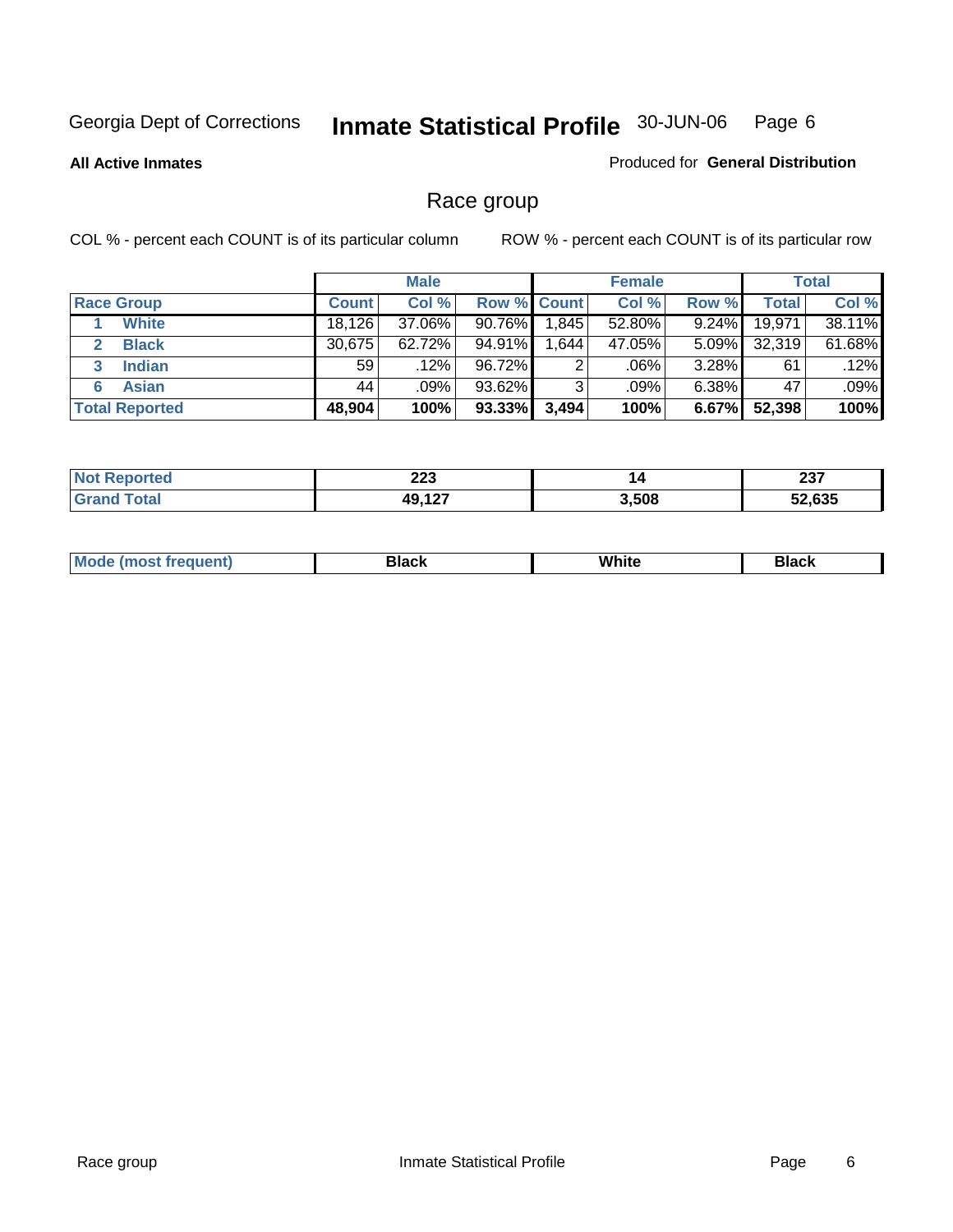Georgia Dept of Corrections **Inmate Statistical Profile** 30-JUN-06

**All Active Inmates**

Produced for **General Distribution**

## Race group

COL % - percent each COUNT is of its particular column    ROW % - percent each COUNT is of its particular row

| | Male | | | Female | | | Total | |
|---|---|---|---|---|---|---|---|---|
| **Race Group** | **Count** | **Col %** | **Row %** | **Count** | **Col %** | **Row %** | **Total** | **Col %** |
| 1 **White** | 18,126 | 37.06% | 90.76% | 1,845 | 52.80% | 9.24% | 19,971 | 38.11% |
| 2 **Black** | 30,675 | 62.72% | 94.91% | 1,644 | 47.05% | 5.09% | 32,319 | 61.68% |
| 3 **Indian** | 59 | .12% | 96.72% | 2 | .06% | 3.28% | 61 | .12% |
| 6 **Asian** | 44 | .09% | 93.62% | 3 | .09% | 6.38% | 47 | .09% |
| **Total Reported** | **48,904** | **100%** | **93.33%** | **3,494** | **100%** | **6.67%** | **52,398** | **100%** |

| | Male | Female | Total |
|---|---|---|---|
| **Not Reported** | **223** | **14** | **237** |
| **Grand Total** | **49,127** | **3,508** | **52,635** |

| | Male | Female | Total |
|---|---|---|---|
| **Mode (most frequent)** | **Black** | **White** | **Black** |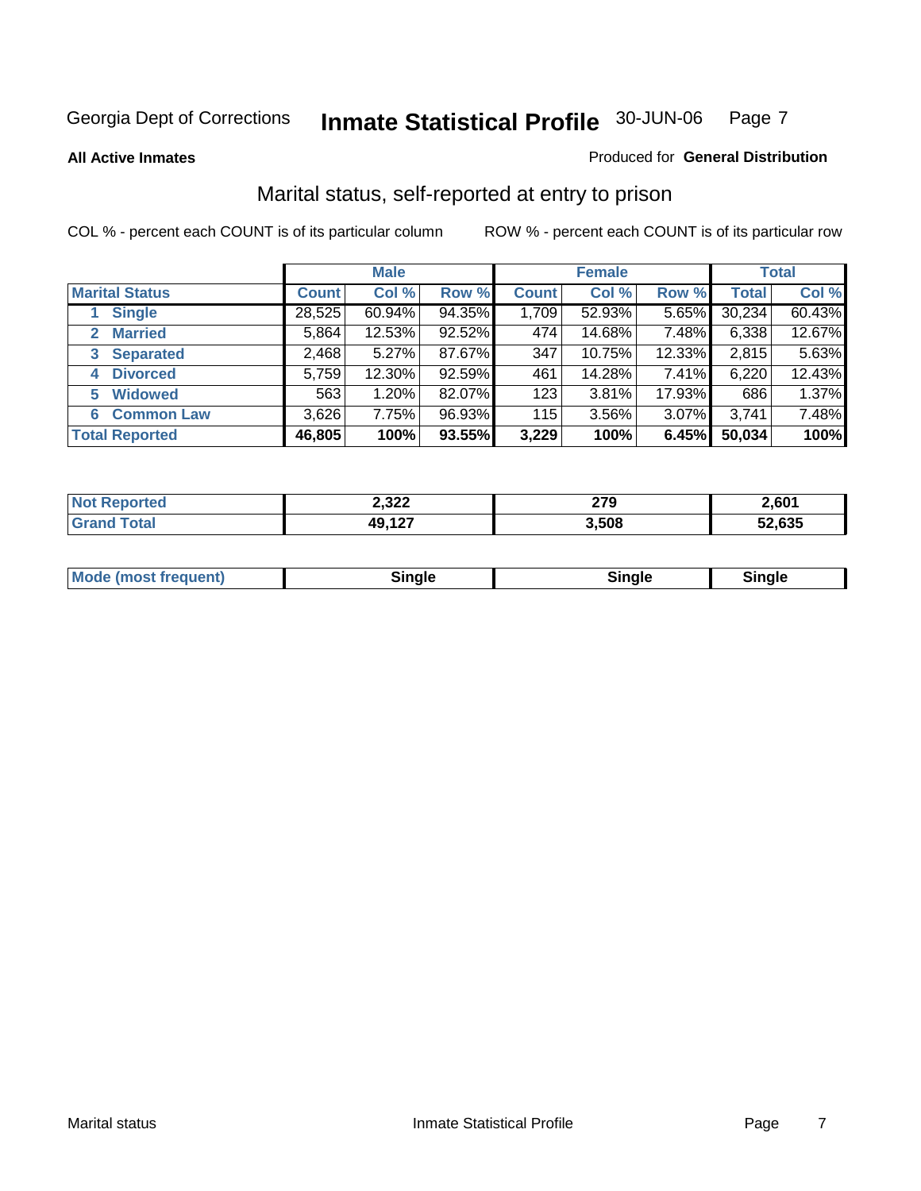Georgia Dept of Corrections **Inmate Statistical Profile** 30-JUN-06

**All Active Inmates**

Produced for **General Distribution**

## Marital status, self-reported at entry to prison

COL % - percent each COUNT is of its particular column    ROW % - percent each COUNT is of its particular row

| | Male | | | Female | | | Total | |
|---|---|---|---|---|---|---|---|---|
| **Marital Status** | **Count** | **Col %** | **Row %** | **Count** | **Col %** | **Row %** | **Total** | **Col %** |
| 1 **Single** | 28,525 | 60.94% | 94.35% | 1,709 | 52.93% | 5.65% | 30,234 | 60.43% |
| 2 **Married** | 5,864 | 12.53% | 92.52% | 474 | 14.68% | 7.48% | 6,338 | 12.67% |
| 3 **Separated** | 2,468 | 5.27% | 87.67% | 347 | 10.75% | 12.33% | 2,815 | 5.63% |
| 4 **Divorced** | 5,759 | 12.30% | 92.59% | 461 | 14.28% | 7.41% | 6,220 | 12.43% |
| 5 **Widowed** | 563 | 1.20% | 82.07% | 123 | 3.81% | 17.93% | 686 | 1.37% |
| 6 **Common Law** | 3,626 | 7.75% | 96.93% | 115 | 3.56% | 3.07% | 3,741 | 7.48% |
| **Total Reported** | **46,805** | **100%** | **93.55%** | **3,229** | **100%** | **6.45%** | **50,034** | **100%** |

| | Male | Female | Total |
|---|---|---|---|
| **Not Reported** | **2,322** | **279** | **2,601** |
| **Grand Total** | **49,127** | **3,508** | **52,635** |

| | Male | Female | Total |
|---|---|---|---|
| **Mode (most frequent)** | **Single** | **Single** | **Single** |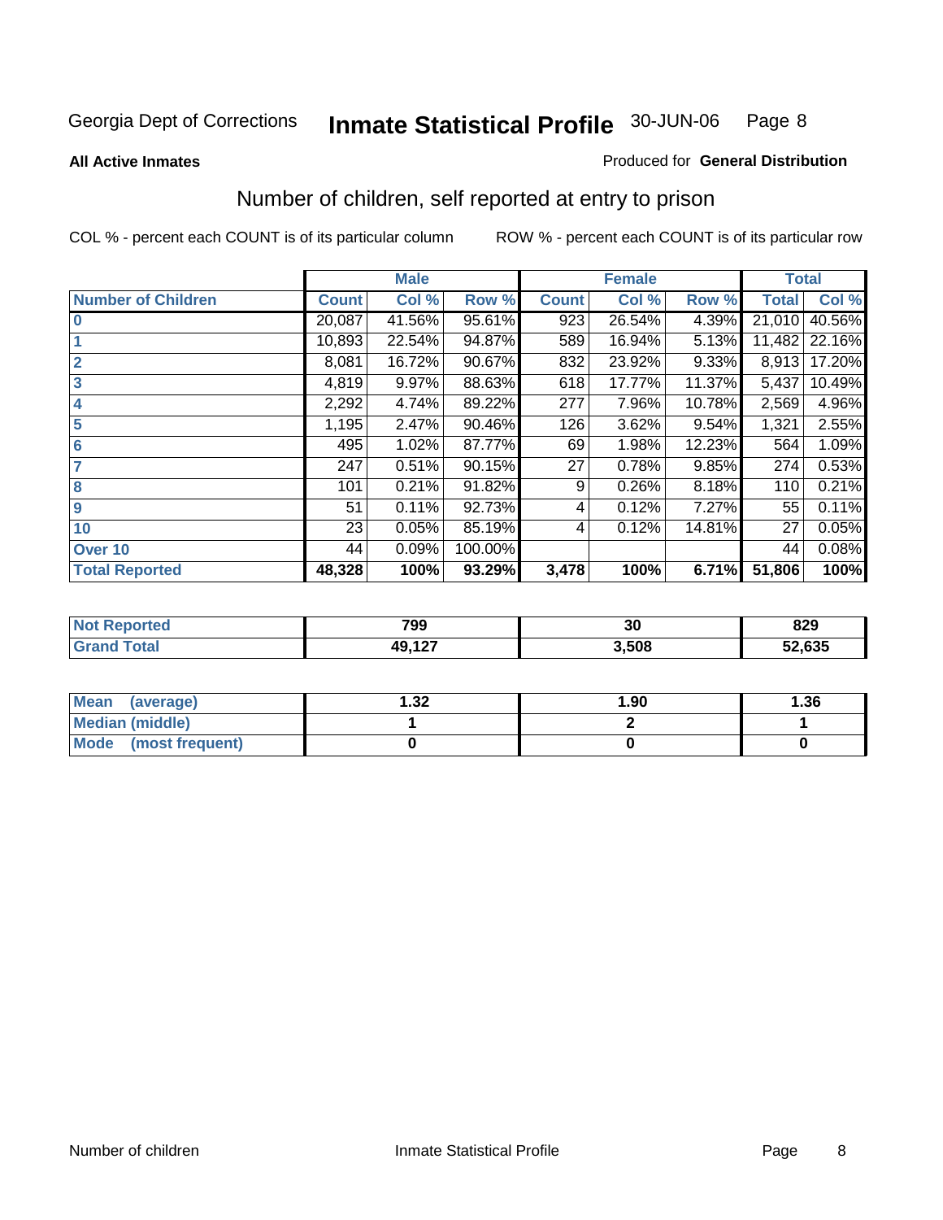Georgia Dept of Corrections **Inmate Statistical Profile** 30-JUN-06

**All Active Inmates**

Produced for **General Distribution**

## Number of children, self reported at entry to prison

COL % - percent each COUNT is of its particular column ROW % - percent each COUNT is of its particular row

| | Male | | | Female | | | Total | |
|---|---|---|---|---|---|---|---|---|
| **Number of Children** | **Count** | **Col %** | **Row %** | **Count** | **Col %** | **Row %** | **Total** | **Col %** |
| **0** | 20,087 | 41.56% | 95.61% | 923 | 26.54% | 4.39% | 21,010 | 40.56% |
| **1** | 10,893 | 22.54% | 94.87% | 589 | 16.94% | 5.13% | 11,482 | 22.16% |
| **2** | 8,081 | 16.72% | 90.67% | 832 | 23.92% | 9.33% | 8,913 | 17.20% |
| **3** | 4,819 | 9.97% | 88.63% | 618 | 17.77% | 11.37% | 5,437 | 10.49% |
| **4** | 2,292 | 4.74% | 89.22% | 277 | 7.96% | 10.78% | 2,569 | 4.96% |
| **5** | 1,195 | 2.47% | 90.46% | 126 | 3.62% | 9.54% | 1,321 | 2.55% |
| **6** | 495 | 1.02% | 87.77% | 69 | 1.98% | 12.23% | 564 | 1.09% |
| **7** | 247 | 0.51% | 90.15% | 27 | 0.78% | 9.85% | 274 | 0.53% |
| **8** | 101 | 0.21% | 91.82% | 9 | 0.26% | 8.18% | 110 | 0.21% |
| **9** | 51 | 0.11% | 92.73% | 4 | 0.12% | 7.27% | 55 | 0.11% |
| **10** | 23 | 0.05% | 85.19% | 4 | 0.12% | 14.81% | 27 | 0.05% |
| **Over 10** | 44 | 0.09% | 100.00% | | | | 44 | 0.08% |
| **Total Reported** | **48,328** | **100%** | **93.29%** | **3,478** | **100%** | **6.71%** | **51,806** | **100%** |

| | Male | Female | Total |
|---|---|---|---|
| **Not Reported** | **799** | **30** | **829** |
| **Grand Total** | **49,127** | **3,508** | **52,635** |

| | Male | Female | Total |
|---|---|---|---|
| **Mean (average)** | **1.32** | **1.90** | **1.36** |
| **Median (middle)** | **1** | **2** | **1** |
| **Mode (most frequent)** | **0** | **0** | **0** |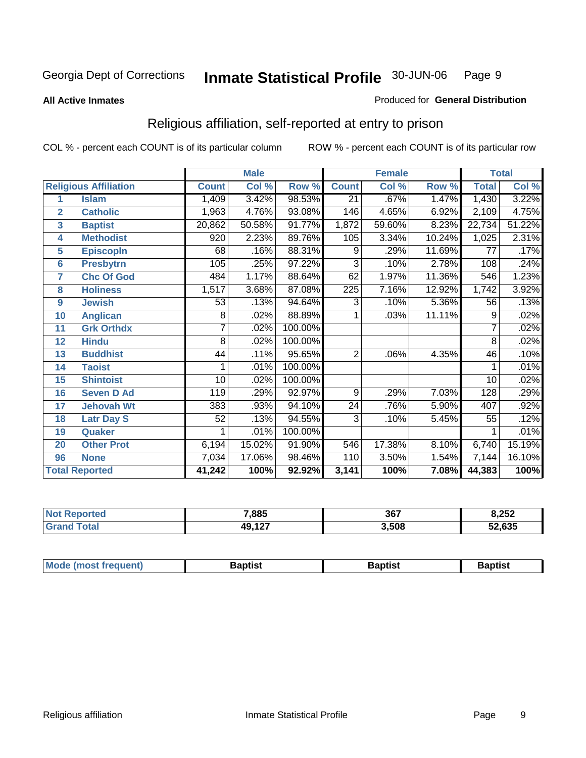Georgia Dept of Corrections **Inmate Statistical Profile** 30-JUN-06

**All Active Inmates**

Produced for **General Distribution**

## Religious affiliation, self-reported at entry to prison

COL % - percent each COUNT is of its particular column ROW % - percent each COUNT is of its particular row

| | | Male | | | Female | | | Total | |
|---|---|---|---|---|---|---|---|---|---|
| **Religious Affiliation** | | **Count** | **Col %** | **Row %** | **Count** | **Col %** | **Row %** | **Total** | **Col %** |
| 1 | Islam | 1,409 | 3.42% | 98.53% | 21 | .67% | 1.47% | 1,430 | 3.22% |
| 2 | Catholic | 1,963 | 4.76% | 93.08% | 146 | 4.65% | 6.92% | 2,109 | 4.75% |
| 3 | Baptist | 20,862 | 50.58% | 91.77% | 1,872 | 59.60% | 8.23% | 22,734 | 51.22% |
| 4 | Methodist | 920 | 2.23% | 89.76% | 105 | 3.34% | 10.24% | 1,025 | 2.31% |
| 5 | Episcopln | 68 | .16% | 88.31% | 9 | .29% | 11.69% | 77 | .17% |
| 6 | Presbytrn | 105 | .25% | 97.22% | 3 | .10% | 2.78% | 108 | .24% |
| 7 | Chc Of God | 484 | 1.17% | 88.64% | 62 | 1.97% | 11.36% | 546 | 1.23% |
| 8 | Holiness | 1,517 | 3.68% | 87.08% | 225 | 7.16% | 12.92% | 1,742 | 3.92% |
| 9 | Jewish | 53 | .13% | 94.64% | 3 | .10% | 5.36% | 56 | .13% |
| 10 | Anglican | 8 | .02% | 88.89% | 1 | .03% | 11.11% | 9 | .02% |
| 11 | Grk Orthdx | 7 | .02% | 100.00% | | | | 7 | .02% |
| 12 | Hindu | 8 | .02% | 100.00% | | | | 8 | .02% |
| 13 | Buddhist | 44 | .11% | 95.65% | 2 | .06% | 4.35% | 46 | .10% |
| 14 | Taoist | 1 | .01% | 100.00% | | | | 1 | .01% |
| 15 | Shintoist | 10 | .02% | 100.00% | | | | 10 | .02% |
| 16 | Seven D Ad | 119 | .29% | 92.97% | 9 | .29% | 7.03% | 128 | .29% |
| 17 | Jehovah Wt | 383 | .93% | 94.10% | 24 | .76% | 5.90% | 407 | .92% |
| 18 | Latr Day S | 52 | .13% | 94.55% | 3 | .10% | 5.45% | 55 | .12% |
| 19 | Quaker | 1 | .01% | 100.00% | | | | 1 | .01% |
| 20 | Other Prot | 6,194 | 15.02% | 91.90% | 546 | 17.38% | 8.10% | 6,740 | 15.19% |
| 96 | None | 7,034 | 17.06% | 98.46% | 110 | 3.50% | 1.54% | 7,144 | 16.10% |
| **Total Reported** | | **41,242** | **100%** | **92.92%** | **3,141** | **100%** | **7.08%** | **44,383** | **100%** |

| | Male | Female | Total |
|---|---|---|---|
| Not Reported | 7,885 | 367 | 8,252 |
| Grand Total | 49,127 | 3,508 | 52,635 |

| | Male | Female | Total |
|---|---|---|---|
| Mode (most frequent) | Baptist | Baptist | Baptist |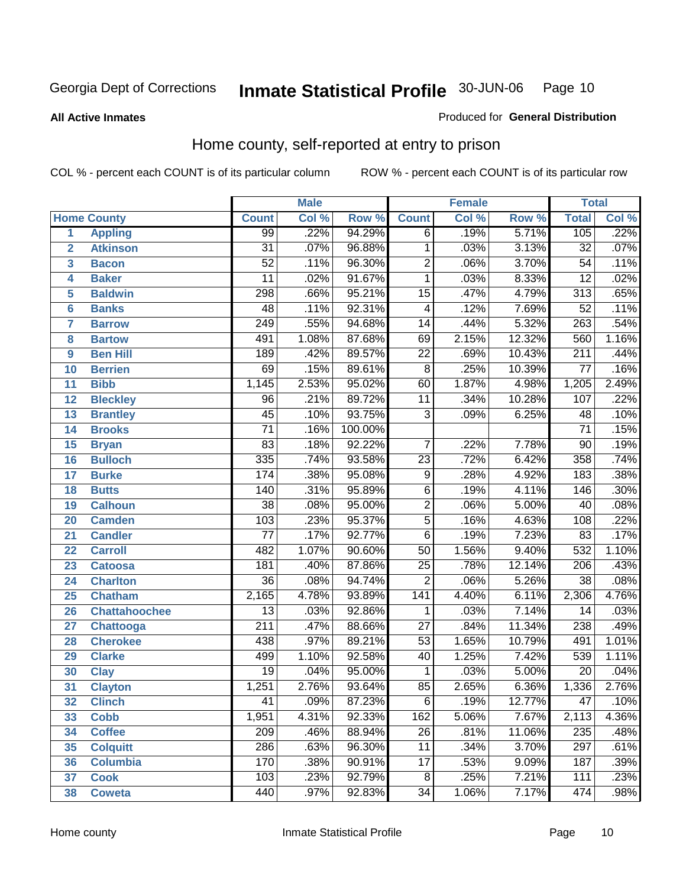Georgia Dept of Corrections **Inmate Statistical Profile** 30-JUN-06

**All Active Inmates**

Produced for **General Distribution**

## Home county, self-reported at entry to prison

COL % - percent each COUNT is of its particular column ROW % - percent each COUNT is of its particular row

| Home County | | Male | | | Female | | | Total | |
|---|---|---|---|---|---|---|---|---|---|
| | | Count | Col % | Row % | Count | Col % | Row % | Total | Col % |
| 1 | Appling | 99 | .22% | 94.29% | 6 | .19% | 5.71% | 105 | .22% |
| 2 | Atkinson | 31 | .07% | 96.88% | 1 | .03% | 3.13% | 32 | .07% |
| 3 | Bacon | 52 | .11% | 96.30% | 2 | .06% | 3.70% | 54 | .11% |
| 4 | Baker | 11 | .02% | 91.67% | 1 | .03% | 8.33% | 12 | .02% |
| 5 | Baldwin | 298 | .66% | 95.21% | 15 | .47% | 4.79% | 313 | .65% |
| 6 | Banks | 48 | .11% | 92.31% | 4 | .12% | 7.69% | 52 | .11% |
| 7 | Barrow | 249 | .55% | 94.68% | 14 | .44% | 5.32% | 263 | .54% |
| 8 | Bartow | 491 | 1.08% | 87.68% | 69 | 2.15% | 12.32% | 560 | 1.16% |
| 9 | Ben Hill | 189 | .42% | 89.57% | 22 | .69% | 10.43% | 211 | .44% |
| 10 | Berrien | 69 | .15% | 89.61% | 8 | .25% | 10.39% | 77 | .16% |
| 11 | Bibb | 1,145 | 2.53% | 95.02% | 60 | 1.87% | 4.98% | 1,205 | 2.49% |
| 12 | Bleckley | 96 | .21% | 89.72% | 11 | .34% | 10.28% | 107 | .22% |
| 13 | Brantley | 45 | .10% | 93.75% | 3 | .09% | 6.25% | 48 | .10% |
| 14 | Brooks | 71 | .16% | 100.00% | | | | 71 | .15% |
| 15 | Bryan | 83 | .18% | 92.22% | 7 | .22% | 7.78% | 90 | .19% |
| 16 | Bulloch | 335 | .74% | 93.58% | 23 | .72% | 6.42% | 358 | .74% |
| 17 | Burke | 174 | .38% | 95.08% | 9 | .28% | 4.92% | 183 | .38% |
| 18 | Butts | 140 | .31% | 95.89% | 6 | .19% | 4.11% | 146 | .30% |
| 19 | Calhoun | 38 | .08% | 95.00% | 2 | .06% | 5.00% | 40 | .08% |
| 20 | Camden | 103 | .23% | 95.37% | 5 | .16% | 4.63% | 108 | .22% |
| 21 | Candler | 77 | .17% | 92.77% | 6 | .19% | 7.23% | 83 | .17% |
| 22 | Carroll | 482 | 1.07% | 90.60% | 50 | 1.56% | 9.40% | 532 | 1.10% |
| 23 | Catoosa | 181 | .40% | 87.86% | 25 | .78% | 12.14% | 206 | .43% |
| 24 | Charlton | 36 | .08% | 94.74% | 2 | .06% | 5.26% | 38 | .08% |
| 25 | Chatham | 2,165 | 4.78% | 93.89% | 141 | 4.40% | 6.11% | 2,306 | 4.76% |
| 26 | Chattahoochee | 13 | .03% | 92.86% | 1 | .03% | 7.14% | 14 | .03% |
| 27 | Chattooga | 211 | .47% | 88.66% | 27 | .84% | 11.34% | 238 | .49% |
| 28 | Cherokee | 438 | .97% | 89.21% | 53 | 1.65% | 10.79% | 491 | 1.01% |
| 29 | Clarke | 499 | 1.10% | 92.58% | 40 | 1.25% | 7.42% | 539 | 1.11% |
| 30 | Clay | 19 | .04% | 95.00% | 1 | .03% | 5.00% | 20 | .04% |
| 31 | Clayton | 1,251 | 2.76% | 93.64% | 85 | 2.65% | 6.36% | 1,336 | 2.76% |
| 32 | Clinch | 41 | .09% | 87.23% | 6 | .19% | 12.77% | 47 | .10% |
| 33 | Cobb | 1,951 | 4.31% | 92.33% | 162 | 5.06% | 7.67% | 2,113 | 4.36% |
| 34 | Coffee | 209 | .46% | 88.94% | 26 | .81% | 11.06% | 235 | .48% |
| 35 | Colquitt | 286 | .63% | 96.30% | 11 | .34% | 3.70% | 297 | .61% |
| 36 | Columbia | 170 | .38% | 90.91% | 17 | .53% | 9.09% | 187 | .39% |
| 37 | Cook | 103 | .23% | 92.79% | 8 | .25% | 7.21% | 111 | .23% |
| 38 | Coweta | 440 | .97% | 92.83% | 34 | 1.06% | 7.17% | 474 | .98% |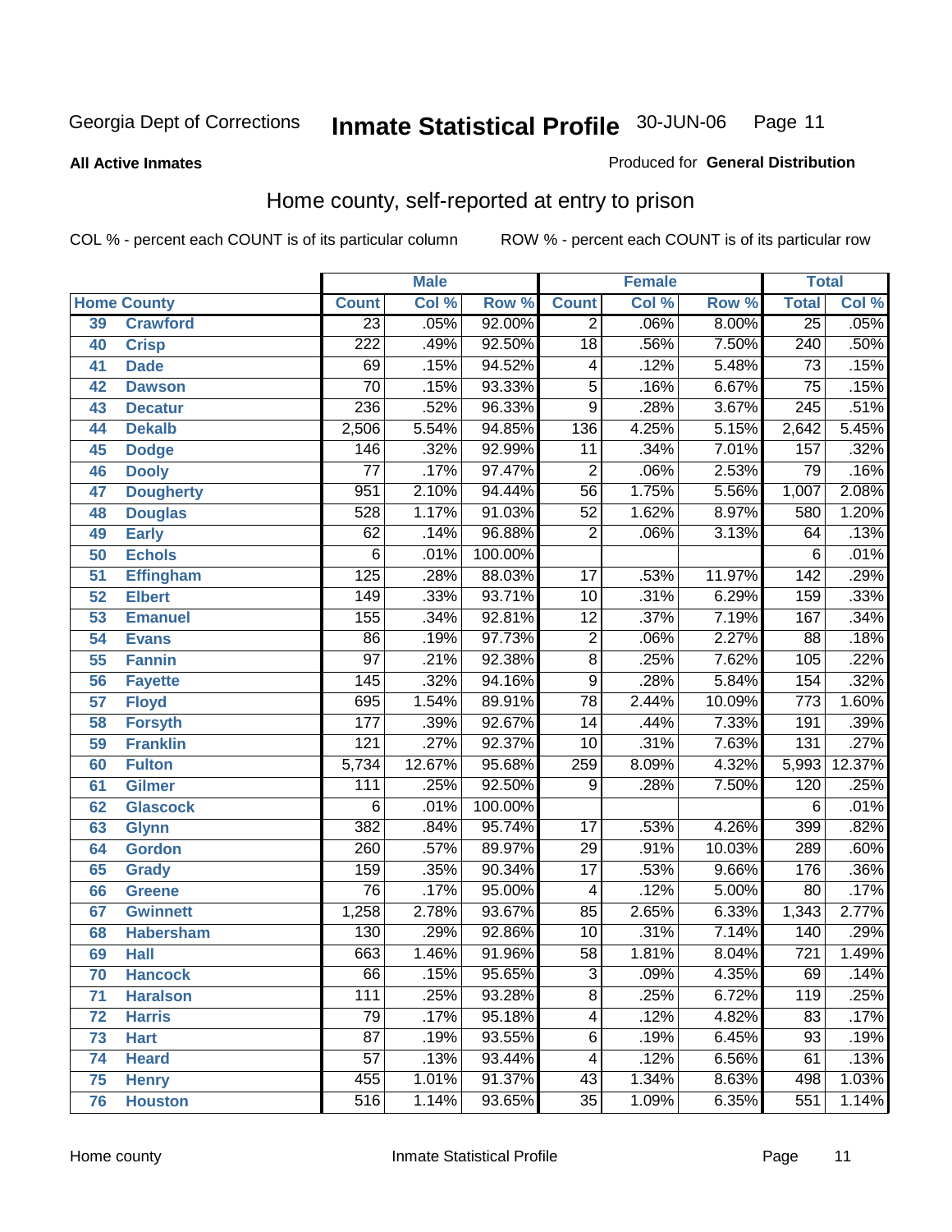Georgia Dept of Corrections **Inmate Statistical Profile** 30-JUN-06

**All Active Inmates**

Produced for **General Distribution**

## Home county, self-reported at entry to prison

COL % - percent each COUNT is of its particular column ROW % - percent each COUNT is of its particular row

| Home County | | Male | | | Female | | | Total | |
|---|---|---|---|---|---|---|---|---|---|
| | | Count | Col % | Row % | Count | Col % | Row % | Total | Col % |
| 39 | Crawford | 23 | .05% | 92.00% | 2 | .06% | 8.00% | 25 | .05% |
| 40 | Crisp | 222 | .49% | 92.50% | 18 | .56% | 7.50% | 240 | .50% |
| 41 | Dade | 69 | .15% | 94.52% | 4 | .12% | 5.48% | 73 | .15% |
| 42 | Dawson | 70 | .15% | 93.33% | 5 | .16% | 6.67% | 75 | .15% |
| 43 | Decatur | 236 | .52% | 96.33% | 9 | .28% | 3.67% | 245 | .51% |
| 44 | Dekalb | 2,506 | 5.54% | 94.85% | 136 | 4.25% | 5.15% | 2,642 | 5.45% |
| 45 | Dodge | 146 | .32% | 92.99% | 11 | .34% | 7.01% | 157 | .32% |
| 46 | Dooly | 77 | .17% | 97.47% | 2 | .06% | 2.53% | 79 | .16% |
| 47 | Dougherty | 951 | 2.10% | 94.44% | 56 | 1.75% | 5.56% | 1,007 | 2.08% |
| 48 | Douglas | 528 | 1.17% | 91.03% | 52 | 1.62% | 8.97% | 580 | 1.20% |
| 49 | Early | 62 | .14% | 96.88% | 2 | .06% | 3.13% | 64 | .13% |
| 50 | Echols | 6 | .01% | 100.00% | | | | 6 | .01% |
| 51 | Effingham | 125 | .28% | 88.03% | 17 | .53% | 11.97% | 142 | .29% |
| 52 | Elbert | 149 | .33% | 93.71% | 10 | .31% | 6.29% | 159 | .33% |
| 53 | Emanuel | 155 | .34% | 92.81% | 12 | .37% | 7.19% | 167 | .34% |
| 54 | Evans | 86 | .19% | 97.73% | 2 | .06% | 2.27% | 88 | .18% |
| 55 | Fannin | 97 | .21% | 92.38% | 8 | .25% | 7.62% | 105 | .22% |
| 56 | Fayette | 145 | .32% | 94.16% | 9 | .28% | 5.84% | 154 | .32% |
| 57 | Floyd | 695 | 1.54% | 89.91% | 78 | 2.44% | 10.09% | 773 | 1.60% |
| 58 | Forsyth | 177 | .39% | 92.67% | 14 | .44% | 7.33% | 191 | .39% |
| 59 | Franklin | 121 | .27% | 92.37% | 10 | .31% | 7.63% | 131 | .27% |
| 60 | Fulton | 5,734 | 12.67% | 95.68% | 259 | 8.09% | 4.32% | 5,993 | 12.37% |
| 61 | Gilmer | 111 | .25% | 92.50% | 9 | .28% | 7.50% | 120 | .25% |
| 62 | Glascock | 6 | .01% | 100.00% | | | | 6 | .01% |
| 63 | Glynn | 382 | .84% | 95.74% | 17 | .53% | 4.26% | 399 | .82% |
| 64 | Gordon | 260 | .57% | 89.97% | 29 | .91% | 10.03% | 289 | .60% |
| 65 | Grady | 159 | .35% | 90.34% | 17 | .53% | 9.66% | 176 | .36% |
| 66 | Greene | 76 | .17% | 95.00% | 4 | .12% | 5.00% | 80 | .17% |
| 67 | Gwinnett | 1,258 | 2.78% | 93.67% | 85 | 2.65% | 6.33% | 1,343 | 2.77% |
| 68 | Habersham | 130 | .29% | 92.86% | 10 | .31% | 7.14% | 140 | .29% |
| 69 | Hall | 663 | 1.46% | 91.96% | 58 | 1.81% | 8.04% | 721 | 1.49% |
| 70 | Hancock | 66 | .15% | 95.65% | 3 | .09% | 4.35% | 69 | .14% |
| 71 | Haralson | 111 | .25% | 93.28% | 8 | .25% | 6.72% | 119 | .25% |
| 72 | Harris | 79 | .17% | 95.18% | 4 | .12% | 4.82% | 83 | .17% |
| 73 | Hart | 87 | .19% | 93.55% | 6 | .19% | 6.45% | 93 | .19% |
| 74 | Heard | 57 | .13% | 93.44% | 4 | .12% | 6.56% | 61 | .13% |
| 75 | Henry | 455 | 1.01% | 91.37% | 43 | 1.34% | 8.63% | 498 | 1.03% |
| 76 | Houston | 516 | 1.14% | 93.65% | 35 | 1.09% | 6.35% | 551 | 1.14% |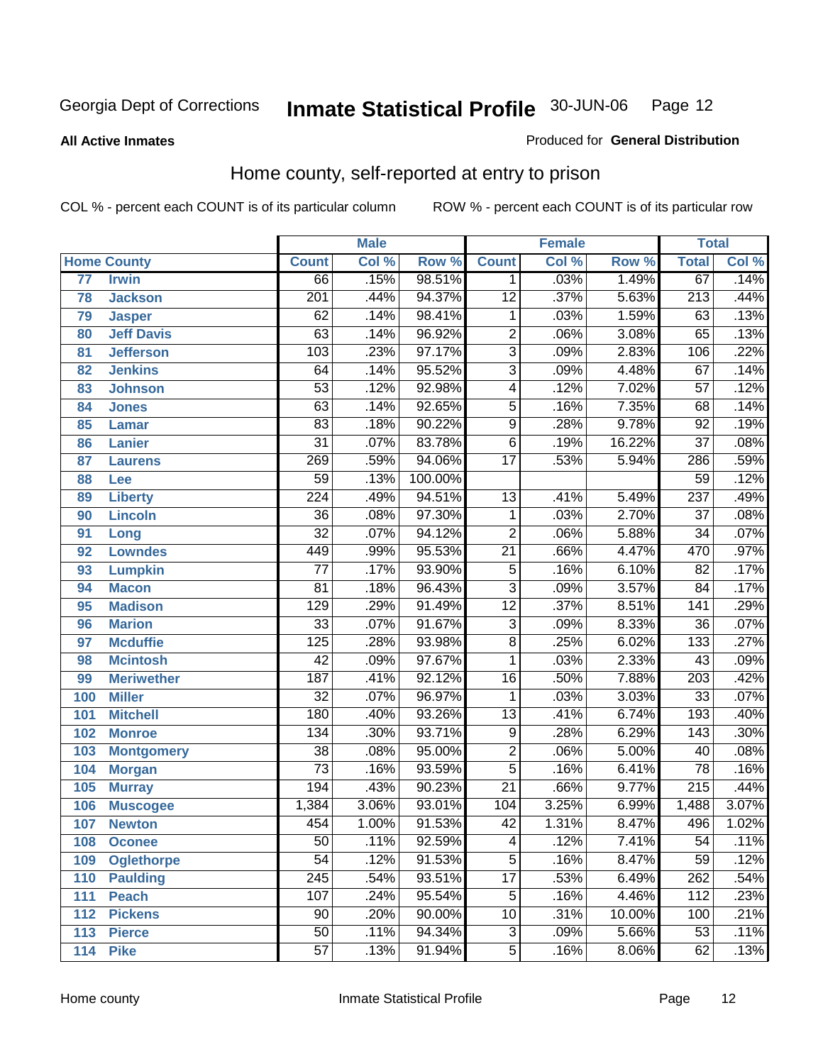Georgia Dept of Corrections **Inmate Statistical Profile** 30-JUN-06

**All Active Inmates**

Produced for **General Distribution**

## Home county, self-reported at entry to prison

COL % - percent each COUNT is of its particular column    ROW % - percent each COUNT is of its particular row

| | | Male | | | Female | | | Total | |
|---|---|---|---|---|---|---|---|---|---|
| **Home County** | | **Count** | **Col %** | **Row %** | **Count** | **Col %** | **Row %** | **Total** | **Col %** |
| 77 | Irwin | 66 | .15% | 98.51% | 1 | .03% | 1.49% | 67 | .14% |
| 78 | Jackson | 201 | .44% | 94.37% | 12 | .37% | 5.63% | 213 | .44% |
| 79 | Jasper | 62 | .14% | 98.41% | 1 | .03% | 1.59% | 63 | .13% |
| 80 | Jeff Davis | 63 | .14% | 96.92% | 2 | .06% | 3.08% | 65 | .13% |
| 81 | Jefferson | 103 | .23% | 97.17% | 3 | .09% | 2.83% | 106 | .22% |
| 82 | Jenkins | 64 | .14% | 95.52% | 3 | .09% | 4.48% | 67 | .14% |
| 83 | Johnson | 53 | .12% | 92.98% | 4 | .12% | 7.02% | 57 | .12% |
| 84 | Jones | 63 | .14% | 92.65% | 5 | .16% | 7.35% | 68 | .14% |
| 85 | Lamar | 83 | .18% | 90.22% | 9 | .28% | 9.78% | 92 | .19% |
| 86 | Lanier | 31 | .07% | 83.78% | 6 | .19% | 16.22% | 37 | .08% |
| 87 | Laurens | 269 | .59% | 94.06% | 17 | .53% | 5.94% | 286 | .59% |
| 88 | Lee | 59 | .13% | 100.00% | | | | 59 | .12% |
| 89 | Liberty | 224 | .49% | 94.51% | 13 | .41% | 5.49% | 237 | .49% |
| 90 | Lincoln | 36 | .08% | 97.30% | 1 | .03% | 2.70% | 37 | .08% |
| 91 | Long | 32 | .07% | 94.12% | 2 | .06% | 5.88% | 34 | .07% |
| 92 | Lowndes | 449 | .99% | 95.53% | 21 | .66% | 4.47% | 470 | .97% |
| 93 | Lumpkin | 77 | .17% | 93.90% | 5 | .16% | 6.10% | 82 | .17% |
| 94 | Macon | 81 | .18% | 96.43% | 3 | .09% | 3.57% | 84 | .17% |
| 95 | Madison | 129 | .29% | 91.49% | 12 | .37% | 8.51% | 141 | .29% |
| 96 | Marion | 33 | .07% | 91.67% | 3 | .09% | 8.33% | 36 | .07% |
| 97 | Mcduffie | 125 | .28% | 93.98% | 8 | .25% | 6.02% | 133 | .27% |
| 98 | Mcintosh | 42 | .09% | 97.67% | 1 | .03% | 2.33% | 43 | .09% |
| 99 | Meriwether | 187 | .41% | 92.12% | 16 | .50% | 7.88% | 203 | .42% |
| 100 | Miller | 32 | .07% | 96.97% | 1 | .03% | 3.03% | 33 | .07% |
| 101 | Mitchell | 180 | .40% | 93.26% | 13 | .41% | 6.74% | 193 | .40% |
| 102 | Monroe | 134 | .30% | 93.71% | 9 | .28% | 6.29% | 143 | .30% |
| 103 | Montgomery | 38 | .08% | 95.00% | 2 | .06% | 5.00% | 40 | .08% |
| 104 | Morgan | 73 | .16% | 93.59% | 5 | .16% | 6.41% | 78 | .16% |
| 105 | Murray | 194 | .43% | 90.23% | 21 | .66% | 9.77% | 215 | .44% |
| 106 | Muscogee | 1,384 | 3.06% | 93.01% | 104 | 3.25% | 6.99% | 1,488 | 3.07% |
| 107 | Newton | 454 | 1.00% | 91.53% | 42 | 1.31% | 8.47% | 496 | 1.02% |
| 108 | Oconee | 50 | .11% | 92.59% | 4 | .12% | 7.41% | 54 | .11% |
| 109 | Oglethorpe | 54 | .12% | 91.53% | 5 | .16% | 8.47% | 59 | .12% |
| 110 | Paulding | 245 | .54% | 93.51% | 17 | .53% | 6.49% | 262 | .54% |
| 111 | Peach | 107 | .24% | 95.54% | 5 | .16% | 4.46% | 112 | .23% |
| 112 | Pickens | 90 | .20% | 90.00% | 10 | .31% | 10.00% | 100 | .21% |
| 113 | Pierce | 50 | .11% | 94.34% | 3 | .09% | 5.66% | 53 | .11% |
| 114 | Pike | 57 | .13% | 91.94% | 5 | .16% | 8.06% | 62 | .13% |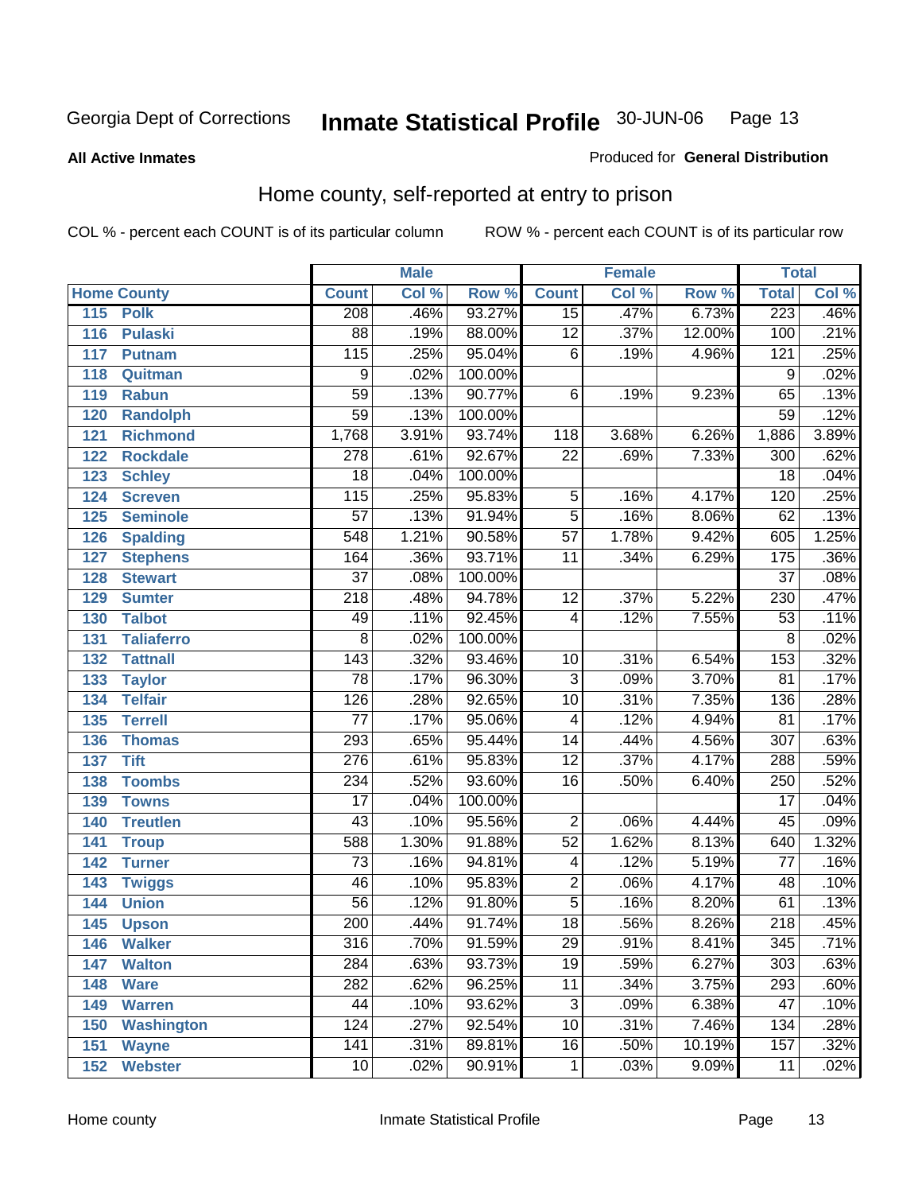Georgia Dept of Corrections **Inmate Statistical Profile** 30-JUN-06

**All Active Inmates** Produced for **General Distribution**

## Home county, self-reported at entry to prison

COL % - percent each COUNT is of its particular column ROW % - percent each COUNT is of its particular row

| Home County | | Male | | | Female | | | Total | |
|---|---|---|---|---|---|---|---|---|---|
| | | Count | Col % | Row % | Count | Col % | Row % | Total | Col % |
| 115 | Polk | 208 | .46% | 93.27% | 15 | .47% | 6.73% | 223 | .46% |
| 116 | Pulaski | 88 | .19% | 88.00% | 12 | .37% | 12.00% | 100 | .21% |
| 117 | Putnam | 115 | .25% | 95.04% | 6 | .19% | 4.96% | 121 | .25% |
| 118 | Quitman | 9 | .02% | 100.00% | | | | 9 | .02% |
| 119 | Rabun | 59 | .13% | 90.77% | 6 | .19% | 9.23% | 65 | .13% |
| 120 | Randolph | 59 | .13% | 100.00% | | | | 59 | .12% |
| 121 | Richmond | 1,768 | 3.91% | 93.74% | 118 | 3.68% | 6.26% | 1,886 | 3.89% |
| 122 | Rockdale | 278 | .61% | 92.67% | 22 | .69% | 7.33% | 300 | .62% |
| 123 | Schley | 18 | .04% | 100.00% | | | | 18 | .04% |
| 124 | Screven | 115 | .25% | 95.83% | 5 | .16% | 4.17% | 120 | .25% |
| 125 | Seminole | 57 | .13% | 91.94% | 5 | .16% | 8.06% | 62 | .13% |
| 126 | Spalding | 548 | 1.21% | 90.58% | 57 | 1.78% | 9.42% | 605 | 1.25% |
| 127 | Stephens | 164 | .36% | 93.71% | 11 | .34% | 6.29% | 175 | .36% |
| 128 | Stewart | 37 | .08% | 100.00% | | | | 37 | .08% |
| 129 | Sumter | 218 | .48% | 94.78% | 12 | .37% | 5.22% | 230 | .47% |
| 130 | Talbot | 49 | .11% | 92.45% | 4 | .12% | 7.55% | 53 | .11% |
| 131 | Taliaferro | 8 | .02% | 100.00% | | | | 8 | .02% |
| 132 | Tattnall | 143 | .32% | 93.46% | 10 | .31% | 6.54% | 153 | .32% |
| 133 | Taylor | 78 | .17% | 96.30% | 3 | .09% | 3.70% | 81 | .17% |
| 134 | Telfair | 126 | .28% | 92.65% | 10 | .31% | 7.35% | 136 | .28% |
| 135 | Terrell | 77 | .17% | 95.06% | 4 | .12% | 4.94% | 81 | .17% |
| 136 | Thomas | 293 | .65% | 95.44% | 14 | .44% | 4.56% | 307 | .63% |
| 137 | Tift | 276 | .61% | 95.83% | 12 | .37% | 4.17% | 288 | .59% |
| 138 | Toombs | 234 | .52% | 93.60% | 16 | .50% | 6.40% | 250 | .52% |
| 139 | Towns | 17 | .04% | 100.00% | | | | 17 | .04% |
| 140 | Treutlen | 43 | .10% | 95.56% | 2 | .06% | 4.44% | 45 | .09% |
| 141 | Troup | 588 | 1.30% | 91.88% | 52 | 1.62% | 8.13% | 640 | 1.32% |
| 142 | Turner | 73 | .16% | 94.81% | 4 | .12% | 5.19% | 77 | .16% |
| 143 | Twiggs | 46 | .10% | 95.83% | 2 | .06% | 4.17% | 48 | .10% |
| 144 | Union | 56 | .12% | 91.80% | 5 | .16% | 8.20% | 61 | .13% |
| 145 | Upson | 200 | .44% | 91.74% | 18 | .56% | 8.26% | 218 | .45% |
| 146 | Walker | 316 | .70% | 91.59% | 29 | .91% | 8.41% | 345 | .71% |
| 147 | Walton | 284 | .63% | 93.73% | 19 | .59% | 6.27% | 303 | .63% |
| 148 | Ware | 282 | .62% | 96.25% | 11 | .34% | 3.75% | 293 | .60% |
| 149 | Warren | 44 | .10% | 93.62% | 3 | .09% | 6.38% | 47 | .10% |
| 150 | Washington | 124 | .27% | 92.54% | 10 | .31% | 7.46% | 134 | .28% |
| 151 | Wayne | 141 | .31% | 89.81% | 16 | .50% | 10.19% | 157 | .32% |
| 152 | Webster | 10 | .02% | 90.91% | 1 | .03% | 9.09% | 11 | .02% |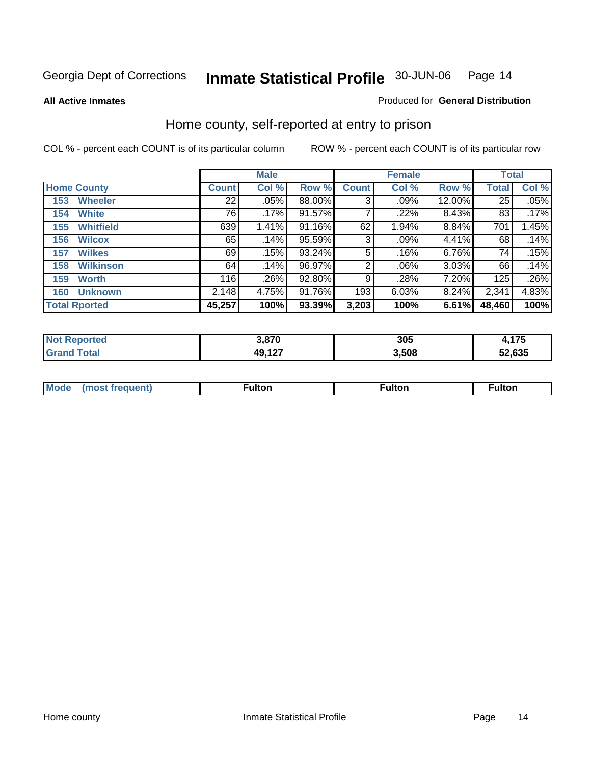Georgia Dept of Corrections **Inmate Statistical Profile** 30-JUN-06

**All Active Inmates**

Produced for **General Distribution**

## Home county, self-reported at entry to prison

COL % - percent each COUNT is of its particular column ROW % - percent each COUNT is of its particular row

| | Male | | | Female | | | Total | |
|---|---|---|---|---|---|---|---|---|
| **Home County** | **Count** | **Col %** | **Row %** | **Count** | **Col %** | **Row %** | **Total** | **Col %** |
| **153 Wheeler** | 22 | .05% | 88.00% | 3 | .09% | 12.00% | 25 | .05% |
| **154 White** | 76 | .17% | 91.57% | 7 | .22% | 8.43% | 83 | .17% |
| **155 Whitfield** | 639 | 1.41% | 91.16% | 62 | 1.94% | 8.84% | 701 | 1.45% |
| **156 Wilcox** | 65 | .14% | 95.59% | 3 | .09% | 4.41% | 68 | .14% |
| **157 Wilkes** | 69 | .15% | 93.24% | 5 | .16% | 6.76% | 74 | .15% |
| **158 Wilkinson** | 64 | .14% | 96.97% | 2 | .06% | 3.03% | 66 | .14% |
| **159 Worth** | 116 | .26% | 92.80% | 9 | .28% | 7.20% | 125 | .26% |
| **160 Unknown** | 2,148 | 4.75% | 91.76% | 193 | 6.03% | 8.24% | 2,341 | 4.83% |
| **Total Rported** | **45,257** | **100%** | **93.39%** | **3,203** | **100%** | **6.61%** | **48,460** | **100%** |

| | Male | Female | Total |
|---|---|---|---|
| **Not Reported** | **3,870** | **305** | **4,175** |
| **Grand Total** | **49,127** | **3,508** | **52,635** |

| | Male | Female | Total |
|---|---|---|---|
| **Mode (most frequent)** | **Fulton** | **Fulton** | **Fulton** |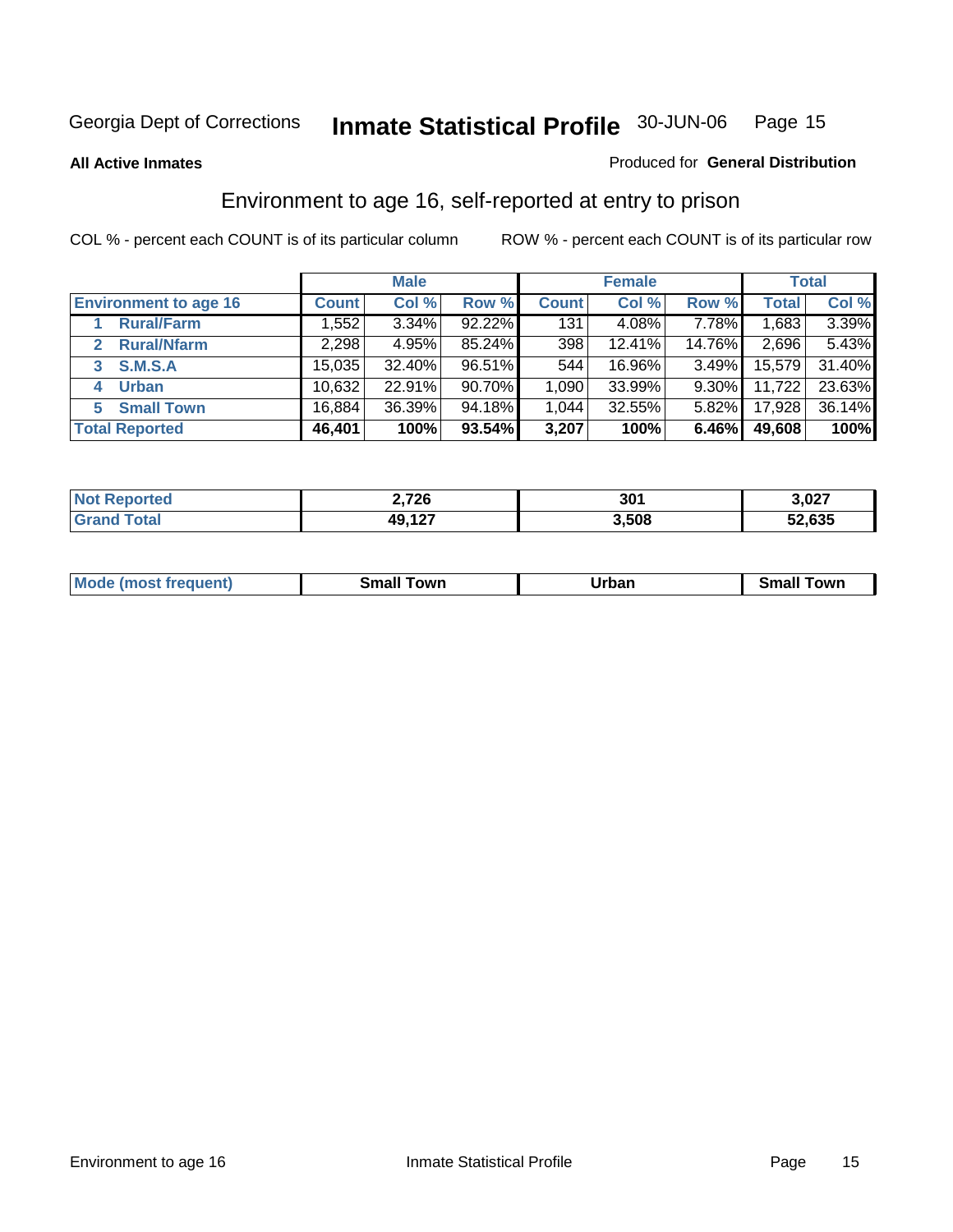Georgia Dept of Corrections **Inmate Statistical Profile** 30-JUN-06

**All Active Inmates**

Produced for **General Distribution**

## Environment to age 16, self-reported at entry to prison

COL % - percent each COUNT is of its particular column ROW % - percent each COUNT is of its particular row

| | Male | | | Female | | | Total | |
|---|---|---|---|---|---|---|---|---|
| **Environment to age 16** | **Count** | **Col %** | **Row %** | **Count** | **Col %** | **Row %** | **Total** | **Col %** |
| **1 Rural/Farm** | 1,552 | 3.34% | 92.22% | 131 | 4.08% | 7.78% | 1,683 | 3.39% |
| **2 Rural/Nfarm** | 2,298 | 4.95% | 85.24% | 398 | 12.41% | 14.76% | 2,696 | 5.43% |
| **3 S.M.S.A** | 15,035 | 32.40% | 96.51% | 544 | 16.96% | 3.49% | 15,579 | 31.40% |
| **4 Urban** | 10,632 | 22.91% | 90.70% | 1,090 | 33.99% | 9.30% | 11,722 | 23.63% |
| **5 Small Town** | 16,884 | 36.39% | 94.18% | 1,044 | 32.55% | 5.82% | 17,928 | 36.14% |
| **Total Reported** | **46,401** | **100%** | **93.54%** | **3,207** | **100%** | **6.46%** | **49,608** | **100%** |

| | Male | Female | Total |
|---|---|---|---|
| **Not Reported** | **2,726** | **301** | **3,027** |
| **Grand Total** | **49,127** | **3,508** | **52,635** |

| | Male | Female | Total |
|---|---|---|---|
| **Mode (most frequent)** | **Small Town** | **Urban** | **Small Town** |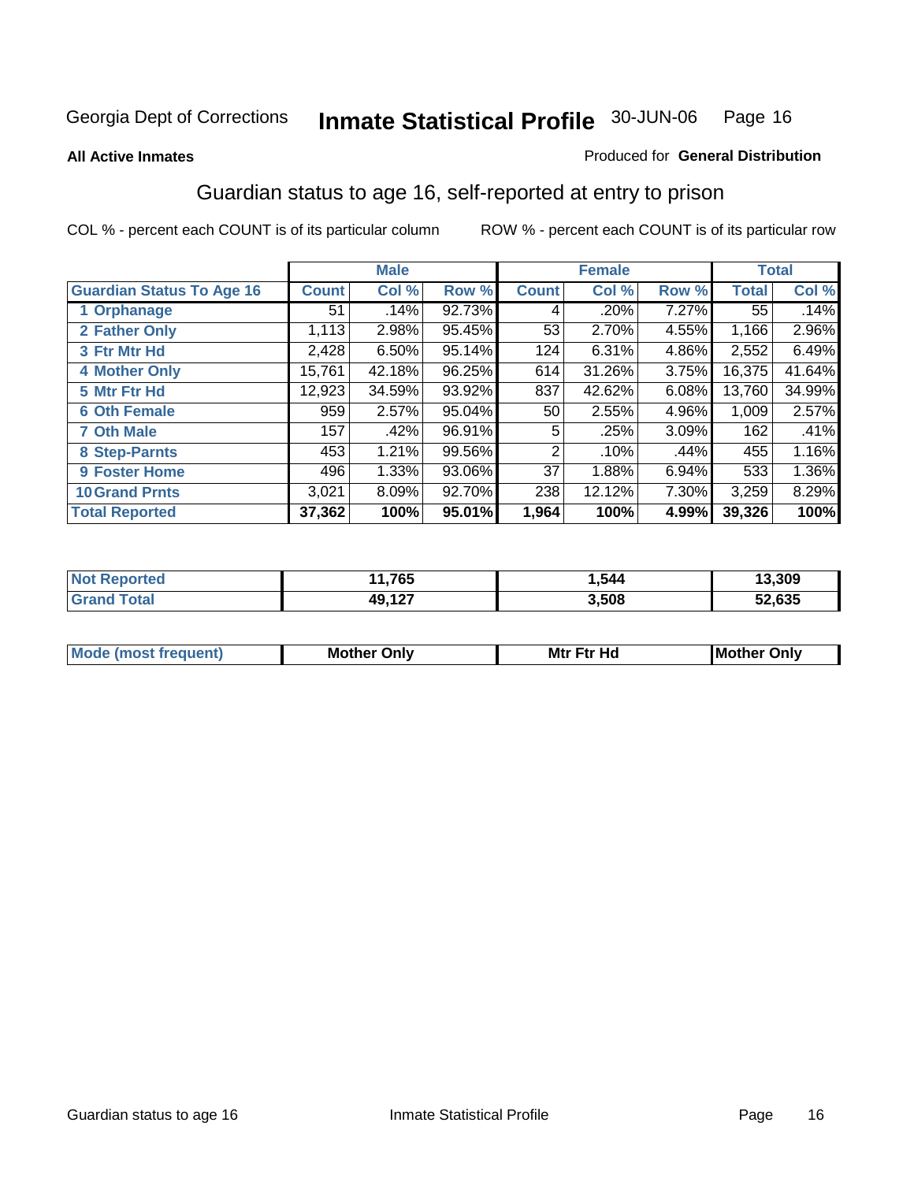Georgia Dept of Corrections **Inmate Statistical Profile** 30-JUN-06 Page 16

**All Active Inmates**

Produced for **General Distribution**

## Guardian status to age 16, self-reported at entry to prison

COL % - percent each COUNT is of its particular column

ROW % - percent each COUNT is of its particular row

| | Male | | | Female | | | Total | |
|---|---|---|---|---|---|---|---|---|
| **Guardian Status To Age 16** | **Count** | **Col %** | **Row %** | **Count** | **Col %** | **Row %** | **Total** | **Col %** |
| 1 Orphanage | 51 | .14% | 92.73% | 4 | .20% | 7.27% | 55 | .14% |
| 2 Father Only | 1,113 | 2.98% | 95.45% | 53 | 2.70% | 4.55% | 1,166 | 2.96% |
| 3 Ftr Mtr Hd | 2,428 | 6.50% | 95.14% | 124 | 6.31% | 4.86% | 2,552 | 6.49% |
| 4 Mother Only | 15,761 | 42.18% | 96.25% | 614 | 31.26% | 3.75% | 16,375 | 41.64% |
| 5 Mtr Ftr Hd | 12,923 | 34.59% | 93.92% | 837 | 42.62% | 6.08% | 13,760 | 34.99% |
| 6 Oth Female | 959 | 2.57% | 95.04% | 50 | 2.55% | 4.96% | 1,009 | 2.57% |
| 7 Oth Male | 157 | .42% | 96.91% | 5 | .25% | 3.09% | 162 | .41% |
| 8 Step-Parnts | 453 | 1.21% | 99.56% | 2 | .10% | .44% | 455 | 1.16% |
| 9 Foster Home | 496 | 1.33% | 93.06% | 37 | 1.88% | 6.94% | 533 | 1.36% |
| 10 Grand Prnts | 3,021 | 8.09% | 92.70% | 238 | 12.12% | 7.30% | 3,259 | 8.29% |
| **Total Reported** | **37,362** | **100%** | **95.01%** | **1,964** | **100%** | **4.99%** | **39,326** | **100%** |

| | Male | Female | Total |
|---|---|---|---|
| Not Reported | 11,765 | 1,544 | 13,309 |
| Grand Total | 49,127 | 3,508 | 52,635 |

| | Male | Female | Total |
|---|---|---|---|
| Mode (most frequent) | Mother Only | Mtr Ftr Hd | Mother Only |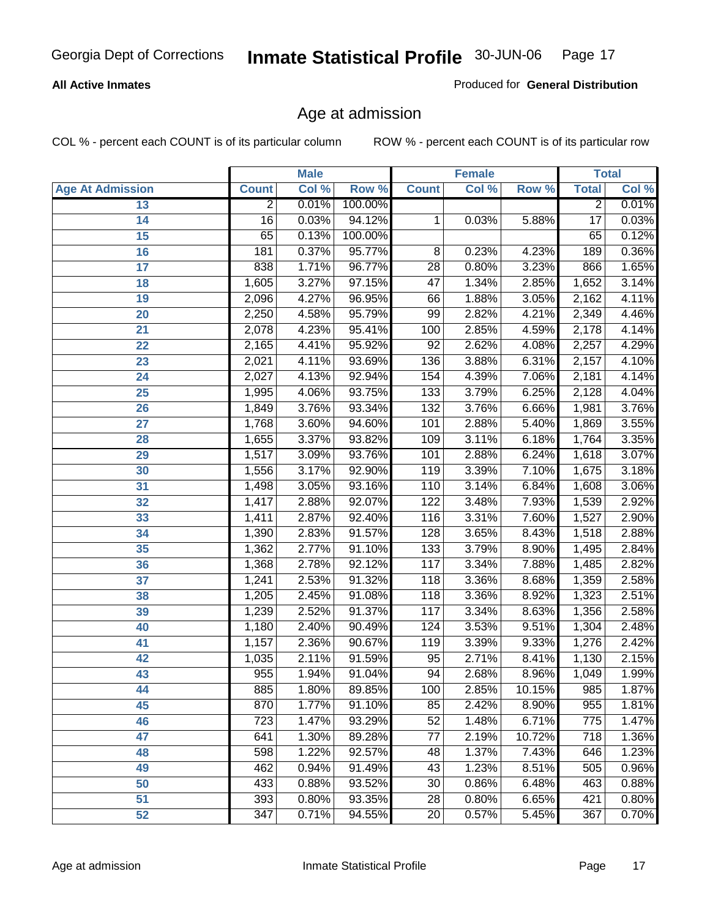Georgia Dept of Corrections **Inmate Statistical Profile** 30-JUN-06

**All Active Inmates**

Produced for **General Distribution**

## Age at admission

COL % - percent each COUNT is of its particular column ROW % - percent each COUNT is of its particular row

| | Male | | | Female | | | Total | |
|---|---|---|---|---|---|---|---|---|
| **Age At Admission** | **Count** | **Col %** | **Row %** | **Count** | **Col %** | **Row %** | **Total** | **Col %** |
| 13 | 2 | 0.01% | 100.00% | | | | 2 | 0.01% |
| 14 | 16 | 0.03% | 94.12% | 1 | 0.03% | 5.88% | 17 | 0.03% |
| 15 | 65 | 0.13% | 100.00% | | | | 65 | 0.12% |
| 16 | 181 | 0.37% | 95.77% | 8 | 0.23% | 4.23% | 189 | 0.36% |
| 17 | 838 | 1.71% | 96.77% | 28 | 0.80% | 3.23% | 866 | 1.65% |
| 18 | 1,605 | 3.27% | 97.15% | 47 | 1.34% | 2.85% | 1,652 | 3.14% |
| 19 | 2,096 | 4.27% | 96.95% | 66 | 1.88% | 3.05% | 2,162 | 4.11% |
| 20 | 2,250 | 4.58% | 95.79% | 99 | 2.82% | 4.21% | 2,349 | 4.46% |
| 21 | 2,078 | 4.23% | 95.41% | 100 | 2.85% | 4.59% | 2,178 | 4.14% |
| 22 | 2,165 | 4.41% | 95.92% | 92 | 2.62% | 4.08% | 2,257 | 4.29% |
| 23 | 2,021 | 4.11% | 93.69% | 136 | 3.88% | 6.31% | 2,157 | 4.10% |
| 24 | 2,027 | 4.13% | 92.94% | 154 | 4.39% | 7.06% | 2,181 | 4.14% |
| 25 | 1,995 | 4.06% | 93.75% | 133 | 3.79% | 6.25% | 2,128 | 4.04% |
| 26 | 1,849 | 3.76% | 93.34% | 132 | 3.76% | 6.66% | 1,981 | 3.76% |
| 27 | 1,768 | 3.60% | 94.60% | 101 | 2.88% | 5.40% | 1,869 | 3.55% |
| 28 | 1,655 | 3.37% | 93.82% | 109 | 3.11% | 6.18% | 1,764 | 3.35% |
| 29 | 1,517 | 3.09% | 93.76% | 101 | 2.88% | 6.24% | 1,618 | 3.07% |
| 30 | 1,556 | 3.17% | 92.90% | 119 | 3.39% | 7.10% | 1,675 | 3.18% |
| 31 | 1,498 | 3.05% | 93.16% | 110 | 3.14% | 6.84% | 1,608 | 3.06% |
| 32 | 1,417 | 2.88% | 92.07% | 122 | 3.48% | 7.93% | 1,539 | 2.92% |
| 33 | 1,411 | 2.87% | 92.40% | 116 | 3.31% | 7.60% | 1,527 | 2.90% |
| 34 | 1,390 | 2.83% | 91.57% | 128 | 3.65% | 8.43% | 1,518 | 2.88% |
| 35 | 1,362 | 2.77% | 91.10% | 133 | 3.79% | 8.90% | 1,495 | 2.84% |
| 36 | 1,368 | 2.78% | 92.12% | 117 | 3.34% | 7.88% | 1,485 | 2.82% |
| 37 | 1,241 | 2.53% | 91.32% | 118 | 3.36% | 8.68% | 1,359 | 2.58% |
| 38 | 1,205 | 2.45% | 91.08% | 118 | 3.36% | 8.92% | 1,323 | 2.51% |
| 39 | 1,239 | 2.52% | 91.37% | 117 | 3.34% | 8.63% | 1,356 | 2.58% |
| 40 | 1,180 | 2.40% | 90.49% | 124 | 3.53% | 9.51% | 1,304 | 2.48% |
| 41 | 1,157 | 2.36% | 90.67% | 119 | 3.39% | 9.33% | 1,276 | 2.42% |
| 42 | 1,035 | 2.11% | 91.59% | 95 | 2.71% | 8.41% | 1,130 | 2.15% |
| 43 | 955 | 1.94% | 91.04% | 94 | 2.68% | 8.96% | 1,049 | 1.99% |
| 44 | 885 | 1.80% | 89.85% | 100 | 2.85% | 10.15% | 985 | 1.87% |
| 45 | 870 | 1.77% | 91.10% | 85 | 2.42% | 8.90% | 955 | 1.81% |
| 46 | 723 | 1.47% | 93.29% | 52 | 1.48% | 6.71% | 775 | 1.47% |
| 47 | 641 | 1.30% | 89.28% | 77 | 2.19% | 10.72% | 718 | 1.36% |
| 48 | 598 | 1.22% | 92.57% | 48 | 1.37% | 7.43% | 646 | 1.23% |
| 49 | 462 | 0.94% | 91.49% | 43 | 1.23% | 8.51% | 505 | 0.96% |
| 50 | 433 | 0.88% | 93.52% | 30 | 0.86% | 6.48% | 463 | 0.88% |
| 51 | 393 | 0.80% | 93.35% | 28 | 0.80% | 6.65% | 421 | 0.80% |
| 52 | 347 | 0.71% | 94.55% | 20 | 0.57% | 5.45% | 367 | 0.70% |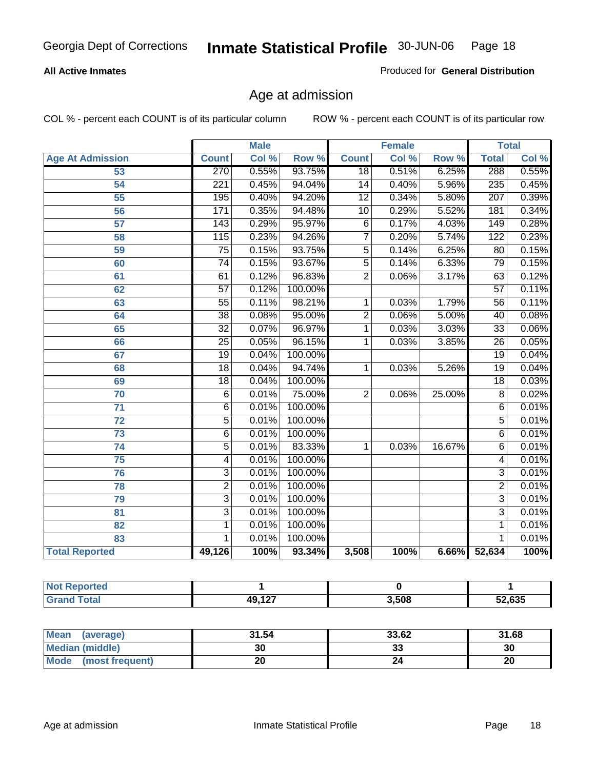Georgia Dept of Corrections **Inmate Statistical Profile** 30-JUN-06

**All Active Inmates**

Produced for **General Distribution**

## Age at admission

COL % - percent each COUNT is of its particular column ROW % - percent each COUNT is of its particular row

| Age At Admission | Male | | | Female | | | Total | |
|---|---|---|---|---|---|---|---|---|
| | Count | Col % | Row % | Count | Col % | Row % | Total | Col % |
| 53 | 270 | 0.55% | 93.75% | 18 | 0.51% | 6.25% | 288 | 0.55% |
| 54 | 221 | 0.45% | 94.04% | 14 | 0.40% | 5.96% | 235 | 0.45% |
| 55 | 195 | 0.40% | 94.20% | 12 | 0.34% | 5.80% | 207 | 0.39% |
| 56 | 171 | 0.35% | 94.48% | 10 | 0.29% | 5.52% | 181 | 0.34% |
| 57 | 143 | 0.29% | 95.97% | 6 | 0.17% | 4.03% | 149 | 0.28% |
| 58 | 115 | 0.23% | 94.26% | 7 | 0.20% | 5.74% | 122 | 0.23% |
| 59 | 75 | 0.15% | 93.75% | 5 | 0.14% | 6.25% | 80 | 0.15% |
| 60 | 74 | 0.15% | 93.67% | 5 | 0.14% | 6.33% | 79 | 0.15% |
| 61 | 61 | 0.12% | 96.83% | 2 | 0.06% | 3.17% | 63 | 0.12% |
| 62 | 57 | 0.12% | 100.00% | | | | 57 | 0.11% |
| 63 | 55 | 0.11% | 98.21% | 1 | 0.03% | 1.79% | 56 | 0.11% |
| 64 | 38 | 0.08% | 95.00% | 2 | 0.06% | 5.00% | 40 | 0.08% |
| 65 | 32 | 0.07% | 96.97% | 1 | 0.03% | 3.03% | 33 | 0.06% |
| 66 | 25 | 0.05% | 96.15% | 1 | 0.03% | 3.85% | 26 | 0.05% |
| 67 | 19 | 0.04% | 100.00% | | | | 19 | 0.04% |
| 68 | 18 | 0.04% | 94.74% | 1 | 0.03% | 5.26% | 19 | 0.04% |
| 69 | 18 | 0.04% | 100.00% | | | | 18 | 0.03% |
| 70 | 6 | 0.01% | 75.00% | 2 | 0.06% | 25.00% | 8 | 0.02% |
| 71 | 6 | 0.01% | 100.00% | | | | 6 | 0.01% |
| 72 | 5 | 0.01% | 100.00% | | | | 5 | 0.01% |
| 73 | 6 | 0.01% | 100.00% | | | | 6 | 0.01% |
| 74 | 5 | 0.01% | 83.33% | 1 | 0.03% | 16.67% | 6 | 0.01% |
| 75 | 4 | 0.01% | 100.00% | | | | 4 | 0.01% |
| 76 | 3 | 0.01% | 100.00% | | | | 3 | 0.01% |
| 78 | 2 | 0.01% | 100.00% | | | | 2 | 0.01% |
| 79 | 3 | 0.01% | 100.00% | | | | 3 | 0.01% |
| 81 | 3 | 0.01% | 100.00% | | | | 3 | 0.01% |
| 82 | 1 | 0.01% | 100.00% | | | | 1 | 0.01% |
| 83 | 1 | 0.01% | 100.00% | | | | 1 | 0.01% |
| **Total Reported** | **49,126** | **100%** | **93.34%** | **3,508** | **100%** | **6.66%** | **52,634** | **100%** |

| | Male | Female | Total |
|---|---|---|---|
| Not Reported | 1 | 0 | 1 |
| Grand Total | 49,127 | 3,508 | 52,635 |

| | Male | Female | Total |
|---|---|---|---|
| Mean (average) | 31.54 | 33.62 | 31.68 |
| Median (middle) | 30 | 33 | 30 |
| Mode (most frequent) | 20 | 24 | 20 |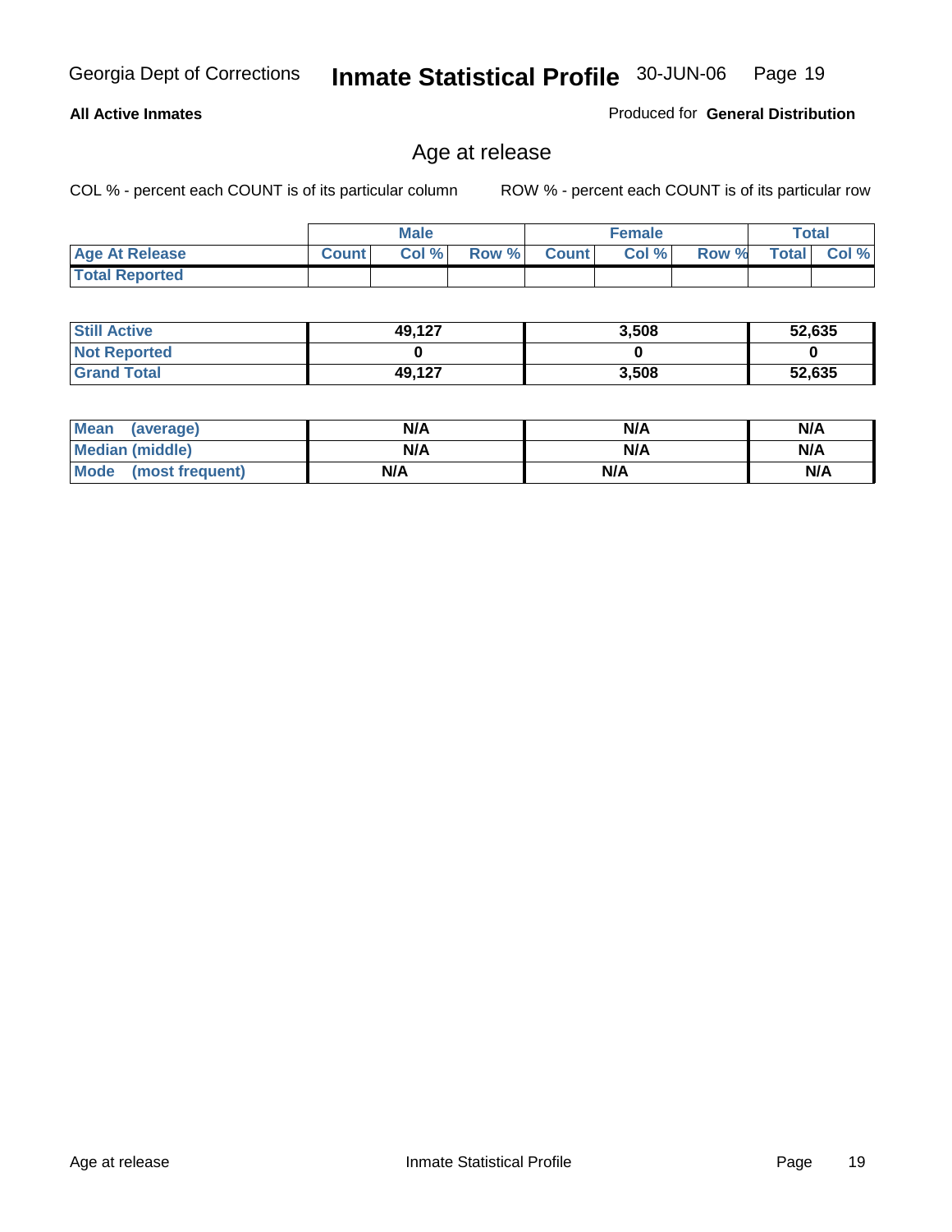Georgia Dept of Corrections **Inmate Statistical Profile** 30-JUN-06

**All Active Inmates**

Produced for **General Distribution**

## Age at release

COL % - percent each COUNT is of its particular column

ROW % - percent each COUNT is of its particular row

| | Male | | | Female | | | Total | |
|---|---|---|---|---|---|---|---|---|
| **Age At Release** | **Count** | **Col %** | **Row %** | **Count** | **Col %** | **Row %** | **Total** | **Col %** |
| **Total Reported** | | | | | | | | |

| | Male | Female | Total |
|---|---|---|---|
| **Still Active** | 49,127 | 3,508 | 52,635 |
| **Not Reported** | 0 | 0 | 0 |
| **Grand Total** | 49,127 | 3,508 | 52,635 |

| | Male | Female | Total |
|---|---|---|---|
| **Mean (average)** | N/A | N/A | N/A |
| **Median (middle)** | N/A | N/A | N/A |
| **Mode (most frequent)** | N/A | N/A | N/A |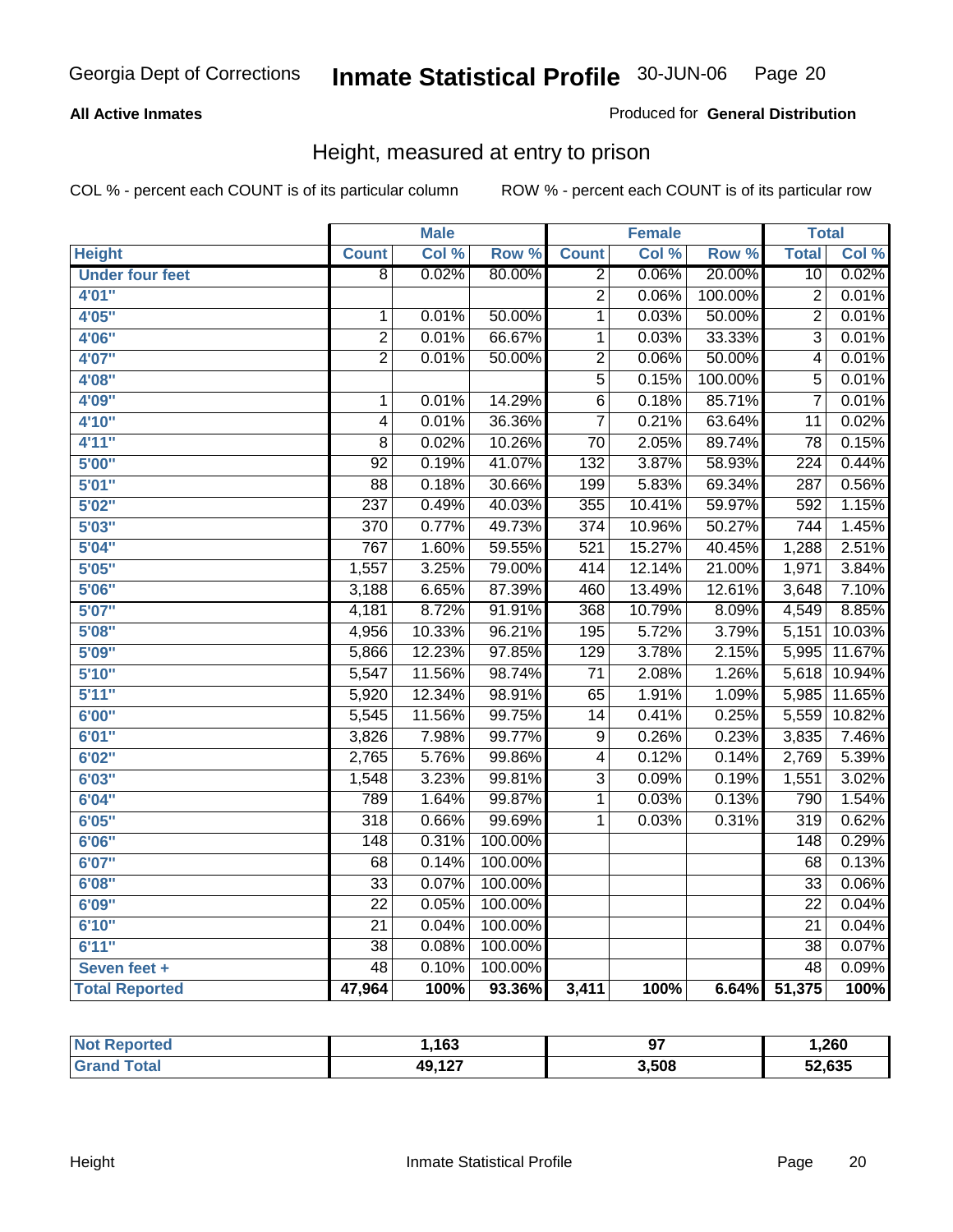Georgia Dept of Corrections **Inmate Statistical Profile** 30-JUN-06

**All Active Inmates** Produced for **General Distribution**

## Height, measured at entry to prison

COL % - percent each COUNT is of its particular column    ROW % - percent each COUNT is of its particular row

| | Male | | | Female | | | Total | |
|---|---|---|---|---|---|---|---|---|
| **Height** | **Count** | **Col %** | **Row %** | **Count** | **Col %** | **Row %** | **Total** | **Col %** |
| Under four feet | 8 | 0.02% | 80.00% | 2 | 0.06% | 20.00% | 10 | 0.02% |
| 4'01" | | | | 2 | 0.06% | 100.00% | 2 | 0.01% |
| 4'05" | 1 | 0.01% | 50.00% | 1 | 0.03% | 50.00% | 2 | 0.01% |
| 4'06" | 2 | 0.01% | 66.67% | 1 | 0.03% | 33.33% | 3 | 0.01% |
| 4'07" | 2 | 0.01% | 50.00% | 2 | 0.06% | 50.00% | 4 | 0.01% |
| 4'08" | | | | 5 | 0.15% | 100.00% | 5 | 0.01% |
| 4'09" | 1 | 0.01% | 14.29% | 6 | 0.18% | 85.71% | 7 | 0.01% |
| 4'10" | 4 | 0.01% | 36.36% | 7 | 0.21% | 63.64% | 11 | 0.02% |
| 4'11" | 8 | 0.02% | 10.26% | 70 | 2.05% | 89.74% | 78 | 0.15% |
| 5'00" | 92 | 0.19% | 41.07% | 132 | 3.87% | 58.93% | 224 | 0.44% |
| 5'01" | 88 | 0.18% | 30.66% | 199 | 5.83% | 69.34% | 287 | 0.56% |
| 5'02" | 237 | 0.49% | 40.03% | 355 | 10.41% | 59.97% | 592 | 1.15% |
| 5'03" | 370 | 0.77% | 49.73% | 374 | 10.96% | 50.27% | 744 | 1.45% |
| 5'04" | 767 | 1.60% | 59.55% | 521 | 15.27% | 40.45% | 1,288 | 2.51% |
| 5'05" | 1,557 | 3.25% | 79.00% | 414 | 12.14% | 21.00% | 1,971 | 3.84% |
| 5'06" | 3,188 | 6.65% | 87.39% | 460 | 13.49% | 12.61% | 3,648 | 7.10% |
| 5'07" | 4,181 | 8.72% | 91.91% | 368 | 10.79% | 8.09% | 4,549 | 8.85% |
| 5'08" | 4,956 | 10.33% | 96.21% | 195 | 5.72% | 3.79% | 5,151 | 10.03% |
| 5'09" | 5,866 | 12.23% | 97.85% | 129 | 3.78% | 2.15% | 5,995 | 11.67% |
| 5'10" | 5,547 | 11.56% | 98.74% | 71 | 2.08% | 1.26% | 5,618 | 10.94% |
| 5'11" | 5,920 | 12.34% | 98.91% | 65 | 1.91% | 1.09% | 5,985 | 11.65% |
| 6'00" | 5,545 | 11.56% | 99.75% | 14 | 0.41% | 0.25% | 5,559 | 10.82% |
| 6'01" | 3,826 | 7.98% | 99.77% | 9 | 0.26% | 0.23% | 3,835 | 7.46% |
| 6'02" | 2,765 | 5.76% | 99.86% | 4 | 0.12% | 0.14% | 2,769 | 5.39% |
| 6'03" | 1,548 | 3.23% | 99.81% | 3 | 0.09% | 0.19% | 1,551 | 3.02% |
| 6'04" | 789 | 1.64% | 99.87% | 1 | 0.03% | 0.13% | 790 | 1.54% |
| 6'05" | 318 | 0.66% | 99.69% | 1 | 0.03% | 0.31% | 319 | 0.62% |
| 6'06" | 148 | 0.31% | 100.00% | | | | 148 | 0.29% |
| 6'07" | 68 | 0.14% | 100.00% | | | | 68 | 0.13% |
| 6'08" | 33 | 0.07% | 100.00% | | | | 33 | 0.06% |
| 6'09" | 22 | 0.05% | 100.00% | | | | 22 | 0.04% |
| 6'10" | 21 | 0.04% | 100.00% | | | | 21 | 0.04% |
| 6'11" | 38 | 0.08% | 100.00% | | | | 38 | 0.07% |
| Seven feet + | 48 | 0.10% | 100.00% | | | | 48 | 0.09% |
| **Total Reported** | **47,964** | **100%** | **93.36%** | **3,411** | **100%** | **6.64%** | **51,375** | **100%** |

| | Male | Female | Total |
|---|---|---|---|
| Not Reported | 1,163 | 97 | 1,260 |
| Grand Total | 49,127 | 3,508 | 52,635 |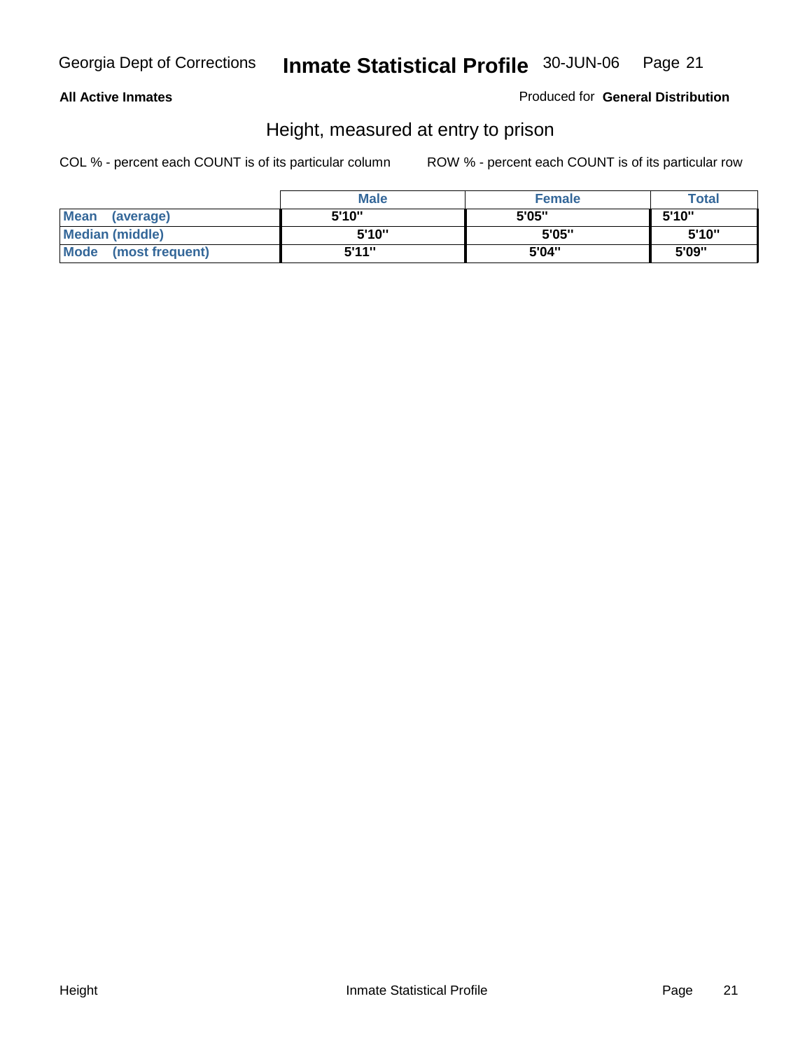**All Active Inmates**

Produced for **General Distribution**

## Height, measured at entry to prison

COL % - percent each COUNT is of its particular column

ROW % - percent each COUNT is of its particular row

| | Male | Female | Total |
|---|---|---|---|
| **Mean (average)** | 5'10" | 5'05" | 5'10" |
| **Median (middle)** | 5'10" | 5'05" | 5'10" |
| **Mode (most frequent)** | 5'11" | 5'04" | 5'09" |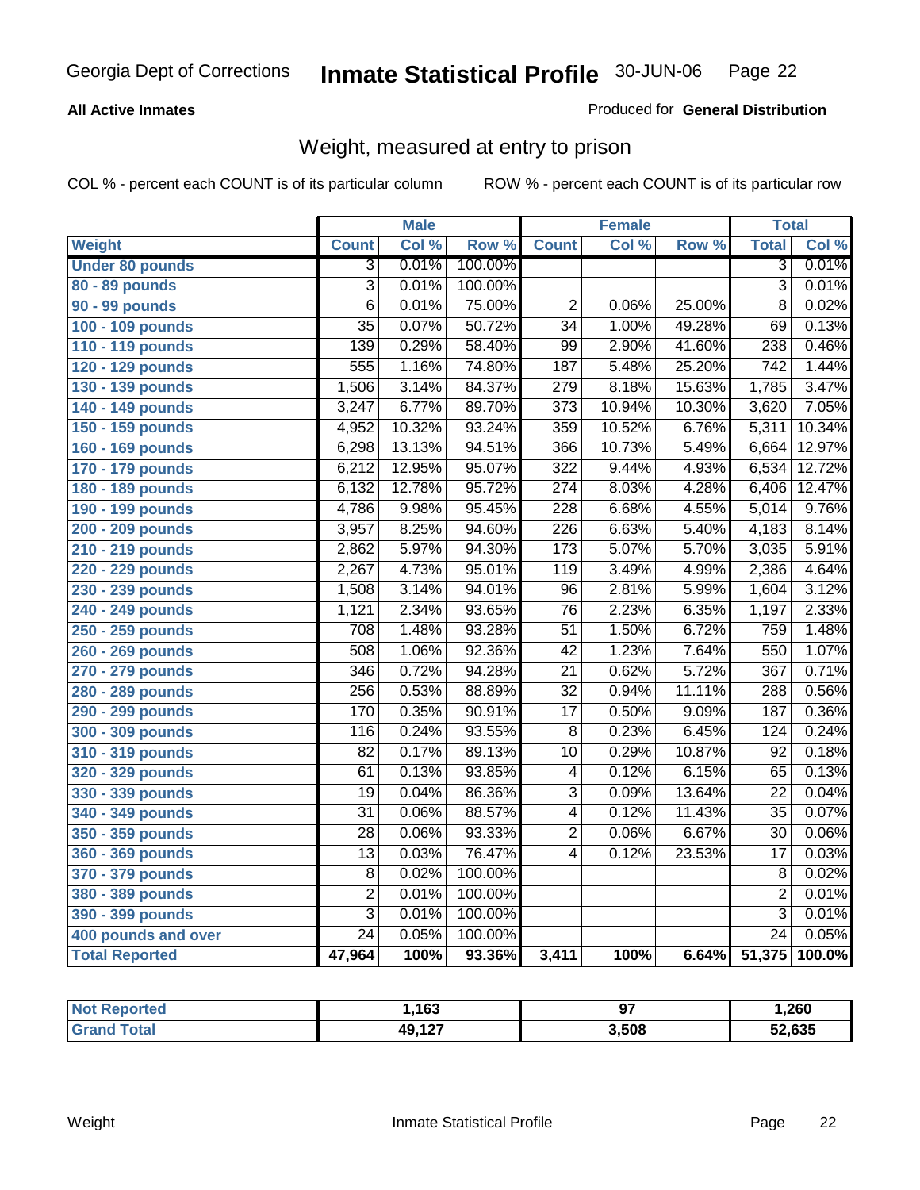Georgia Dept of Corrections **Inmate Statistical Profile** 30-JUN-06

**All Active Inmates**

Produced for **General Distribution**

## Weight, measured at entry to prison

COL % - percent each COUNT is of its particular column

ROW % - percent each COUNT is of its particular row

| | Male | | | Female | | | Total | |
|---|---|---|---|---|---|---|---|---|
| **Weight** | **Count** | **Col %** | **Row %** | **Count** | **Col %** | **Row %** | **Total** | **Col %** |
| **Under 80 pounds** | 3 | 0.01% | 100.00% | | | | 3 | 0.01% |
| **80 - 89 pounds** | 3 | 0.01% | 100.00% | | | | 3 | 0.01% |
| **90 - 99 pounds** | 6 | 0.01% | 75.00% | 2 | 0.06% | 25.00% | 8 | 0.02% |
| **100 - 109 pounds** | 35 | 0.07% | 50.72% | 34 | 1.00% | 49.28% | 69 | 0.13% |
| **110 - 119 pounds** | 139 | 0.29% | 58.40% | 99 | 2.90% | 41.60% | 238 | 0.46% |
| **120 - 129 pounds** | 555 | 1.16% | 74.80% | 187 | 5.48% | 25.20% | 742 | 1.44% |
| **130 - 139 pounds** | 1,506 | 3.14% | 84.37% | 279 | 8.18% | 15.63% | 1,785 | 3.47% |
| **140 - 149 pounds** | 3,247 | 6.77% | 89.70% | 373 | 10.94% | 10.30% | 3,620 | 7.05% |
| **150 - 159 pounds** | 4,952 | 10.32% | 93.24% | 359 | 10.52% | 6.76% | 5,311 | 10.34% |
| **160 - 169 pounds** | 6,298 | 13.13% | 94.51% | 366 | 10.73% | 5.49% | 6,664 | 12.97% |
| **170 - 179 pounds** | 6,212 | 12.95% | 95.07% | 322 | 9.44% | 4.93% | 6,534 | 12.72% |
| **180 - 189 pounds** | 6,132 | 12.78% | 95.72% | 274 | 8.03% | 4.28% | 6,406 | 12.47% |
| **190 - 199 pounds** | 4,786 | 9.98% | 95.45% | 228 | 6.68% | 4.55% | 5,014 | 9.76% |
| **200 - 209 pounds** | 3,957 | 8.25% | 94.60% | 226 | 6.63% | 5.40% | 4,183 | 8.14% |
| **210 - 219 pounds** | 2,862 | 5.97% | 94.30% | 173 | 5.07% | 5.70% | 3,035 | 5.91% |
| **220 - 229 pounds** | 2,267 | 4.73% | 95.01% | 119 | 3.49% | 4.99% | 2,386 | 4.64% |
| **230 - 239 pounds** | 1,508 | 3.14% | 94.01% | 96 | 2.81% | 5.99% | 1,604 | 3.12% |
| **240 - 249 pounds** | 1,121 | 2.34% | 93.65% | 76 | 2.23% | 6.35% | 1,197 | 2.33% |
| **250 - 259 pounds** | 708 | 1.48% | 93.28% | 51 | 1.50% | 6.72% | 759 | 1.48% |
| **260 - 269 pounds** | 508 | 1.06% | 92.36% | 42 | 1.23% | 7.64% | 550 | 1.07% |
| **270 - 279 pounds** | 346 | 0.72% | 94.28% | 21 | 0.62% | 5.72% | 367 | 0.71% |
| **280 - 289 pounds** | 256 | 0.53% | 88.89% | 32 | 0.94% | 11.11% | 288 | 0.56% |
| **290 - 299 pounds** | 170 | 0.35% | 90.91% | 17 | 0.50% | 9.09% | 187 | 0.36% |
| **300 - 309 pounds** | 116 | 0.24% | 93.55% | 8 | 0.23% | 6.45% | 124 | 0.24% |
| **310 - 319 pounds** | 82 | 0.17% | 89.13% | 10 | 0.29% | 10.87% | 92 | 0.18% |
| **320 - 329 pounds** | 61 | 0.13% | 93.85% | 4 | 0.12% | 6.15% | 65 | 0.13% |
| **330 - 339 pounds** | 19 | 0.04% | 86.36% | 3 | 0.09% | 13.64% | 22 | 0.04% |
| **340 - 349 pounds** | 31 | 0.06% | 88.57% | 4 | 0.12% | 11.43% | 35 | 0.07% |
| **350 - 359 pounds** | 28 | 0.06% | 93.33% | 2 | 0.06% | 6.67% | 30 | 0.06% |
| **360 - 369 pounds** | 13 | 0.03% | 76.47% | 4 | 0.12% | 23.53% | 17 | 0.03% |
| **370 - 379 pounds** | 8 | 0.02% | 100.00% | | | | 8 | 0.02% |
| **380 - 389 pounds** | 2 | 0.01% | 100.00% | | | | 2 | 0.01% |
| **390 - 399 pounds** | 3 | 0.01% | 100.00% | | | | 3 | 0.01% |
| **400 pounds and over** | 24 | 0.05% | 100.00% | | | | 24 | 0.05% |
| **Total Reported** | **47,964** | **100%** | **93.36%** | **3,411** | **100%** | **6.64%** | **51,375** | **100.0%** |

| | Male | Female | Total |
|---|---|---|---|
| **Not Reported** | **1,163** | **97** | **1,260** |
| **Grand Total** | **49,127** | **3,508** | **52,635** |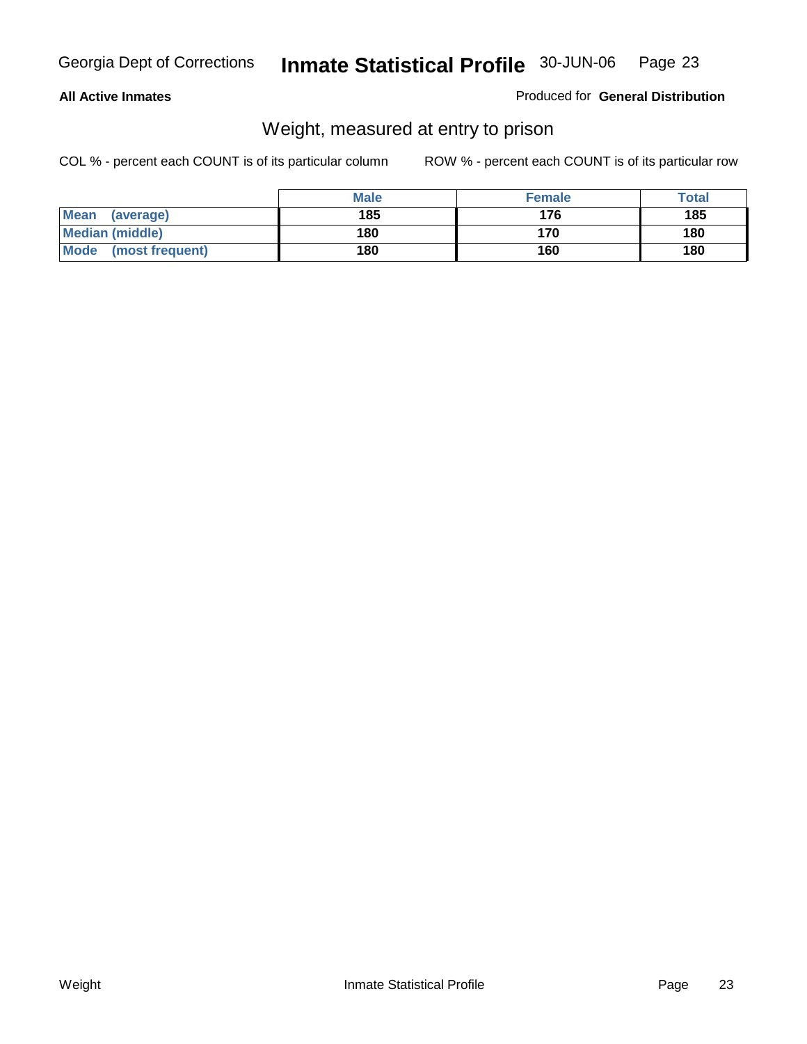**All Active Inmates**

Produced for **General Distribution**

## Weight, measured at entry to prison

COL % - percent each COUNT is of its particular column

ROW % - percent each COUNT is of its particular row

| | Male | Female | Total |
|---|---|---|---|
| **Mean (average)** | 185 | 176 | 185 |
| **Median (middle)** | 180 | 170 | 180 |
| **Mode (most frequent)** | 180 | 160 | 180 |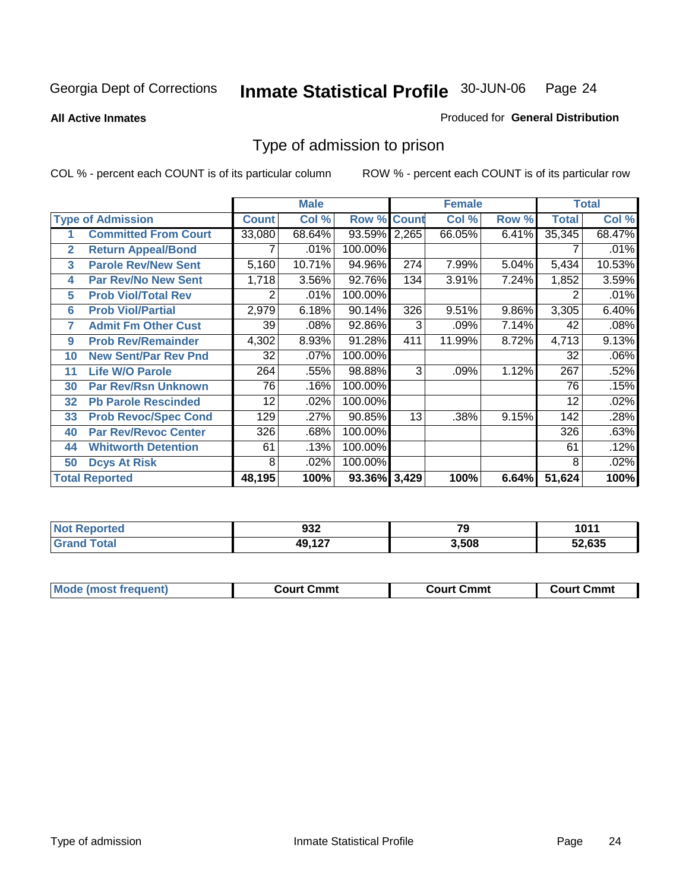Georgia Dept of Corrections **Inmate Statistical Profile** 30-JUN-06

**All Active Inmates** Produced for **General Distribution**

## Type of admission to prison

COL % - percent each COUNT is of its particular column ROW % - percent each COUNT is of its particular row

| | | Male | | | Female | | | Total | |
|---|---|---|---|---|---|---|---|---|---|
| **Type of Admission** | | **Count** | **Col %** | **Row %** | **Count** | **Col %** | **Row %** | **Total** | **Col %** |
| 1 | Committed From Court | 33,080 | 68.64% | 93.59% | 2,265 | 66.05% | 6.41% | 35,345 | 68.47% |
| 2 | Return Appeal/Bond | 7 | .01% | 100.00% | | | | 7 | .01% |
| 3 | Parole Rev/New Sent | 5,160 | 10.71% | 94.96% | 274 | 7.99% | 5.04% | 5,434 | 10.53% |
| 4 | Par Rev/No New Sent | 1,718 | 3.56% | 92.76% | 134 | 3.91% | 7.24% | 1,852 | 3.59% |
| 5 | Prob Viol/Total Rev | 2 | .01% | 100.00% | | | | 2 | .01% |
| 6 | Prob Viol/Partial | 2,979 | 6.18% | 90.14% | 326 | 9.51% | 9.86% | 3,305 | 6.40% |
| 7 | Admit Fm Other Cust | 39 | .08% | 92.86% | 3 | .09% | 7.14% | 42 | .08% |
| 9 | Prob Rev/Remainder | 4,302 | 8.93% | 91.28% | 411 | 11.99% | 8.72% | 4,713 | 9.13% |
| 10 | New Sent/Par Rev Pnd | 32 | .07% | 100.00% | | | | 32 | .06% |
| 11 | Life W/O Parole | 264 | .55% | 98.88% | 3 | .09% | 1.12% | 267 | .52% |
| 30 | Par Rev/Rsn Unknown | 76 | .16% | 100.00% | | | | 76 | .15% |
| 32 | Pb Parole Rescinded | 12 | .02% | 100.00% | | | | 12 | .02% |
| 33 | Prob Revoc/Spec Cond | 129 | .27% | 90.85% | 13 | .38% | 9.15% | 142 | .28% |
| 40 | Par Rev/Revoc Center | 326 | .68% | 100.00% | | | | 326 | .63% |
| 44 | Whitworth Detention | 61 | .13% | 100.00% | | | | 61 | .12% |
| 50 | Dcys At Risk | 8 | .02% | 100.00% | | | | 8 | .02% |
| **Total Reported** | | **48,195** | **100%** | **93.36%** | **3,429** | **100%** | **6.64%** | **51,624** | **100%** |

| | Male | Female | Total |
|---|---|---|---|
| Not Reported | 932 | 79 | 1011 |
| Grand Total | 49,127 | 3,508 | 52,635 |

| | Male | Female | Total |
|---|---|---|---|
| Mode (most frequent) | Court Cmmt | Court Cmmt | Court Cmmt |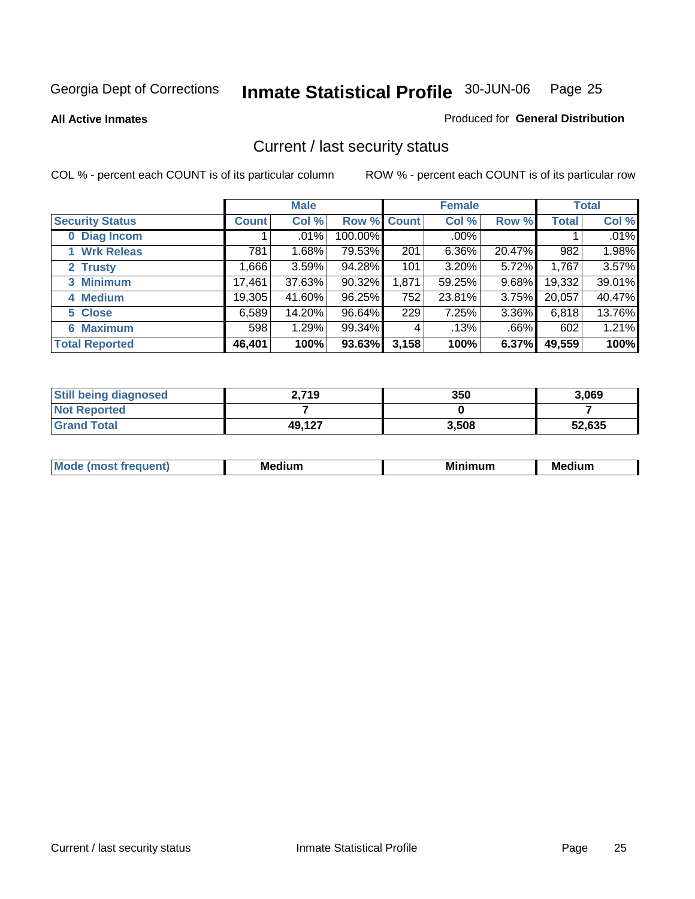Georgia Dept of Corrections **Inmate Statistical Profile** 30-JUN-06 Page 25

**All Active Inmates**

Produced for **General Distribution**

## Current / last security status

COL % - percent each COUNT is of its particular column

ROW % - percent each COUNT is of its particular row

| | Male | | | Female | | | Total | |
|---|---|---|---|---|---|---|---|---|
| **Security Status** | **Count** | **Col %** | **Row %** | **Count** | **Col %** | **Row %** | **Total** | **Col %** |
| 0 Diag Incom | 1 | .01% | 100.00% | | .00% | | 1 | .01% |
| 1 Wrk Releas | 781 | 1.68% | 79.53% | 201 | 6.36% | 20.47% | 982 | 1.98% |
| 2 Trusty | 1,666 | 3.59% | 94.28% | 101 | 3.20% | 5.72% | 1,767 | 3.57% |
| 3 Minimum | 17,461 | 37.63% | 90.32% | 1,871 | 59.25% | 9.68% | 19,332 | 39.01% |
| 4 Medium | 19,305 | 41.60% | 96.25% | 752 | 23.81% | 3.75% | 20,057 | 40.47% |
| 5 Close | 6,589 | 14.20% | 96.64% | 229 | 7.25% | 3.36% | 6,818 | 13.76% |
| 6 Maximum | 598 | 1.29% | 99.34% | 4 | .13% | .66% | 602 | 1.21% |
| **Total Reported** | **46,401** | **100%** | **93.63%** | **3,158** | **100%** | **6.37%** | **49,559** | **100%** |

| | Male | Female | Total |
|---|---|---|---|
| Still being diagnosed | **2,719** | **350** | **3,069** |
| Not Reported | **7** | **0** | **7** |
| Grand Total | **49,127** | **3,508** | **52,635** |

| | Male | Female | Total |
|---|---|---|---|
| Mode (most frequent) | **Medium** | **Minimum** | **Medium** |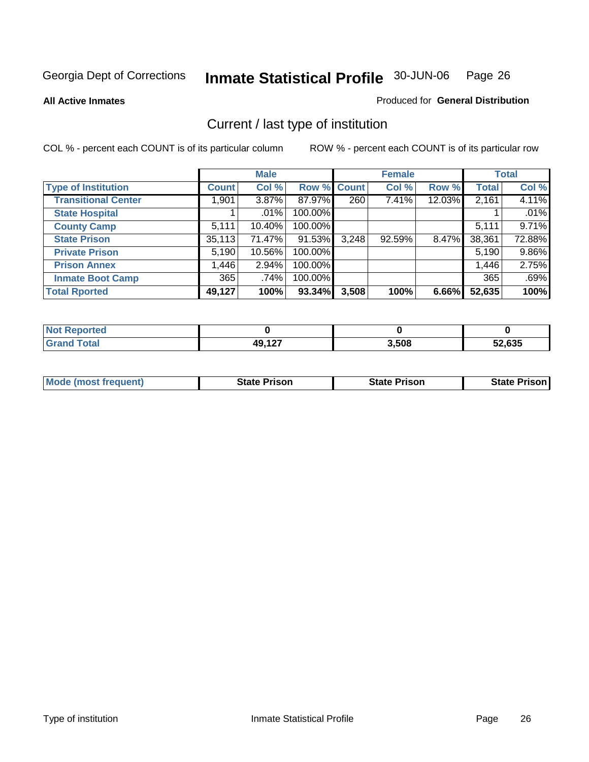Georgia Dept of Corrections **Inmate Statistical Profile** 30-JUN-06

**All Active Inmates**

Produced for **General Distribution**

## Current / last type of institution

COL % - percent each COUNT is of its particular column    ROW % - percent each COUNT is of its particular row

| | Male | | | Female | | | Total | |
|---|---|---|---|---|---|---|---|---|
| **Type of Institution** | **Count** | **Col %** | **Row %** | **Count** | **Col %** | **Row %** | **Total** | **Col %** |
| **Transitional Center** | 1,901 | 3.87% | 87.97% | 260 | 7.41% | 12.03% | 2,161 | 4.11% |
| **State Hospital** | 1 | .01% | 100.00% | | | | 1 | .01% |
| **County Camp** | 5,111 | 10.40% | 100.00% | | | | 5,111 | 9.71% |
| **State Prison** | 35,113 | 71.47% | 91.53% | 3,248 | 92.59% | 8.47% | 38,361 | 72.88% |
| **Private Prison** | 5,190 | 10.56% | 100.00% | | | | 5,190 | 9.86% |
| **Prison Annex** | 1,446 | 2.94% | 100.00% | | | | 1,446 | 2.75% |
| **Inmate Boot Camp** | 365 | .74% | 100.00% | | | | 365 | .69% |
| **Total Rported** | **49,127** | **100%** | **93.34%** | **3,508** | **100%** | **6.66%** | **52,635** | **100%** |

| | Male | Female | Total |
|---|---|---|---|
| **Not Reported** | **0** | **0** | **0** |
| **Grand Total** | **49,127** | **3,508** | **52,635** |

| | Male | Female | Total |
|---|---|---|---|
| **Mode (most frequent)** | **State Prison** | **State Prison** | **State Prison** |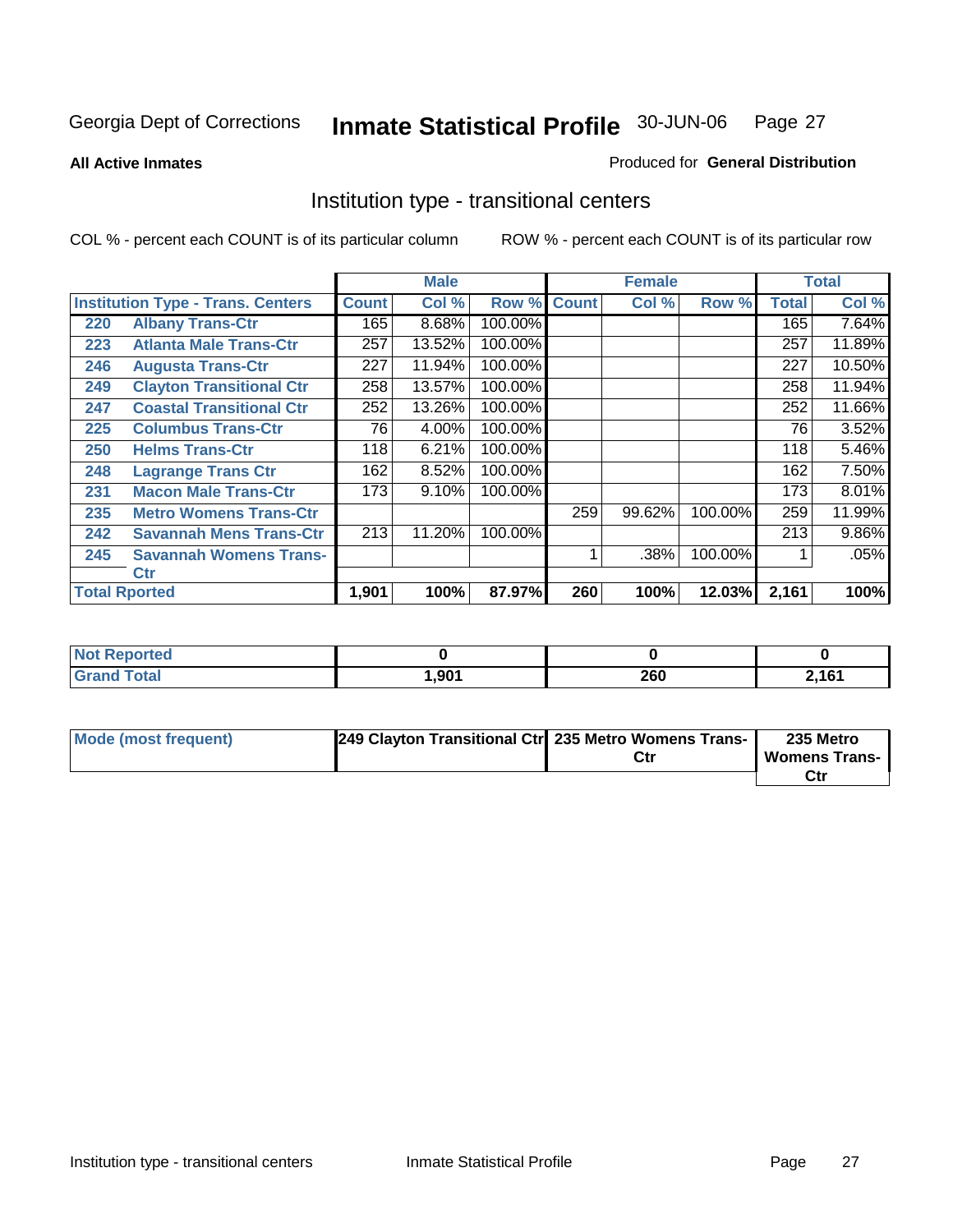Georgia Dept of Corrections **Inmate Statistical Profile** 30-JUN-06

**All Active Inmates**

Produced for **General Distribution**

## Institution type - transitional centers

COL % - percent each COUNT is of its particular column    ROW % - percent each COUNT is of its particular row

| | | Male | | | Female | | | Total | |
|---|---|---|---|---|---|---|---|---|---|
| **Institution Type - Trans. Centers** | | **Count** | **Col %** | **Row %** | **Count** | **Col %** | **Row %** | **Total** | **Col %** |
| 220 | **Albany Trans-Ctr** | 165 | 8.68% | 100.00% | | | | 165 | 7.64% |
| 223 | **Atlanta Male Trans-Ctr** | 257 | 13.52% | 100.00% | | | | 257 | 11.89% |
| 246 | **Augusta Trans-Ctr** | 227 | 11.94% | 100.00% | | | | 227 | 10.50% |
| 249 | **Clayton Transitional Ctr** | 258 | 13.57% | 100.00% | | | | 258 | 11.94% |
| 247 | **Coastal Transitional Ctr** | 252 | 13.26% | 100.00% | | | | 252 | 11.66% |
| 225 | **Columbus Trans-Ctr** | 76 | 4.00% | 100.00% | | | | 76 | 3.52% |
| 250 | **Helms Trans-Ctr** | 118 | 6.21% | 100.00% | | | | 118 | 5.46% |
| 248 | **Lagrange Trans Ctr** | 162 | 8.52% | 100.00% | | | | 162 | 7.50% |
| 231 | **Macon Male Trans-Ctr** | 173 | 9.10% | 100.00% | | | | 173 | 8.01% |
| 235 | **Metro Womens Trans-Ctr** | | | | 259 | 99.62% | 100.00% | 259 | 11.99% |
| 242 | **Savannah Mens Trans-Ctr** | 213 | 11.20% | 100.00% | | | | 213 | 9.86% |
| 245 | **Savannah Womens Trans-Ctr** | | | | 1 | .38% | 100.00% | 1 | .05% |
| **Total Rported** | | **1,901** | **100%** | **87.97%** | **260** | **100%** | **12.03%** | **2,161** | **100%** |

| | Male | Female | Total |
|---|---|---|---|
| **Not Reported** | **0** | **0** | **0** |
| **Grand Total** | **1,901** | **260** | **2,161** |

| | Male | Female | Total |
|---|---|---|---|
| **Mode (most frequent)** | **249 Clayton Transitional Ctr** | **235 Metro Womens Trans-Ctr** | **235 Metro Womens Trans-Ctr** |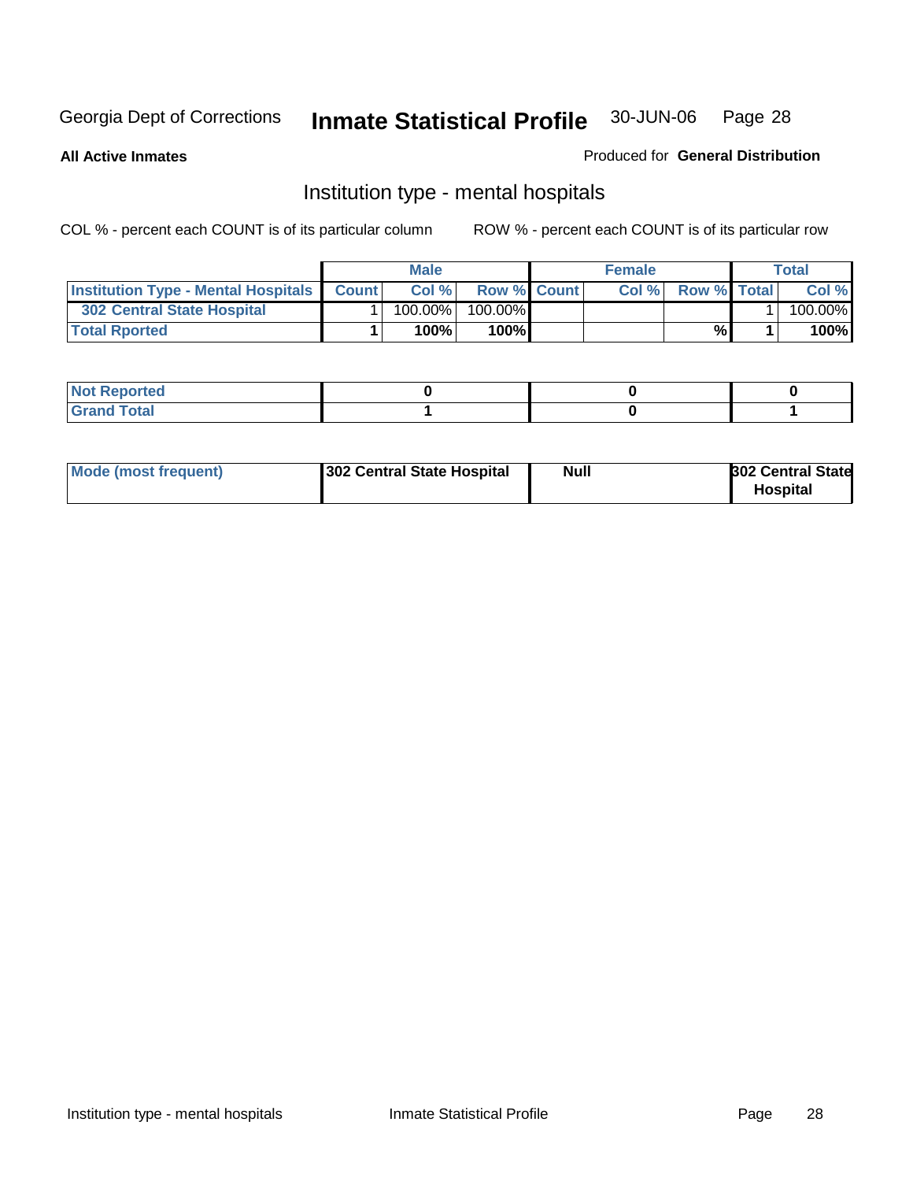Georgia Dept of Corrections **Inmate Statistical Profile** 30-JUN-06

**All Active Inmates**

Produced for **General Distribution**

## Institution type - mental hospitals

COL % - percent each COUNT is of its particular column

ROW % - percent each COUNT is of its particular row

| | Male | | | Female | | | Total | |
|---|---|---|---|---|---|---|---|---|
| **Institution Type - Mental Hospitals** | **Count** | **Col %** | **Row %** | **Count** | **Col %** | **Row %** | **Total** | **Col %** |
| **302 Central State Hospital** | 1 | 100.00% | 100.00% | | | | 1 | 100.00% |
| **Total Rported** | **1** | **100%** | **100%** | | | **%** | **1** | **100%** |

| | | | |
|---|---|---|---|
| **Not Reported** | **0** | **0** | **0** |
| **Grand Total** | **1** | **0** | **1** |

| | | | |
|---|---|---|---|
| **Mode (most frequent)** | **302 Central State Hospital** | **Null** | **302 Central State Hospital** |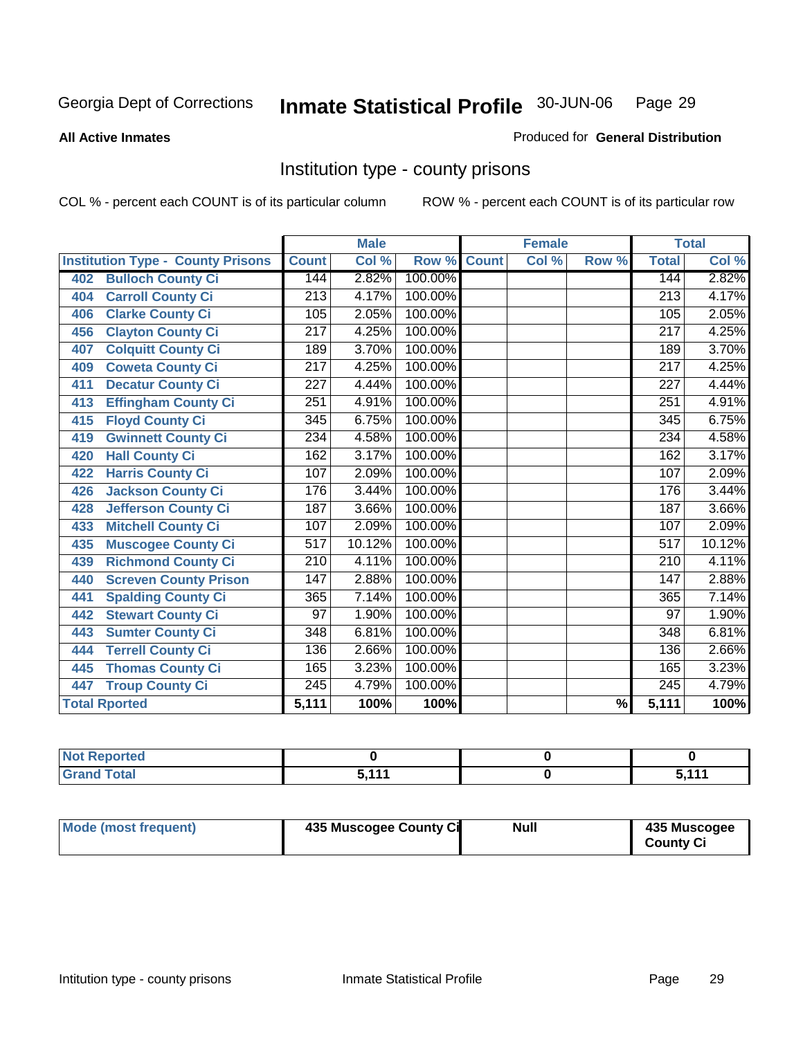Georgia Dept of Corrections

# Inmate Statistical Profile 30-JUN-06

**All Active Inmates**

Produced for **General Distribution**

## Institution type - county prisons

COL % - percent each COUNT is of its particular column

ROW % - percent each COUNT is of its particular row

| Institution Type - County Prisons | Male | | | Female | | | Total | |
|---|---|---|---|---|---|---|---|---|
| | Count | Col % | Row % | Count | Col % | Row % | Total | Col % |
| 402 Bulloch County Ci | 144 | 2.82% | 100.00% | | | | 144 | 2.82% |
| 404 Carroll County Ci | 213 | 4.17% | 100.00% | | | | 213 | 4.17% |
| 406 Clarke County Ci | 105 | 2.05% | 100.00% | | | | 105 | 2.05% |
| 456 Clayton County Ci | 217 | 4.25% | 100.00% | | | | 217 | 4.25% |
| 407 Colquitt County Ci | 189 | 3.70% | 100.00% | | | | 189 | 3.70% |
| 409 Coweta County Ci | 217 | 4.25% | 100.00% | | | | 217 | 4.25% |
| 411 Decatur County Ci | 227 | 4.44% | 100.00% | | | | 227 | 4.44% |
| 413 Effingham County Ci | 251 | 4.91% | 100.00% | | | | 251 | 4.91% |
| 415 Floyd County Ci | 345 | 6.75% | 100.00% | | | | 345 | 6.75% |
| 419 Gwinnett County Ci | 234 | 4.58% | 100.00% | | | | 234 | 4.58% |
| 420 Hall County Ci | 162 | 3.17% | 100.00% | | | | 162 | 3.17% |
| 422 Harris County Ci | 107 | 2.09% | 100.00% | | | | 107 | 2.09% |
| 426 Jackson County Ci | 176 | 3.44% | 100.00% | | | | 176 | 3.44% |
| 428 Jefferson County Ci | 187 | 3.66% | 100.00% | | | | 187 | 3.66% |
| 433 Mitchell County Ci | 107 | 2.09% | 100.00% | | | | 107 | 2.09% |
| 435 Muscogee County Ci | 517 | 10.12% | 100.00% | | | | 517 | 10.12% |
| 439 Richmond County Ci | 210 | 4.11% | 100.00% | | | | 210 | 4.11% |
| 440 Screven County Prison | 147 | 2.88% | 100.00% | | | | 147 | 2.88% |
| 441 Spalding County Ci | 365 | 7.14% | 100.00% | | | | 365 | 7.14% |
| 442 Stewart County Ci | 97 | 1.90% | 100.00% | | | | 97 | 1.90% |
| 443 Sumter County Ci | 348 | 6.81% | 100.00% | | | | 348 | 6.81% |
| 444 Terrell County Ci | 136 | 2.66% | 100.00% | | | | 136 | 2.66% |
| 445 Thomas County Ci | 165 | 3.23% | 100.00% | | | | 165 | 3.23% |
| 447 Troup County Ci | 245 | 4.79% | 100.00% | | | | 245 | 4.79% |
| **Total Rported** | **5,111** | **100%** | **100%** | | | **%** | **5,111** | **100%** |

| | Male | Female | Total |
|---|---|---|---|
| Not Reported | 0 | 0 | 0 |
| Grand Total | 5,111 | 0 | 5,111 |

| | Male | Female | Total |
|---|---|---|---|
| Mode (most frequent) | 435 Muscogee County Ci | Null | 435 Muscogee County Ci |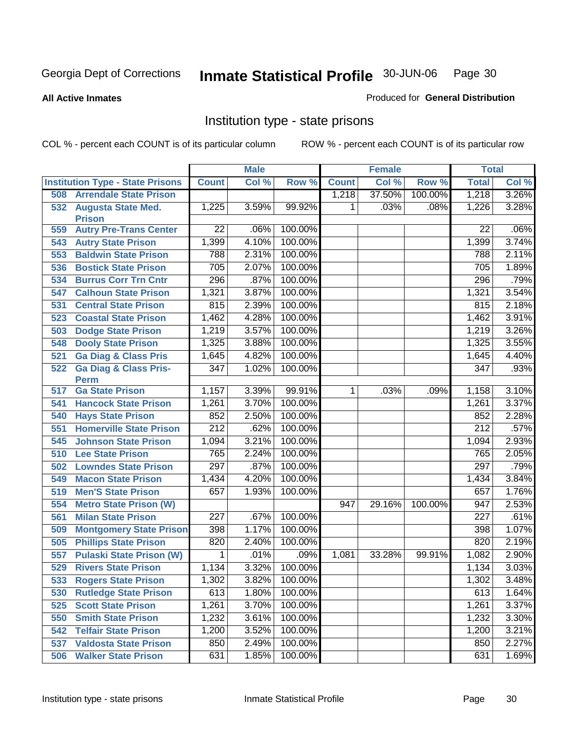Georgia Dept of Corrections **Inmate Statistical Profile** 30-JUN-06

**All Active Inmates**

Produced for **General Distribution**

## Institution type - state prisons

COL % - percent each COUNT is of its particular column ROW % - percent each COUNT is of its particular row

| | Male | | | Female | | | Total | |
|---|---|---|---|---|---|---|---|---|
| **Institution Type - State Prisons** | **Count** | **Col %** | **Row %** | **Count** | **Col %** | **Row %** | **Total** | **Col %** |
| **508 Arrendale State Prison** | | | | 1,218 | 37.50% | 100.00% | 1,218 | 3.26% |
| **532 Augusta State Med. Prison** | 1,225 | 3.59% | 99.92% | 1 | .03% | .08% | 1,226 | 3.28% |
| **559 Autry Pre-Trans Center** | 22 | .06% | 100.00% | | | | 22 | .06% |
| **543 Autry State Prison** | 1,399 | 4.10% | 100.00% | | | | 1,399 | 3.74% |
| **553 Baldwin State Prison** | 788 | 2.31% | 100.00% | | | | 788 | 2.11% |
| **536 Bostick State Prison** | 705 | 2.07% | 100.00% | | | | 705 | 1.89% |
| **534 Burrus Corr Trn Cntr** | 296 | .87% | 100.00% | | | | 296 | .79% |
| **547 Calhoun State Prison** | 1,321 | 3.87% | 100.00% | | | | 1,321 | 3.54% |
| **531 Central State Prison** | 815 | 2.39% | 100.00% | | | | 815 | 2.18% |
| **523 Coastal State Prison** | 1,462 | 4.28% | 100.00% | | | | 1,462 | 3.91% |
| **503 Dodge State Prison** | 1,219 | 3.57% | 100.00% | | | | 1,219 | 3.26% |
| **548 Dooly State Prison** | 1,325 | 3.88% | 100.00% | | | | 1,325 | 3.55% |
| **521 Ga Diag & Class Pris** | 1,645 | 4.82% | 100.00% | | | | 1,645 | 4.40% |
| **522 Ga Diag & Class Pris-Perm** | 347 | 1.02% | 100.00% | | | | 347 | .93% |
| **517 Ga State Prison** | 1,157 | 3.39% | 99.91% | 1 | .03% | .09% | 1,158 | 3.10% |
| **541 Hancock State Prison** | 1,261 | 3.70% | 100.00% | | | | 1,261 | 3.37% |
| **540 Hays State Prison** | 852 | 2.50% | 100.00% | | | | 852 | 2.28% |
| **551 Homerville State Prison** | 212 | .62% | 100.00% | | | | 212 | .57% |
| **545 Johnson State Prison** | 1,094 | 3.21% | 100.00% | | | | 1,094 | 2.93% |
| **510 Lee State Prison** | 765 | 2.24% | 100.00% | | | | 765 | 2.05% |
| **502 Lowndes State Prison** | 297 | .87% | 100.00% | | | | 297 | .79% |
| **549 Macon State Prison** | 1,434 | 4.20% | 100.00% | | | | 1,434 | 3.84% |
| **519 Men'S State Prison** | 657 | 1.93% | 100.00% | | | | 657 | 1.76% |
| **554 Metro State Prison (W)** | | | | 947 | 29.16% | 100.00% | 947 | 2.53% |
| **561 Milan State Prison** | 227 | .67% | 100.00% | | | | 227 | .61% |
| **509 Montgomery State Prison** | 398 | 1.17% | 100.00% | | | | 398 | 1.07% |
| **505 Phillips State Prison** | 820 | 2.40% | 100.00% | | | | 820 | 2.19% |
| **557 Pulaski State Prison (W)** | 1 | .01% | .09% | 1,081 | 33.28% | 99.91% | 1,082 | 2.90% |
| **529 Rivers State Prison** | 1,134 | 3.32% | 100.00% | | | | 1,134 | 3.03% |
| **533 Rogers State Prison** | 1,302 | 3.82% | 100.00% | | | | 1,302 | 3.48% |
| **530 Rutledge State Prison** | 613 | 1.80% | 100.00% | | | | 613 | 1.64% |
| **525 Scott State Prison** | 1,261 | 3.70% | 100.00% | | | | 1,261 | 3.37% |
| **550 Smith State Prison** | 1,232 | 3.61% | 100.00% | | | | 1,232 | 3.30% |
| **542 Telfair State Prison** | 1,200 | 3.52% | 100.00% | | | | 1,200 | 3.21% |
| **537 Valdosta State Prison** | 850 | 2.49% | 100.00% | | | | 850 | 2.27% |
| **506 Walker State Prison** | 631 | 1.85% | 100.00% | | | | 631 | 1.69% |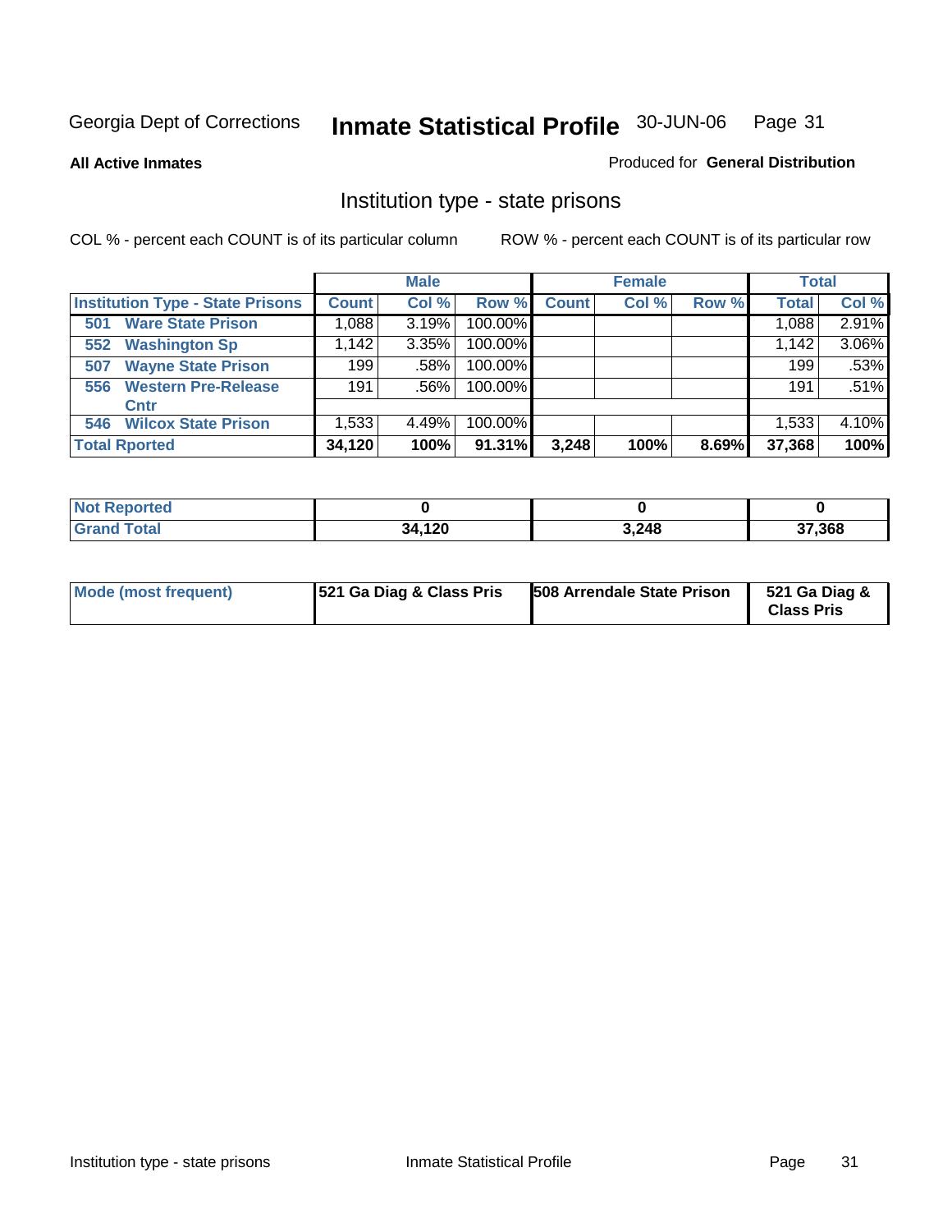# Inmate Statistical Profile

Georgia Dept of Corrections — 30-JUN-06

**All Active Inmates** — Produced for **General Distribution**

## Institution type - state prisons

COL % - percent each COUNT is of its particular column    ROW % - percent each COUNT is of its particular row

| | Male | | | Female | | | Total | |
|---|---|---|---|---|---|---|---|---|
| **Institution Type - State Prisons** | **Count** | **Col %** | **Row %** | **Count** | **Col %** | **Row %** | **Total** | **Col %** |
| 501 Ware State Prison | 1,088 | 3.19% | 100.00% | | | | 1,088 | 2.91% |
| 552 Washington Sp | 1,142 | 3.35% | 100.00% | | | | 1,142 | 3.06% |
| 507 Wayne State Prison | 199 | .58% | 100.00% | | | | 199 | .53% |
| 556 Western Pre-Release Cntr | 191 | .56% | 100.00% | | | | 191 | .51% |
| 546 Wilcox State Prison | 1,533 | 4.49% | 100.00% | | | | 1,533 | 4.10% |
| **Total Rported** | **34,120** | **100%** | **91.31%** | **3,248** | **100%** | **8.69%** | **37,368** | **100%** |

| | Male | Female | Total |
|---|---|---|---|
| **Not Reported** | **0** | **0** | **0** |
| **Grand Total** | **34,120** | **3,248** | **37,368** |

| | Male | Female | Total |
|---|---|---|---|
| **Mode (most frequent)** | **521 Ga Diag & Class Pris** | **508 Arrendale State Prison** | **521 Ga Diag & Class Pris** |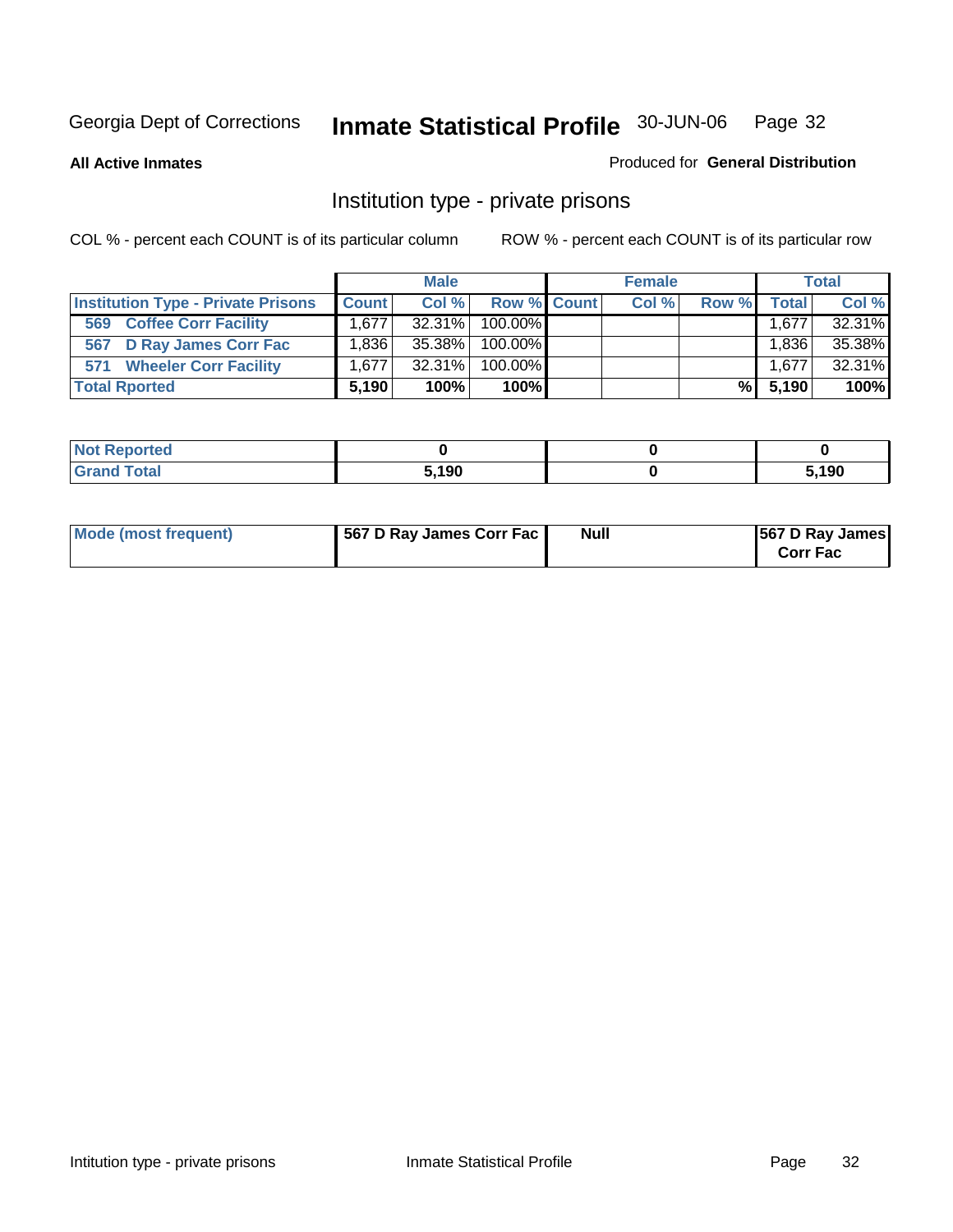Georgia Dept of Corrections **Inmate Statistical Profile** 30-JUN-06

**All Active Inmates**

Produced for **General Distribution**

## Institution type - private prisons

COL % - percent each COUNT is of its particular column

ROW % - percent each COUNT is of its particular row

| | Male | | | Female | | | Total | |
|---|---|---|---|---|---|---|---|---|
| **Institution Type - Private Prisons** | **Count** | **Col %** | **Row %** | **Count** | **Col %** | **Row %** | **Total** | **Col %** |
| 569 Coffee Corr Facility | 1,677 | 32.31% | 100.00% | | | | 1,677 | 32.31% |
| 567 D Ray James Corr Fac | 1,836 | 35.38% | 100.00% | | | | 1,836 | 35.38% |
| 571 Wheeler Corr Facility | 1,677 | 32.31% | 100.00% | | | | 1,677 | 32.31% |
| **Total Rported** | **5,190** | **100%** | **100%** | | | **%** | **5,190** | **100%** |

| | Male | Female | Total |
|---|---|---|---|
| **Not Reported** | **0** | **0** | **0** |
| **Grand Total** | **5,190** | **0** | **5,190** |

| | Male | Female | Total |
|---|---|---|---|
| **Mode (most frequent)** | **567 D Ray James Corr Fac** | **Null** | **567 D Ray James Corr Fac** |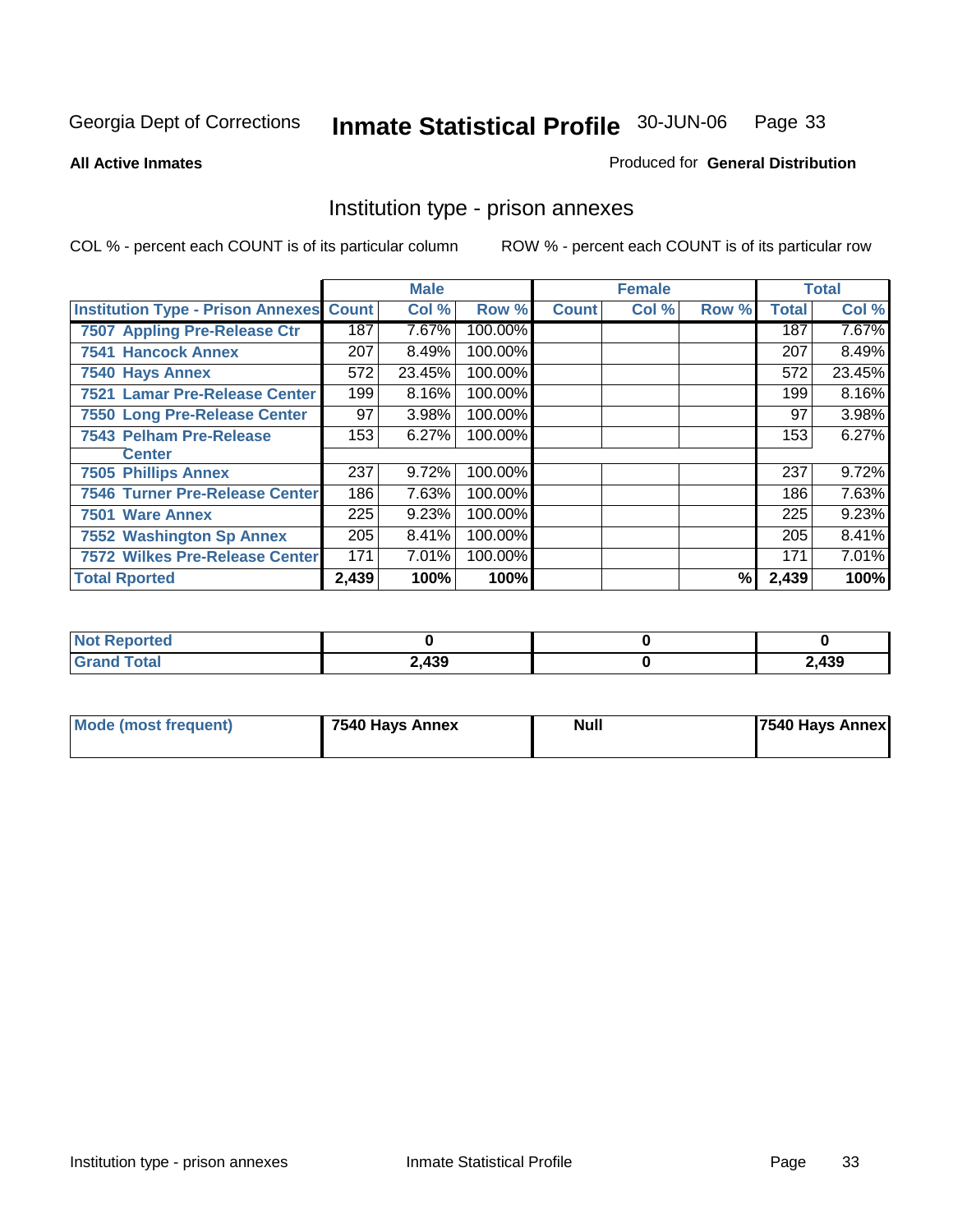Georgia Dept of Corrections **Inmate Statistical Profile** 30-JUN-06

**All Active Inmates**

Produced for **General Distribution**

## Institution type - prison annexes

COL % - percent each COUNT is of its particular column    ROW % - percent each COUNT is of its particular row

| | Male | | | Female | | | Total | |
|---|---|---|---|---|---|---|---|---|
| **Institution Type - Prison Annexes** | **Count** | **Col %** | **Row %** | **Count** | **Col %** | **Row %** | **Total** | **Col %** |
| 7507 Appling Pre-Release Ctr | 187 | 7.67% | 100.00% | | | | 187 | 7.67% |
| 7541 Hancock Annex | 207 | 8.49% | 100.00% | | | | 207 | 8.49% |
| 7540 Hays Annex | 572 | 23.45% | 100.00% | | | | 572 | 23.45% |
| 7521 Lamar Pre-Release Center | 199 | 8.16% | 100.00% | | | | 199 | 8.16% |
| 7550 Long Pre-Release Center | 97 | 3.98% | 100.00% | | | | 97 | 3.98% |
| 7543 Pelham Pre-Release Center | 153 | 6.27% | 100.00% | | | | 153 | 6.27% |
| 7505 Phillips Annex | 237 | 9.72% | 100.00% | | | | 237 | 9.72% |
| 7546 Turner Pre-Release Center | 186 | 7.63% | 100.00% | | | | 186 | 7.63% |
| 7501 Ware Annex | 225 | 9.23% | 100.00% | | | | 225 | 9.23% |
| 7552 Washington Sp Annex | 205 | 8.41% | 100.00% | | | | 205 | 8.41% |
| 7572 Wilkes Pre-Release Center | 171 | 7.01% | 100.00% | | | | 171 | 7.01% |
| **Total Rported** | **2,439** | **100%** | **100%** | | | **%** | **2,439** | **100%** |

| | Male | Female | Total |
|---|---|---|---|
| **Not Reported** | **0** | **0** | **0** |
| **Grand Total** | **2,439** | **0** | **2,439** |

| | Male | Female | Total |
|---|---|---|---|
| **Mode (most frequent)** | **7540 Hays Annex** | **Null** | **7540 Hays Annex** |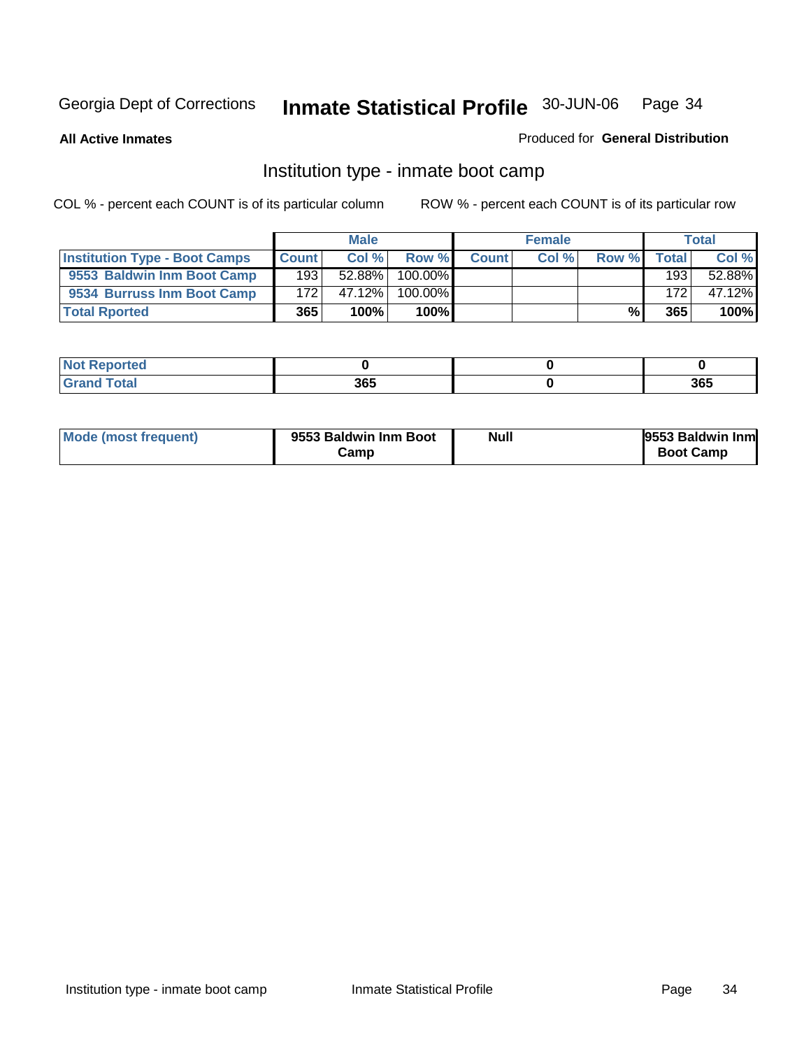Georgia Dept of Corrections **Inmate Statistical Profile** 30-JUN-06

**All Active Inmates** Produced for **General Distribution**

## Institution type - inmate boot camp

COL % - percent each COUNT is of its particular column ROW % - percent each COUNT is of its particular row

| | Male | | | Female | | | Total | |
|---|---|---|---|---|---|---|---|---|
| Institution Type - Boot Camps | Count | Col % | Row % | Count | Col % | Row % | Total | Col % |
| 9553 Baldwin Inm Boot Camp | 193 | 52.88% | 100.00% | | | | 193 | 52.88% |
| 9534 Burruss Inm Boot Camp | 172 | 47.12% | 100.00% | | | | 172 | 47.12% |
| **Total Rported** | **365** | **100%** | **100%** | | | **%** | **365** | **100%** |

| | Male | Female | Total |
|---|---|---|---|
| Not Reported | **0** | **0** | **0** |
| Grand Total | **365** | **0** | **365** |

| | Male | Female | Total |
|---|---|---|---|
| Mode (most frequent) | **9553 Baldwin Inm Boot Camp** | **Null** | **9553 Baldwin Inm Boot Camp** |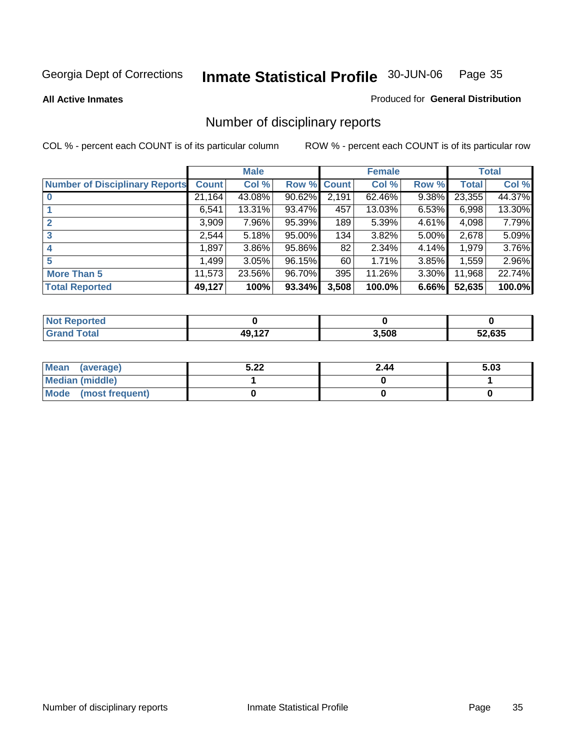Georgia Dept of Corrections **Inmate Statistical Profile** 30-JUN-06

**All Active Inmates**

Produced for **General Distribution**

## Number of disciplinary reports

COL % - percent each COUNT is of its particular column

ROW % - percent each COUNT is of its particular row

| | Male | | | Female | | | Total | |
|---|---|---|---|---|---|---|---|---|
| **Number of Disciplinary Reports** | **Count** | **Col %** | **Row %** | **Count** | **Col %** | **Row %** | **Total** | **Col %** |
| **0** | 21,164 | 43.08% | 90.62% | 2,191 | 62.46% | 9.38% | 23,355 | 44.37% |
| **1** | 6,541 | 13.31% | 93.47% | 457 | 13.03% | 6.53% | 6,998 | 13.30% |
| **2** | 3,909 | 7.96% | 95.39% | 189 | 5.39% | 4.61% | 4,098 | 7.79% |
| **3** | 2,544 | 5.18% | 95.00% | 134 | 3.82% | 5.00% | 2,678 | 5.09% |
| **4** | 1,897 | 3.86% | 95.86% | 82 | 2.34% | 4.14% | 1,979 | 3.76% |
| **5** | 1,499 | 3.05% | 96.15% | 60 | 1.71% | 3.85% | 1,559 | 2.96% |
| **More Than 5** | 11,573 | 23.56% | 96.70% | 395 | 11.26% | 3.30% | 11,968 | 22.74% |
| **Total Reported** | **49,127** | **100%** | **93.34%** | **3,508** | **100.0%** | **6.66%** | **52,635** | **100.0%** |

| | Male | Female | Total |
|---|---|---|---|
| **Not Reported** | **0** | **0** | **0** |
| **Grand Total** | **49,127** | **3,508** | **52,635** |

| | Male | Female | Total |
|---|---|---|---|
| **Mean (average)** | **5.22** | **2.44** | **5.03** |
| **Median (middle)** | **1** | **0** | **1** |
| **Mode (most frequent)** | **0** | **0** | **0** |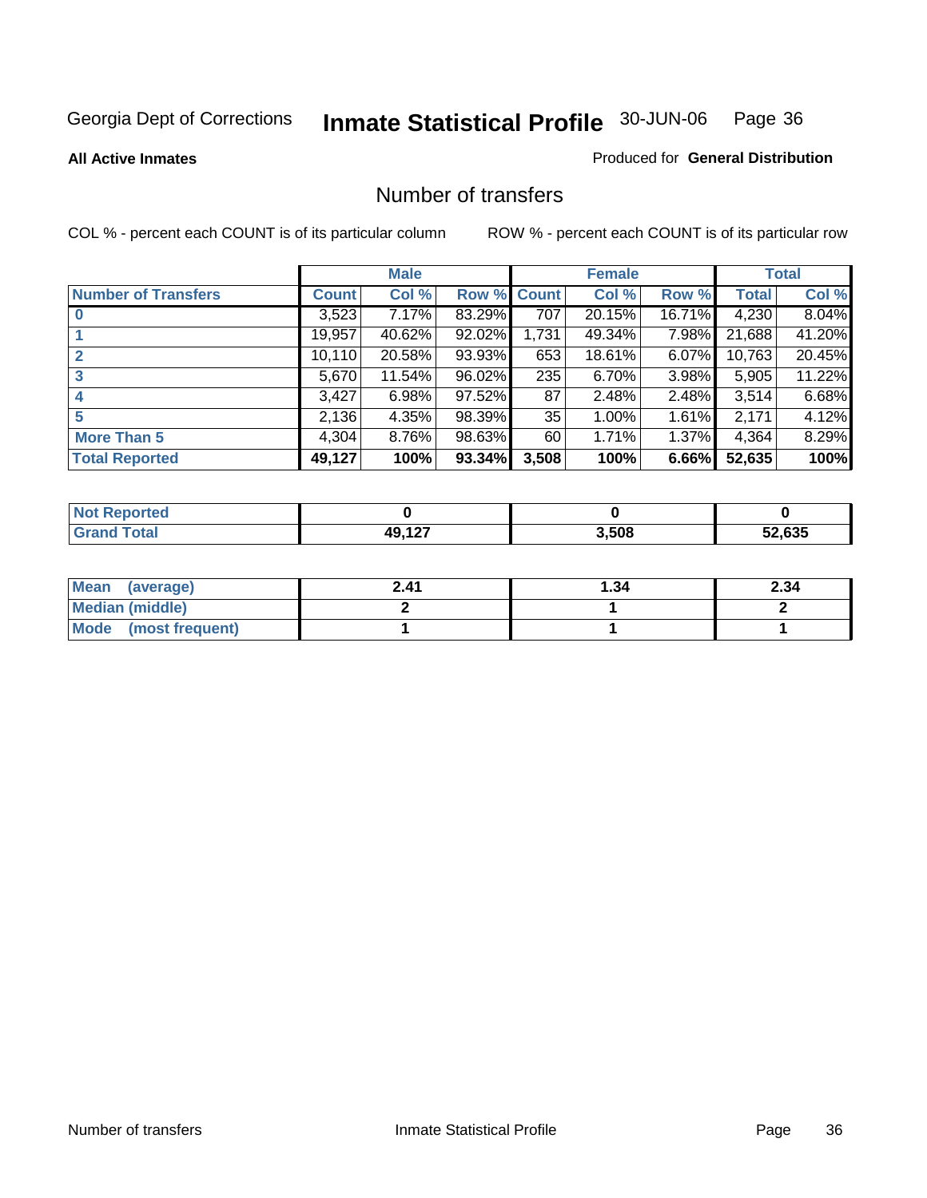Georgia Dept of Corrections **Inmate Statistical Profile** 30-JUN-06

**All Active Inmates**

Produced for **General Distribution**

## Number of transfers

COL % - percent each COUNT is of its particular column

ROW % - percent each COUNT is of its particular row

| | Male | | | Female | | | Total | |
|---|---|---|---|---|---|---|---|---|
| **Number of Transfers** | **Count** | **Col %** | **Row %** | **Count** | **Col %** | **Row %** | **Total** | **Col %** |
| **0** | 3,523 | 7.17% | 83.29% | 707 | 20.15% | 16.71% | 4,230 | 8.04% |
| **1** | 19,957 | 40.62% | 92.02% | 1,731 | 49.34% | 7.98% | 21,688 | 41.20% |
| **2** | 10,110 | 20.58% | 93.93% | 653 | 18.61% | 6.07% | 10,763 | 20.45% |
| **3** | 5,670 | 11.54% | 96.02% | 235 | 6.70% | 3.98% | 5,905 | 11.22% |
| **4** | 3,427 | 6.98% | 97.52% | 87 | 2.48% | 2.48% | 3,514 | 6.68% |
| **5** | 2,136 | 4.35% | 98.39% | 35 | 1.00% | 1.61% | 2,171 | 4.12% |
| **More Than 5** | 4,304 | 8.76% | 98.63% | 60 | 1.71% | 1.37% | 4,364 | 8.29% |
| **Total Reported** | **49,127** | **100%** | **93.34%** | **3,508** | **100%** | **6.66%** | **52,635** | **100%** |

| | Male | Female | Total |
|---|---|---|---|
| **Not Reported** | **0** | **0** | **0** |
| **Grand Total** | **49,127** | **3,508** | **52,635** |

| | Male | Female | Total |
|---|---|---|---|
| **Mean (average)** | **2.41** | **1.34** | **2.34** |
| **Median (middle)** | **2** | **1** | **2** |
| **Mode (most frequent)** | **1** | **1** | **1** |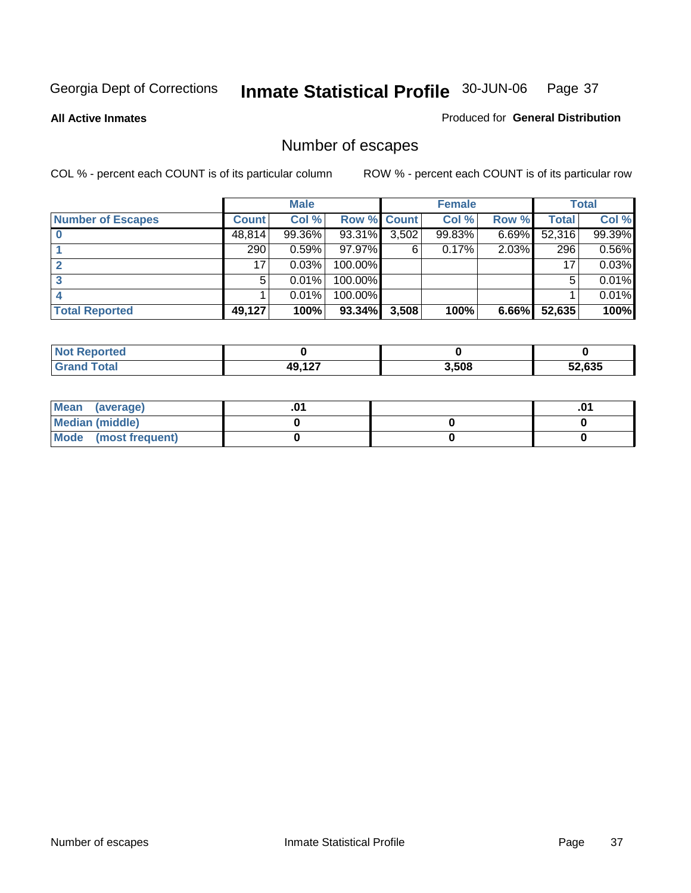Georgia Dept of Corrections **Inmate Statistical Profile** 30-JUN-06

**All Active Inmates**

Produced for **General Distribution**

## Number of escapes

COL % - percent each COUNT is of its particular column

ROW % - percent each COUNT is of its particular row

| | Male | | | Female | | | Total | |
|---|---|---|---|---|---|---|---|---|
| **Number of Escapes** | **Count** | **Col %** | **Row %** | **Count** | **Col %** | **Row %** | **Total** | **Col %** |
| **0** | 48,814 | 99.36% | 93.31% | 3,502 | 99.83% | 6.69% | 52,316 | 99.39% |
| **1** | 290 | 0.59% | 97.97% | 6 | 0.17% | 2.03% | 296 | 0.56% |
| **2** | 17 | 0.03% | 100.00% | | | | 17 | 0.03% |
| **3** | 5 | 0.01% | 100.00% | | | | 5 | 0.01% |
| **4** | 1 | 0.01% | 100.00% | | | | 1 | 0.01% |
| **Total Reported** | **49,127** | **100%** | **93.34%** | **3,508** | **100%** | **6.66%** | **52,635** | **100%** |

| | Male | Female | Total |
|---|---|---|---|
| **Not Reported** | **0** | **0** | **0** |
| **Grand Total** | **49,127** | **3,508** | **52,635** |

| | Male | Female | Total |
|---|---|---|---|
| **Mean (average)** | **.01** | | **.01** |
| **Median (middle)** | **0** | **0** | **0** |
| **Mode (most frequent)** | **0** | **0** | **0** |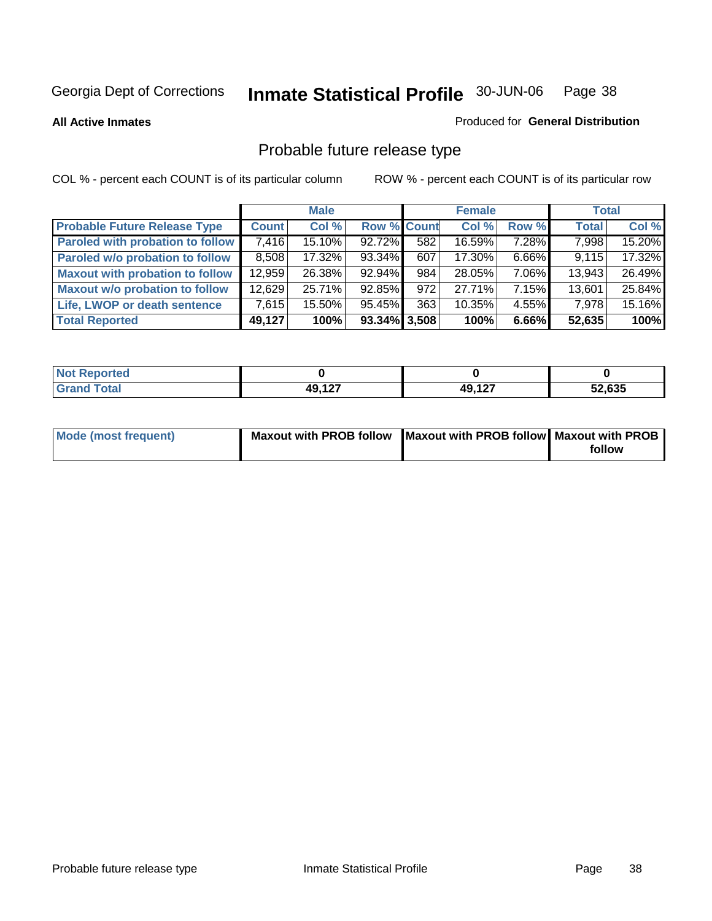Georgia Dept of Corrections **Inmate Statistical Profile** 30-JUN-06 Page 38

**All Active Inmates**

Produced for **General Distribution**

## Probable future release type

COL % - percent each COUNT is of its particular column

ROW % - percent each COUNT is of its particular row

| | Male | | | Female | | | Total | |
|---|---|---|---|---|---|---|---|---|
| **Probable Future Release Type** | **Count** | **Col %** | **Row %** | **Count** | **Col %** | **Row %** | **Total** | **Col %** |
| **Paroled with probation to follow** | 7,416 | 15.10% | 92.72% | 582 | 16.59% | 7.28% | 7,998 | 15.20% |
| **Paroled w/o probation to follow** | 8,508 | 17.32% | 93.34% | 607 | 17.30% | 6.66% | 9,115 | 17.32% |
| **Maxout with probation to follow** | 12,959 | 26.38% | 92.94% | 984 | 28.05% | 7.06% | 13,943 | 26.49% |
| **Maxout w/o probation to follow** | 12,629 | 25.71% | 92.85% | 972 | 27.71% | 7.15% | 13,601 | 25.84% |
| **Life, LWOP or death sentence** | 7,615 | 15.50% | 95.45% | 363 | 10.35% | 4.55% | 7,978 | 15.16% |
| **Total Reported** | **49,127** | **100%** | **93.34%** | **3,508** | **100%** | **6.66%** | **52,635** | **100%** |

| | Male | Female | Total |
|---|---|---|---|
| **Not Reported** | **0** | **0** | **0** |
| **Grand Total** | **49,127** | **49,127** | **52,635** |

| | Male | Female | Total |
|---|---|---|---|
| **Mode (most frequent)** | **Maxout with PROB follow** | **Maxout with PROB follow** | **Maxout with PROB follow** |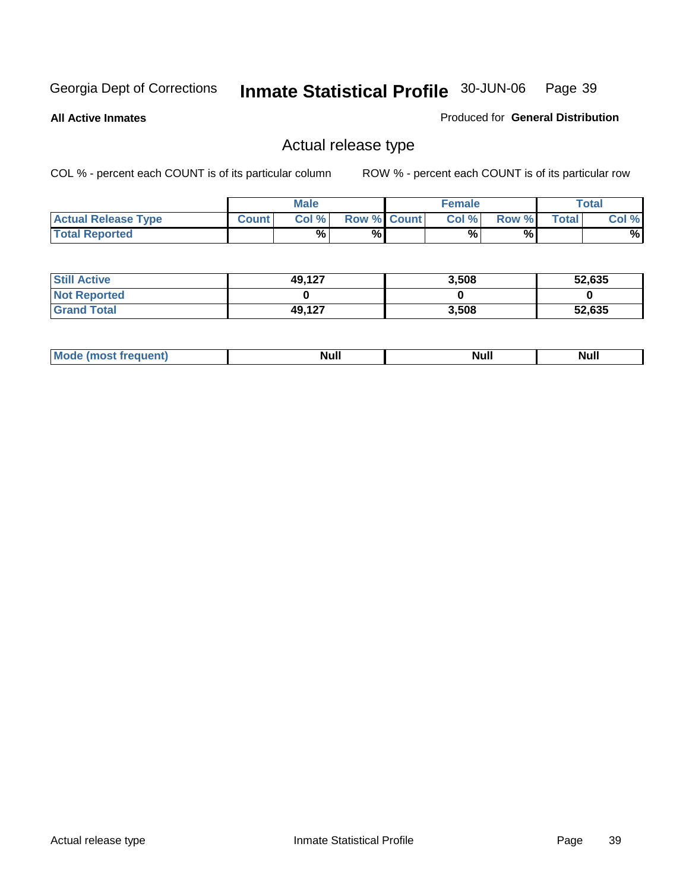Georgia Dept of Corrections **Inmate Statistical Profile** 30-JUN-06

**All Active Inmates**

Produced for **General Distribution**

## Actual release type

COL % - percent each COUNT is of its particular column

ROW % - percent each COUNT is of its particular row

| | Male | | | Female | | | Total | |
|---|---|---|---|---|---|---|---|---|
| **Actual Release Type** | Count | Col % | Row % | Count | Col % | Row % | Total | Col % |
| **Total Reported** | | % | % | | % | % | | % |

| | Male | Female | Total |
|---|---|---|---|
| **Still Active** | 49,127 | 3,508 | 52,635 |
| **Not Reported** | 0 | 0 | 0 |
| **Grand Total** | 49,127 | 3,508 | 52,635 |

| | Male | Female | Total |
|---|---|---|---|
| **Mode (most frequent)** | Null | Null | Null |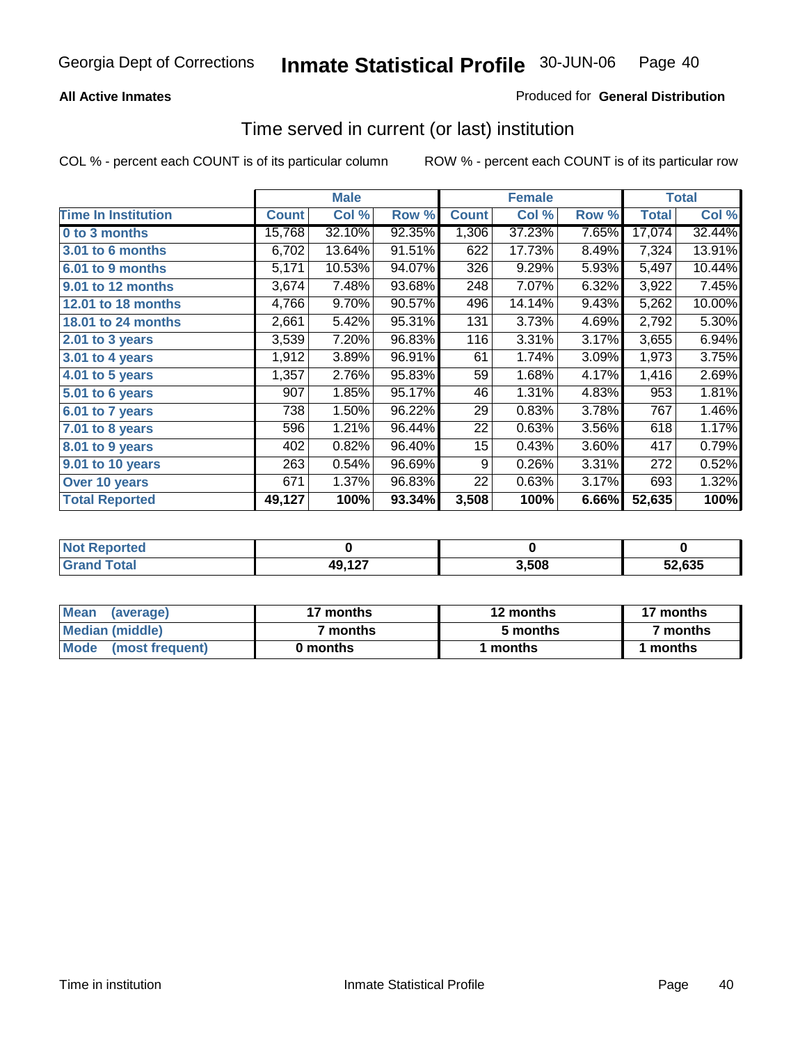Georgia Dept of Corrections **Inmate Statistical Profile** 30-JUN-06

**All Active Inmates**

Produced for **General Distribution**

## Time served in current (or last) institution

COL % - percent each COUNT is of its particular column

ROW % - percent each COUNT is of its particular row

| | Male | | | Female | | | Total | |
|---|---|---|---|---|---|---|---|---|
| **Time In Institution** | **Count** | **Col %** | **Row %** | **Count** | **Col %** | **Row %** | **Total** | **Col %** |
| **0 to 3 months** | 15,768 | 32.10% | 92.35% | 1,306 | 37.23% | 7.65% | 17,074 | 32.44% |
| **3.01 to 6 months** | 6,702 | 13.64% | 91.51% | 622 | 17.73% | 8.49% | 7,324 | 13.91% |
| **6.01 to 9 months** | 5,171 | 10.53% | 94.07% | 326 | 9.29% | 5.93% | 5,497 | 10.44% |
| **9.01 to 12 months** | 3,674 | 7.48% | 93.68% | 248 | 7.07% | 6.32% | 3,922 | 7.45% |
| **12.01 to 18 months** | 4,766 | 9.70% | 90.57% | 496 | 14.14% | 9.43% | 5,262 | 10.00% |
| **18.01 to 24 months** | 2,661 | 5.42% | 95.31% | 131 | 3.73% | 4.69% | 2,792 | 5.30% |
| **2.01 to 3 years** | 3,539 | 7.20% | 96.83% | 116 | 3.31% | 3.17% | 3,655 | 6.94% |
| **3.01 to 4 years** | 1,912 | 3.89% | 96.91% | 61 | 1.74% | 3.09% | 1,973 | 3.75% |
| **4.01 to 5 years** | 1,357 | 2.76% | 95.83% | 59 | 1.68% | 4.17% | 1,416 | 2.69% |
| **5.01 to 6 years** | 907 | 1.85% | 95.17% | 46 | 1.31% | 4.83% | 953 | 1.81% |
| **6.01 to 7 years** | 738 | 1.50% | 96.22% | 29 | 0.83% | 3.78% | 767 | 1.46% |
| **7.01 to 8 years** | 596 | 1.21% | 96.44% | 22 | 0.63% | 3.56% | 618 | 1.17% |
| **8.01 to 9 years** | 402 | 0.82% | 96.40% | 15 | 0.43% | 3.60% | 417 | 0.79% |
| **9.01 to 10 years** | 263 | 0.54% | 96.69% | 9 | 0.26% | 3.31% | 272 | 0.52% |
| **Over 10 years** | 671 | 1.37% | 96.83% | 22 | 0.63% | 3.17% | 693 | 1.32% |
| **Total Reported** | **49,127** | **100%** | **93.34%** | **3,508** | **100%** | **6.66%** | **52,635** | **100%** |

| | Male | Female | Total |
|---|---|---|---|
| **Not Reported** | **0** | **0** | **0** |
| **Grand Total** | **49,127** | **3,508** | **52,635** |

| | Male | Female | Total |
|---|---|---|---|
| **Mean (average)** | **17 months** | **12 months** | **17 months** |
| **Median (middle)** | **7 months** | **5 months** | **7 months** |
| **Mode (most frequent)** | **0 months** | **1 months** | **1 months** |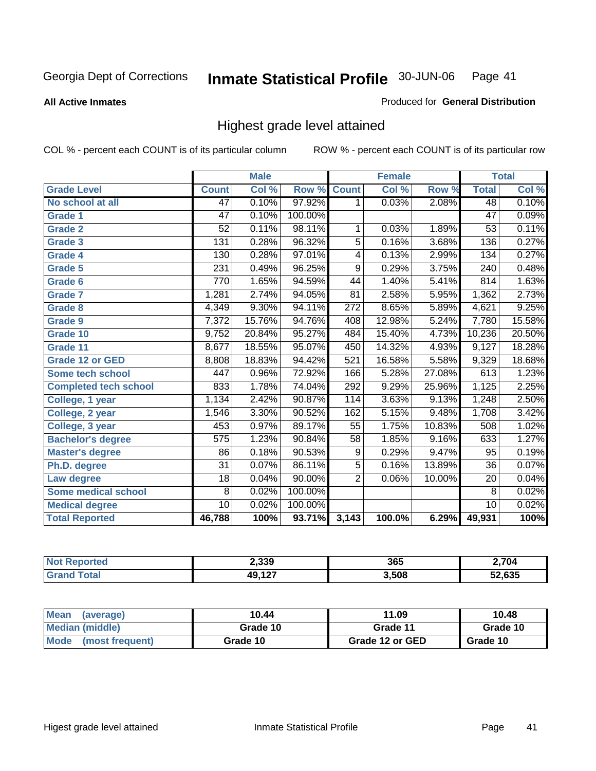Georgia Dept of Corrections **Inmate Statistical Profile** 30-JUN-06

**All Active Inmates**

Produced for **General Distribution**

## Highest grade level attained

COL % - percent each COUNT is of its particular column    ROW % - percent each COUNT is of its particular row

| | Male | | | Female | | | Total | |
|---|---|---|---|---|---|---|---|---|
| Grade Level | Count | Col % | Row % | Count | Col % | Row % | Total | Col % |
| No school at all | 47 | 0.10% | 97.92% | 1 | 0.03% | 2.08% | 48 | 0.10% |
| Grade 1 | 47 | 0.10% | 100.00% | | | | 47 | 0.09% |
| Grade 2 | 52 | 0.11% | 98.11% | 1 | 0.03% | 1.89% | 53 | 0.11% |
| Grade 3 | 131 | 0.28% | 96.32% | 5 | 0.16% | 3.68% | 136 | 0.27% |
| Grade 4 | 130 | 0.28% | 97.01% | 4 | 0.13% | 2.99% | 134 | 0.27% |
| Grade 5 | 231 | 0.49% | 96.25% | 9 | 0.29% | 3.75% | 240 | 0.48% |
| Grade 6 | 770 | 1.65% | 94.59% | 44 | 1.40% | 5.41% | 814 | 1.63% |
| Grade 7 | 1,281 | 2.74% | 94.05% | 81 | 2.58% | 5.95% | 1,362 | 2.73% |
| Grade 8 | 4,349 | 9.30% | 94.11% | 272 | 8.65% | 5.89% | 4,621 | 9.25% |
| Grade 9 | 7,372 | 15.76% | 94.76% | 408 | 12.98% | 5.24% | 7,780 | 15.58% |
| Grade 10 | 9,752 | 20.84% | 95.27% | 484 | 15.40% | 4.73% | 10,236 | 20.50% |
| Grade 11 | 8,677 | 18.55% | 95.07% | 450 | 14.32% | 4.93% | 9,127 | 18.28% |
| Grade 12 or GED | 8,808 | 18.83% | 94.42% | 521 | 16.58% | 5.58% | 9,329 | 18.68% |
| Some tech school | 447 | 0.96% | 72.92% | 166 | 5.28% | 27.08% | 613 | 1.23% |
| Completed tech school | 833 | 1.78% | 74.04% | 292 | 9.29% | 25.96% | 1,125 | 2.25% |
| College, 1 year | 1,134 | 2.42% | 90.87% | 114 | 3.63% | 9.13% | 1,248 | 2.50% |
| College, 2 year | 1,546 | 3.30% | 90.52% | 162 | 5.15% | 9.48% | 1,708 | 3.42% |
| College, 3 year | 453 | 0.97% | 89.17% | 55 | 1.75% | 10.83% | 508 | 1.02% |
| Bachelor's degree | 575 | 1.23% | 90.84% | 58 | 1.85% | 9.16% | 633 | 1.27% |
| Master's degree | 86 | 0.18% | 90.53% | 9 | 0.29% | 9.47% | 95 | 0.19% |
| Ph.D. degree | 31 | 0.07% | 86.11% | 5 | 0.16% | 13.89% | 36 | 0.07% |
| Law degree | 18 | 0.04% | 90.00% | 2 | 0.06% | 10.00% | 20 | 0.04% |
| Some medical school | 8 | 0.02% | 100.00% | | | | 8 | 0.02% |
| Medical degree | 10 | 0.02% | 100.00% | | | | 10 | 0.02% |
| **Total Reported** | **46,788** | **100%** | **93.71%** | **3,143** | **100.0%** | **6.29%** | **49,931** | **100%** |

| | Male | Female | Total |
|---|---|---|---|
| Not Reported | 2,339 | 365 | 2,704 |
| Grand Total | 49,127 | 3,508 | 52,635 |

| | Male | Female | Total |
|---|---|---|---|
| Mean (average) | 10.44 | 11.09 | 10.48 |
| Median (middle) | Grade 10 | Grade 11 | Grade 10 |
| Mode (most frequent) | Grade 10 | Grade 12 or GED | Grade 10 |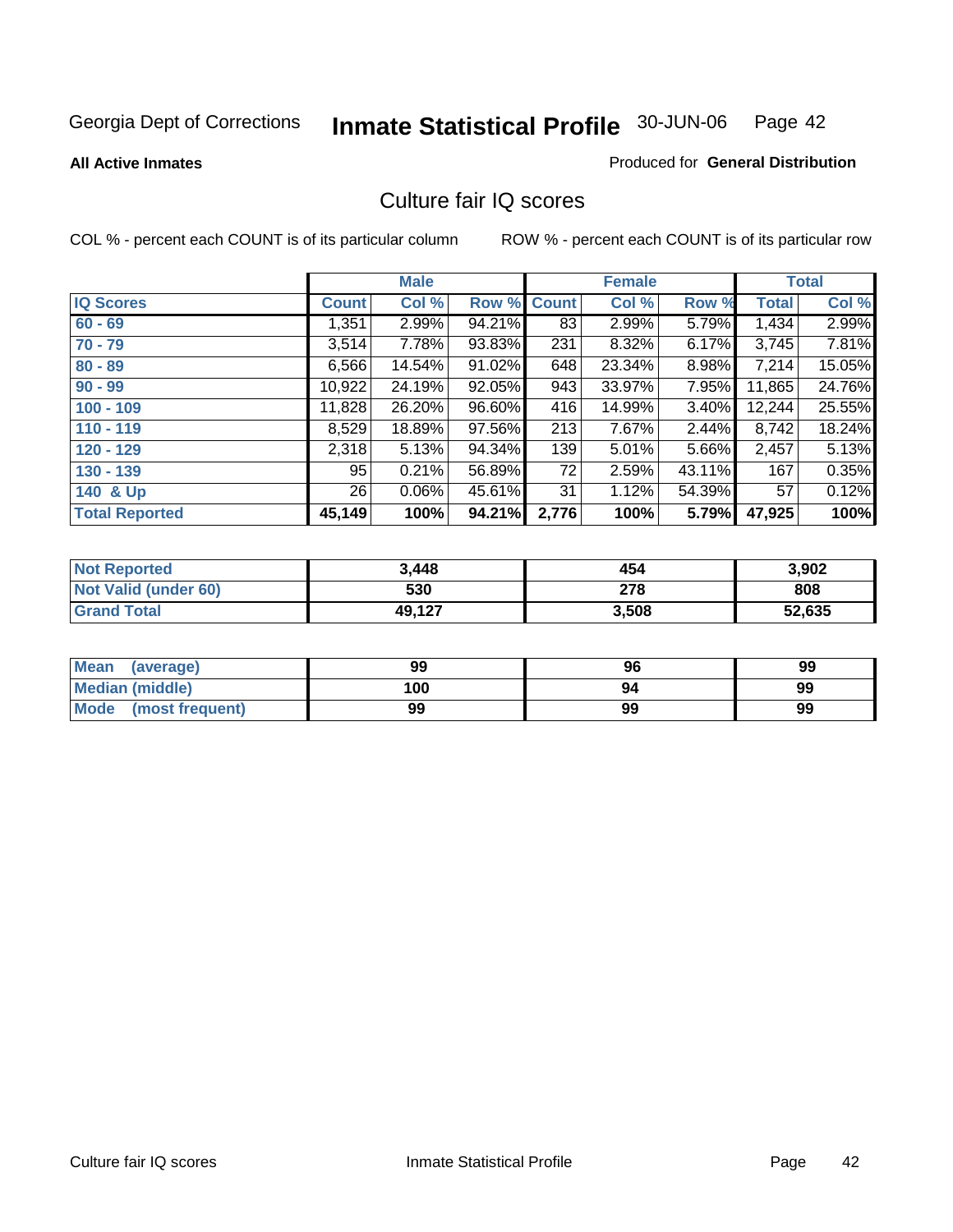Georgia Dept of Corrections **Inmate Statistical Profile** 30-JUN-06

**All Active Inmates**

Produced for **General Distribution**

## Culture fair IQ scores

COL % - percent each COUNT is of its particular column

ROW % - percent each COUNT is of its particular row

| | Male | | | Female | | | Total | |
|---|---|---|---|---|---|---|---|---|
| **IQ Scores** | **Count** | **Col %** | **Row %** | **Count** | **Col %** | **Row %** | **Total** | **Col %** |
| **60 - 69** | 1,351 | 2.99% | 94.21% | 83 | 2.99% | 5.79% | 1,434 | 2.99% |
| **70 - 79** | 3,514 | 7.78% | 93.83% | 231 | 8.32% | 6.17% | 3,745 | 7.81% |
| **80 - 89** | 6,566 | 14.54% | 91.02% | 648 | 23.34% | 8.98% | 7,214 | 15.05% |
| **90 - 99** | 10,922 | 24.19% | 92.05% | 943 | 33.97% | 7.95% | 11,865 | 24.76% |
| **100 - 109** | 11,828 | 26.20% | 96.60% | 416 | 14.99% | 3.40% | 12,244 | 25.55% |
| **110 - 119** | 8,529 | 18.89% | 97.56% | 213 | 7.67% | 2.44% | 8,742 | 18.24% |
| **120 - 129** | 2,318 | 5.13% | 94.34% | 139 | 5.01% | 5.66% | 2,457 | 5.13% |
| **130 - 139** | 95 | 0.21% | 56.89% | 72 | 2.59% | 43.11% | 167 | 0.35% |
| **140 & Up** | 26 | 0.06% | 45.61% | 31 | 1.12% | 54.39% | 57 | 0.12% |
| **Total Reported** | **45,149** | **100%** | **94.21%** | **2,776** | **100%** | **5.79%** | **47,925** | **100%** |

| | Male | Female | Total |
|---|---|---|---|
| **Not Reported** | **3,448** | **454** | **3,902** |
| **Not Valid (under 60)** | **530** | **278** | **808** |
| **Grand Total** | **49,127** | **3,508** | **52,635** |

| | Male | Female | Total |
|---|---|---|---|
| **Mean (average)** | **99** | **96** | **99** |
| **Median (middle)** | **100** | **94** | **99** |
| **Mode (most frequent)** | **99** | **99** | **99** |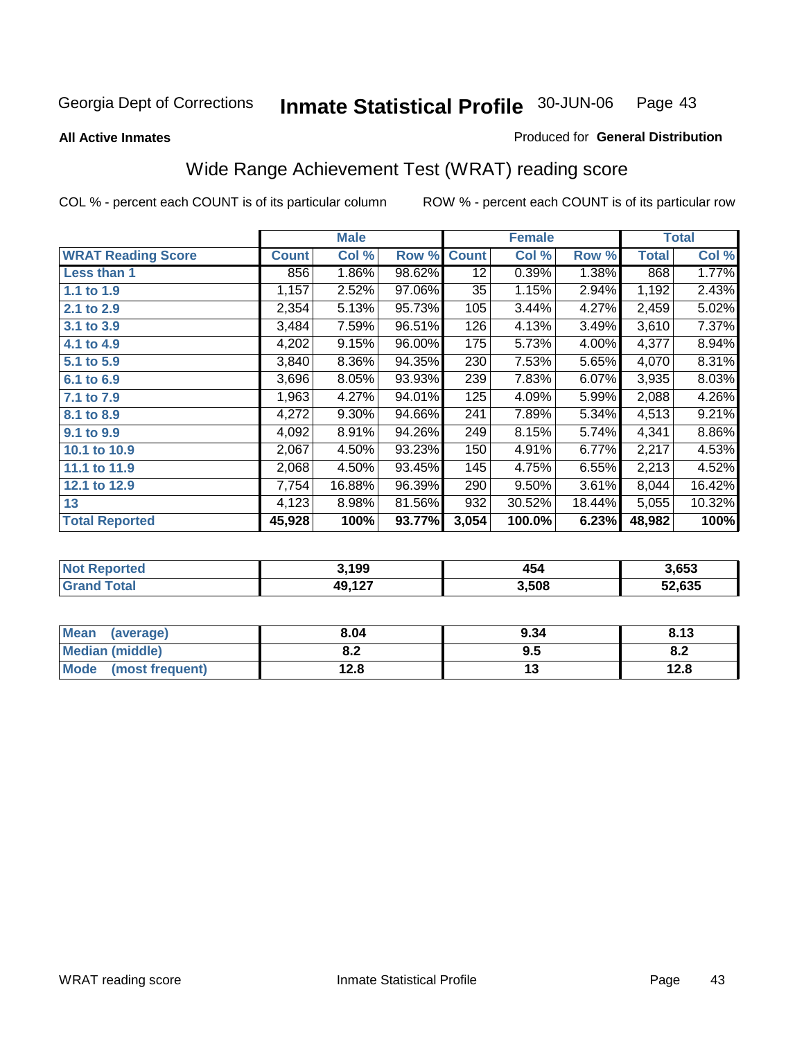Georgia Dept of Corrections **Inmate Statistical Profile** 30-JUN-06

**All Active Inmates**

Produced for **General Distribution**

## Wide Range Achievement Test (WRAT) reading score

COL % - percent each COUNT is of its particular column  ROW % - percent each COUNT is of its particular row

| | Male | | | Female | | | Total | |
|---|---|---|---|---|---|---|---|---|
| **WRAT Reading Score** | **Count** | **Col %** | **Row %** | **Count** | **Col %** | **Row %** | **Total** | **Col %** |
| **Less than 1** | 856 | 1.86% | 98.62% | 12 | 0.39% | 1.38% | 868 | 1.77% |
| **1.1 to 1.9** | 1,157 | 2.52% | 97.06% | 35 | 1.15% | 2.94% | 1,192 | 2.43% |
| **2.1 to 2.9** | 2,354 | 5.13% | 95.73% | 105 | 3.44% | 4.27% | 2,459 | 5.02% |
| **3.1 to 3.9** | 3,484 | 7.59% | 96.51% | 126 | 4.13% | 3.49% | 3,610 | 7.37% |
| **4.1 to 4.9** | 4,202 | 9.15% | 96.00% | 175 | 5.73% | 4.00% | 4,377 | 8.94% |
| **5.1 to 5.9** | 3,840 | 8.36% | 94.35% | 230 | 7.53% | 5.65% | 4,070 | 8.31% |
| **6.1 to 6.9** | 3,696 | 8.05% | 93.93% | 239 | 7.83% | 6.07% | 3,935 | 8.03% |
| **7.1 to 7.9** | 1,963 | 4.27% | 94.01% | 125 | 4.09% | 5.99% | 2,088 | 4.26% |
| **8.1 to 8.9** | 4,272 | 9.30% | 94.66% | 241 | 7.89% | 5.34% | 4,513 | 9.21% |
| **9.1 to 9.9** | 4,092 | 8.91% | 94.26% | 249 | 8.15% | 5.74% | 4,341 | 8.86% |
| **10.1 to 10.9** | 2,067 | 4.50% | 93.23% | 150 | 4.91% | 6.77% | 2,217 | 4.53% |
| **11.1 to 11.9** | 2,068 | 4.50% | 93.45% | 145 | 4.75% | 6.55% | 2,213 | 4.52% |
| **12.1 to 12.9** | 7,754 | 16.88% | 96.39% | 290 | 9.50% | 3.61% | 8,044 | 16.42% |
| **13** | 4,123 | 8.98% | 81.56% | 932 | 30.52% | 18.44% | 5,055 | 10.32% |
| **Total Reported** | **45,928** | **100%** | **93.77%** | **3,054** | **100.0%** | **6.23%** | **48,982** | **100%** |

| | Male | Female | Total |
|---|---|---|---|
| **Not Reported** | **3,199** | **454** | **3,653** |
| **Grand Total** | **49,127** | **3,508** | **52,635** |

| | Male | Female | Total |
|---|---|---|---|
| **Mean (average)** | **8.04** | **9.34** | **8.13** |
| **Median (middle)** | **8.2** | **9.5** | **8.2** |
| **Mode (most frequent)** | **12.8** | **13** | **12.8** |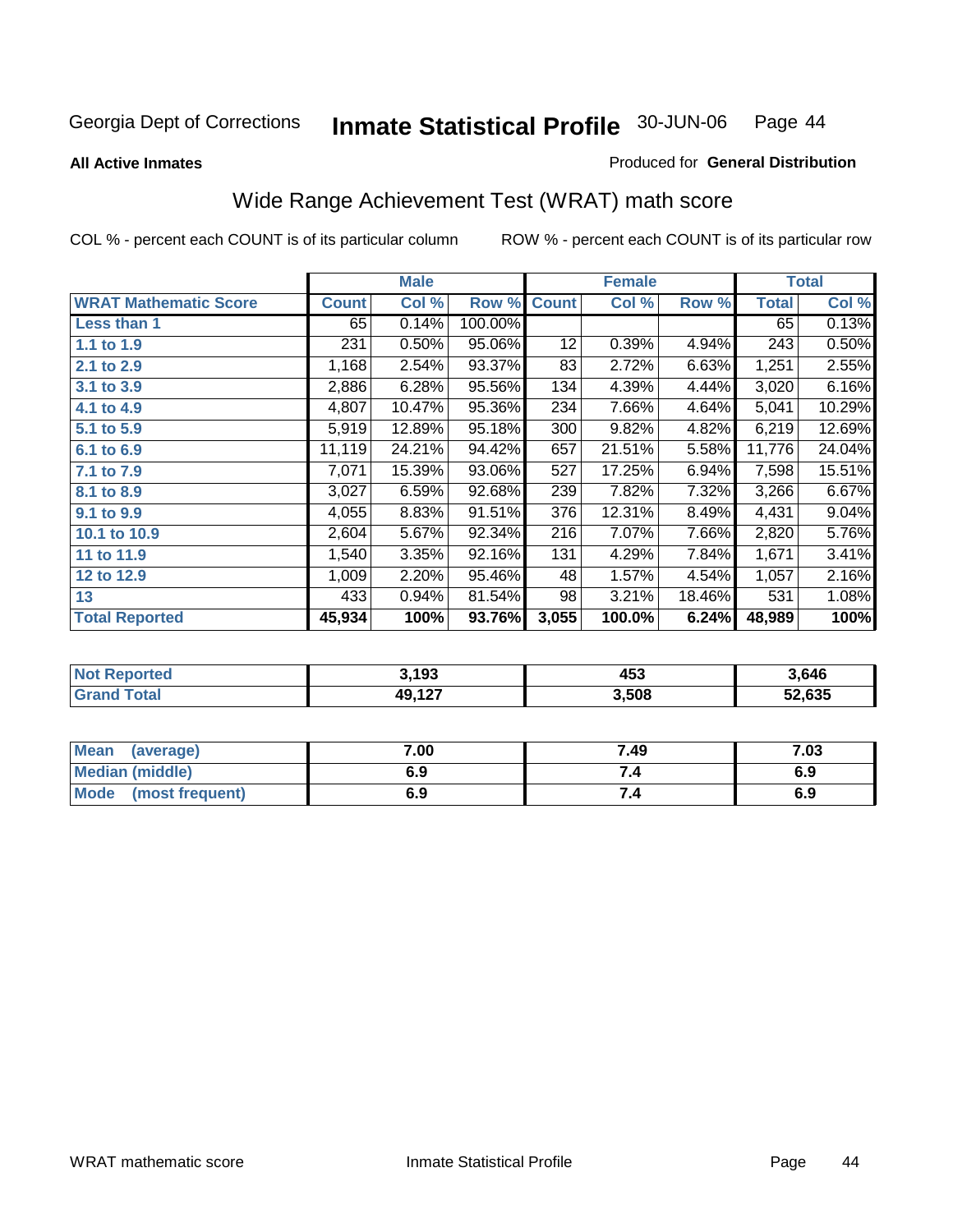Georgia Dept of Corrections **Inmate Statistical Profile** 30-JUN-06

**All Active Inmates**

Produced for **General Distribution**

## Wide Range Achievement Test (WRAT) math score

COL % - percent each COUNT is of its particular column    ROW % - percent each COUNT is of its particular row

| | Male | | | Female | | | Total | |
|---|---|---|---|---|---|---|---|---|
| **WRAT Mathematic Score** | **Count** | **Col %** | **Row %** | **Count** | **Col %** | **Row %** | **Total** | **Col %** |
| **Less than 1** | 65 | 0.14% | 100.00% | | | | 65 | 0.13% |
| **1.1 to 1.9** | 231 | 0.50% | 95.06% | 12 | 0.39% | 4.94% | 243 | 0.50% |
| **2.1 to 2.9** | 1,168 | 2.54% | 93.37% | 83 | 2.72% | 6.63% | 1,251 | 2.55% |
| **3.1 to 3.9** | 2,886 | 6.28% | 95.56% | 134 | 4.39% | 4.44% | 3,020 | 6.16% |
| **4.1 to 4.9** | 4,807 | 10.47% | 95.36% | 234 | 7.66% | 4.64% | 5,041 | 10.29% |
| **5.1 to 5.9** | 5,919 | 12.89% | 95.18% | 300 | 9.82% | 4.82% | 6,219 | 12.69% |
| **6.1 to 6.9** | 11,119 | 24.21% | 94.42% | 657 | 21.51% | 5.58% | 11,776 | 24.04% |
| **7.1 to 7.9** | 7,071 | 15.39% | 93.06% | 527 | 17.25% | 6.94% | 7,598 | 15.51% |
| **8.1 to 8.9** | 3,027 | 6.59% | 92.68% | 239 | 7.82% | 7.32% | 3,266 | 6.67% |
| **9.1 to 9.9** | 4,055 | 8.83% | 91.51% | 376 | 12.31% | 8.49% | 4,431 | 9.04% |
| **10.1 to 10.9** | 2,604 | 5.67% | 92.34% | 216 | 7.07% | 7.66% | 2,820 | 5.76% |
| **11 to 11.9** | 1,540 | 3.35% | 92.16% | 131 | 4.29% | 7.84% | 1,671 | 3.41% |
| **12 to 12.9** | 1,009 | 2.20% | 95.46% | 48 | 1.57% | 4.54% | 1,057 | 2.16% |
| **13** | 433 | 0.94% | 81.54% | 98 | 3.21% | 18.46% | 531 | 1.08% |
| **Total Reported** | **45,934** | **100%** | **93.76%** | **3,055** | **100.0%** | **6.24%** | **48,989** | **100%** |

| | Male | Female | Total |
|---|---|---|---|
| **Not Reported** | **3,193** | **453** | **3,646** |
| **Grand Total** | **49,127** | **3,508** | **52,635** |

| | Male | Female | Total |
|---|---|---|---|
| **Mean (average)** | **7.00** | **7.49** | **7.03** |
| **Median (middle)** | **6.9** | **7.4** | **6.9** |
| **Mode (most frequent)** | **6.9** | **7.4** | **6.9** |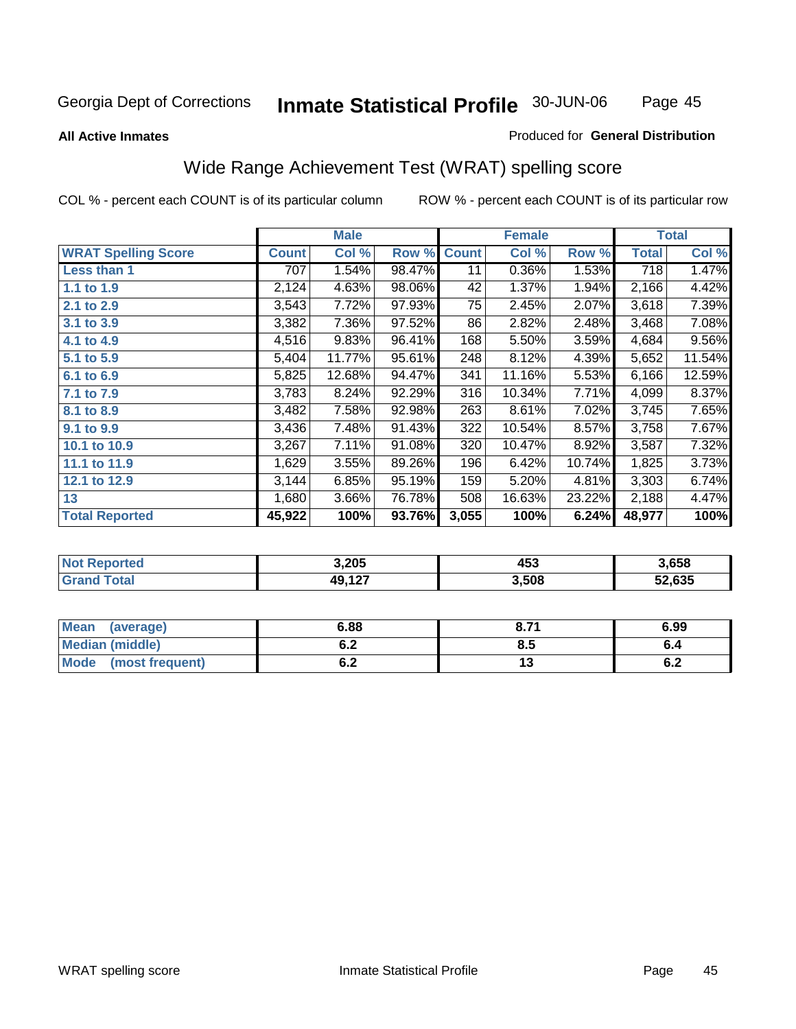Georgia Dept of Corrections **Inmate Statistical Profile** 30-JUN-06

**All Active Inmates**

Produced for **General Distribution**

## Wide Range Achievement Test (WRAT) spelling score

COL % - percent each COUNT is of its particular column

ROW % - percent each COUNT is of its particular row

| | Male | | | Female | | | Total | |
|---|---|---|---|---|---|---|---|---|
| **WRAT Spelling Score** | **Count** | **Col %** | **Row %** | **Count** | **Col %** | **Row %** | **Total** | **Col %** |
| **Less than 1** | 707 | 1.54% | 98.47% | 11 | 0.36% | 1.53% | 718 | 1.47% |
| **1.1 to 1.9** | 2,124 | 4.63% | 98.06% | 42 | 1.37% | 1.94% | 2,166 | 4.42% |
| **2.1 to 2.9** | 3,543 | 7.72% | 97.93% | 75 | 2.45% | 2.07% | 3,618 | 7.39% |
| **3.1 to 3.9** | 3,382 | 7.36% | 97.52% | 86 | 2.82% | 2.48% | 3,468 | 7.08% |
| **4.1 to 4.9** | 4,516 | 9.83% | 96.41% | 168 | 5.50% | 3.59% | 4,684 | 9.56% |
| **5.1 to 5.9** | 5,404 | 11.77% | 95.61% | 248 | 8.12% | 4.39% | 5,652 | 11.54% |
| **6.1 to 6.9** | 5,825 | 12.68% | 94.47% | 341 | 11.16% | 5.53% | 6,166 | 12.59% |
| **7.1 to 7.9** | 3,783 | 8.24% | 92.29% | 316 | 10.34% | 7.71% | 4,099 | 8.37% |
| **8.1 to 8.9** | 3,482 | 7.58% | 92.98% | 263 | 8.61% | 7.02% | 3,745 | 7.65% |
| **9.1 to 9.9** | 3,436 | 7.48% | 91.43% | 322 | 10.54% | 8.57% | 3,758 | 7.67% |
| **10.1 to 10.9** | 3,267 | 7.11% | 91.08% | 320 | 10.47% | 8.92% | 3,587 | 7.32% |
| **11.1 to 11.9** | 1,629 | 3.55% | 89.26% | 196 | 6.42% | 10.74% | 1,825 | 3.73% |
| **12.1 to 12.9** | 3,144 | 6.85% | 95.19% | 159 | 5.20% | 4.81% | 3,303 | 6.74% |
| **13** | 1,680 | 3.66% | 76.78% | 508 | 16.63% | 23.22% | 2,188 | 4.47% |
| **Total Reported** | **45,922** | **100%** | **93.76%** | **3,055** | **100%** | **6.24%** | **48,977** | **100%** |

| | Male | Female | Total |
|---|---|---|---|
| **Not Reported** | **3,205** | **453** | **3,658** |
| **Grand Total** | **49,127** | **3,508** | **52,635** |

| | Male | Female | Total |
|---|---|---|---|
| **Mean (average)** | **6.88** | **8.71** | **6.99** |
| **Median (middle)** | **6.2** | **8.5** | **6.4** |
| **Mode (most frequent)** | **6.2** | **13** | **6.2** |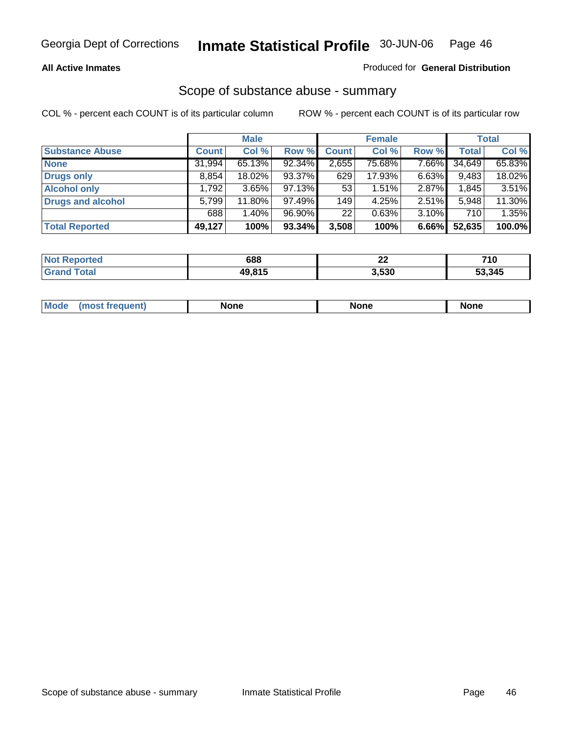Georgia Dept of Corrections **Inmate Statistical Profile** 30-JUN-06

**All Active Inmates**

Produced for **General Distribution**

## Scope of substance abuse - summary

COL % - percent each COUNT is of its particular column ROW % - percent each COUNT is of its particular row

| | Male | | | Female | | | Total | |
|---|---|---|---|---|---|---|---|---|
| **Substance Abuse** | **Count** | **Col %** | **Row %** | **Count** | **Col %** | **Row %** | **Total** | **Col %** |
| **None** | 31,994 | 65.13% | 92.34% | 2,655 | 75.68% | 7.66% | 34,649 | 65.83% |
| **Drugs only** | 8,854 | 18.02% | 93.37% | 629 | 17.93% | 6.63% | 9,483 | 18.02% |
| **Alcohol only** | 1,792 | 3.65% | 97.13% | 53 | 1.51% | 2.87% | 1,845 | 3.51% |
| **Drugs and alcohol** | 5,799 | 11.80% | 97.49% | 149 | 4.25% | 2.51% | 5,948 | 11.30% |
| | 688 | 1.40% | 96.90% | 22 | 0.63% | 3.10% | 710 | 1.35% |
| **Total Reported** | **49,127** | **100%** | **93.34%** | **3,508** | **100%** | **6.66%** | **52,635** | **100.0%** |

| | Male | Female | Total |
|---|---|---|---|
| **Not Reported** | **688** | **22** | **710** |
| **Grand Total** | **49,815** | **3,530** | **53,345** |

| | Male | Female | Total |
|---|---|---|---|
| **Mode (most frequent)** | **None** | **None** | **None** |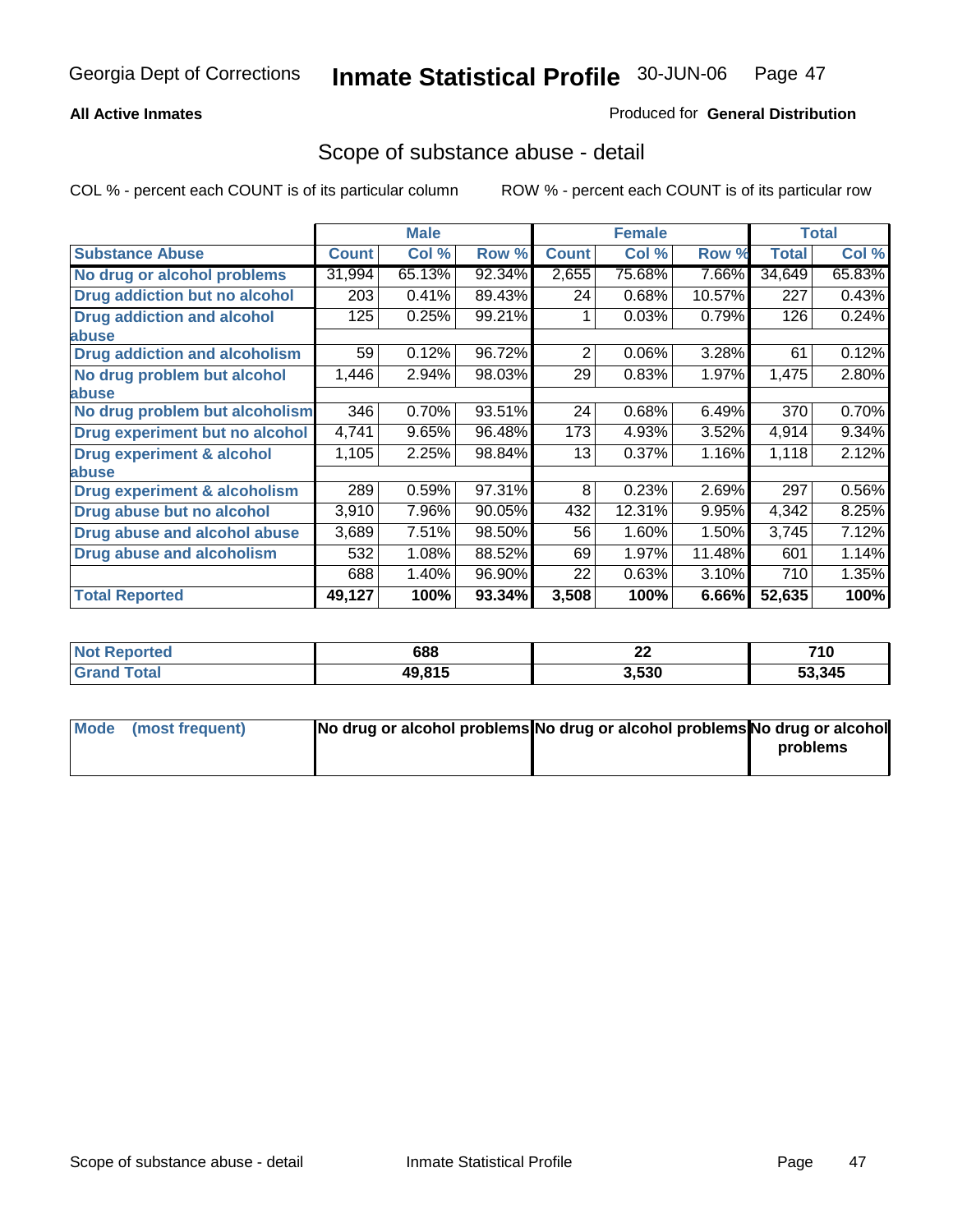Georgia Dept of Corrections **Inmate Statistical Profile** 30-JUN-06

**All Active Inmates**

Produced for **General Distribution**

## Scope of substance abuse - detail

COL % - percent each COUNT is of its particular column    ROW % - percent each COUNT is of its particular row

| | Male | | | Female | | | Total | |
|---|---|---|---|---|---|---|---|---|
| **Substance Abuse** | **Count** | **Col %** | **Row %** | **Count** | **Col %** | **Row %** | **Total** | **Col %** |
| **No drug or alcohol problems** | 31,994 | 65.13% | 92.34% | 2,655 | 75.68% | 7.66% | 34,649 | 65.83% |
| **Drug addiction but no alcohol** | 203 | 0.41% | 89.43% | 24 | 0.68% | 10.57% | 227 | 0.43% |
| **Drug addiction and alcohol abuse** | 125 | 0.25% | 99.21% | 1 | 0.03% | 0.79% | 126 | 0.24% |
| **Drug addiction and alcoholism** | 59 | 0.12% | 96.72% | 2 | 0.06% | 3.28% | 61 | 0.12% |
| **No drug problem but alcohol abuse** | 1,446 | 2.94% | 98.03% | 29 | 0.83% | 1.97% | 1,475 | 2.80% |
| **No drug problem but alcoholism** | 346 | 0.70% | 93.51% | 24 | 0.68% | 6.49% | 370 | 0.70% |
| **Drug experiment but no alcohol** | 4,741 | 9.65% | 96.48% | 173 | 4.93% | 3.52% | 4,914 | 9.34% |
| **Drug experiment & alcohol abuse** | 1,105 | 2.25% | 98.84% | 13 | 0.37% | 1.16% | 1,118 | 2.12% |
| **Drug experiment & alcoholism** | 289 | 0.59% | 97.31% | 8 | 0.23% | 2.69% | 297 | 0.56% |
| **Drug abuse but no alcohol** | 3,910 | 7.96% | 90.05% | 432 | 12.31% | 9.95% | 4,342 | 8.25% |
| **Drug abuse and alcohol abuse** | 3,689 | 7.51% | 98.50% | 56 | 1.60% | 1.50% | 3,745 | 7.12% |
| **Drug abuse and alcoholism** | 532 | 1.08% | 88.52% | 69 | 1.97% | 11.48% | 601 | 1.14% |
| | 688 | 1.40% | 96.90% | 22 | 0.63% | 3.10% | 710 | 1.35% |
| **Total Reported** | **49,127** | **100%** | **93.34%** | **3,508** | **100%** | **6.66%** | **52,635** | **100%** |

| | Male | Female | Total |
|---|---|---|---|
| **Not Reported** | **688** | **22** | **710** |
| **Grand Total** | **49,815** | **3,530** | **53,345** |

| | Male | Female | Total |
|---|---|---|---|
| **Mode (most frequent)** | **No drug or alcohol problems** | **No drug or alcohol problems** | **No drug or alcohol problems** |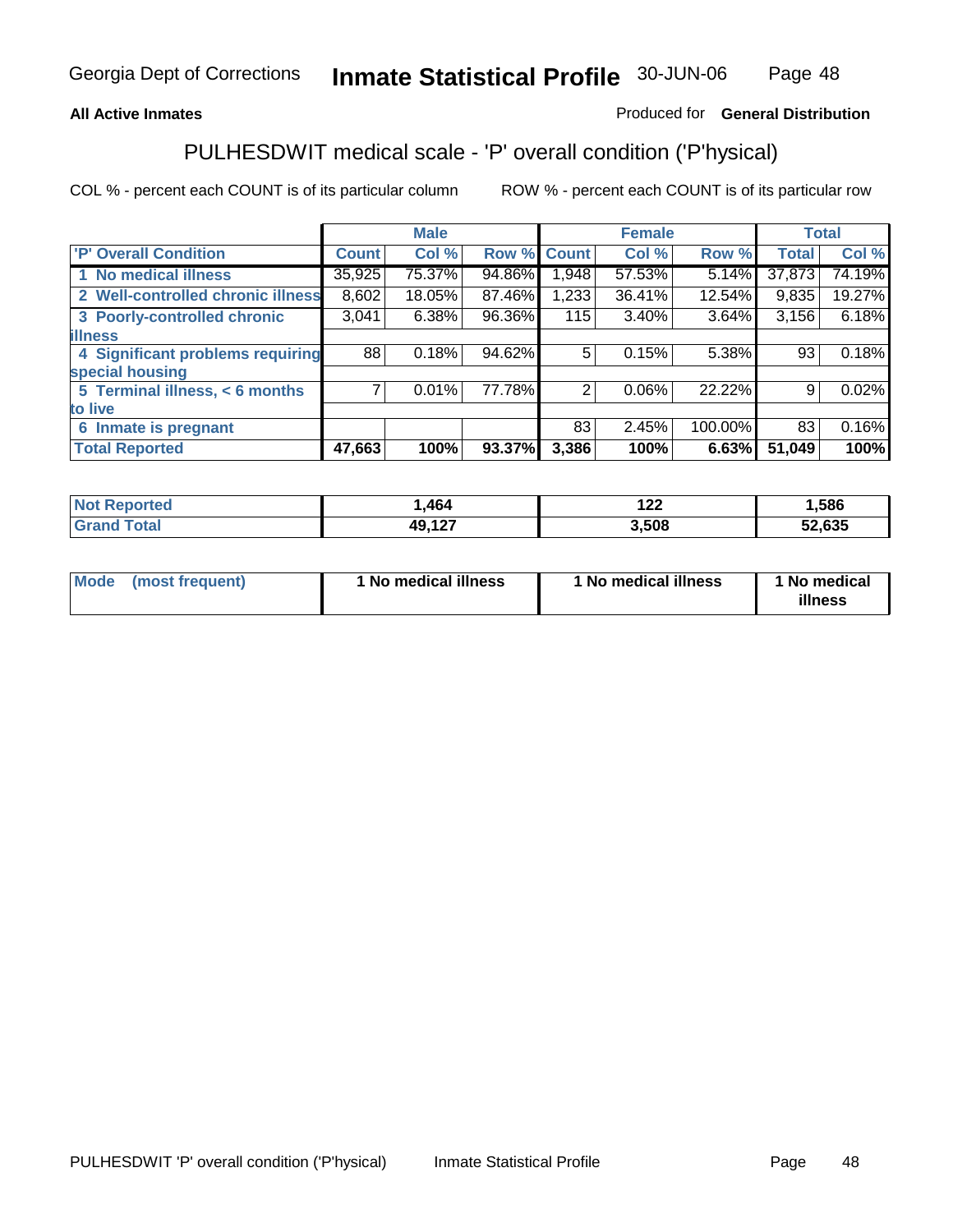Georgia Dept of Corrections **Inmate Statistical Profile** 30-JUN-06

**All Active Inmates**

Produced for **General Distribution**

## PULHESDWIT medical scale - 'P' overall condition ('P'hysical)

COL % - percent each COUNT is of its particular column    ROW % - percent each COUNT is of its particular row

| | Male | | | Female | | | Total | |
|---|---|---|---|---|---|---|---|---|
| **'P' Overall Condition** | **Count** | **Col %** | **Row %** | **Count** | **Col %** | **Row %** | **Total** | **Col %** |
| **1 No medical illness** | 35,925 | 75.37% | 94.86% | 1,948 | 57.53% | 5.14% | 37,873 | 74.19% |
| **2 Well-controlled chronic illness** | 8,602 | 18.05% | 87.46% | 1,233 | 36.41% | 12.54% | 9,835 | 19.27% |
| **3 Poorly-controlled chronic illness** | 3,041 | 6.38% | 96.36% | 115 | 3.40% | 3.64% | 3,156 | 6.18% |
| **4 Significant problems requiring special housing** | 88 | 0.18% | 94.62% | 5 | 0.15% | 5.38% | 93 | 0.18% |
| **5 Terminal illness, < 6 months to live** | 7 | 0.01% | 77.78% | 2 | 0.06% | 22.22% | 9 | 0.02% |
| **6 Inmate is pregnant** | | | | 83 | 2.45% | 100.00% | 83 | 0.16% |
| **Total Reported** | **47,663** | **100%** | **93.37%** | **3,386** | **100%** | **6.63%** | **51,049** | **100%** |

| | Male | Female | Total |
|---|---|---|---|
| **Not Reported** | **1,464** | **122** | **1,586** |
| **Grand Total** | **49,127** | **3,508** | **52,635** |

| | Male | Female | Total |
|---|---|---|---|
| **Mode (most frequent)** | **1 No medical illness** | **1 No medical illness** | **1 No medical illness** |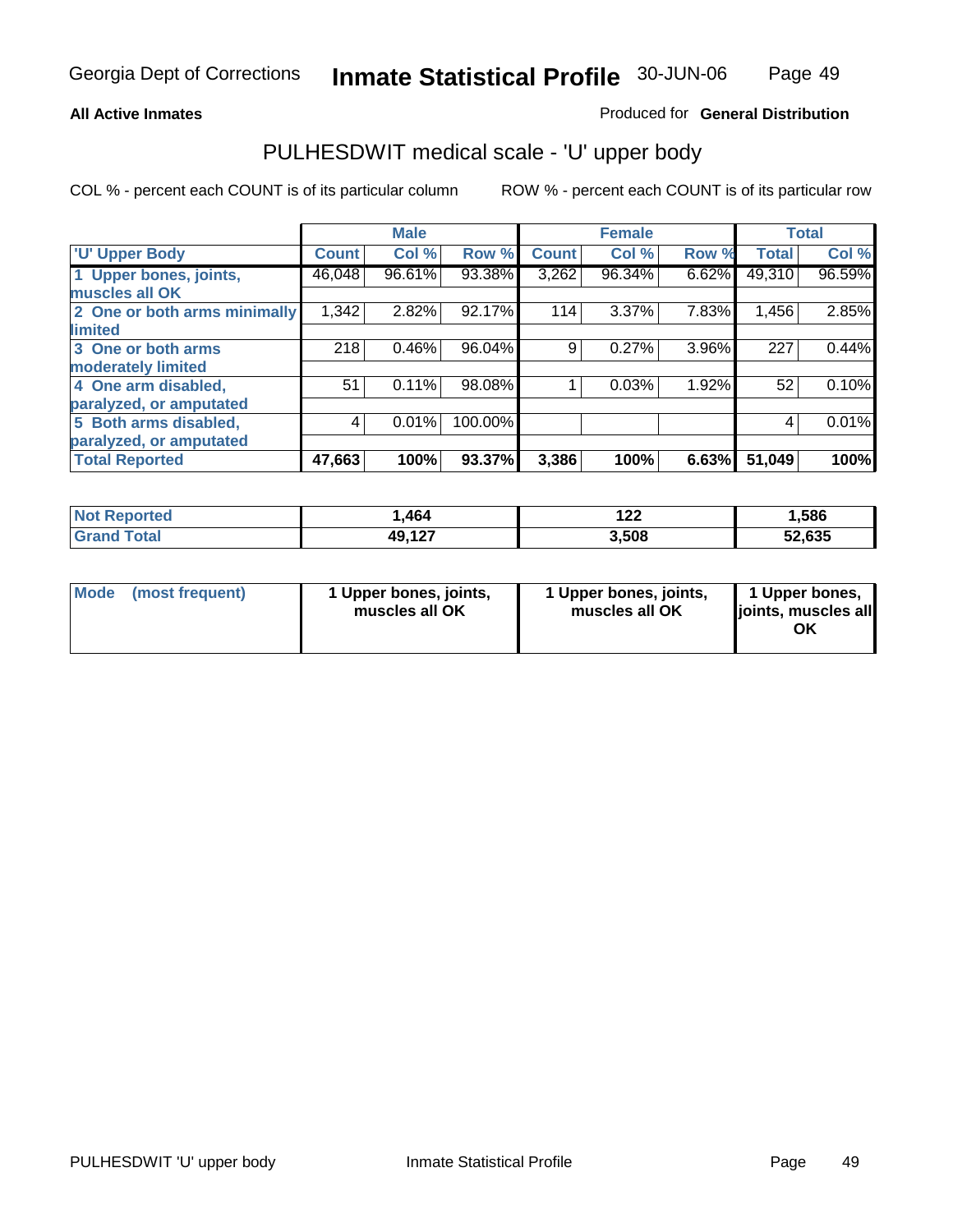Georgia Dept of Corrections **Inmate Statistical Profile** 30-JUN-06

**All Active Inmates**

Produced for **General Distribution**

## PULHESDWIT medical scale - 'U' upper body

COL % - percent each COUNT is of its particular column ROW % - percent each COUNT is of its particular row

| | Male | | | Female | | | Total | |
|---|---|---|---|---|---|---|---|---|
| 'U' Upper Body | Count | Col % | Row % | Count | Col % | Row % | Total | Col % |
| 1 Upper bones, joints, muscles all OK | 46,048 | 96.61% | 93.38% | 3,262 | 96.34% | 6.62% | 49,310 | 96.59% |
| 2 One or both arms minimally limited | 1,342 | 2.82% | 92.17% | 114 | 3.37% | 7.83% | 1,456 | 2.85% |
| 3 One or both arms moderately limited | 218 | 0.46% | 96.04% | 9 | 0.27% | 3.96% | 227 | 0.44% |
| 4 One arm disabled, paralyzed, or amputated | 51 | 0.11% | 98.08% | 1 | 0.03% | 1.92% | 52 | 0.10% |
| 5 Both arms disabled, paralyzed, or amputated | 4 | 0.01% | 100.00% | | | | 4 | 0.01% |
| **Total Reported** | **47,663** | **100%** | **93.37%** | **3,386** | **100%** | **6.63%** | **51,049** | **100%** |

| | Male | Female | Total |
|---|---|---|---|
| Not Reported | 1,464 | 122 | 1,586 |
| Grand Total | 49,127 | 3,508 | 52,635 |

| | Male | Female | Total |
|---|---|---|---|
| Mode (most frequent) | 1 Upper bones, joints, muscles all OK | 1 Upper bones, joints, muscles all OK | 1 Upper bones, joints, muscles all OK |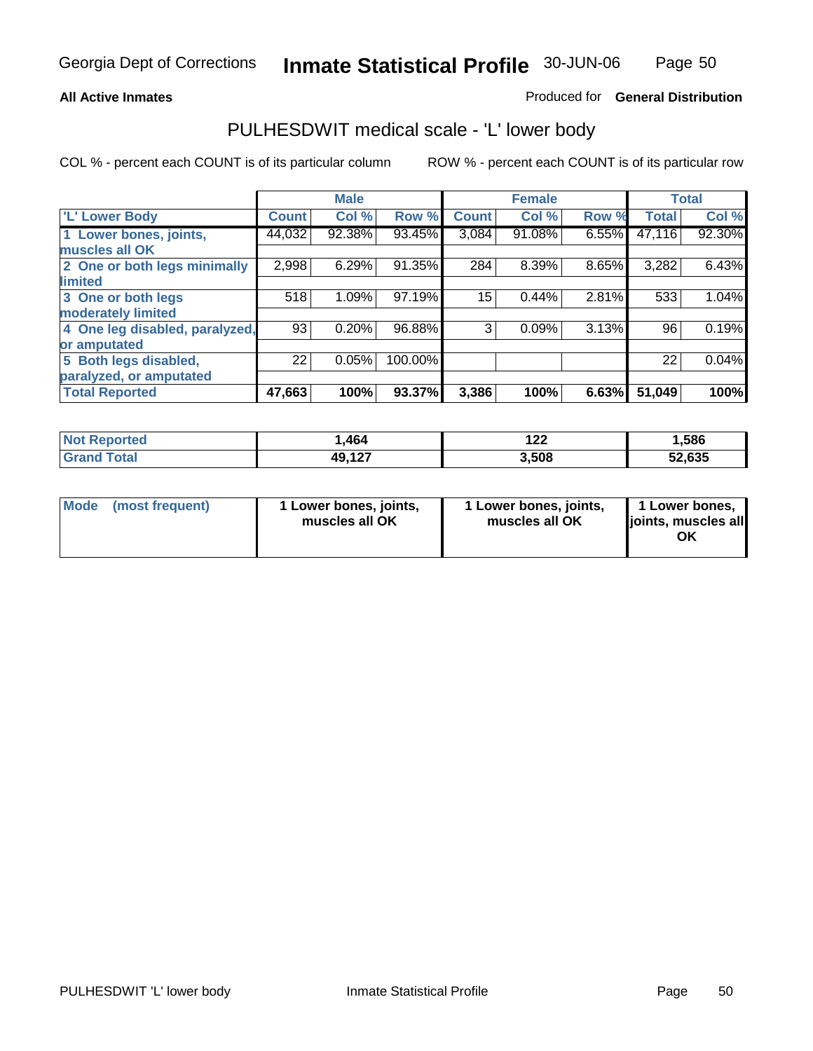# Inmate Statistical Profile

Georgia Dept of Corrections — 30-JUN-06

**All Active Inmates** — Produced for **General Distribution**

## PULHESDWIT medical scale - 'L' lower body

COL % - percent each COUNT is of its particular column

ROW % - percent each COUNT is of its particular row

| | Male | | | Female | | | Total | |
|---|---|---|---|---|---|---|---|---|
| **'L' Lower Body** | **Count** | **Col %** | **Row %** | **Count** | **Col %** | **Row %** | **Total** | **Col %** |
| **1 Lower bones, joints, muscles all OK** | 44,032 | 92.38% | 93.45% | 3,084 | 91.08% | 6.55% | 47,116 | 92.30% |
| **2 One or both legs minimally limited** | 2,998 | 6.29% | 91.35% | 284 | 8.39% | 8.65% | 3,282 | 6.43% |
| **3 One or both legs moderately limited** | 518 | 1.09% | 97.19% | 15 | 0.44% | 2.81% | 533 | 1.04% |
| **4 One leg disabled, paralyzed, or amputated** | 93 | 0.20% | 96.88% | 3 | 0.09% | 3.13% | 96 | 0.19% |
| **5 Both legs disabled, paralyzed, or amputated** | 22 | 0.05% | 100.00% | | | | 22 | 0.04% |
| **Total Reported** | **47,663** | **100%** | **93.37%** | **3,386** | **100%** | **6.63%** | **51,049** | **100%** |

| | Male | Female | Total |
|---|---|---|---|
| **Not Reported** | **1,464** | **122** | **1,586** |
| **Grand Total** | **49,127** | **3,508** | **52,635** |

| | Male | Female | Total |
|---|---|---|---|
| **Mode (most frequent)** | **1 Lower bones, joints, muscles all OK** | **1 Lower bones, joints, muscles all OK** | **1 Lower bones, joints, muscles all OK** |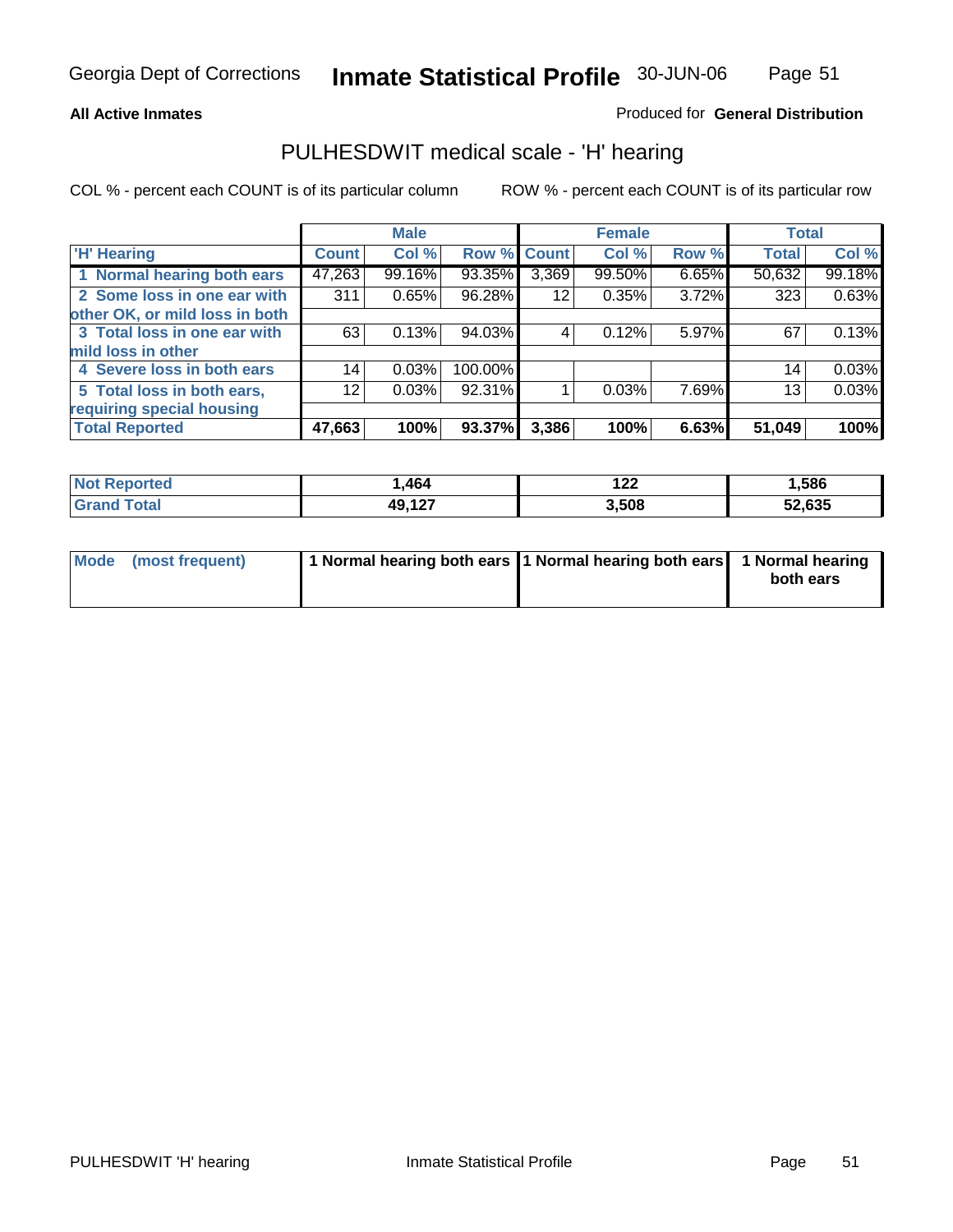Georgia Dept of Corrections **Inmate Statistical Profile** 30-JUN-06

**All Active Inmates**

Produced for **General Distribution**

## PULHESDWIT medical scale - 'H' hearing

COL % - percent each COUNT is of its particular column

ROW % - percent each COUNT is of its particular row

| | Male | | | Female | | | Total | |
|---|---|---|---|---|---|---|---|---|
| 'H' Hearing | Count | Col % | Row % | Count | Col % | Row % | Total | Col % |
| 1 Normal hearing both ears | 47,263 | 99.16% | 93.35% | 3,369 | 99.50% | 6.65% | 50,632 | 99.18% |
| 2 Some loss in one ear with other OK, or mild loss in both | 311 | 0.65% | 96.28% | 12 | 0.35% | 3.72% | 323 | 0.63% |
| 3 Total loss in one ear with mild loss in other | 63 | 0.13% | 94.03% | 4 | 0.12% | 5.97% | 67 | 0.13% |
| 4 Severe loss in both ears | 14 | 0.03% | 100.00% | | | | 14 | 0.03% |
| 5 Total loss in both ears, requiring special housing | 12 | 0.03% | 92.31% | 1 | 0.03% | 7.69% | 13 | 0.03% |
| **Total Reported** | **47,663** | **100%** | **93.37%** | **3,386** | **100%** | **6.63%** | **51,049** | **100%** |

| | Male | Female | Total |
|---|---|---|---|
| Not Reported | 1,464 | 122 | 1,586 |
| Grand Total | 49,127 | 3,508 | 52,635 |

| | Male | Female | Total |
|---|---|---|---|
| Mode (most frequent) | 1 Normal hearing both ears | 1 Normal hearing both ears | 1 Normal hearing both ears |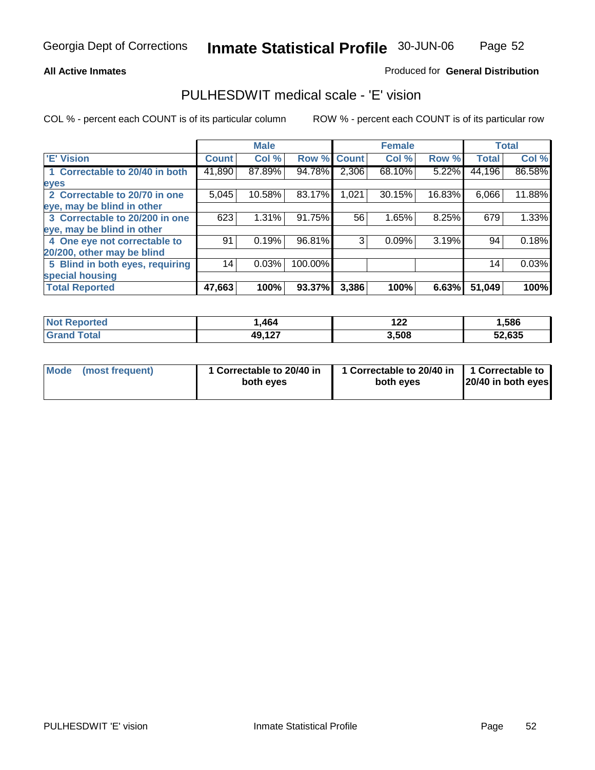Georgia Dept of Corrections **Inmate Statistical Profile** 30-JUN-06

**All Active Inmates**

Produced for **General Distribution**

## PULHESDWIT medical scale - 'E' vision

COL % - percent each COUNT is of its particular column

ROW % - percent each COUNT is of its particular row

| | Male | | | Female | | | Total | |
|---|---|---|---|---|---|---|---|---|
| 'E' Vision | Count | Col % | Row % | Count | Col % | Row % | Total | Col % |
| 1 Correctable to 20/40 in both eyes | 41,890 | 87.89% | 94.78% | 2,306 | 68.10% | 5.22% | 44,196 | 86.58% |
| 2 Correctable to 20/70 in one eye, may be blind in other | 5,045 | 10.58% | 83.17% | 1,021 | 30.15% | 16.83% | 6,066 | 11.88% |
| 3 Correctable to 20/200 in one eye, may be blind in other | 623 | 1.31% | 91.75% | 56 | 1.65% | 8.25% | 679 | 1.33% |
| 4 One eye not correctable to 20/200, other may be blind | 91 | 0.19% | 96.81% | 3 | 0.09% | 3.19% | 94 | 0.18% |
| 5 Blind in both eyes, requiring special housing | 14 | 0.03% | 100.00% | | | | 14 | 0.03% |
| **Total Reported** | **47,663** | **100%** | **93.37%** | **3,386** | **100%** | **6.63%** | **51,049** | **100%** |

| | Male | Female | Total |
|---|---|---|---|
| Not Reported | 1,464 | 122 | 1,586 |
| Grand Total | 49,127 | 3,508 | 52,635 |

| | Male | Female | Total |
|---|---|---|---|
| Mode (most frequent) | 1 Correctable to 20/40 in both eyes | 1 Correctable to 20/40 in both eyes | 1 Correctable to 20/40 in both eyes |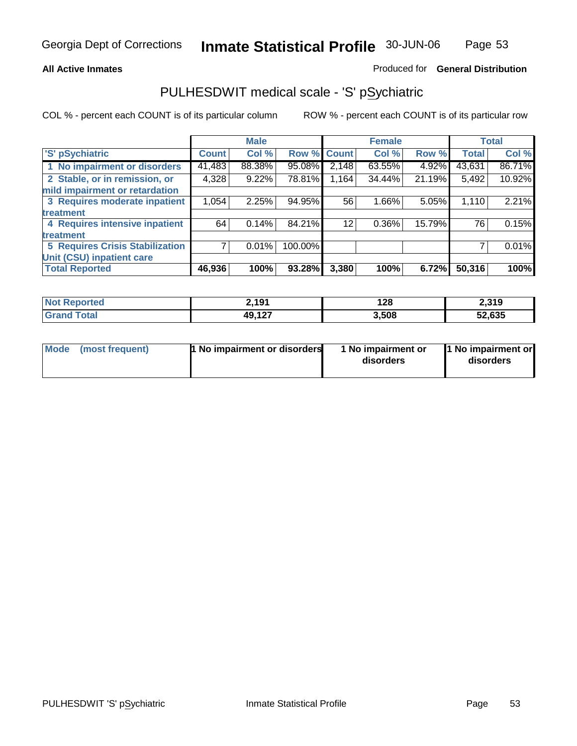# Inmate Statistical Profile

Georgia Dept of Corrections — 30-JUN-06

**All Active Inmates** — Produced for **General Distribution**

## PULHESDWIT medical scale - 'S' pSychiatric

COL % - percent each COUNT is of its particular column

ROW % - percent each COUNT is of its particular row

| | Male | | | Female | | | Total | |
|---|---|---|---|---|---|---|---|---|
| 'S' pSychiatric | Count | Col % | Row % | Count | Col % | Row % | Total | Col % |
| 1 No impairment or disorders | 41,483 | 88.38% | 95.08% | 2,148 | 63.55% | 4.92% | 43,631 | 86.71% |
| 2 Stable, or in remission, or mild impairment or retardation | 4,328 | 9.22% | 78.81% | 1,164 | 34.44% | 21.19% | 5,492 | 10.92% |
| 3 Requires moderate inpatient treatment | 1,054 | 2.25% | 94.95% | 56 | 1.66% | 5.05% | 1,110 | 2.21% |
| 4 Requires intensive inpatient treatment | 64 | 0.14% | 84.21% | 12 | 0.36% | 15.79% | 76 | 0.15% |
| 5 Requires Crisis Stabilization Unit (CSU) inpatient care | 7 | 0.01% | 100.00% | | | | 7 | 0.01% |
| **Total Reported** | **46,936** | **100%** | **93.28%** | **3,380** | **100%** | **6.72%** | **50,316** | **100%** |

| | Male | Female | Total |
|---|---|---|---|
| Not Reported | 2,191 | 128 | 2,319 |
| Grand Total | 49,127 | 3,508 | 52,635 |

| | Male | Female | Total |
|---|---|---|---|
| Mode (most frequent) | 1 No impairment or disorders | 1 No impairment or disorders | 1 No impairment or disorders |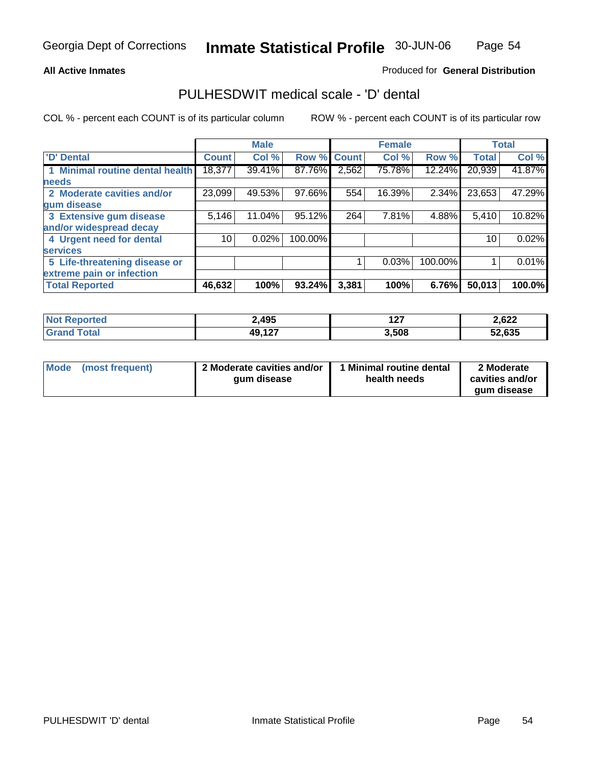Georgia Dept of Corrections **Inmate Statistical Profile** 30-JUN-06

**All Active Inmates**

Produced for **General Distribution**

## PULHESDWIT medical scale - 'D' dental

COL % - percent each COUNT is of its particular column

ROW % - percent each COUNT is of its particular row

| | Male | | | Female | | | Total | |
|---|---|---|---|---|---|---|---|---|
| 'D' Dental | Count | Col % | Row % | Count | Col % | Row % | Total | Col % |
| 1 Minimal routine dental health needs | 18,377 | 39.41% | 87.76% | 2,562 | 75.78% | 12.24% | 20,939 | 41.87% |
| 2 Moderate cavities and/or gum disease | 23,099 | 49.53% | 97.66% | 554 | 16.39% | 2.34% | 23,653 | 47.29% |
| 3 Extensive gum disease and/or widespread decay | 5,146 | 11.04% | 95.12% | 264 | 7.81% | 4.88% | 5,410 | 10.82% |
| 4 Urgent need for dental services | 10 | 0.02% | 100.00% | | | | 10 | 0.02% |
| 5 Life-threatening disease or extreme pain or infection | | | | 1 | 0.03% | 100.00% | 1 | 0.01% |
| **Total Reported** | **46,632** | **100%** | **93.24%** | **3,381** | **100%** | **6.76%** | **50,013** | **100.0%** |

| | Male | Female | Total |
|---|---|---|---|
| Not Reported | **2,495** | **127** | **2,622** |
| Grand Total | **49,127** | **3,508** | **52,635** |

| | Male | Female | Total |
|---|---|---|---|
| Mode (most frequent) | **2 Moderate cavities and/or gum disease** | **1 Minimal routine dental health needs** | **2 Moderate cavities and/or gum disease** |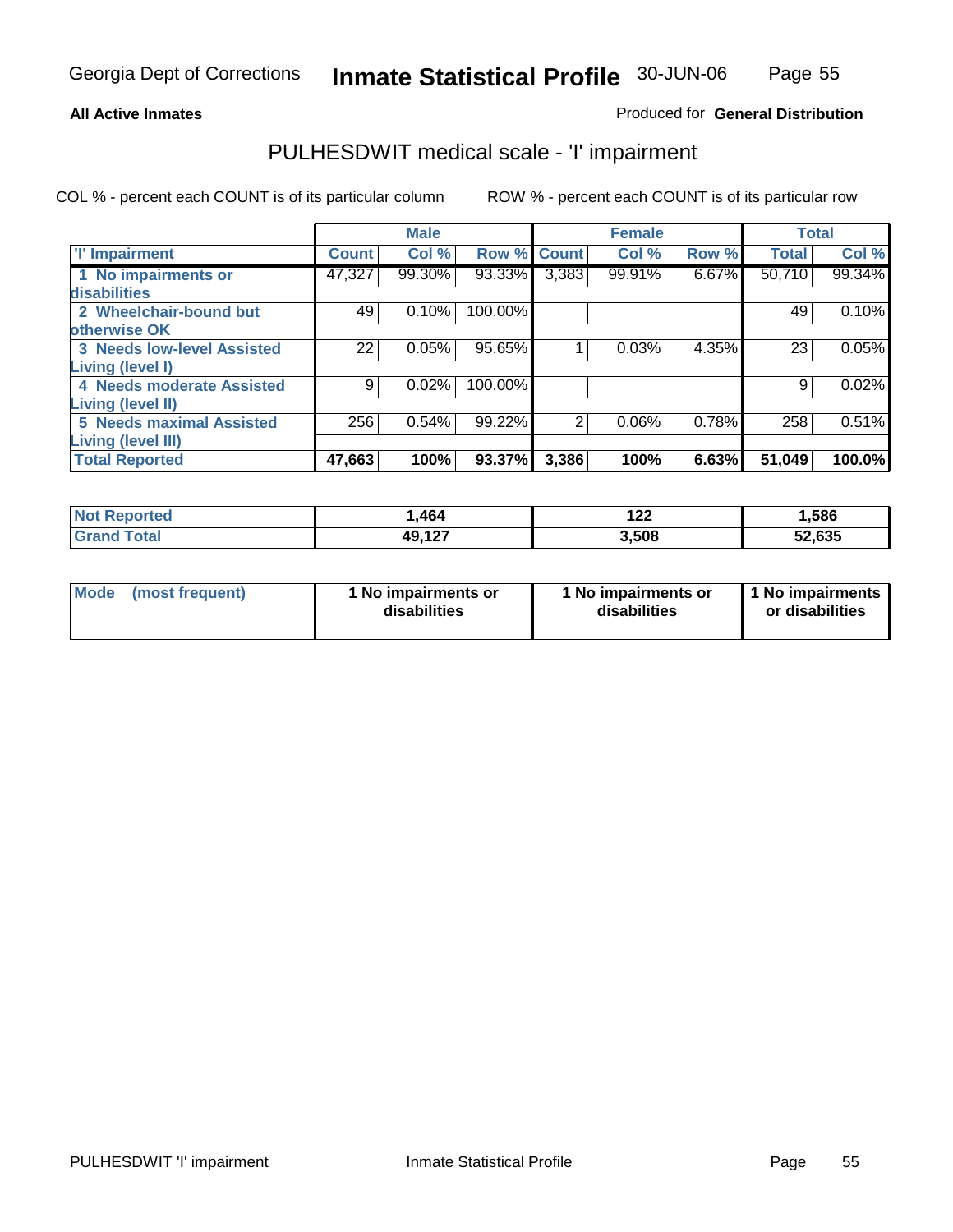Georgia Dept of Corrections **Inmate Statistical Profile** 30-JUN-06

**All Active Inmates**

Produced for **General Distribution**

## PULHESDWIT medical scale - 'I' impairment

COL % - percent each COUNT is of its particular column    ROW % - percent each COUNT is of its particular row

| | Male | | | Female | | | Total | |
|---|---|---|---|---|---|---|---|---|
| 'I' Impairment | Count | Col % | Row % | Count | Col % | Row % | Total | Col % |
| 1 No impairments or disabilities | 47,327 | 99.30% | 93.33% | 3,383 | 99.91% | 6.67% | 50,710 | 99.34% |
| 2 Wheelchair-bound but otherwise OK | 49 | 0.10% | 100.00% | | | | 49 | 0.10% |
| 3 Needs low-level Assisted Living (level I) | 22 | 0.05% | 95.65% | 1 | 0.03% | 4.35% | 23 | 0.05% |
| 4 Needs moderate Assisted Living (level II) | 9 | 0.02% | 100.00% | | | | 9 | 0.02% |
| 5 Needs maximal Assisted Living (level III) | 256 | 0.54% | 99.22% | 2 | 0.06% | 0.78% | 258 | 0.51% |
| **Total Reported** | **47,663** | **100%** | **93.37%** | **3,386** | **100%** | **6.63%** | **51,049** | **100.0%** |

| | Male | Female | Total |
|---|---|---|---|
| Not Reported | 1,464 | 122 | 1,586 |
| Grand Total | 49,127 | 3,508 | 52,635 |

| | Male | Female | Total |
|---|---|---|---|
| Mode (most frequent) | 1 No impairments or disabilities | 1 No impairments or disabilities | 1 No impairments or disabilities |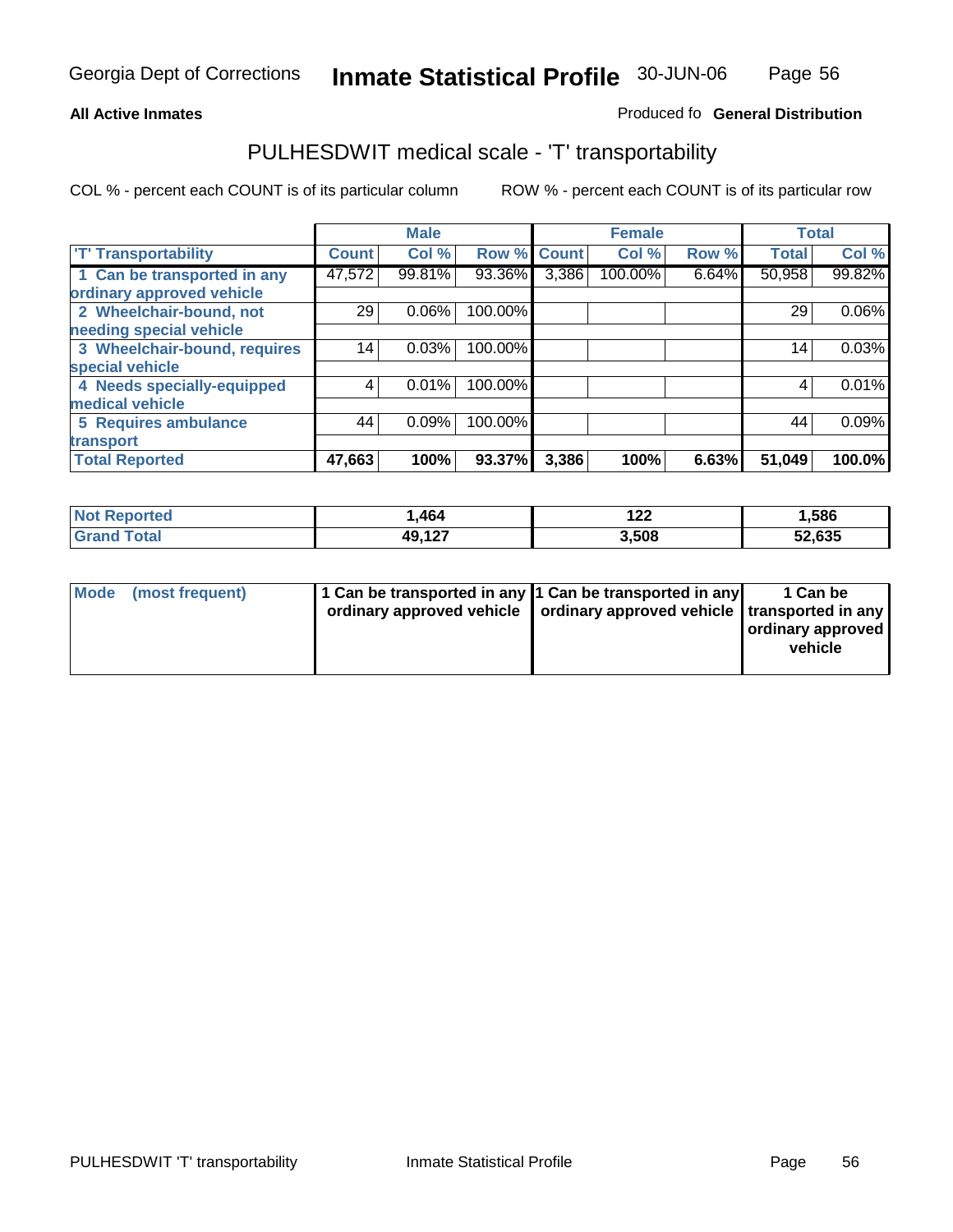Georgia Dept of Corrections **Inmate Statistical Profile** 30-JUN-06

**All Active Inmates**

Produced fo **General Distribution**

## PULHESDWIT medical scale - 'T' transportability

COL % - percent each COUNT is of its particular column

ROW % - percent each COUNT is of its particular row

| | Male | | | Female | | | Total | |
|---|---|---|---|---|---|---|---|---|
| 'T' Transportability | Count | Col % | Row % | Count | Col % | Row % | Total | Col % |
| 1 Can be transported in any ordinary approved vehicle | 47,572 | 99.81% | 93.36% | 3,386 | 100.00% | 6.64% | 50,958 | 99.82% |
| 2 Wheelchair-bound, not needing special vehicle | 29 | 0.06% | 100.00% | | | | 29 | 0.06% |
| 3 Wheelchair-bound, requires special vehicle | 14 | 0.03% | 100.00% | | | | 14 | 0.03% |
| 4 Needs specially-equipped medical vehicle | 4 | 0.01% | 100.00% | | | | 4 | 0.01% |
| 5 Requires ambulance transport | 44 | 0.09% | 100.00% | | | | 44 | 0.09% |
| **Total Reported** | **47,663** | **100%** | **93.37%** | **3,386** | **100%** | **6.63%** | **51,049** | **100.0%** |

| | Male | Female | Total |
|---|---|---|---|
| **Not Reported** | **1,464** | **122** | **1,586** |
| **Grand Total** | **49,127** | **3,508** | **52,635** |

| | Male | Female | Total |
|---|---|---|---|
| **Mode (most frequent)** | **1 Can be transported in any ordinary approved vehicle** | **1 Can be transported in any ordinary approved vehicle** | **1 Can be transported in any ordinary approved vehicle** |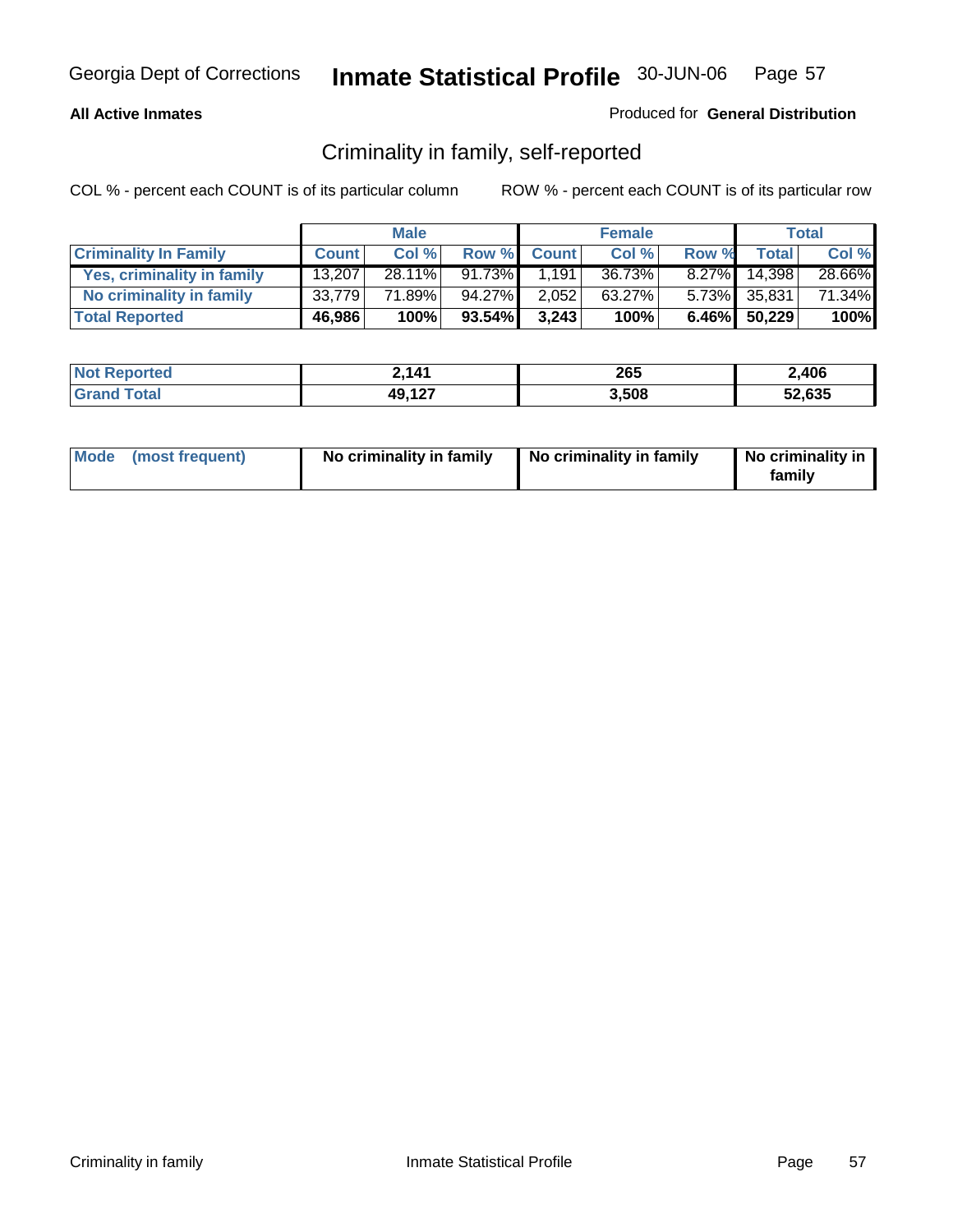Georgia Dept of Corrections **Inmate Statistical Profile** 30-JUN-06

**All Active Inmates**

Produced for **General Distribution**

## Criminality in family, self-reported

COL % - percent each COUNT is of its particular column

ROW % - percent each COUNT is of its particular row

| | Male | | | Female | | | Total | |
|---|---|---|---|---|---|---|---|---|
| **Criminality In Family** | **Count** | **Col %** | **Row %** | **Count** | **Col %** | **Row %** | **Total** | **Col %** |
| Yes, criminality in family | 13,207 | 28.11% | 91.73% | 1,191 | 36.73% | 8.27% | 14,398 | 28.66% |
| No criminality in family | 33,779 | 71.89% | 94.27% | 2,052 | 63.27% | 5.73% | 35,831 | 71.34% |
| **Total Reported** | **46,986** | **100%** | **93.54%** | **3,243** | **100%** | **6.46%** | **50,229** | **100%** |

| | Male | Female | Total |
|---|---|---|---|
| **Not Reported** | 2,141 | 265 | 2,406 |
| **Grand Total** | 49,127 | 3,508 | 52,635 |

| | Male | Female | Total |
|---|---|---|---|
| **Mode (most frequent)** | No criminality in family | No criminality in family | No criminality in family |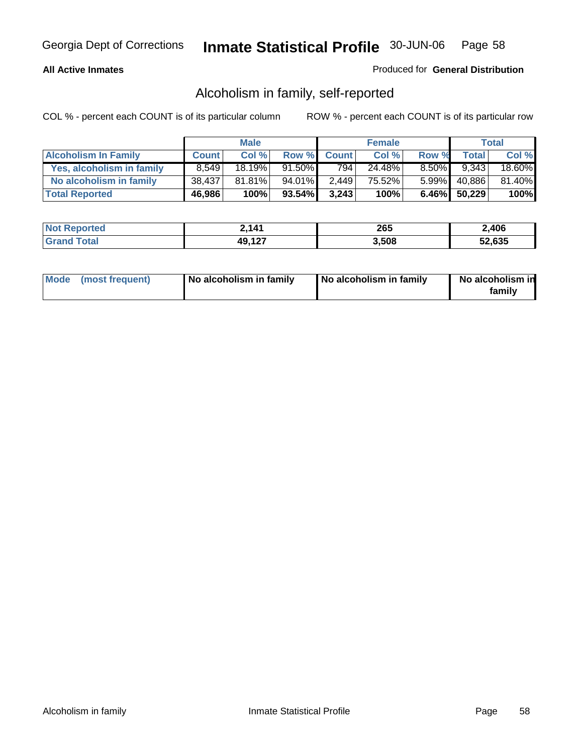**All Active Inmates**

Produced for **General Distribution**

## Alcoholism in family, self-reported

COL % - percent each COUNT is of its particular column

ROW % - percent each COUNT is of its particular row

| | Male | | | Female | | | Total | |
|---|---|---|---|---|---|---|---|---|
| **Alcoholism In Family** | **Count** | **Col %** | **Row %** | **Count** | **Col %** | **Row %** | **Total** | **Col %** |
| **Yes, alcoholism in family** | 8,549 | 18.19% | 91.50% | 794 | 24.48% | 8.50% | 9,343 | 18.60% |
| **No alcoholism in family** | 38,437 | 81.81% | 94.01% | 2,449 | 75.52% | 5.99% | 40,886 | 81.40% |
| **Total Reported** | **46,986** | **100%** | **93.54%** | **3,243** | **100%** | **6.46%** | **50,229** | **100%** |

| | Male | Female | Total |
|---|---|---|---|
| **Not Reported** | **2,141** | **265** | **2,406** |
| **Grand Total** | **49,127** | **3,508** | **52,635** |

| | Male | Female | Total |
|---|---|---|---|
| **Mode (most frequent)** | **No alcoholism in family** | **No alcoholism in family** | **No alcoholism in family** |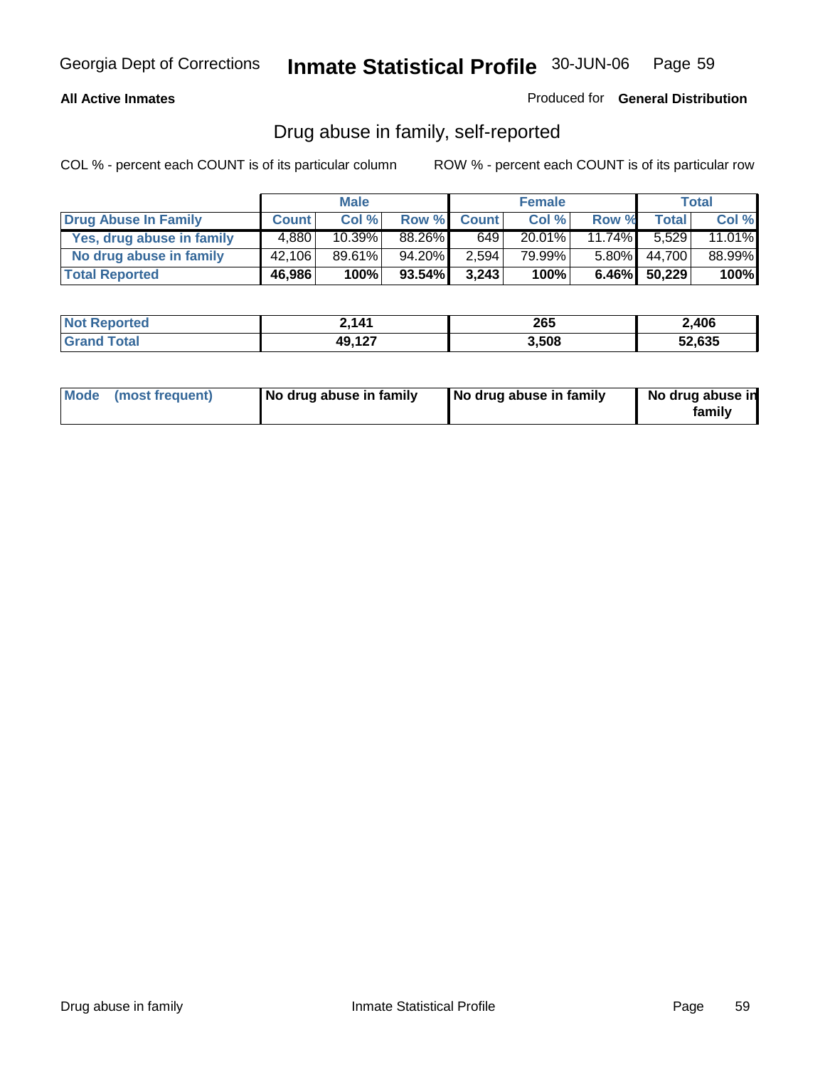Georgia Dept of Corrections **Inmate Statistical Profile** 30-JUN-06

**All Active Inmates**

Produced for **General Distribution**

## Drug abuse in family, self-reported

COL % - percent each COUNT is of its particular column

ROW % - percent each COUNT is of its particular row

| | Male | | | Female | | | Total | |
|---|---|---|---|---|---|---|---|---|
| **Drug Abuse In Family** | **Count** | **Col %** | **Row %** | **Count** | **Col %** | **Row %** | **Total** | **Col %** |
| **Yes, drug abuse in family** | 4,880 | 10.39% | 88.26% | 649 | 20.01% | 11.74% | 5,529 | 11.01% |
| **No drug abuse in family** | 42,106 | 89.61% | 94.20% | 2,594 | 79.99% | 5.80% | 44,700 | 88.99% |
| **Total Reported** | **46,986** | **100%** | **93.54%** | **3,243** | **100%** | **6.46%** | **50,229** | **100%** |

| | Male | Female | Total |
|---|---|---|---|
| **Not Reported** | **2,141** | **265** | **2,406** |
| **Grand Total** | **49,127** | **3,508** | **52,635** |

| | Male | Female | Total |
|---|---|---|---|
| **Mode (most frequent)** | **No drug abuse in family** | **No drug abuse in family** | **No drug abuse in family** |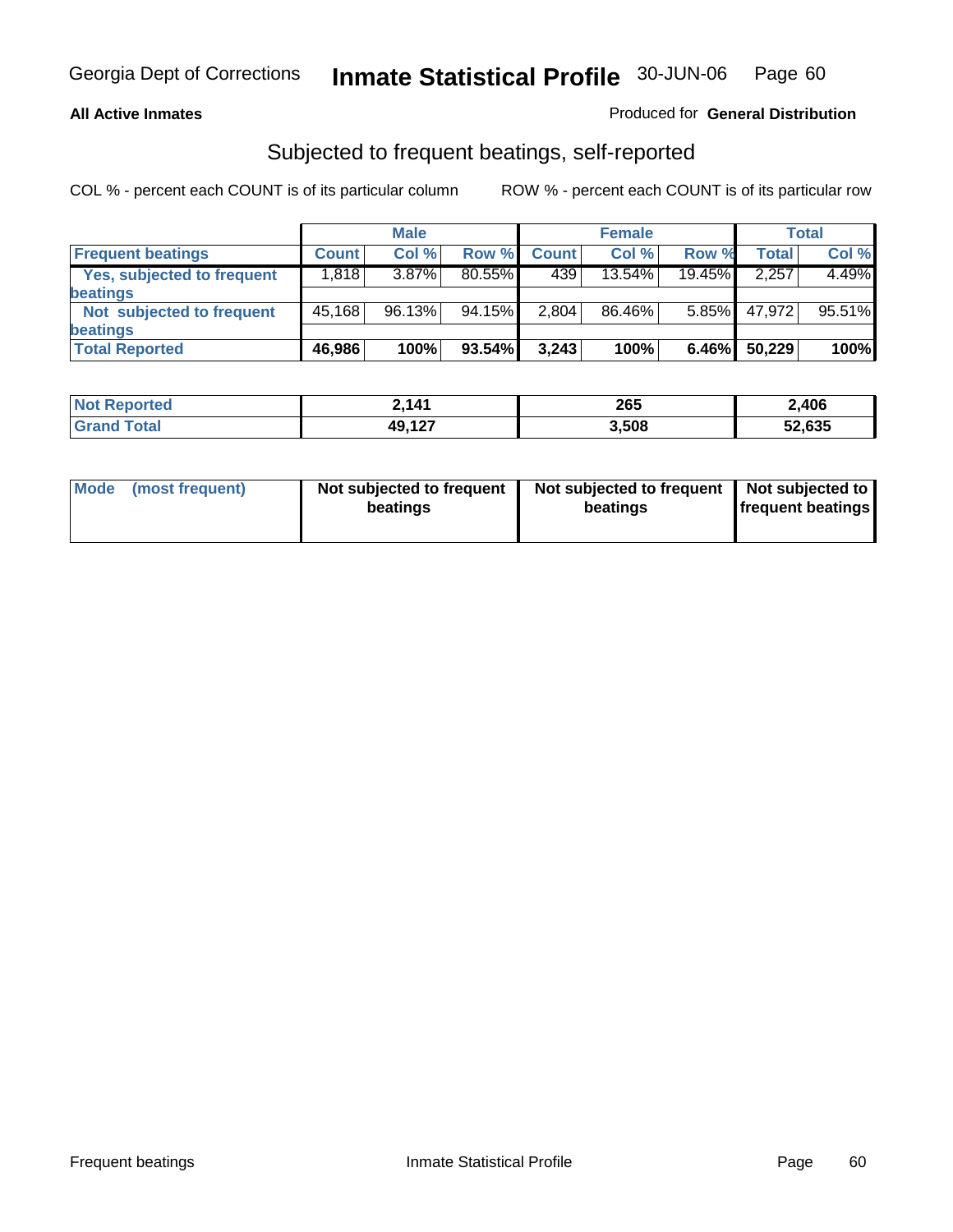Georgia Dept of Corrections **Inmate Statistical Profile** 30-JUN-06

**All Active Inmates**

Produced for **General Distribution**

## Subjected to frequent beatings, self-reported

COL % - percent each COUNT is of its particular column    ROW % - percent each COUNT is of its particular row

| | Male | | | Female | | | Total | |
|---|---|---|---|---|---|---|---|---|
| **Frequent beatings** | **Count** | **Col %** | **Row %** | **Count** | **Col %** | **Row %** | **Total** | **Col %** |
| **Yes, subjected to frequent beatings** | 1,818 | 3.87% | 80.55% | 439 | 13.54% | 19.45% | 2,257 | 4.49% |
| **Not subjected to frequent beatings** | 45,168 | 96.13% | 94.15% | 2,804 | 86.46% | 5.85% | 47,972 | 95.51% |
| **Total Reported** | **46,986** | **100%** | **93.54%** | **3,243** | **100%** | **6.46%** | **50,229** | **100%** |

| | Male | Female | Total |
|---|---|---|---|
| **Not Reported** | **2,141** | **265** | **2,406** |
| **Grand Total** | **49,127** | **3,508** | **52,635** |

| | Male | Female | Total |
|---|---|---|---|
| **Mode (most frequent)** | **Not subjected to frequent beatings** | **Not subjected to frequent beatings** | **Not subjected to frequent beatings** |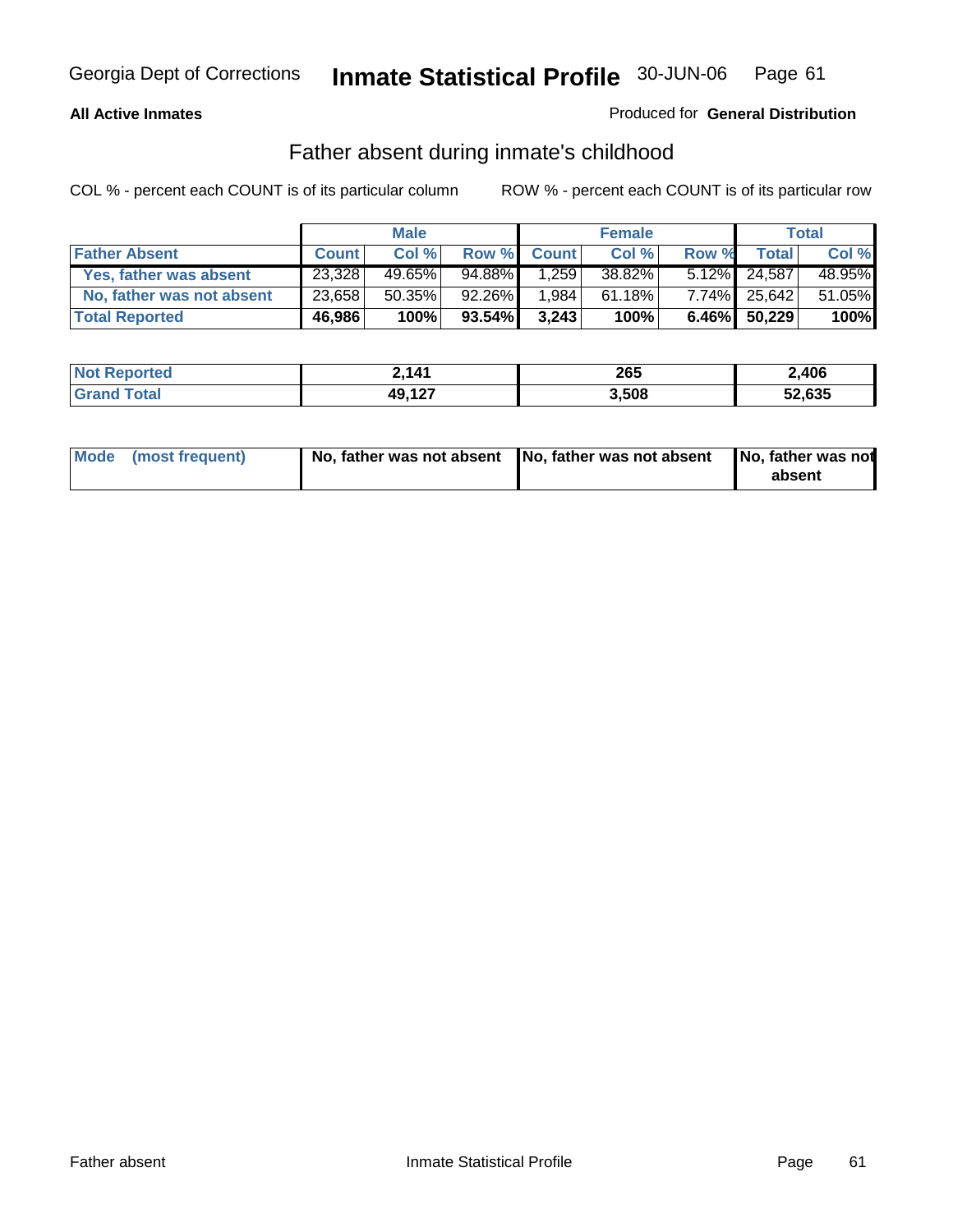Georgia Dept of Corrections **Inmate Statistical Profile** 30-JUN-06

**All Active Inmates**

Produced for **General Distribution**

## Father absent during inmate's childhood

COL % - percent each COUNT is of its particular column        ROW % - percent each COUNT is of its particular row

| | Male | | | Female | | | Total | |
|---|---|---|---|---|---|---|---|---|
| **Father Absent** | **Count** | **Col %** | **Row %** | **Count** | **Col %** | **Row %** | **Total** | **Col %** |
| Yes, father was absent | 23,328 | 49.65% | 94.88% | 1,259 | 38.82% | 5.12% | 24,587 | 48.95% |
| No, father was not absent | 23,658 | 50.35% | 92.26% | 1,984 | 61.18% | 7.74% | 25,642 | 51.05% |
| **Total Reported** | **46,986** | **100%** | **93.54%** | **3,243** | **100%** | **6.46%** | **50,229** | **100%** |

| | Male | Female | Total |
|---|---|---|---|
| **Not Reported** | **2,141** | **265** | **2,406** |
| **Grand Total** | **49,127** | **3,508** | **52,635** |

| | Male | Female | Total |
|---|---|---|---|
| **Mode (most frequent)** | **No, father was not absent** | **No, father was not absent** | **No, father was not absent** |

Father absent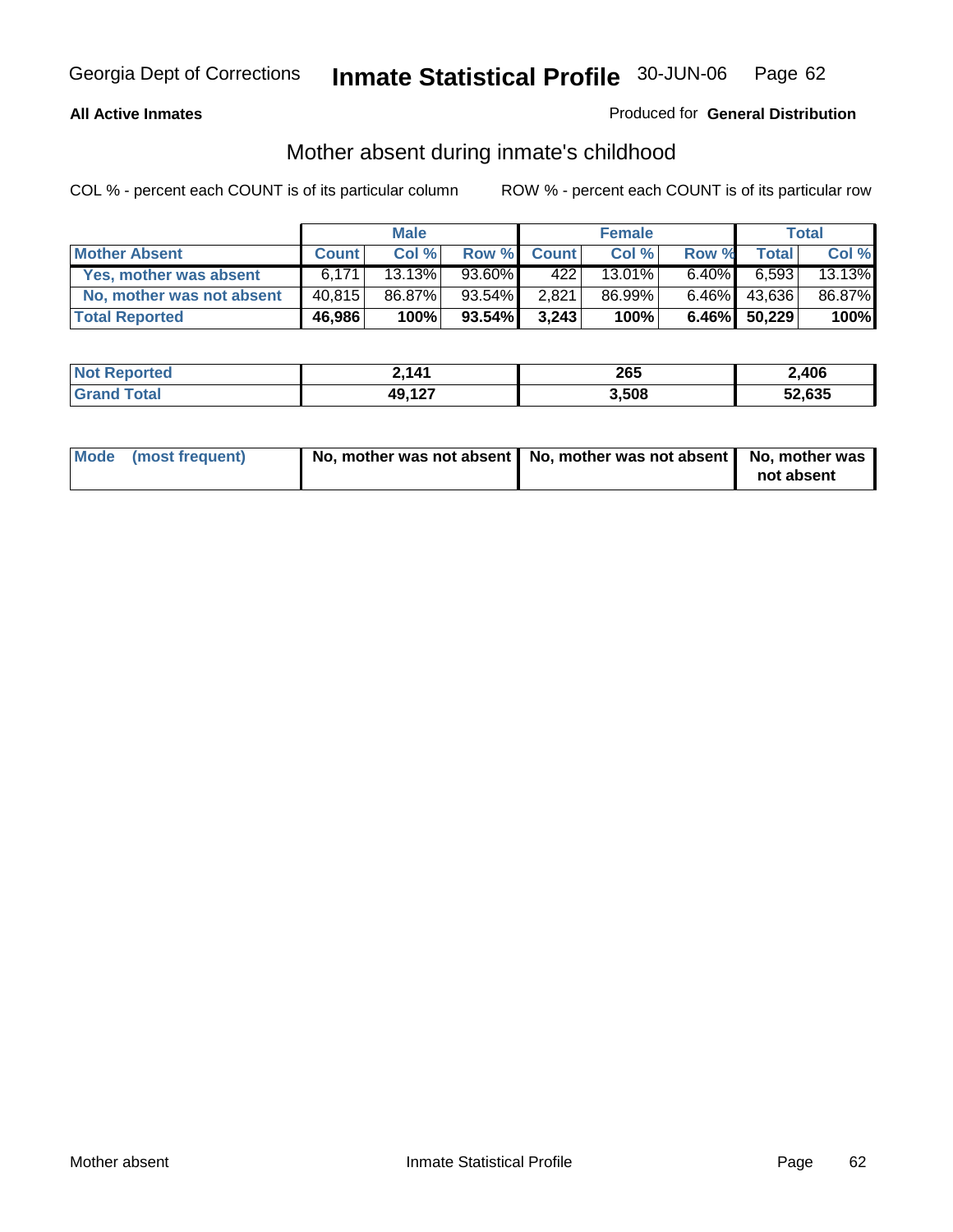Georgia Dept of Corrections **Inmate Statistical Profile** 30-JUN-06

**All Active Inmates**

Produced for **General Distribution**

## Mother absent during inmate's childhood

COL % - percent each COUNT is of its particular column ROW % - percent each COUNT is of its particular row

| | Male | | | Female | | | Total | |
|---|---|---|---|---|---|---|---|---|
| **Mother Absent** | **Count** | **Col %** | **Row %** | **Count** | **Col %** | **Row %** | **Total** | **Col %** |
| **Yes, mother was absent** | 6,171 | 13.13% | 93.60% | 422 | 13.01% | 6.40% | 6,593 | 13.13% |
| **No, mother was not absent** | 40,815 | 86.87% | 93.54% | 2,821 | 86.99% | 6.46% | 43,636 | 86.87% |
| **Total Reported** | **46,986** | **100%** | **93.54%** | **3,243** | **100%** | **6.46%** | **50,229** | **100%** |

| | Male | Female | Total |
|---|---|---|---|
| **Not Reported** | **2,141** | **265** | **2,406** |
| **Grand Total** | **49,127** | **3,508** | **52,635** |

| | Male | Female | Total |
|---|---|---|---|
| **Mode (most frequent)** | **No, mother was not absent** | **No, mother was not absent** | **No, mother was not absent** |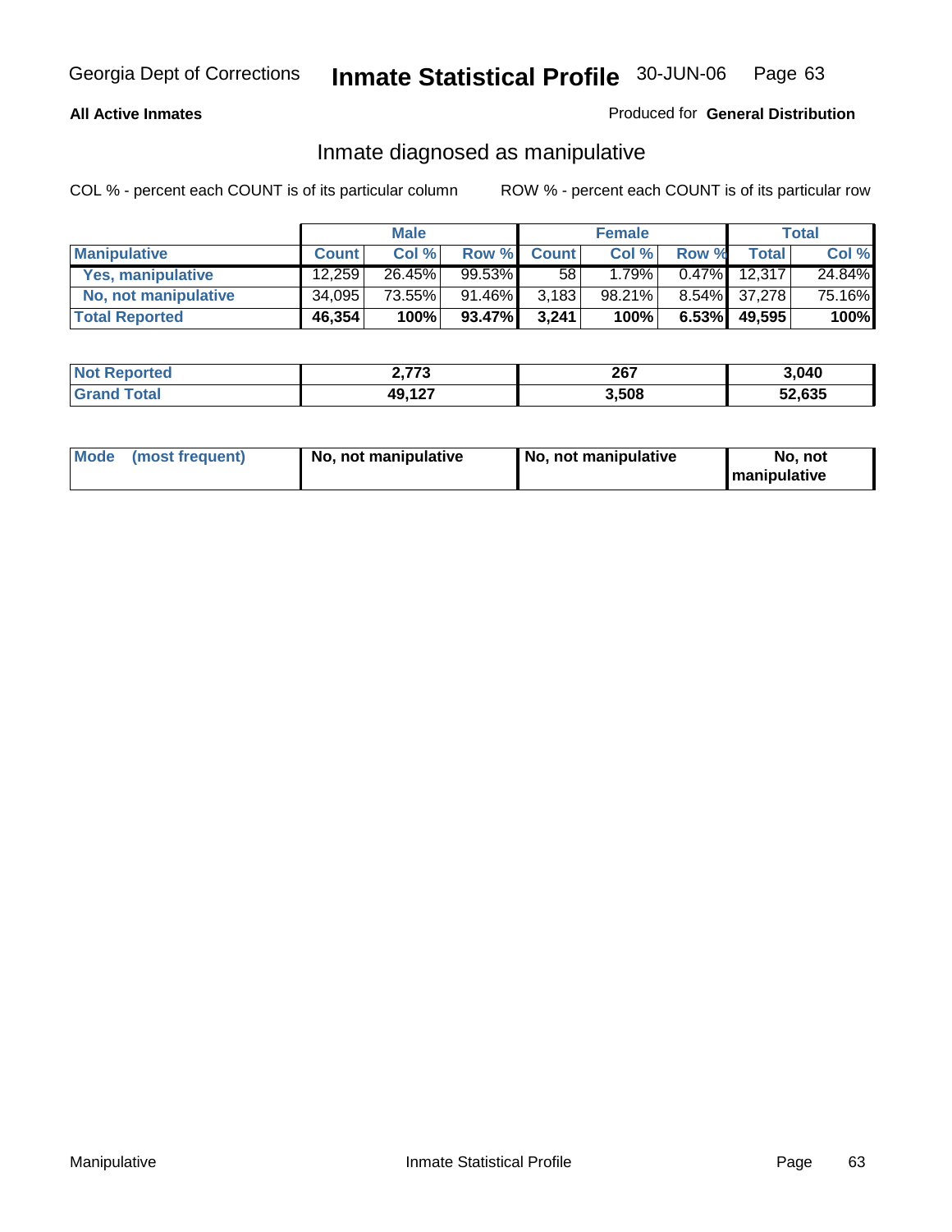Georgia Dept of Corrections **Inmate Statistical Profile** 30-JUN-06

**All Active Inmates**

Produced for **General Distribution**

## Inmate diagnosed as manipulative

COL % - percent each COUNT is of its particular column

ROW % - percent each COUNT is of its particular row

| | Male | | | Female | | | Total | |
|---|---|---|---|---|---|---|---|---|
| **Manipulative** | **Count** | **Col %** | **Row %** | **Count** | **Col %** | **Row %** | **Total** | **Col %** |
| **Yes, manipulative** | 12,259 | 26.45% | 99.53% | 58 | 1.79% | 0.47% | 12,317 | 24.84% |
| **No, not manipulative** | 34,095 | 73.55% | 91.46% | 3,183 | 98.21% | 8.54% | 37,278 | 75.16% |
| **Total Reported** | **46,354** | **100%** | **93.47%** | **3,241** | **100%** | **6.53%** | **49,595** | **100%** |

| | Male | Female | Total |
|---|---|---|---|
| **Not Reported** | **2,773** | **267** | **3,040** |
| **Grand Total** | **49,127** | **3,508** | **52,635** |

| | Male | Female | Total |
|---|---|---|---|
| **Mode (most frequent)** | **No, not manipulative** | **No, not manipulative** | **No, not manipulative** |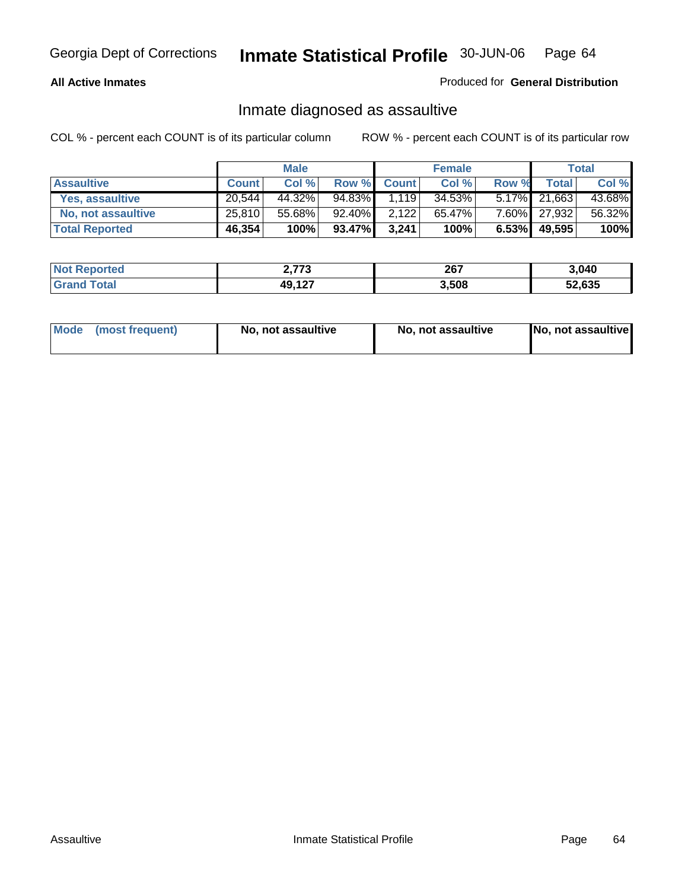Georgia Dept of Corrections **Inmate Statistical Profile** 30-JUN-06

**All Active Inmates**

Produced for **General Distribution**

## Inmate diagnosed as assaultive

COL % - percent each COUNT is of its particular column

ROW % - percent each COUNT is of its particular row

| | Male | | | Female | | | Total | |
|---|---|---|---|---|---|---|---|---|
| **Assaultive** | **Count** | **Col %** | **Row %** | **Count** | **Col %** | **Row %** | **Total** | **Col %** |
| **Yes, assaultive** | 20,544 | 44.32% | 94.83% | 1,119 | 34.53% | 5.17% | 21,663 | 43.68% |
| **No, not assaultive** | 25,810 | 55.68% | 92.40% | 2,122 | 65.47% | 7.60% | 27,932 | 56.32% |
| **Total Reported** | **46,354** | **100%** | **93.47%** | **3,241** | **100%** | **6.53%** | **49,595** | **100%** |

| | Male | Female | Total |
|---|---|---|---|
| **Not Reported** | **2,773** | **267** | **3,040** |
| **Grand Total** | **49,127** | **3,508** | **52,635** |

| | Male | Female | Total |
|---|---|---|---|
| **Mode (most frequent)** | **No, not assaultive** | **No, not assaultive** | **No, not assaultive** |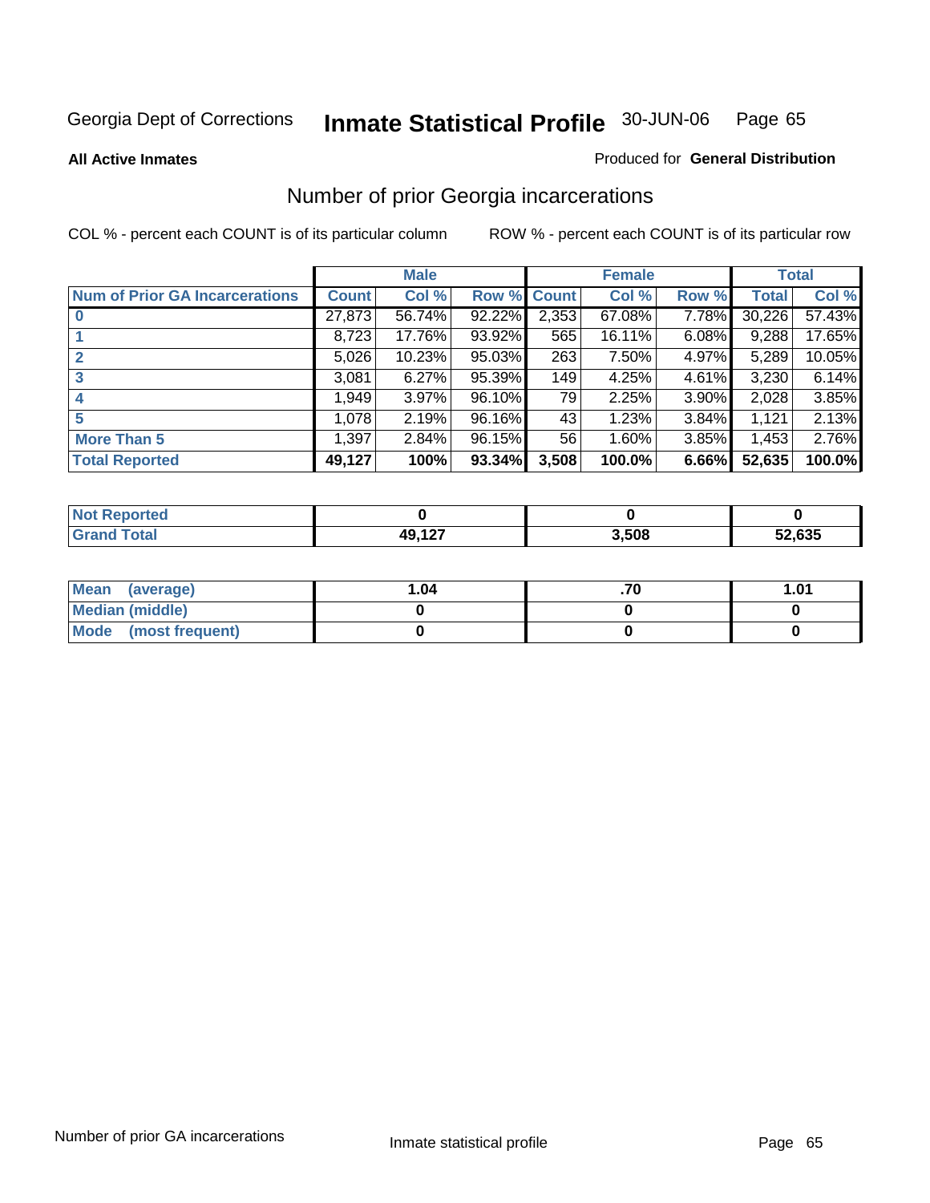Georgia Dept of Corrections **Inmate Statistical Profile** 30-JUN-06

**All Active Inmates**

Produced for **General Distribution**

## Number of prior Georgia incarcerations

COL % - percent each COUNT is of its particular column

ROW % - percent each COUNT is of its particular row

| | Male | | | Female | | | Total | |
|---|---|---|---|---|---|---|---|---|
| **Num of Prior GA Incarcerations** | **Count** | **Col %** | **Row %** | **Count** | **Col %** | **Row %** | **Total** | **Col %** |
| **0** | 27,873 | 56.74% | 92.22% | 2,353 | 67.08% | 7.78% | 30,226 | 57.43% |
| **1** | 8,723 | 17.76% | 93.92% | 565 | 16.11% | 6.08% | 9,288 | 17.65% |
| **2** | 5,026 | 10.23% | 95.03% | 263 | 7.50% | 4.97% | 5,289 | 10.05% |
| **3** | 3,081 | 6.27% | 95.39% | 149 | 4.25% | 4.61% | 3,230 | 6.14% |
| **4** | 1,949 | 3.97% | 96.10% | 79 | 2.25% | 3.90% | 2,028 | 3.85% |
| **5** | 1,078 | 2.19% | 96.16% | 43 | 1.23% | 3.84% | 1,121 | 2.13% |
| **More Than 5** | 1,397 | 2.84% | 96.15% | 56 | 1.60% | 3.85% | 1,453 | 2.76% |
| **Total Reported** | **49,127** | **100%** | **93.34%** | **3,508** | **100.0%** | **6.66%** | **52,635** | **100.0%** |

| | Male | Female | Total |
|---|---|---|---|
| **Not Reported** | **0** | **0** | **0** |
| **Grand Total** | **49,127** | **3,508** | **52,635** |

| | Male | Female | Total |
|---|---|---|---|
| **Mean (average)** | **1.04** | **.70** | **1.01** |
| **Median (middle)** | **0** | **0** | **0** |
| **Mode (most frequent)** | **0** | **0** | **0** |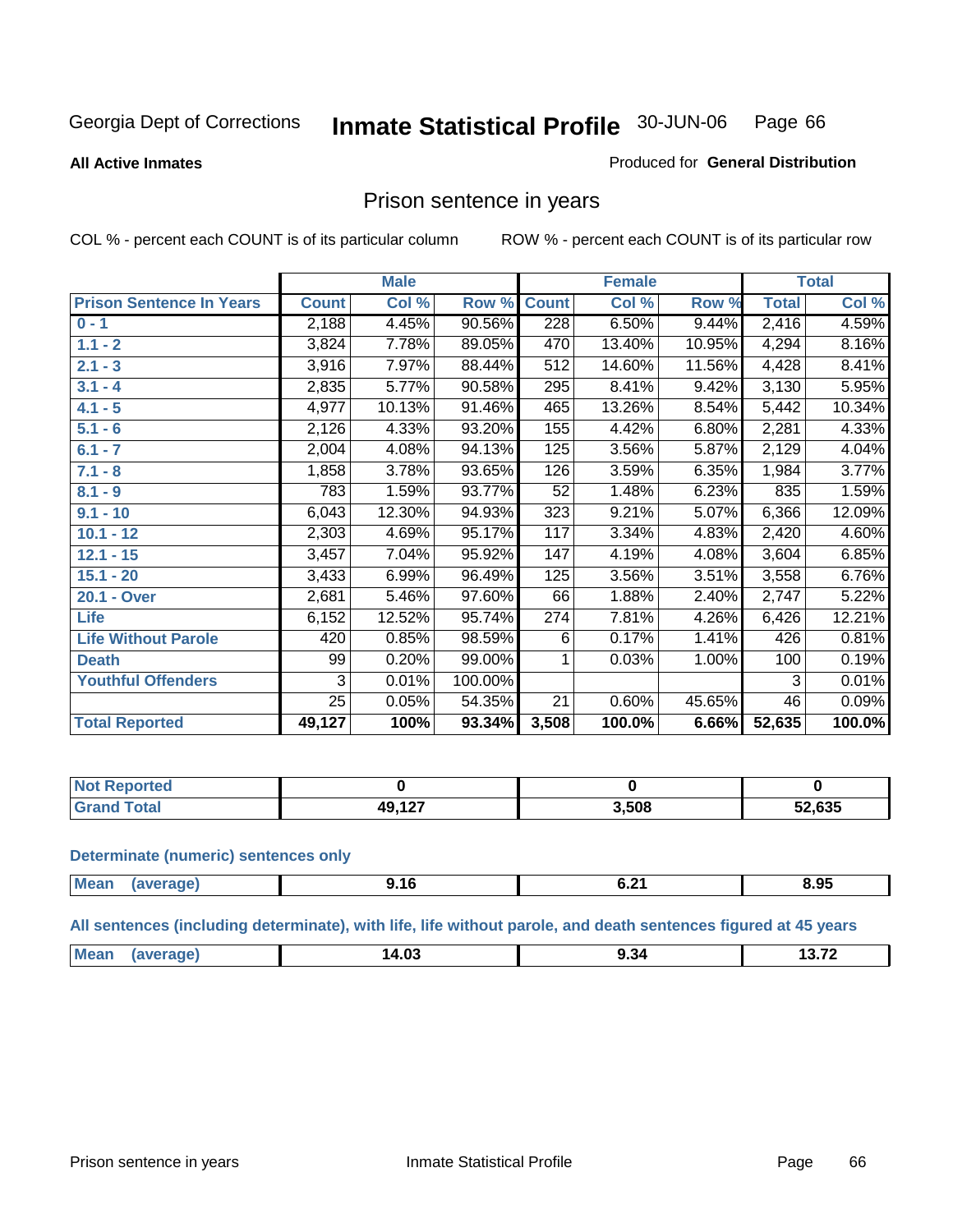Georgia Dept of Corrections

# Inmate Statistical Profile 30-JUN-06

**All Active Inmates**

Produced for **General Distribution**

## Prison sentence in years

COL % - percent each COUNT is of its particular column

ROW % - percent each COUNT is of its particular row

| | Male | | | Female | | | Total | |
|---|---|---|---|---|---|---|---|---|
| **Prison Sentence In Years** | **Count** | **Col %** | **Row %** | **Count** | **Col %** | **Row %** | **Total** | **Col %** |
| **0 - 1** | 2,188 | 4.45% | 90.56% | 228 | 6.50% | 9.44% | 2,416 | 4.59% |
| **1.1 - 2** | 3,824 | 7.78% | 89.05% | 470 | 13.40% | 10.95% | 4,294 | 8.16% |
| **2.1 - 3** | 3,916 | 7.97% | 88.44% | 512 | 14.60% | 11.56% | 4,428 | 8.41% |
| **3.1 - 4** | 2,835 | 5.77% | 90.58% | 295 | 8.41% | 9.42% | 3,130 | 5.95% |
| **4.1 - 5** | 4,977 | 10.13% | 91.46% | 465 | 13.26% | 8.54% | 5,442 | 10.34% |
| **5.1 - 6** | 2,126 | 4.33% | 93.20% | 155 | 4.42% | 6.80% | 2,281 | 4.33% |
| **6.1 - 7** | 2,004 | 4.08% | 94.13% | 125 | 3.56% | 5.87% | 2,129 | 4.04% |
| **7.1 - 8** | 1,858 | 3.78% | 93.65% | 126 | 3.59% | 6.35% | 1,984 | 3.77% |
| **8.1 - 9** | 783 | 1.59% | 93.77% | 52 | 1.48% | 6.23% | 835 | 1.59% |
| **9.1 - 10** | 6,043 | 12.30% | 94.93% | 323 | 9.21% | 5.07% | 6,366 | 12.09% |
| **10.1 - 12** | 2,303 | 4.69% | 95.17% | 117 | 3.34% | 4.83% | 2,420 | 4.60% |
| **12.1 - 15** | 3,457 | 7.04% | 95.92% | 147 | 4.19% | 4.08% | 3,604 | 6.85% |
| **15.1 - 20** | 3,433 | 6.99% | 96.49% | 125 | 3.56% | 3.51% | 3,558 | 6.76% |
| **20.1 - Over** | 2,681 | 5.46% | 97.60% | 66 | 1.88% | 2.40% | 2,747 | 5.22% |
| **Life** | 6,152 | 12.52% | 95.74% | 274 | 7.81% | 4.26% | 6,426 | 12.21% |
| **Life Without Parole** | 420 | 0.85% | 98.59% | 6 | 0.17% | 1.41% | 426 | 0.81% |
| **Death** | 99 | 0.20% | 99.00% | 1 | 0.03% | 1.00% | 100 | 0.19% |
| **Youthful Offenders** | 3 | 0.01% | 100.00% | | | | 3 | 0.01% |
| | 25 | 0.05% | 54.35% | 21 | 0.60% | 45.65% | 46 | 0.09% |
| **Total Reported** | **49,127** | **100%** | **93.34%** | **3,508** | **100.0%** | **6.66%** | **52,635** | **100.0%** |

| | Male | Female | Total |
|---|---|---|---|
| **Not Reported** | **0** | **0** | **0** |
| **Grand Total** | **49,127** | **3,508** | **52,635** |

**Determinate (numeric) sentences only**

| | Male | Female | Total |
|---|---|---|---|
| **Mean (average)** | **9.16** | **6.21** | **8.95** |

**All sentences (including determinate), with life, life without parole, and death sentences figured at 45 years**

| | Male | Female | Total |
|---|---|---|---|
| **Mean (average)** | **14.03** | **9.34** | **13.72** |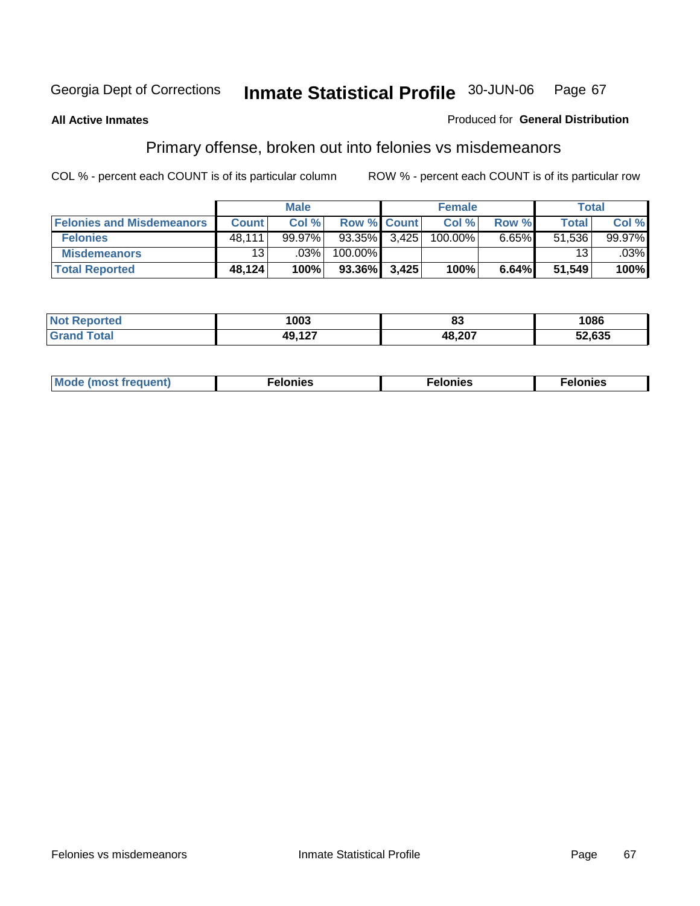Georgia Dept of Corrections **Inmate Statistical Profile** 30-JUN-06

**All Active Inmates**

Produced for **General Distribution**

## Primary offense, broken out into felonies vs misdemeanors

COL % - percent each COUNT is of its particular column

ROW % - percent each COUNT is of its particular row

| | Male | | | Female | | | Total | |
|---|---|---|---|---|---|---|---|---|
| **Felonies and Misdemeanors** | **Count** | **Col %** | **Row %** | **Count** | **Col %** | **Row %** | **Total** | **Col %** |
| **Felonies** | 48,111 | 99.97% | 93.35% | 3,425 | 100.00% | 6.65% | 51,536 | 99.97% |
| **Misdemeanors** | 13 | .03% | 100.00% | | | | 13 | .03% |
| **Total Reported** | **48,124** | **100%** | **93.36%** | **3,425** | **100%** | **6.64%** | **51,549** | **100%** |

| | Male | Female | Total |
|---|---|---|---|
| **Not Reported** | **1003** | **83** | **1086** |
| **Grand Total** | **49,127** | **48,207** | **52,635** |

| | Male | Female | Total |
|---|---|---|---|
| **Mode (most frequent)** | **Felonies** | **Felonies** | **Felonies** |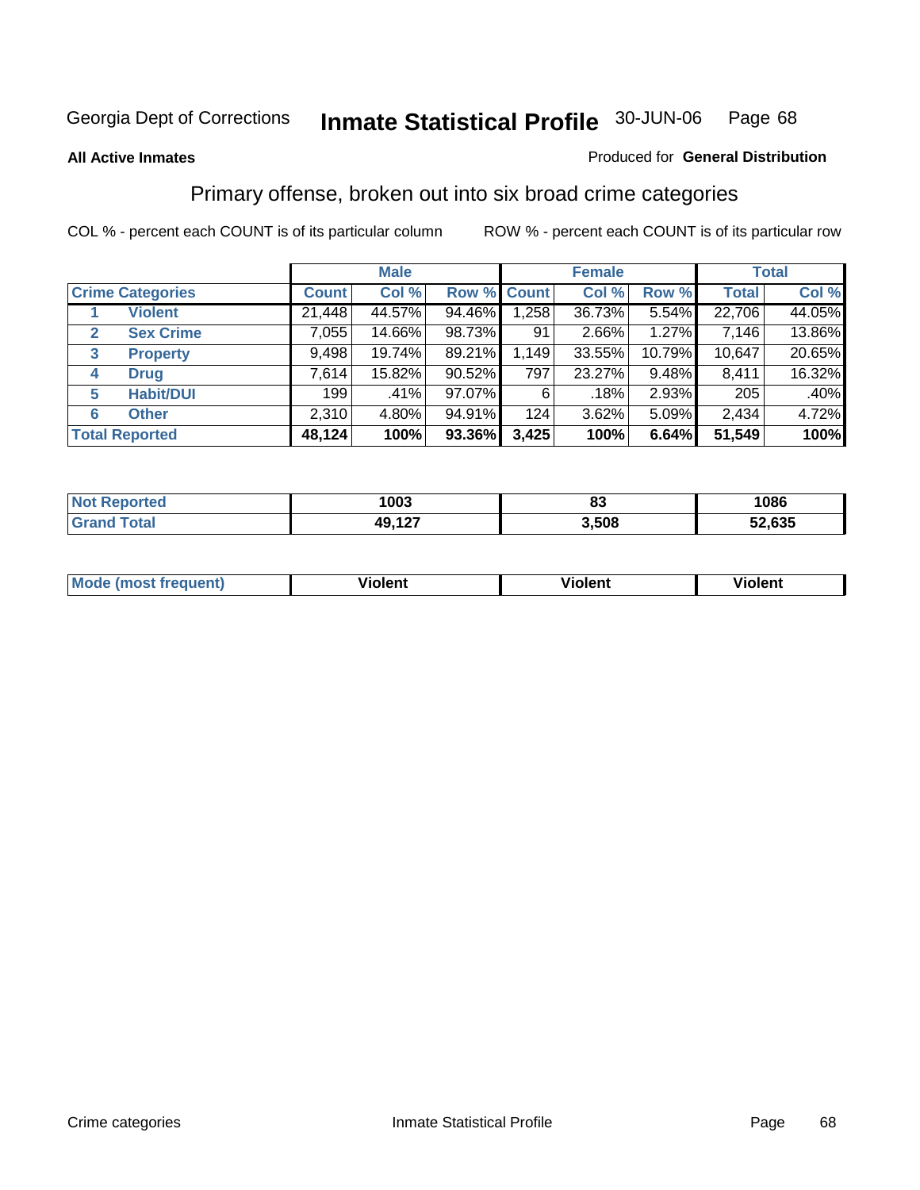Georgia Dept of Corrections **Inmate Statistical Profile** 30-JUN-06 Page 68

**All Active Inmates**

Produced for **General Distribution**

## Primary offense, broken out into six broad crime categories

COL % - percent each COUNT is of its particular column ROW % - percent each COUNT is of its particular row

| | | Male | | | Female | | | Total | |
|---|---|---|---|---|---|---|---|---|---|
| **Crime Categories** | | **Count** | **Col %** | **Row %** | **Count** | **Col %** | **Row %** | **Total** | **Col %** |
| 1 | **Violent** | 21,448 | 44.57% | 94.46% | 1,258 | 36.73% | 5.54% | 22,706 | 44.05% |
| 2 | **Sex Crime** | 7,055 | 14.66% | 98.73% | 91 | 2.66% | 1.27% | 7,146 | 13.86% |
| 3 | **Property** | 9,498 | 19.74% | 89.21% | 1,149 | 33.55% | 10.79% | 10,647 | 20.65% |
| 4 | **Drug** | 7,614 | 15.82% | 90.52% | 797 | 23.27% | 9.48% | 8,411 | 16.32% |
| 5 | **Habit/DUI** | 199 | .41% | 97.07% | 6 | .18% | 2.93% | 205 | .40% |
| 6 | **Other** | 2,310 | 4.80% | 94.91% | 124 | 3.62% | 5.09% | 2,434 | 4.72% |
| **Total Reported** | | **48,124** | **100%** | **93.36%** | **3,425** | **100%** | **6.64%** | **51,549** | **100%** |

| | Male | Female | Total |
|---|---|---|---|
| **Not Reported** | **1003** | **83** | **1086** |
| **Grand Total** | **49,127** | **3,508** | **52,635** |

| | Male | Female | Total |
|---|---|---|---|
| **Mode (most frequent)** | **Violent** | **Violent** | **Violent** |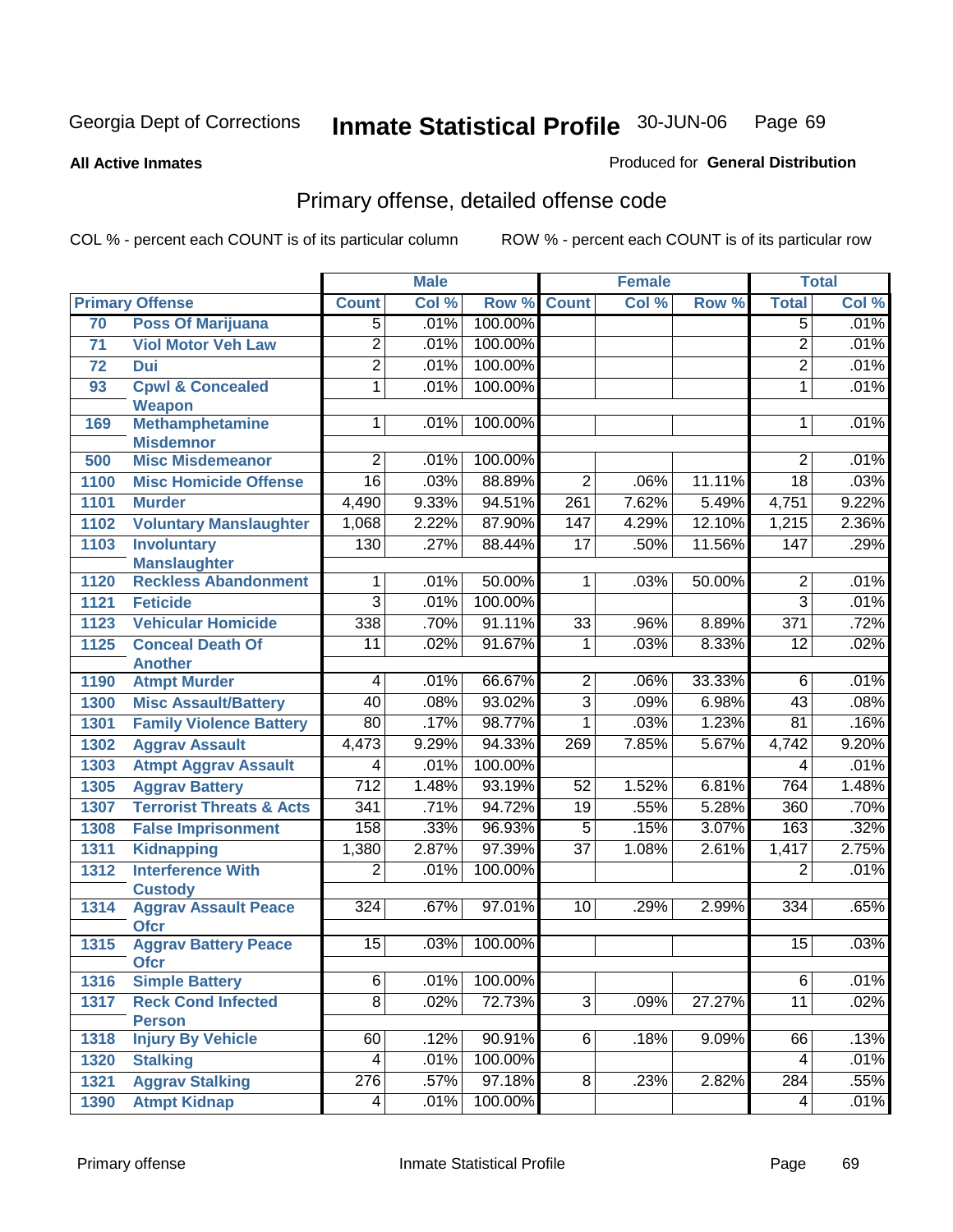Georgia Dept of Corrections **Inmate Statistical Profile** 30-JUN-06 Page 69

**All Active Inmates**

Produced for **General Distribution**

## Primary offense, detailed offense code

COL % - percent each COUNT is of its particular column ROW % - percent each COUNT is of its particular row

| Primary Offense | | Male | | | Female | | | Total | |
|---|---|---|---|---|---|---|---|---|---|
| | | Count | Col % | Row % | Count | Col % | Row % | Total | Col % |
| 70 | Poss Of Marijuana | 5 | .01% | 100.00% | | | | 5 | .01% |
| 71 | Viol Motor Veh Law | 2 | .01% | 100.00% | | | | 2 | .01% |
| 72 | Dui | 2 | .01% | 100.00% | | | | 2 | .01% |
| 93 | Cpwl & Concealed Weapon | 1 | .01% | 100.00% | | | | 1 | .01% |
| 169 | Methamphetamine Misdemnor | 1 | .01% | 100.00% | | | | 1 | .01% |
| 500 | Misc Misdemeanor | 2 | .01% | 100.00% | | | | 2 | .01% |
| 1100 | Misc Homicide Offense | 16 | .03% | 88.89% | 2 | .06% | 11.11% | 18 | .03% |
| 1101 | Murder | 4,490 | 9.33% | 94.51% | 261 | 7.62% | 5.49% | 4,751 | 9.22% |
| 1102 | Voluntary Manslaughter | 1,068 | 2.22% | 87.90% | 147 | 4.29% | 12.10% | 1,215 | 2.36% |
| 1103 | Involuntary Manslaughter | 130 | .27% | 88.44% | 17 | .50% | 11.56% | 147 | .29% |
| 1120 | Reckless Abandonment | 1 | .01% | 50.00% | 1 | .03% | 50.00% | 2 | .01% |
| 1121 | Feticide | 3 | .01% | 100.00% | | | | 3 | .01% |
| 1123 | Vehicular Homicide | 338 | .70% | 91.11% | 33 | .96% | 8.89% | 371 | .72% |
| 1125 | Conceal Death Of Another | 11 | .02% | 91.67% | 1 | .03% | 8.33% | 12 | .02% |
| 1190 | Atmpt Murder | 4 | .01% | 66.67% | 2 | .06% | 33.33% | 6 | .01% |
| 1300 | Misc Assault/Battery | 40 | .08% | 93.02% | 3 | .09% | 6.98% | 43 | .08% |
| 1301 | Family Violence Battery | 80 | .17% | 98.77% | 1 | .03% | 1.23% | 81 | .16% |
| 1302 | Aggrav Assault | 4,473 | 9.29% | 94.33% | 269 | 7.85% | 5.67% | 4,742 | 9.20% |
| 1303 | Atmpt Aggrav Assault | 4 | .01% | 100.00% | | | | 4 | .01% |
| 1305 | Aggrav Battery | 712 | 1.48% | 93.19% | 52 | 1.52% | 6.81% | 764 | 1.48% |
| 1307 | Terrorist Threats & Acts | 341 | .71% | 94.72% | 19 | .55% | 5.28% | 360 | .70% |
| 1308 | False Imprisonment | 158 | .33% | 96.93% | 5 | .15% | 3.07% | 163 | .32% |
| 1311 | Kidnapping | 1,380 | 2.87% | 97.39% | 37 | 1.08% | 2.61% | 1,417 | 2.75% |
| 1312 | Interference With Custody | 2 | .01% | 100.00% | | | | 2 | .01% |
| 1314 | Aggrav Assault Peace Ofcr | 324 | .67% | 97.01% | 10 | .29% | 2.99% | 334 | .65% |
| 1315 | Aggrav Battery Peace Ofcr | 15 | .03% | 100.00% | | | | 15 | .03% |
| 1316 | Simple Battery | 6 | .01% | 100.00% | | | | 6 | .01% |
| 1317 | Reck Cond Infected Person | 8 | .02% | 72.73% | 3 | .09% | 27.27% | 11 | .02% |
| 1318 | Injury By Vehicle | 60 | .12% | 90.91% | 6 | .18% | 9.09% | 66 | .13% |
| 1320 | Stalking | 4 | .01% | 100.00% | | | | 4 | .01% |
| 1321 | Aggrav Stalking | 276 | .57% | 97.18% | 8 | .23% | 2.82% | 284 | .55% |
| 1390 | Atmpt Kidnap | 4 | .01% | 100.00% | | | | 4 | .01% |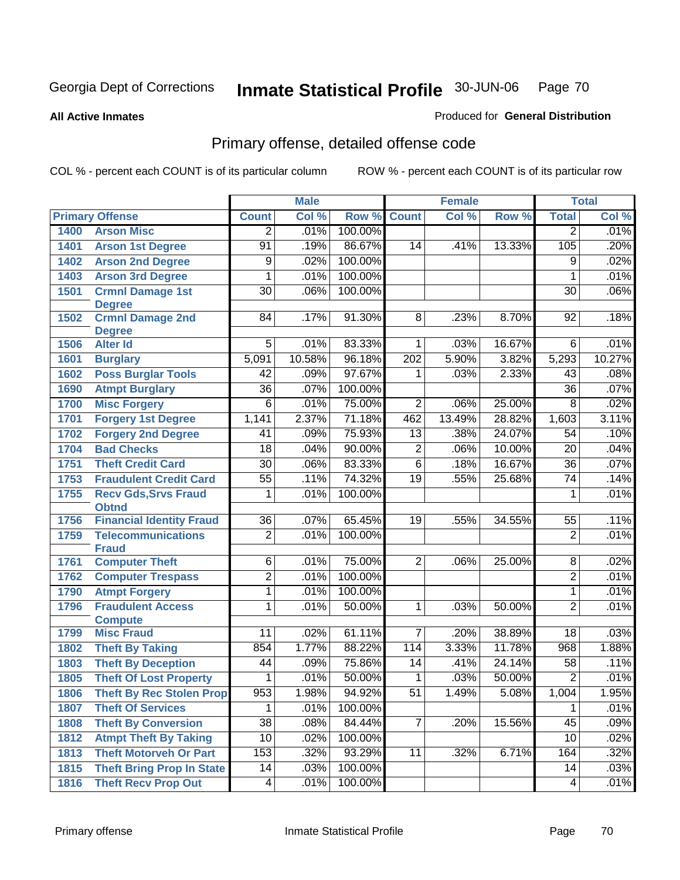Georgia Dept of Corrections

# Inmate Statistical Profile 30-JUN-06

**All Active Inmates**

Produced for **General Distribution**

## Primary offense, detailed offense code

COL % - percent each COUNT is of its particular column

ROW % - percent each COUNT is of its particular row

| Primary Offense | | Male | | | Female | | | Total | |
|---|---|---|---|---|---|---|---|---|---|
| | | Count | Col % | Row % | Count | Col % | Row % | Total | Col % |
| 1400 | Arson Misc | 2 | .01% | 100.00% | | | | 2 | .01% |
| 1401 | Arson 1st Degree | 91 | .19% | 86.67% | 14 | .41% | 13.33% | 105 | .20% |
| 1402 | Arson 2nd Degree | 9 | .02% | 100.00% | | | | 9 | .02% |
| 1403 | Arson 3rd Degree | 1 | .01% | 100.00% | | | | 1 | .01% |
| 1501 | Crmnl Damage 1st Degree | 30 | .06% | 100.00% | | | | 30 | .06% |
| 1502 | Crmnl Damage 2nd Degree | 84 | .17% | 91.30% | 8 | .23% | 8.70% | 92 | .18% |
| 1506 | Alter Id | 5 | .01% | 83.33% | 1 | .03% | 16.67% | 6 | .01% |
| 1601 | Burglary | 5,091 | 10.58% | 96.18% | 202 | 5.90% | 3.82% | 5,293 | 10.27% |
| 1602 | Poss Burglar Tools | 42 | .09% | 97.67% | 1 | .03% | 2.33% | 43 | .08% |
| 1690 | Atmpt Burglary | 36 | .07% | 100.00% | | | | 36 | .07% |
| 1700 | Misc Forgery | 6 | .01% | 75.00% | 2 | .06% | 25.00% | 8 | .02% |
| 1701 | Forgery 1st Degree | 1,141 | 2.37% | 71.18% | 462 | 13.49% | 28.82% | 1,603 | 3.11% |
| 1702 | Forgery 2nd Degree | 41 | .09% | 75.93% | 13 | .38% | 24.07% | 54 | .10% |
| 1704 | Bad Checks | 18 | .04% | 90.00% | 2 | .06% | 10.00% | 20 | .04% |
| 1751 | Theft Credit Card | 30 | .06% | 83.33% | 6 | .18% | 16.67% | 36 | .07% |
| 1753 | Fraudulent Credit Card | 55 | .11% | 74.32% | 19 | .55% | 25.68% | 74 | .14% |
| 1755 | Recv Gds,Srvs Fraud Obtnd | 1 | .01% | 100.00% | | | | 1 | .01% |
| 1756 | Financial Identity Fraud | 36 | .07% | 65.45% | 19 | .55% | 34.55% | 55 | .11% |
| 1759 | Telecommunications Fraud | 2 | .01% | 100.00% | | | | 2 | .01% |
| 1761 | Computer Theft | 6 | .01% | 75.00% | 2 | .06% | 25.00% | 8 | .02% |
| 1762 | Computer Trespass | 2 | .01% | 100.00% | | | | 2 | .01% |
| 1790 | Atmpt Forgery | 1 | .01% | 100.00% | | | | 1 | .01% |
| 1796 | Fraudulent Access Compute | 1 | .01% | 50.00% | 1 | .03% | 50.00% | 2 | .01% |
| 1799 | Misc Fraud | 11 | .02% | 61.11% | 7 | .20% | 38.89% | 18 | .03% |
| 1802 | Theft By Taking | 854 | 1.77% | 88.22% | 114 | 3.33% | 11.78% | 968 | 1.88% |
| 1803 | Theft By Deception | 44 | .09% | 75.86% | 14 | .41% | 24.14% | 58 | .11% |
| 1805 | Theft Of Lost Property | 1 | .01% | 50.00% | 1 | .03% | 50.00% | 2 | .01% |
| 1806 | Theft By Rec Stolen Prop | 953 | 1.98% | 94.92% | 51 | 1.49% | 5.08% | 1,004 | 1.95% |
| 1807 | Theft Of Services | 1 | .01% | 100.00% | | | | 1 | .01% |
| 1808 | Theft By Conversion | 38 | .08% | 84.44% | 7 | .20% | 15.56% | 45 | .09% |
| 1812 | Atmpt Theft By Taking | 10 | .02% | 100.00% | | | | 10 | .02% |
| 1813 | Theft Motorveh Or Part | 153 | .32% | 93.29% | 11 | .32% | 6.71% | 164 | .32% |
| 1815 | Theft Bring Prop In State | 14 | .03% | 100.00% | | | | 14 | .03% |
| 1816 | Theft Recv Prop Out | 4 | .01% | 100.00% | | | | 4 | .01% |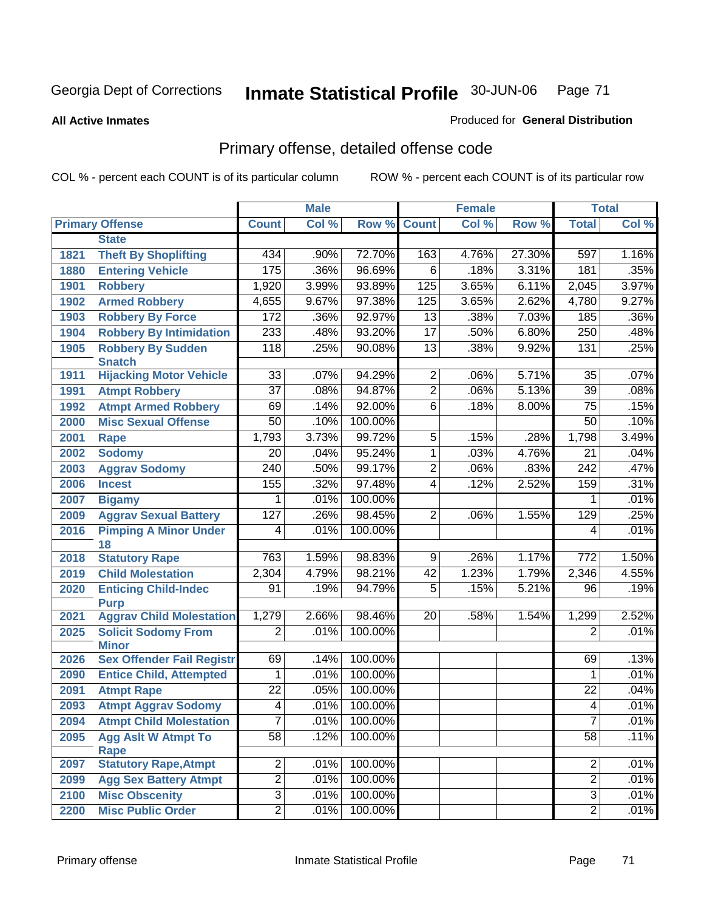Georgia Dept of Corrections **Inmate Statistical Profile** 30-JUN-06

**All Active Inmates**

Produced for **General Distribution**

## Primary offense, detailed offense code

COL % - percent each COUNT is of its particular column    ROW % - percent each COUNT is of its particular row

| Primary Offense | | Male | | | Female | | | Total | |
|---|---|---|---|---|---|---|---|---|---|
| | | Count | Col % | Row % | Count | Col % | Row % | Total | Col % |
| | State | | | | | | | | |
| 1821 | Theft By Shoplifting | 434 | .90% | 72.70% | 163 | 4.76% | 27.30% | 597 | 1.16% |
| 1880 | Entering Vehicle | 175 | .36% | 96.69% | 6 | .18% | 3.31% | 181 | .35% |
| 1901 | Robbery | 1,920 | 3.99% | 93.89% | 125 | 3.65% | 6.11% | 2,045 | 3.97% |
| 1902 | Armed Robbery | 4,655 | 9.67% | 97.38% | 125 | 3.65% | 2.62% | 4,780 | 9.27% |
| 1903 | Robbery By Force | 172 | .36% | 92.97% | 13 | .38% | 7.03% | 185 | .36% |
| 1904 | Robbery By Intimidation | 233 | .48% | 93.20% | 17 | .50% | 6.80% | 250 | .48% |
| 1905 | Robbery By Sudden Snatch | 118 | .25% | 90.08% | 13 | .38% | 9.92% | 131 | .25% |
| 1911 | Hijacking Motor Vehicle | 33 | .07% | 94.29% | 2 | .06% | 5.71% | 35 | .07% |
| 1991 | Atmpt Robbery | 37 | .08% | 94.87% | 2 | .06% | 5.13% | 39 | .08% |
| 1992 | Atmpt Armed Robbery | 69 | .14% | 92.00% | 6 | .18% | 8.00% | 75 | .15% |
| 2000 | Misc Sexual Offense | 50 | .10% | 100.00% | | | | 50 | .10% |
| 2001 | Rape | 1,793 | 3.73% | 99.72% | 5 | .15% | .28% | 1,798 | 3.49% |
| 2002 | Sodomy | 20 | .04% | 95.24% | 1 | .03% | 4.76% | 21 | .04% |
| 2003 | Aggrav Sodomy | 240 | .50% | 99.17% | 2 | .06% | .83% | 242 | .47% |
| 2006 | Incest | 155 | .32% | 97.48% | 4 | .12% | 2.52% | 159 | .31% |
| 2007 | Bigamy | 1 | .01% | 100.00% | | | | 1 | .01% |
| 2009 | Aggrav Sexual Battery | 127 | .26% | 98.45% | 2 | .06% | 1.55% | 129 | .25% |
| 2016 | Pimping A Minor Under 18 | 4 | .01% | 100.00% | | | | 4 | .01% |
| 2018 | Statutory Rape | 763 | 1.59% | 98.83% | 9 | .26% | 1.17% | 772 | 1.50% |
| 2019 | Child Molestation | 2,304 | 4.79% | 98.21% | 42 | 1.23% | 1.79% | 2,346 | 4.55% |
| 2020 | Enticing Child-Indec Purp | 91 | .19% | 94.79% | 5 | .15% | 5.21% | 96 | .19% |
| 2021 | Aggrav Child Molestation | 1,279 | 2.66% | 98.46% | 20 | .58% | 1.54% | 1,299 | 2.52% |
| 2025 | Solicit Sodomy From Minor | 2 | .01% | 100.00% | | | | 2 | .01% |
| 2026 | Sex Offender Fail Registr | 69 | .14% | 100.00% | | | | 69 | .13% |
| 2090 | Entice Child, Attempted | 1 | .01% | 100.00% | | | | 1 | .01% |
| 2091 | Atmpt Rape | 22 | .05% | 100.00% | | | | 22 | .04% |
| 2093 | Atmpt Aggrav Sodomy | 4 | .01% | 100.00% | | | | 4 | .01% |
| 2094 | Atmpt Child Molestation | 7 | .01% | 100.00% | | | | 7 | .01% |
| 2095 | Agg Aslt W Atmpt To Rape | 58 | .12% | 100.00% | | | | 58 | .11% |
| 2097 | Statutory Rape,Atmpt | 2 | .01% | 100.00% | | | | 2 | .01% |
| 2099 | Agg Sex Battery Atmpt | 2 | .01% | 100.00% | | | | 2 | .01% |
| 2100 | Misc Obscenity | 3 | .01% | 100.00% | | | | 3 | .01% |
| 2200 | Misc Public Order | 2 | .01% | 100.00% | | | | 2 | .01% |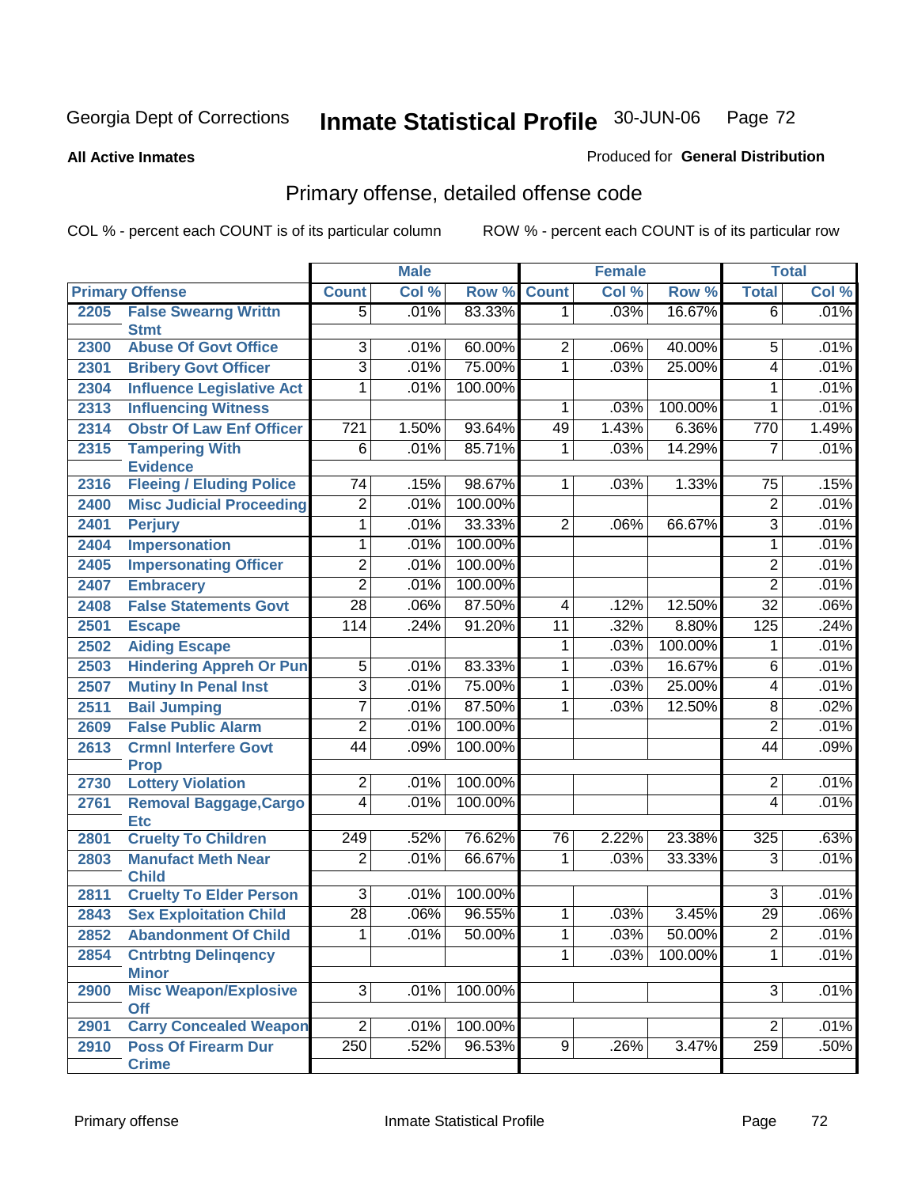Georgia Dept of Corrections **Inmate Statistical Profile** 30-JUN-06

**All Active Inmates**

Produced for **General Distribution**

## Primary offense, detailed offense code

COL % - percent each COUNT is of its particular column

ROW % - percent each COUNT is of its particular row

| Primary Offense | | Male | | | Female | | | Total | |
|---|---|---|---|---|---|---|---|---|---|
| | | Count | Col % | Row % | Count | Col % | Row % | Total | Col % |
| 2205 | False Swearng Writtn Stmt | 5 | .01% | 83.33% | 1 | .03% | 16.67% | 6 | .01% |
| 2300 | Abuse Of Govt Office | 3 | .01% | 60.00% | 2 | .06% | 40.00% | 5 | .01% |
| 2301 | Bribery Govt Officer | 3 | .01% | 75.00% | 1 | .03% | 25.00% | 4 | .01% |
| 2304 | Influence Legislative Act | 1 | .01% | 100.00% | | | | 1 | .01% |
| 2313 | Influencing Witness | | | | 1 | .03% | 100.00% | 1 | .01% |
| 2314 | Obstr Of Law Enf Officer | 721 | 1.50% | 93.64% | 49 | 1.43% | 6.36% | 770 | 1.49% |
| 2315 | Tampering With Evidence | 6 | .01% | 85.71% | 1 | .03% | 14.29% | 7 | .01% |
| 2316 | Fleeing / Eluding Police | 74 | .15% | 98.67% | 1 | .03% | 1.33% | 75 | .15% |
| 2400 | Misc Judicial Proceeding | 2 | .01% | 100.00% | | | | 2 | .01% |
| 2401 | Perjury | 1 | .01% | 33.33% | 2 | .06% | 66.67% | 3 | .01% |
| 2404 | Impersonation | 1 | .01% | 100.00% | | | | 1 | .01% |
| 2405 | Impersonating Officer | 2 | .01% | 100.00% | | | | 2 | .01% |
| 2407 | Embracery | 2 | .01% | 100.00% | | | | 2 | .01% |
| 2408 | False Statements Govt | 28 | .06% | 87.50% | 4 | .12% | 12.50% | 32 | .06% |
| 2501 | Escape | 114 | .24% | 91.20% | 11 | .32% | 8.80% | 125 | .24% |
| 2502 | Aiding Escape | | | | 1 | .03% | 100.00% | 1 | .01% |
| 2503 | Hindering Appreh Or Pun | 5 | .01% | 83.33% | 1 | .03% | 16.67% | 6 | .01% |
| 2507 | Mutiny In Penal Inst | 3 | .01% | 75.00% | 1 | .03% | 25.00% | 4 | .01% |
| 2511 | Bail Jumping | 7 | .01% | 87.50% | 1 | .03% | 12.50% | 8 | .02% |
| 2609 | False Public Alarm | 2 | .01% | 100.00% | | | | 2 | .01% |
| 2613 | Crmnl Interfere Govt Prop | 44 | .09% | 100.00% | | | | 44 | .09% |
| 2730 | Lottery Violation | 2 | .01% | 100.00% | | | | 2 | .01% |
| 2761 | Removal Baggage,Cargo Etc | 4 | .01% | 100.00% | | | | 4 | .01% |
| 2801 | Cruelty To Children | 249 | .52% | 76.62% | 76 | 2.22% | 23.38% | 325 | .63% |
| 2803 | Manufact Meth Near Child | 2 | .01% | 66.67% | 1 | .03% | 33.33% | 3 | .01% |
| 2811 | Cruelty To Elder Person | 3 | .01% | 100.00% | | | | 3 | .01% |
| 2843 | Sex Exploitation Child | 28 | .06% | 96.55% | 1 | .03% | 3.45% | 29 | .06% |
| 2852 | Abandonment Of Child | 1 | .01% | 50.00% | 1 | .03% | 50.00% | 2 | .01% |
| 2854 | Cntrbtng Delinqency Minor | | | | 1 | .03% | 100.00% | 1 | .01% |
| 2900 | Misc Weapon/Explosive Off | 3 | .01% | 100.00% | | | | 3 | .01% |
| 2901 | Carry Concealed Weapon | 2 | .01% | 100.00% | | | | 2 | .01% |
| 2910 | Poss Of Firearm Dur Crime | 250 | .52% | 96.53% | 9 | .26% | 3.47% | 259 | .50% |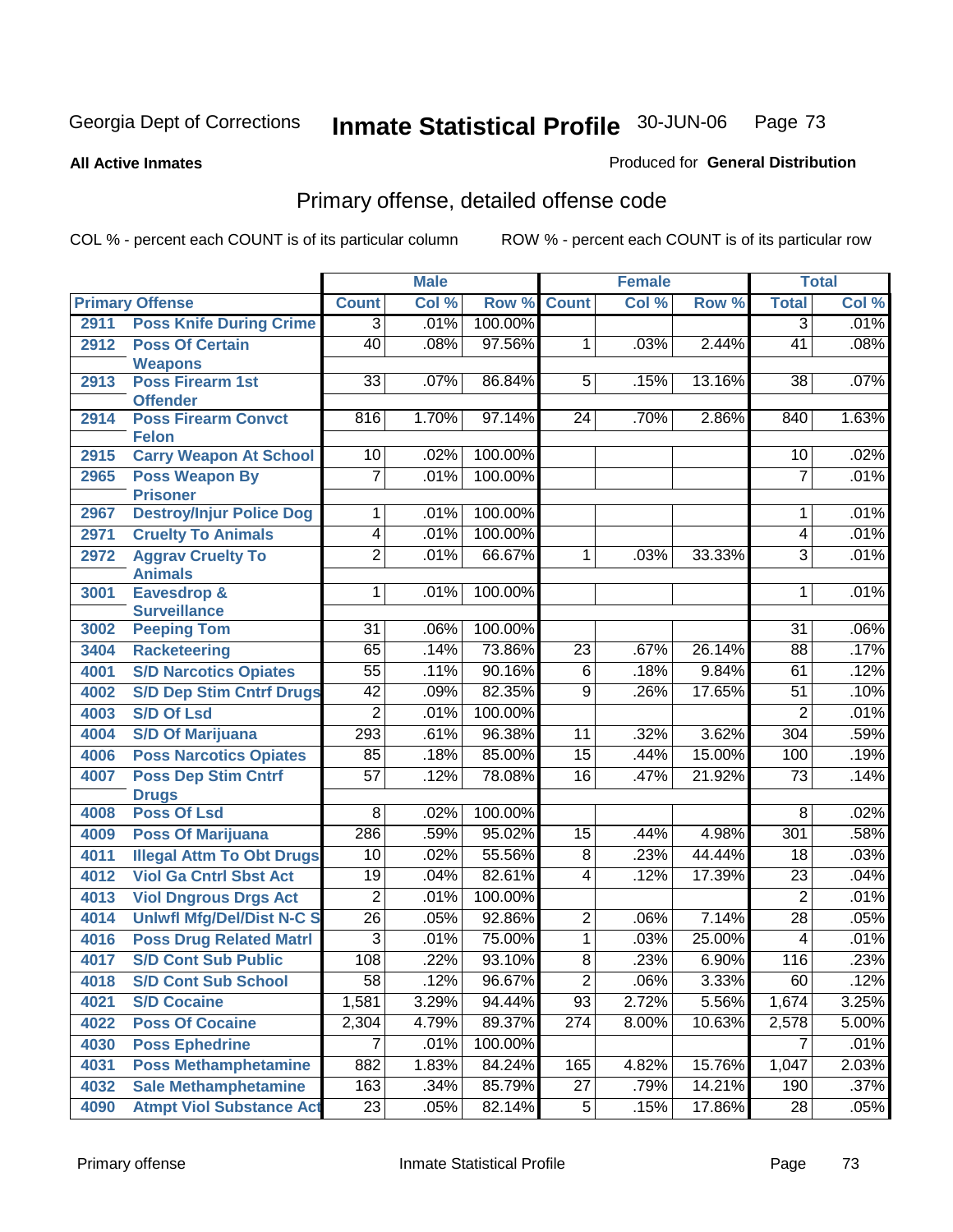Georgia Dept of Corrections **Inmate Statistical Profile** 30-JUN-06

**All Active Inmates**

Produced for **General Distribution**

## Primary offense, detailed offense code

COL % - percent each COUNT is of its particular column    ROW % - percent each COUNT is of its particular row

| Primary Offense | | Male | | | Female | | | Total | |
|---|---|---|---|---|---|---|---|---|---|
| | | Count | Col % | Row % | Count | Col % | Row % | Total | Col % |
| 2911 | Poss Knife During Crime | 3 | .01% | 100.00% | | | | 3 | .01% |
| 2912 | Poss Of Certain Weapons | 40 | .08% | 97.56% | 1 | .03% | 2.44% | 41 | .08% |
| 2913 | Poss Firearm 1st Offender | 33 | .07% | 86.84% | 5 | .15% | 13.16% | 38 | .07% |
| 2914 | Poss Firearm Convct Felon | 816 | 1.70% | 97.14% | 24 | .70% | 2.86% | 840 | 1.63% |
| 2915 | Carry Weapon At School | 10 | .02% | 100.00% | | | | 10 | .02% |
| 2965 | Poss Weapon By Prisoner | 7 | .01% | 100.00% | | | | 7 | .01% |
| 2967 | Destroy/Injur Police Dog | 1 | .01% | 100.00% | | | | 1 | .01% |
| 2971 | Cruelty To Animals | 4 | .01% | 100.00% | | | | 4 | .01% |
| 2972 | Aggrav Cruelty To Animals | 2 | .01% | 66.67% | 1 | .03% | 33.33% | 3 | .01% |
| 3001 | Eavesdrop & Surveillance | 1 | .01% | 100.00% | | | | 1 | .01% |
| 3002 | Peeping Tom | 31 | .06% | 100.00% | | | | 31 | .06% |
| 3404 | Racketeering | 65 | .14% | 73.86% | 23 | .67% | 26.14% | 88 | .17% |
| 4001 | S/D Narcotics Opiates | 55 | .11% | 90.16% | 6 | .18% | 9.84% | 61 | .12% |
| 4002 | S/D Dep Stim Cntrf Drugs | 42 | .09% | 82.35% | 9 | .26% | 17.65% | 51 | .10% |
| 4003 | S/D Of Lsd | 2 | .01% | 100.00% | | | | 2 | .01% |
| 4004 | S/D Of Marijuana | 293 | .61% | 96.38% | 11 | .32% | 3.62% | 304 | .59% |
| 4006 | Poss Narcotics Opiates | 85 | .18% | 85.00% | 15 | .44% | 15.00% | 100 | .19% |
| 4007 | Poss Dep Stim Cntrf Drugs | 57 | .12% | 78.08% | 16 | .47% | 21.92% | 73 | .14% |
| 4008 | Poss Of Lsd | 8 | .02% | 100.00% | | | | 8 | .02% |
| 4009 | Poss Of Marijuana | 286 | .59% | 95.02% | 15 | .44% | 4.98% | 301 | .58% |
| 4011 | Illegal Attm To Obt Drugs | 10 | .02% | 55.56% | 8 | .23% | 44.44% | 18 | .03% |
| 4012 | Viol Ga Cntrl Sbst Act | 19 | .04% | 82.61% | 4 | .12% | 17.39% | 23 | .04% |
| 4013 | Viol Dngrous Drgs Act | 2 | .01% | 100.00% | | | | 2 | .01% |
| 4014 | Unlwfl Mfg/Del/Dist N-C S | 26 | .05% | 92.86% | 2 | .06% | 7.14% | 28 | .05% |
| 4016 | Poss Drug Related Matrl | 3 | .01% | 75.00% | 1 | .03% | 25.00% | 4 | .01% |
| 4017 | S/D Cont Sub Public | 108 | .22% | 93.10% | 8 | .23% | 6.90% | 116 | .23% |
| 4018 | S/D Cont Sub School | 58 | .12% | 96.67% | 2 | .06% | 3.33% | 60 | .12% |
| 4021 | S/D Cocaine | 1,581 | 3.29% | 94.44% | 93 | 2.72% | 5.56% | 1,674 | 3.25% |
| 4022 | Poss Of Cocaine | 2,304 | 4.79% | 89.37% | 274 | 8.00% | 10.63% | 2,578 | 5.00% |
| 4030 | Poss Ephedrine | 7 | .01% | 100.00% | | | | 7 | .01% |
| 4031 | Poss Methamphetamine | 882 | 1.83% | 84.24% | 165 | 4.82% | 15.76% | 1,047 | 2.03% |
| 4032 | Sale Methamphetamine | 163 | .34% | 85.79% | 27 | .79% | 14.21% | 190 | .37% |
| 4090 | Atmpt Viol Substance Act | 23 | .05% | 82.14% | 5 | .15% | 17.86% | 28 | .05% |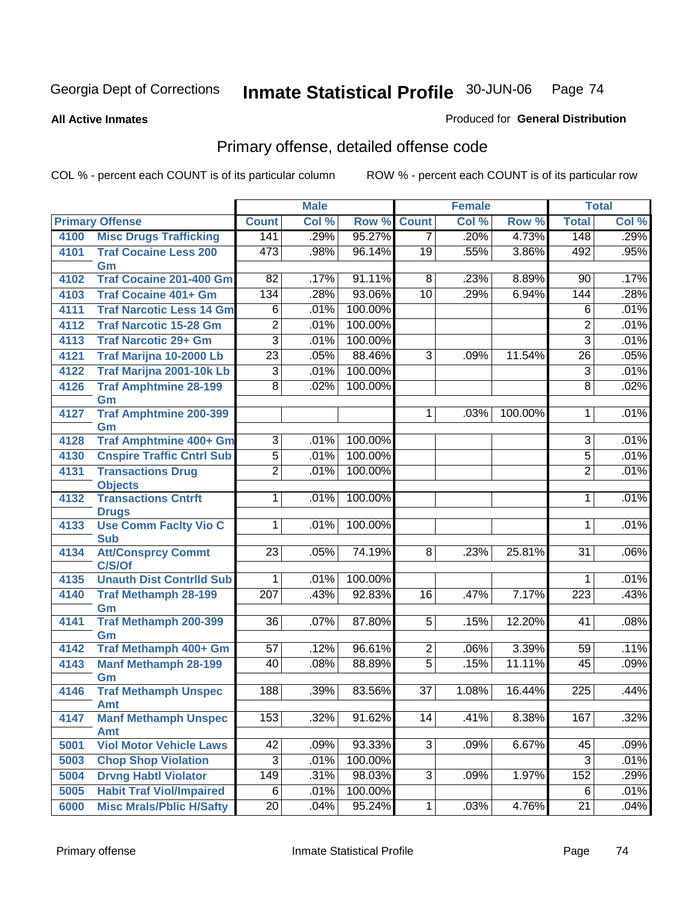Georgia Dept of Corrections **Inmate Statistical Profile** 30-JUN-06

**All Active Inmates** Produced for **General Distribution**

## Primary offense, detailed offense code

COL % - percent each COUNT is of its particular column ROW % - percent each COUNT is of its particular row

| Primary Offense | | Male | | | Female | | | Total | |
|---|---|---|---|---|---|---|---|---|---|
| | | Count | Col % | Row % | Count | Col % | Row % | Total | Col % |
| 4100 | Misc Drugs Trafficking | 141 | .29% | 95.27% | 7 | .20% | 4.73% | 148 | .29% |
| 4101 | Traf Cocaine Less 200 Gm | 473 | .98% | 96.14% | 19 | .55% | 3.86% | 492 | .95% |
| 4102 | Traf Cocaine 201-400 Gm | 82 | .17% | 91.11% | 8 | .23% | 8.89% | 90 | .17% |
| 4103 | Traf Cocaine 401+ Gm | 134 | .28% | 93.06% | 10 | .29% | 6.94% | 144 | .28% |
| 4111 | Traf Narcotic Less 14 Gm | 6 | .01% | 100.00% | | | | 6 | .01% |
| 4112 | Traf Narcotic 15-28 Gm | 2 | .01% | 100.00% | | | | 2 | .01% |
| 4113 | Traf Narcotic 29+ Gm | 3 | .01% | 100.00% | | | | 3 | .01% |
| 4121 | Traf Marijna 10-2000 Lb | 23 | .05% | 88.46% | 3 | .09% | 11.54% | 26 | .05% |
| 4122 | Traf Marijna 2001-10k Lb | 3 | .01% | 100.00% | | | | 3 | .01% |
| 4126 | Traf Amphtmine 28-199 Gm | 8 | .02% | 100.00% | | | | 8 | .02% |
| 4127 | Traf Amphtmine 200-399 Gm | | | | 1 | .03% | 100.00% | 1 | .01% |
| 4128 | Traf Amphtmine 400+ Gm | 3 | .01% | 100.00% | | | | 3 | .01% |
| 4130 | Cnspire Traffic Cntrl Sub | 5 | .01% | 100.00% | | | | 5 | .01% |
| 4131 | Transactions Drug Objects | 2 | .01% | 100.00% | | | | 2 | .01% |
| 4132 | Transactions Cntrft Drugs | 1 | .01% | 100.00% | | | | 1 | .01% |
| 4133 | Use Comm Faclty Vio C Sub | 1 | .01% | 100.00% | | | | 1 | .01% |
| 4134 | Att/Consprcy Commt C/S/Of | 23 | .05% | 74.19% | 8 | .23% | 25.81% | 31 | .06% |
| 4135 | Unauth Dist Contrlld Sub | 1 | .01% | 100.00% | | | | 1 | .01% |
| 4140 | Traf Methamph 28-199 Gm | 207 | .43% | 92.83% | 16 | .47% | 7.17% | 223 | .43% |
| 4141 | Traf Methamph 200-399 Gm | 36 | .07% | 87.80% | 5 | .15% | 12.20% | 41 | .08% |
| 4142 | Traf Methamph 400+ Gm | 57 | .12% | 96.61% | 2 | .06% | 3.39% | 59 | .11% |
| 4143 | Manf Methamph 28-199 Gm | 40 | .08% | 88.89% | 5 | .15% | 11.11% | 45 | .09% |
| 4146 | Traf Methamph Unspec Amt | 188 | .39% | 83.56% | 37 | 1.08% | 16.44% | 225 | .44% |
| 4147 | Manf Methamph Unspec Amt | 153 | .32% | 91.62% | 14 | .41% | 8.38% | 167 | .32% |
| 5001 | Viol Motor Vehicle Laws | 42 | .09% | 93.33% | 3 | .09% | 6.67% | 45 | .09% |
| 5003 | Chop Shop Violation | 3 | .01% | 100.00% | | | | 3 | .01% |
| 5004 | Drvng Habtl Violator | 149 | .31% | 98.03% | 3 | .09% | 1.97% | 152 | .29% |
| 5005 | Habit Traf Viol/Impaired | 6 | .01% | 100.00% | | | | 6 | .01% |
| 6000 | Misc Mrals/Pblic H/Safty | 20 | .04% | 95.24% | 1 | .03% | 4.76% | 21 | .04% |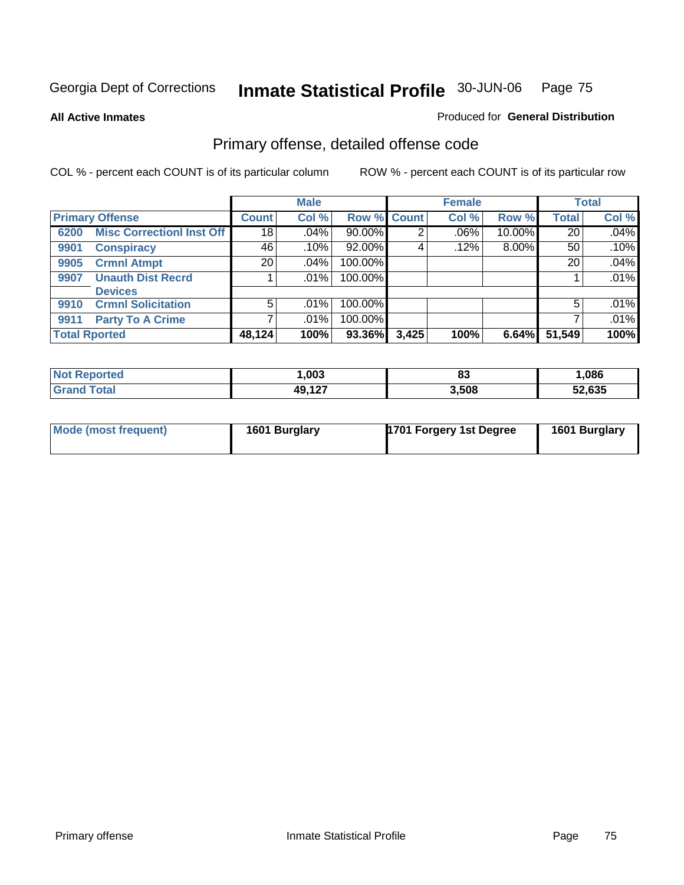Georgia Dept of Corrections **Inmate Statistical Profile** 30-JUN-06

**All Active Inmates**

Produced for **General Distribution**

## Primary offense, detailed offense code

COL % - percent each COUNT is of its particular column

ROW % - percent each COUNT is of its particular row

| Primary Offense | | Male | | | Female | | | Total | |
|---|---|---|---|---|---|---|---|---|---|
| | | Count | Col % | Row % | Count | Col % | Row % | Total | Col % |
| 6200 | Misc Correctionl Inst Off | 18 | .04% | 90.00% | 2 | .06% | 10.00% | 20 | .04% |
| 9901 | Conspiracy | 46 | .10% | 92.00% | 4 | .12% | 8.00% | 50 | .10% |
| 9905 | Crmnl Atmpt | 20 | .04% | 100.00% | | | | 20 | .04% |
| 9907 | Unauth Dist Recrd Devices | 1 | .01% | 100.00% | | | | 1 | .01% |
| 9910 | Crmnl Solicitation | 5 | .01% | 100.00% | | | | 5 | .01% |
| 9911 | Party To A Crime | 7 | .01% | 100.00% | | | | 7 | .01% |
| Total Rported | | 48,124 | 100% | 93.36% | 3,425 | 100% | 6.64% | 51,549 | 100% |

| | Male | Female | Total |
|---|---|---|---|
| Not Reported | 1,003 | 83 | 1,086 |
| Grand Total | 49,127 | 3,508 | 52,635 |

| | Male | Female | Total |
|---|---|---|---|
| Mode (most frequent) | 1601 Burglary | 1701 Forgery 1st Degree | 1601 Burglary |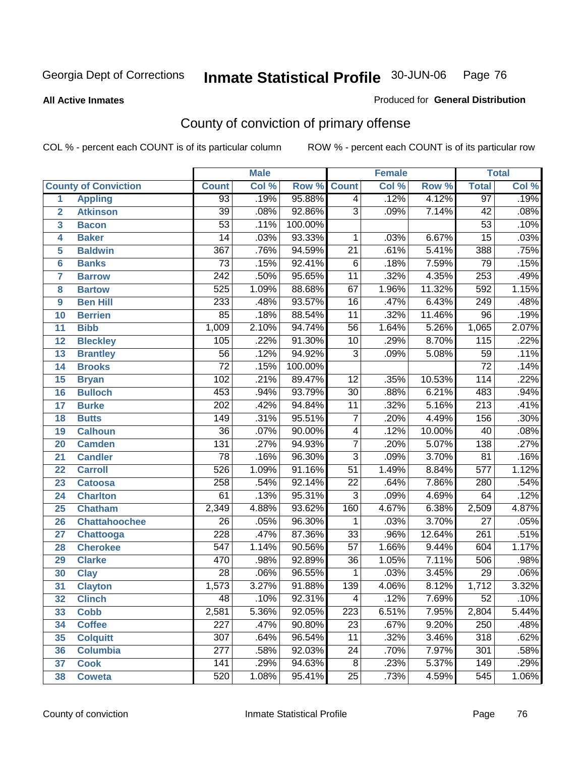Georgia Dept of Corrections **Inmate Statistical Profile** 30-JUN-06

**All Active Inmates** Produced for **General Distribution**

## County of conviction of primary offense

COL % - percent each COUNT is of its particular column ROW % - percent each COUNT is of its particular row

| | | Male | | | Female | | | Total | |
|---|---|---|---|---|---|---|---|---|---|
| **County of Conviction** | | **Count** | **Col %** | **Row %** | **Count** | **Col %** | **Row %** | **Total** | **Col %** |
| 1 | **Appling** | 93 | .19% | 95.88% | 4 | .12% | 4.12% | 97 | .19% |
| 2 | **Atkinson** | 39 | .08% | 92.86% | 3 | .09% | 7.14% | 42 | .08% |
| 3 | **Bacon** | 53 | .11% | 100.00% | | | | 53 | .10% |
| 4 | **Baker** | 14 | .03% | 93.33% | 1 | .03% | 6.67% | 15 | .03% |
| 5 | **Baldwin** | 367 | .76% | 94.59% | 21 | .61% | 5.41% | 388 | .75% |
| 6 | **Banks** | 73 | .15% | 92.41% | 6 | .18% | 7.59% | 79 | .15% |
| 7 | **Barrow** | 242 | .50% | 95.65% | 11 | .32% | 4.35% | 253 | .49% |
| 8 | **Bartow** | 525 | 1.09% | 88.68% | 67 | 1.96% | 11.32% | 592 | 1.15% |
| 9 | **Ben Hill** | 233 | .48% | 93.57% | 16 | .47% | 6.43% | 249 | .48% |
| 10 | **Berrien** | 85 | .18% | 88.54% | 11 | .32% | 11.46% | 96 | .19% |
| 11 | **Bibb** | 1,009 | 2.10% | 94.74% | 56 | 1.64% | 5.26% | 1,065 | 2.07% |
| 12 | **Bleckley** | 105 | .22% | 91.30% | 10 | .29% | 8.70% | 115 | .22% |
| 13 | **Brantley** | 56 | .12% | 94.92% | 3 | .09% | 5.08% | 59 | .11% |
| 14 | **Brooks** | 72 | .15% | 100.00% | | | | 72 | .14% |
| 15 | **Bryan** | 102 | .21% | 89.47% | 12 | .35% | 10.53% | 114 | .22% |
| 16 | **Bulloch** | 453 | .94% | 93.79% | 30 | .88% | 6.21% | 483 | .94% |
| 17 | **Burke** | 202 | .42% | 94.84% | 11 | .32% | 5.16% | 213 | .41% |
| 18 | **Butts** | 149 | .31% | 95.51% | 7 | .20% | 4.49% | 156 | .30% |
| 19 | **Calhoun** | 36 | .07% | 90.00% | 4 | .12% | 10.00% | 40 | .08% |
| 20 | **Camden** | 131 | .27% | 94.93% | 7 | .20% | 5.07% | 138 | .27% |
| 21 | **Candler** | 78 | .16% | 96.30% | 3 | .09% | 3.70% | 81 | .16% |
| 22 | **Carroll** | 526 | 1.09% | 91.16% | 51 | 1.49% | 8.84% | 577 | 1.12% |
| 23 | **Catoosa** | 258 | .54% | 92.14% | 22 | .64% | 7.86% | 280 | .54% |
| 24 | **Charlton** | 61 | .13% | 95.31% | 3 | .09% | 4.69% | 64 | .12% |
| 25 | **Chatham** | 2,349 | 4.88% | 93.62% | 160 | 4.67% | 6.38% | 2,509 | 4.87% |
| 26 | **Chattahoochee** | 26 | .05% | 96.30% | 1 | .03% | 3.70% | 27 | .05% |
| 27 | **Chattooga** | 228 | .47% | 87.36% | 33 | .96% | 12.64% | 261 | .51% |
| 28 | **Cherokee** | 547 | 1.14% | 90.56% | 57 | 1.66% | 9.44% | 604 | 1.17% |
| 29 | **Clarke** | 470 | .98% | 92.89% | 36 | 1.05% | 7.11% | 506 | .98% |
| 30 | **Clay** | 28 | .06% | 96.55% | 1 | .03% | 3.45% | 29 | .06% |
| 31 | **Clayton** | 1,573 | 3.27% | 91.88% | 139 | 4.06% | 8.12% | 1,712 | 3.32% |
| 32 | **Clinch** | 48 | .10% | 92.31% | 4 | .12% | 7.69% | 52 | .10% |
| 33 | **Cobb** | 2,581 | 5.36% | 92.05% | 223 | 6.51% | 7.95% | 2,804 | 5.44% |
| 34 | **Coffee** | 227 | .47% | 90.80% | 23 | .67% | 9.20% | 250 | .48% |
| 35 | **Colquitt** | 307 | .64% | 96.54% | 11 | .32% | 3.46% | 318 | .62% |
| 36 | **Columbia** | 277 | .58% | 92.03% | 24 | .70% | 7.97% | 301 | .58% |
| 37 | **Cook** | 141 | .29% | 94.63% | 8 | .23% | 5.37% | 149 | .29% |
| 38 | **Coweta** | 520 | 1.08% | 95.41% | 25 | .73% | 4.59% | 545 | 1.06% |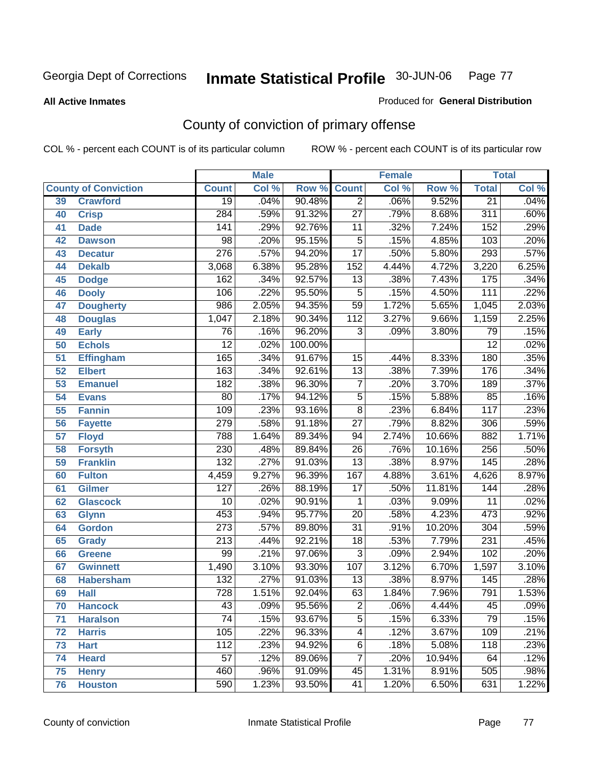Georgia Dept of Corrections **Inmate Statistical Profile** 30-JUN-06

**All Active Inmates**

Produced for **General Distribution**

## County of conviction of primary offense

COL % - percent each COUNT is of its particular column    ROW % - percent each COUNT is of its particular row

| | | Male | | | Female | | | Total | |
|---|---|---|---|---|---|---|---|---|---|
| | **County of Conviction** | **Count** | **Col %** | **Row %** | **Count** | **Col %** | **Row %** | **Total** | **Col %** |
| 39 | Crawford | 19 | .04% | 90.48% | 2 | .06% | 9.52% | 21 | .04% |
| 40 | Crisp | 284 | .59% | 91.32% | 27 | .79% | 8.68% | 311 | .60% |
| 41 | Dade | 141 | .29% | 92.76% | 11 | .32% | 7.24% | 152 | .29% |
| 42 | Dawson | 98 | .20% | 95.15% | 5 | .15% | 4.85% | 103 | .20% |
| 43 | Decatur | 276 | .57% | 94.20% | 17 | .50% | 5.80% | 293 | .57% |
| 44 | Dekalb | 3,068 | 6.38% | 95.28% | 152 | 4.44% | 4.72% | 3,220 | 6.25% |
| 45 | Dodge | 162 | .34% | 92.57% | 13 | .38% | 7.43% | 175 | .34% |
| 46 | Dooly | 106 | .22% | 95.50% | 5 | .15% | 4.50% | 111 | .22% |
| 47 | Dougherty | 986 | 2.05% | 94.35% | 59 | 1.72% | 5.65% | 1,045 | 2.03% |
| 48 | Douglas | 1,047 | 2.18% | 90.34% | 112 | 3.27% | 9.66% | 1,159 | 2.25% |
| 49 | Early | 76 | .16% | 96.20% | 3 | .09% | 3.80% | 79 | .15% |
| 50 | Echols | 12 | .02% | 100.00% | | | | 12 | .02% |
| 51 | Effingham | 165 | .34% | 91.67% | 15 | .44% | 8.33% | 180 | .35% |
| 52 | Elbert | 163 | .34% | 92.61% | 13 | .38% | 7.39% | 176 | .34% |
| 53 | Emanuel | 182 | .38% | 96.30% | 7 | .20% | 3.70% | 189 | .37% |
| 54 | Evans | 80 | .17% | 94.12% | 5 | .15% | 5.88% | 85 | .16% |
| 55 | Fannin | 109 | .23% | 93.16% | 8 | .23% | 6.84% | 117 | .23% |
| 56 | Fayette | 279 | .58% | 91.18% | 27 | .79% | 8.82% | 306 | .59% |
| 57 | Floyd | 788 | 1.64% | 89.34% | 94 | 2.74% | 10.66% | 882 | 1.71% |
| 58 | Forsyth | 230 | .48% | 89.84% | 26 | .76% | 10.16% | 256 | .50% |
| 59 | Franklin | 132 | .27% | 91.03% | 13 | .38% | 8.97% | 145 | .28% |
| 60 | Fulton | 4,459 | 9.27% | 96.39% | 167 | 4.88% | 3.61% | 4,626 | 8.97% |
| 61 | Gilmer | 127 | .26% | 88.19% | 17 | .50% | 11.81% | 144 | .28% |
| 62 | Glascock | 10 | .02% | 90.91% | 1 | .03% | 9.09% | 11 | .02% |
| 63 | Glynn | 453 | .94% | 95.77% | 20 | .58% | 4.23% | 473 | .92% |
| 64 | Gordon | 273 | .57% | 89.80% | 31 | .91% | 10.20% | 304 | .59% |
| 65 | Grady | 213 | .44% | 92.21% | 18 | .53% | 7.79% | 231 | .45% |
| 66 | Greene | 99 | .21% | 97.06% | 3 | .09% | 2.94% | 102 | .20% |
| 67 | Gwinnett | 1,490 | 3.10% | 93.30% | 107 | 3.12% | 6.70% | 1,597 | 3.10% |
| 68 | Habersham | 132 | .27% | 91.03% | 13 | .38% | 8.97% | 145 | .28% |
| 69 | Hall | 728 | 1.51% | 92.04% | 63 | 1.84% | 7.96% | 791 | 1.53% |
| 70 | Hancock | 43 | .09% | 95.56% | 2 | .06% | 4.44% | 45 | .09% |
| 71 | Haralson | 74 | .15% | 93.67% | 5 | .15% | 6.33% | 79 | .15% |
| 72 | Harris | 105 | .22% | 96.33% | 4 | .12% | 3.67% | 109 | .21% |
| 73 | Hart | 112 | .23% | 94.92% | 6 | .18% | 5.08% | 118 | .23% |
| 74 | Heard | 57 | .12% | 89.06% | 7 | .20% | 10.94% | 64 | .12% |
| 75 | Henry | 460 | .96% | 91.09% | 45 | 1.31% | 8.91% | 505 | .98% |
| 76 | Houston | 590 | 1.23% | 93.50% | 41 | 1.20% | 6.50% | 631 | 1.22% |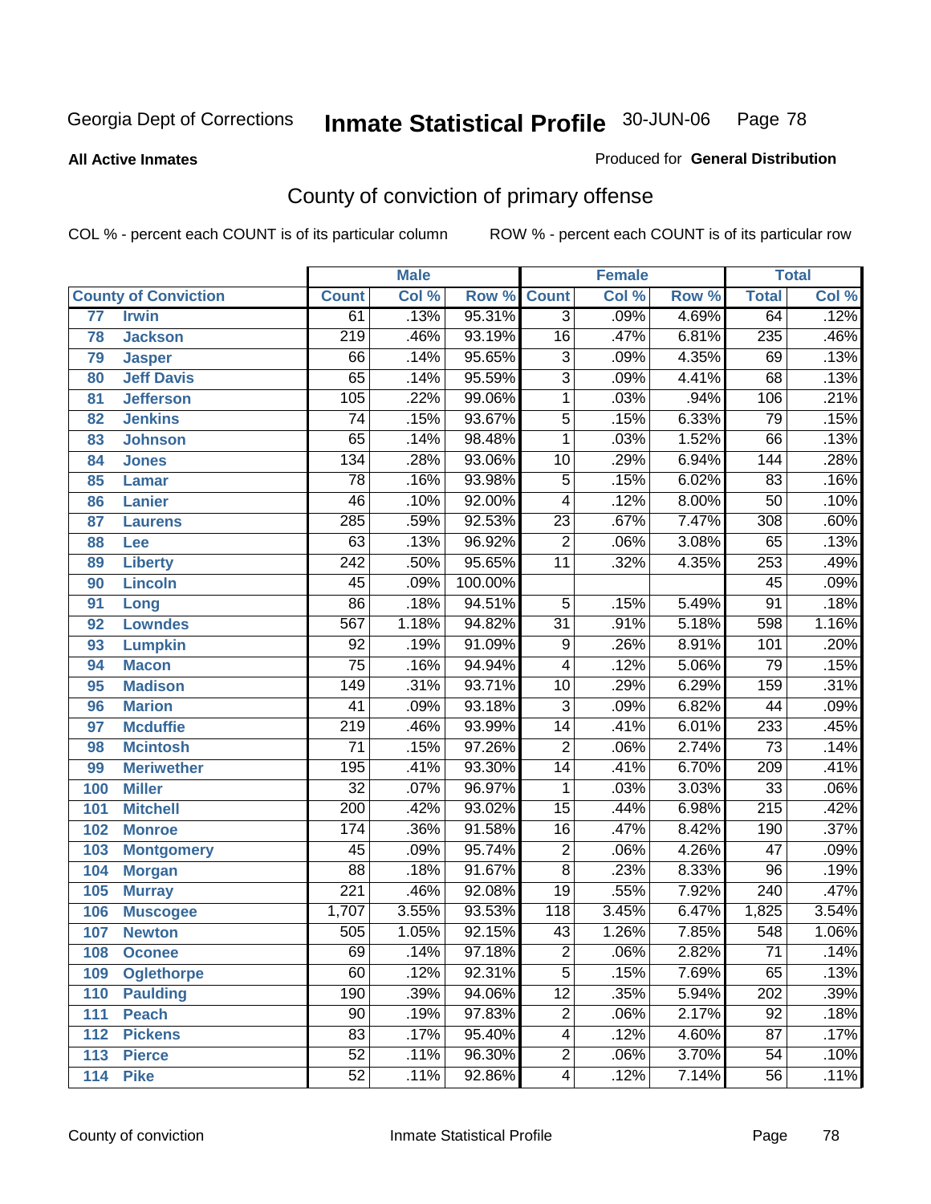Georgia Dept of Corrections **Inmate Statistical Profile** 30-JUN-06

**All Active Inmates** Produced for **General Distribution**

## County of conviction of primary offense

COL % - percent each COUNT is of its particular column ROW % - percent each COUNT is of its particular row

| | | Male | | | Female | | | Total | |
|---|---|---|---|---|---|---|---|---|---|
| **County of Conviction** | | **Count** | **Col %** | **Row %** | **Count** | **Col %** | **Row %** | **Total** | **Col %** |
| 77 | Irwin | 61 | .13% | 95.31% | 3 | .09% | 4.69% | 64 | .12% |
| 78 | Jackson | 219 | .46% | 93.19% | 16 | .47% | 6.81% | 235 | .46% |
| 79 | Jasper | 66 | .14% | 95.65% | 3 | .09% | 4.35% | 69 | .13% |
| 80 | Jeff Davis | 65 | .14% | 95.59% | 3 | .09% | 4.41% | 68 | .13% |
| 81 | Jefferson | 105 | .22% | 99.06% | 1 | .03% | .94% | 106 | .21% |
| 82 | Jenkins | 74 | .15% | 93.67% | 5 | .15% | 6.33% | 79 | .15% |
| 83 | Johnson | 65 | .14% | 98.48% | 1 | .03% | 1.52% | 66 | .13% |
| 84 | Jones | 134 | .28% | 93.06% | 10 | .29% | 6.94% | 144 | .28% |
| 85 | Lamar | 78 | .16% | 93.98% | 5 | .15% | 6.02% | 83 | .16% |
| 86 | Lanier | 46 | .10% | 92.00% | 4 | .12% | 8.00% | 50 | .10% |
| 87 | Laurens | 285 | .59% | 92.53% | 23 | .67% | 7.47% | 308 | .60% |
| 88 | Lee | 63 | .13% | 96.92% | 2 | .06% | 3.08% | 65 | .13% |
| 89 | Liberty | 242 | .50% | 95.65% | 11 | .32% | 4.35% | 253 | .49% |
| 90 | Lincoln | 45 | .09% | 100.00% | | | | 45 | .09% |
| 91 | Long | 86 | .18% | 94.51% | 5 | .15% | 5.49% | 91 | .18% |
| 92 | Lowndes | 567 | 1.18% | 94.82% | 31 | .91% | 5.18% | 598 | 1.16% |
| 93 | Lumpkin | 92 | .19% | 91.09% | 9 | .26% | 8.91% | 101 | .20% |
| 94 | Macon | 75 | .16% | 94.94% | 4 | .12% | 5.06% | 79 | .15% |
| 95 | Madison | 149 | .31% | 93.71% | 10 | .29% | 6.29% | 159 | .31% |
| 96 | Marion | 41 | .09% | 93.18% | 3 | .09% | 6.82% | 44 | .09% |
| 97 | Mcduffie | 219 | .46% | 93.99% | 14 | .41% | 6.01% | 233 | .45% |
| 98 | Mcintosh | 71 | .15% | 97.26% | 2 | .06% | 2.74% | 73 | .14% |
| 99 | Meriwether | 195 | .41% | 93.30% | 14 | .41% | 6.70% | 209 | .41% |
| 100 | Miller | 32 | .07% | 96.97% | 1 | .03% | 3.03% | 33 | .06% |
| 101 | Mitchell | 200 | .42% | 93.02% | 15 | .44% | 6.98% | 215 | .42% |
| 102 | Monroe | 174 | .36% | 91.58% | 16 | .47% | 8.42% | 190 | .37% |
| 103 | Montgomery | 45 | .09% | 95.74% | 2 | .06% | 4.26% | 47 | .09% |
| 104 | Morgan | 88 | .18% | 91.67% | 8 | .23% | 8.33% | 96 | .19% |
| 105 | Murray | 221 | .46% | 92.08% | 19 | .55% | 7.92% | 240 | .47% |
| 106 | Muscogee | 1,707 | 3.55% | 93.53% | 118 | 3.45% | 6.47% | 1,825 | 3.54% |
| 107 | Newton | 505 | 1.05% | 92.15% | 43 | 1.26% | 7.85% | 548 | 1.06% |
| 108 | Oconee | 69 | .14% | 97.18% | 2 | .06% | 2.82% | 71 | .14% |
| 109 | Oglethorpe | 60 | .12% | 92.31% | 5 | .15% | 7.69% | 65 | .13% |
| 110 | Paulding | 190 | .39% | 94.06% | 12 | .35% | 5.94% | 202 | .39% |
| 111 | Peach | 90 | .19% | 97.83% | 2 | .06% | 2.17% | 92 | .18% |
| 112 | Pickens | 83 | .17% | 95.40% | 4 | .12% | 4.60% | 87 | .17% |
| 113 | Pierce | 52 | .11% | 96.30% | 2 | .06% | 3.70% | 54 | .10% |
| 114 | Pike | 52 | .11% | 92.86% | 4 | .12% | 7.14% | 56 | .11% |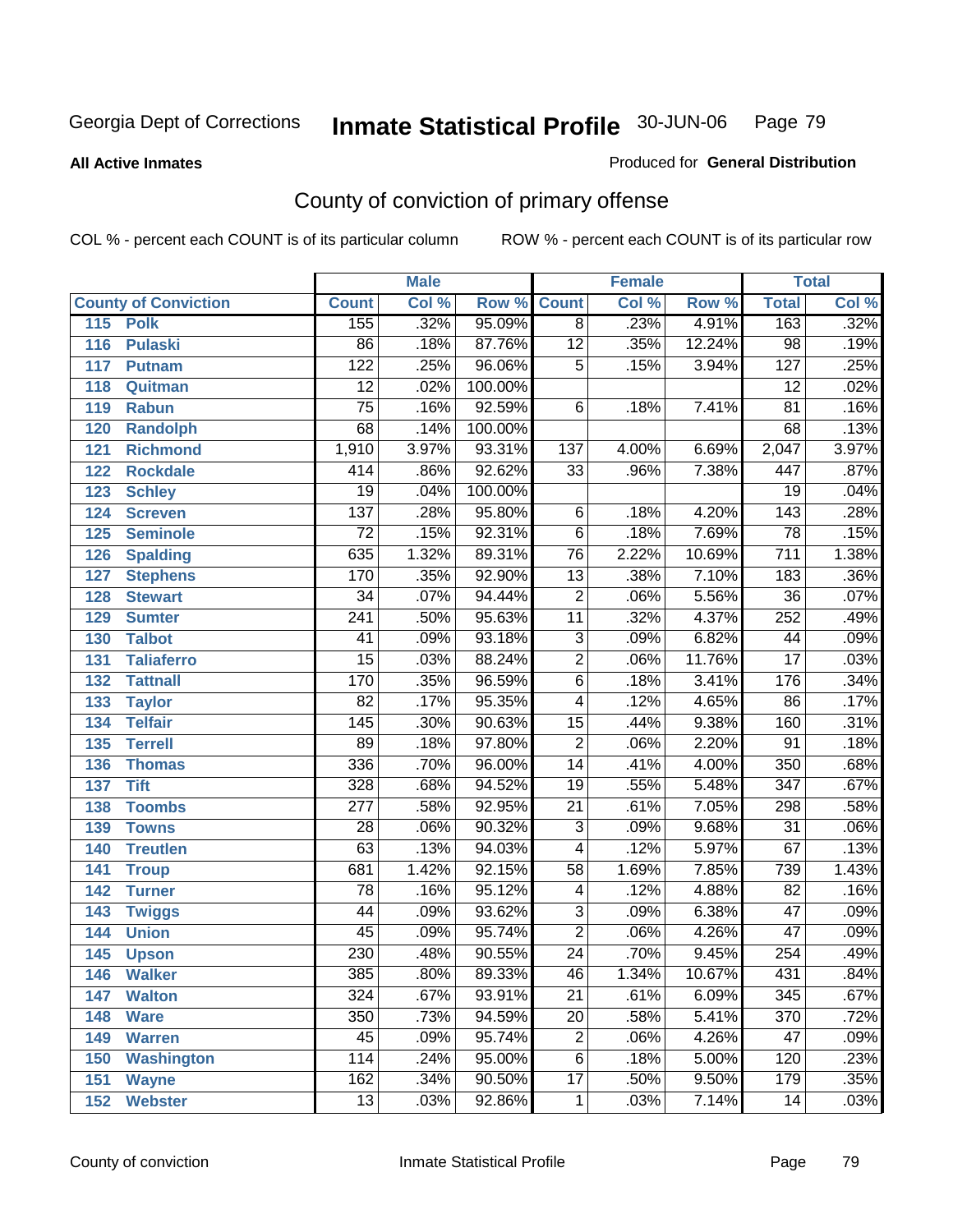Georgia Dept of Corrections **Inmate Statistical Profile** 30-JUN-06

**All Active Inmates**

Produced for **General Distribution**

## County of conviction of primary offense

COL % - percent each COUNT is of its particular column ROW % - percent each COUNT is of its particular row

| | | Male | | | Female | | | Total | |
|---|---|---|---|---|---|---|---|---|---|
| **County of Conviction** | | **Count** | **Col %** | **Row %** | **Count** | **Col %** | **Row %** | **Total** | **Col %** |
| 115 | Polk | 155 | .32% | 95.09% | 8 | .23% | 4.91% | 163 | .32% |
| 116 | Pulaski | 86 | .18% | 87.76% | 12 | .35% | 12.24% | 98 | .19% |
| 117 | Putnam | 122 | .25% | 96.06% | 5 | .15% | 3.94% | 127 | .25% |
| 118 | Quitman | 12 | .02% | 100.00% | | | | 12 | .02% |
| 119 | Rabun | 75 | .16% | 92.59% | 6 | .18% | 7.41% | 81 | .16% |
| 120 | Randolph | 68 | .14% | 100.00% | | | | 68 | .13% |
| 121 | Richmond | 1,910 | 3.97% | 93.31% | 137 | 4.00% | 6.69% | 2,047 | 3.97% |
| 122 | Rockdale | 414 | .86% | 92.62% | 33 | .96% | 7.38% | 447 | .87% |
| 123 | Schley | 19 | .04% | 100.00% | | | | 19 | .04% |
| 124 | Screven | 137 | .28% | 95.80% | 6 | .18% | 4.20% | 143 | .28% |
| 125 | Seminole | 72 | .15% | 92.31% | 6 | .18% | 7.69% | 78 | .15% |
| 126 | Spalding | 635 | 1.32% | 89.31% | 76 | 2.22% | 10.69% | 711 | 1.38% |
| 127 | Stephens | 170 | .35% | 92.90% | 13 | .38% | 7.10% | 183 | .36% |
| 128 | Stewart | 34 | .07% | 94.44% | 2 | .06% | 5.56% | 36 | .07% |
| 129 | Sumter | 241 | .50% | 95.63% | 11 | .32% | 4.37% | 252 | .49% |
| 130 | Talbot | 41 | .09% | 93.18% | 3 | .09% | 6.82% | 44 | .09% |
| 131 | Taliaferro | 15 | .03% | 88.24% | 2 | .06% | 11.76% | 17 | .03% |
| 132 | Tattnall | 170 | .35% | 96.59% | 6 | .18% | 3.41% | 176 | .34% |
| 133 | Taylor | 82 | .17% | 95.35% | 4 | .12% | 4.65% | 86 | .17% |
| 134 | Telfair | 145 | .30% | 90.63% | 15 | .44% | 9.38% | 160 | .31% |
| 135 | Terrell | 89 | .18% | 97.80% | 2 | .06% | 2.20% | 91 | .18% |
| 136 | Thomas | 336 | .70% | 96.00% | 14 | .41% | 4.00% | 350 | .68% |
| 137 | Tift | 328 | .68% | 94.52% | 19 | .55% | 5.48% | 347 | .67% |
| 138 | Toombs | 277 | .58% | 92.95% | 21 | .61% | 7.05% | 298 | .58% |
| 139 | Towns | 28 | .06% | 90.32% | 3 | .09% | 9.68% | 31 | .06% |
| 140 | Treutlen | 63 | .13% | 94.03% | 4 | .12% | 5.97% | 67 | .13% |
| 141 | Troup | 681 | 1.42% | 92.15% | 58 | 1.69% | 7.85% | 739 | 1.43% |
| 142 | Turner | 78 | .16% | 95.12% | 4 | .12% | 4.88% | 82 | .16% |
| 143 | Twiggs | 44 | .09% | 93.62% | 3 | .09% | 6.38% | 47 | .09% |
| 144 | Union | 45 | .09% | 95.74% | 2 | .06% | 4.26% | 47 | .09% |
| 145 | Upson | 230 | .48% | 90.55% | 24 | .70% | 9.45% | 254 | .49% |
| 146 | Walker | 385 | .80% | 89.33% | 46 | 1.34% | 10.67% | 431 | .84% |
| 147 | Walton | 324 | .67% | 93.91% | 21 | .61% | 6.09% | 345 | .67% |
| 148 | Ware | 350 | .73% | 94.59% | 20 | .58% | 5.41% | 370 | .72% |
| 149 | Warren | 45 | .09% | 95.74% | 2 | .06% | 4.26% | 47 | .09% |
| 150 | Washington | 114 | .24% | 95.00% | 6 | .18% | 5.00% | 120 | .23% |
| 151 | Wayne | 162 | .34% | 90.50% | 17 | .50% | 9.50% | 179 | .35% |
| 152 | Webster | 13 | .03% | 92.86% | 1 | .03% | 7.14% | 14 | .03% |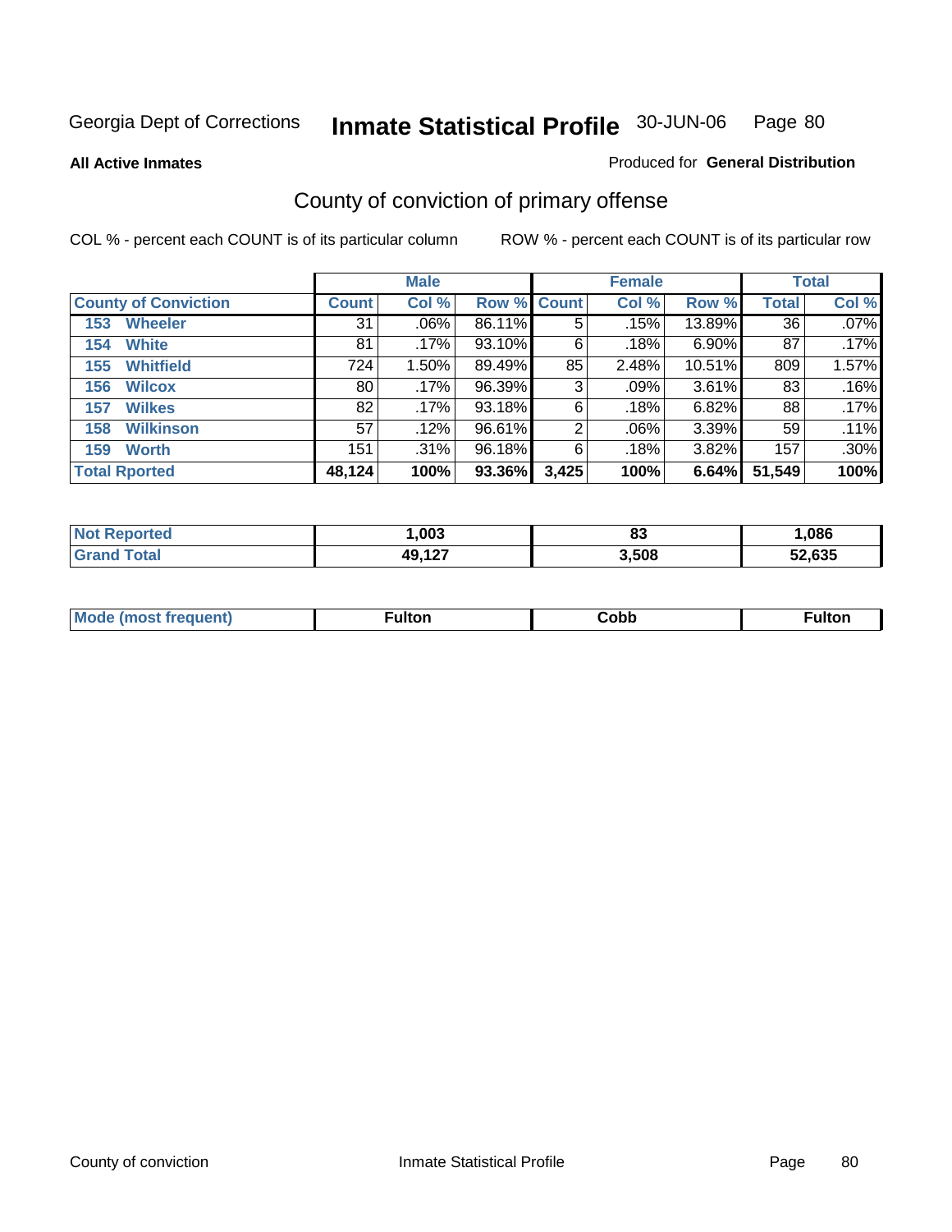Georgia Dept of Corrections **Inmate Statistical Profile** 30-JUN-06

**All Active Inmates**

Produced for **General Distribution**

## County of conviction of primary offense

COL % - percent each COUNT is of its particular column

ROW % - percent each COUNT is of its particular row

| County of Conviction | Male | | | Female | | | Total | |
|---|---|---|---|---|---|---|---|---|
| | Count | Col % | Row % | Count | Col % | Row % | Total | Col % |
| 153 Wheeler | 31 | .06% | 86.11% | 5 | .15% | 13.89% | 36 | .07% |
| 154 White | 81 | .17% | 93.10% | 6 | .18% | 6.90% | 87 | .17% |
| 155 Whitfield | 724 | 1.50% | 89.49% | 85 | 2.48% | 10.51% | 809 | 1.57% |
| 156 Wilcox | 80 | .17% | 96.39% | 3 | .09% | 3.61% | 83 | .16% |
| 157 Wilkes | 82 | .17% | 93.18% | 6 | .18% | 6.82% | 88 | .17% |
| 158 Wilkinson | 57 | .12% | 96.61% | 2 | .06% | 3.39% | 59 | .11% |
| 159 Worth | 151 | .31% | 96.18% | 6 | .18% | 3.82% | 157 | .30% |
| **Total Rported** | **48,124** | **100%** | **93.36%** | **3,425** | **100%** | **6.64%** | **51,549** | **100%** |

| | Male | Female | Total |
|---|---|---|---|
| Not Reported | 1,003 | 83 | 1,086 |
| Grand Total | 49,127 | 3,508 | 52,635 |

| | Male | Female | Total |
|---|---|---|---|
| Mode (most frequent) | Fulton | Cobb | Fulton |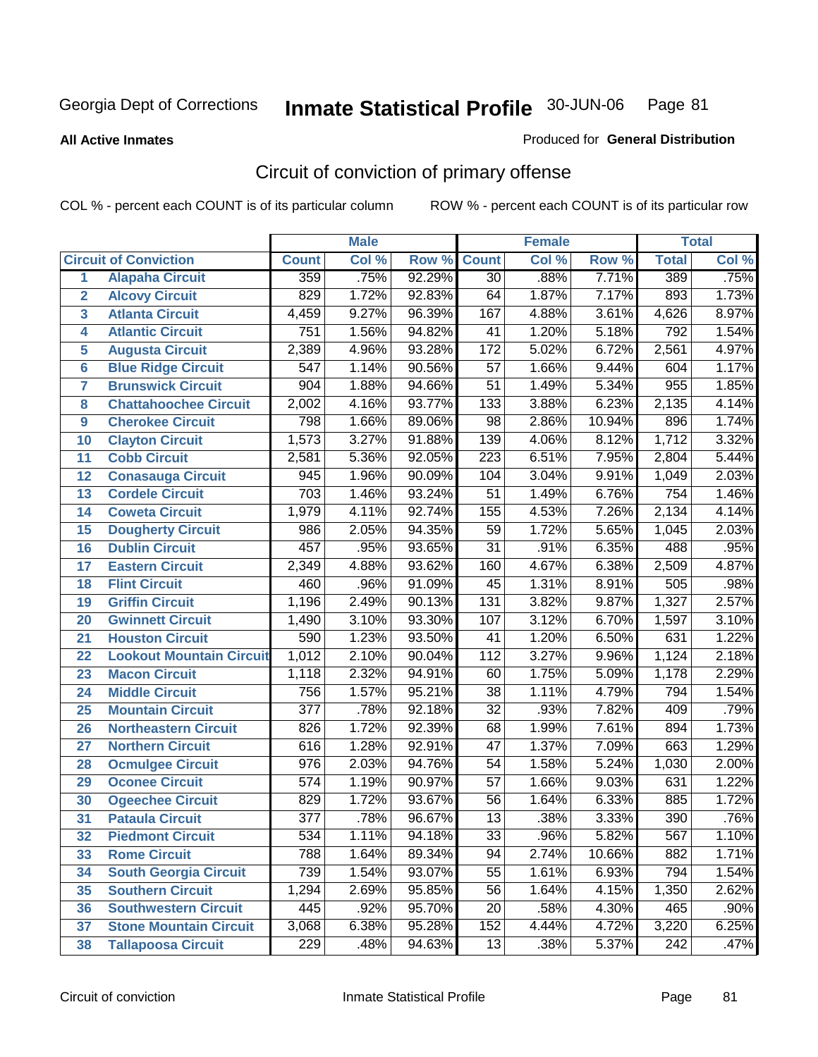Georgia Dept of Corrections **Inmate Statistical Profile** 30-JUN-06

**All Active Inmates**

Produced for **General Distribution**

## Circuit of conviction of primary offense

COL % - percent each COUNT is of its particular column ROW % - percent each COUNT is of its particular row

| | | Male | | | Female | | | Total | |
|---|---|---|---|---|---|---|---|---|---|
| **Circuit of Conviction** | | **Count** | **Col %** | **Row %** | **Count** | **Col %** | **Row %** | **Total** | **Col %** |
| 1 | Alapaha Circuit | 359 | .75% | 92.29% | 30 | .88% | 7.71% | 389 | .75% |
| 2 | Alcovy Circuit | 829 | 1.72% | 92.83% | 64 | 1.87% | 7.17% | 893 | 1.73% |
| 3 | Atlanta Circuit | 4,459 | 9.27% | 96.39% | 167 | 4.88% | 3.61% | 4,626 | 8.97% |
| 4 | Atlantic Circuit | 751 | 1.56% | 94.82% | 41 | 1.20% | 5.18% | 792 | 1.54% |
| 5 | Augusta Circuit | 2,389 | 4.96% | 93.28% | 172 | 5.02% | 6.72% | 2,561 | 4.97% |
| 6 | Blue Ridge Circuit | 547 | 1.14% | 90.56% | 57 | 1.66% | 9.44% | 604 | 1.17% |
| 7 | Brunswick Circuit | 904 | 1.88% | 94.66% | 51 | 1.49% | 5.34% | 955 | 1.85% |
| 8 | Chattahoochee Circuit | 2,002 | 4.16% | 93.77% | 133 | 3.88% | 6.23% | 2,135 | 4.14% |
| 9 | Cherokee Circuit | 798 | 1.66% | 89.06% | 98 | 2.86% | 10.94% | 896 | 1.74% |
| 10 | Clayton Circuit | 1,573 | 3.27% | 91.88% | 139 | 4.06% | 8.12% | 1,712 | 3.32% |
| 11 | Cobb Circuit | 2,581 | 5.36% | 92.05% | 223 | 6.51% | 7.95% | 2,804 | 5.44% |
| 12 | Conasauga Circuit | 945 | 1.96% | 90.09% | 104 | 3.04% | 9.91% | 1,049 | 2.03% |
| 13 | Cordele Circuit | 703 | 1.46% | 93.24% | 51 | 1.49% | 6.76% | 754 | 1.46% |
| 14 | Coweta Circuit | 1,979 | 4.11% | 92.74% | 155 | 4.53% | 7.26% | 2,134 | 4.14% |
| 15 | Dougherty Circuit | 986 | 2.05% | 94.35% | 59 | 1.72% | 5.65% | 1,045 | 2.03% |
| 16 | Dublin Circuit | 457 | .95% | 93.65% | 31 | .91% | 6.35% | 488 | .95% |
| 17 | Eastern Circuit | 2,349 | 4.88% | 93.62% | 160 | 4.67% | 6.38% | 2,509 | 4.87% |
| 18 | Flint Circuit | 460 | .96% | 91.09% | 45 | 1.31% | 8.91% | 505 | .98% |
| 19 | Griffin Circuit | 1,196 | 2.49% | 90.13% | 131 | 3.82% | 9.87% | 1,327 | 2.57% |
| 20 | Gwinnett Circuit | 1,490 | 3.10% | 93.30% | 107 | 3.12% | 6.70% | 1,597 | 3.10% |
| 21 | Houston Circuit | 590 | 1.23% | 93.50% | 41 | 1.20% | 6.50% | 631 | 1.22% |
| 22 | Lookout Mountain Circuit | 1,012 | 2.10% | 90.04% | 112 | 3.27% | 9.96% | 1,124 | 2.18% |
| 23 | Macon Circuit | 1,118 | 2.32% | 94.91% | 60 | 1.75% | 5.09% | 1,178 | 2.29% |
| 24 | Middle Circuit | 756 | 1.57% | 95.21% | 38 | 1.11% | 4.79% | 794 | 1.54% |
| 25 | Mountain Circuit | 377 | .78% | 92.18% | 32 | .93% | 7.82% | 409 | .79% |
| 26 | Northeastern Circuit | 826 | 1.72% | 92.39% | 68 | 1.99% | 7.61% | 894 | 1.73% |
| 27 | Northern Circuit | 616 | 1.28% | 92.91% | 47 | 1.37% | 7.09% | 663 | 1.29% |
| 28 | Ocmulgee Circuit | 976 | 2.03% | 94.76% | 54 | 1.58% | 5.24% | 1,030 | 2.00% |
| 29 | Oconee Circuit | 574 | 1.19% | 90.97% | 57 | 1.66% | 9.03% | 631 | 1.22% |
| 30 | Ogeechee Circuit | 829 | 1.72% | 93.67% | 56 | 1.64% | 6.33% | 885 | 1.72% |
| 31 | Pataula Circuit | 377 | .78% | 96.67% | 13 | .38% | 3.33% | 390 | .76% |
| 32 | Piedmont Circuit | 534 | 1.11% | 94.18% | 33 | .96% | 5.82% | 567 | 1.10% |
| 33 | Rome Circuit | 788 | 1.64% | 89.34% | 94 | 2.74% | 10.66% | 882 | 1.71% |
| 34 | South Georgia Circuit | 739 | 1.54% | 93.07% | 55 | 1.61% | 6.93% | 794 | 1.54% |
| 35 | Southern Circuit | 1,294 | 2.69% | 95.85% | 56 | 1.64% | 4.15% | 1,350 | 2.62% |
| 36 | Southwestern Circuit | 445 | .92% | 95.70% | 20 | .58% | 4.30% | 465 | .90% |
| 37 | Stone Mountain Circuit | 3,068 | 6.38% | 95.28% | 152 | 4.44% | 4.72% | 3,220 | 6.25% |
| 38 | Tallapoosa Circuit | 229 | .48% | 94.63% | 13 | .38% | 5.37% | 242 | .47% |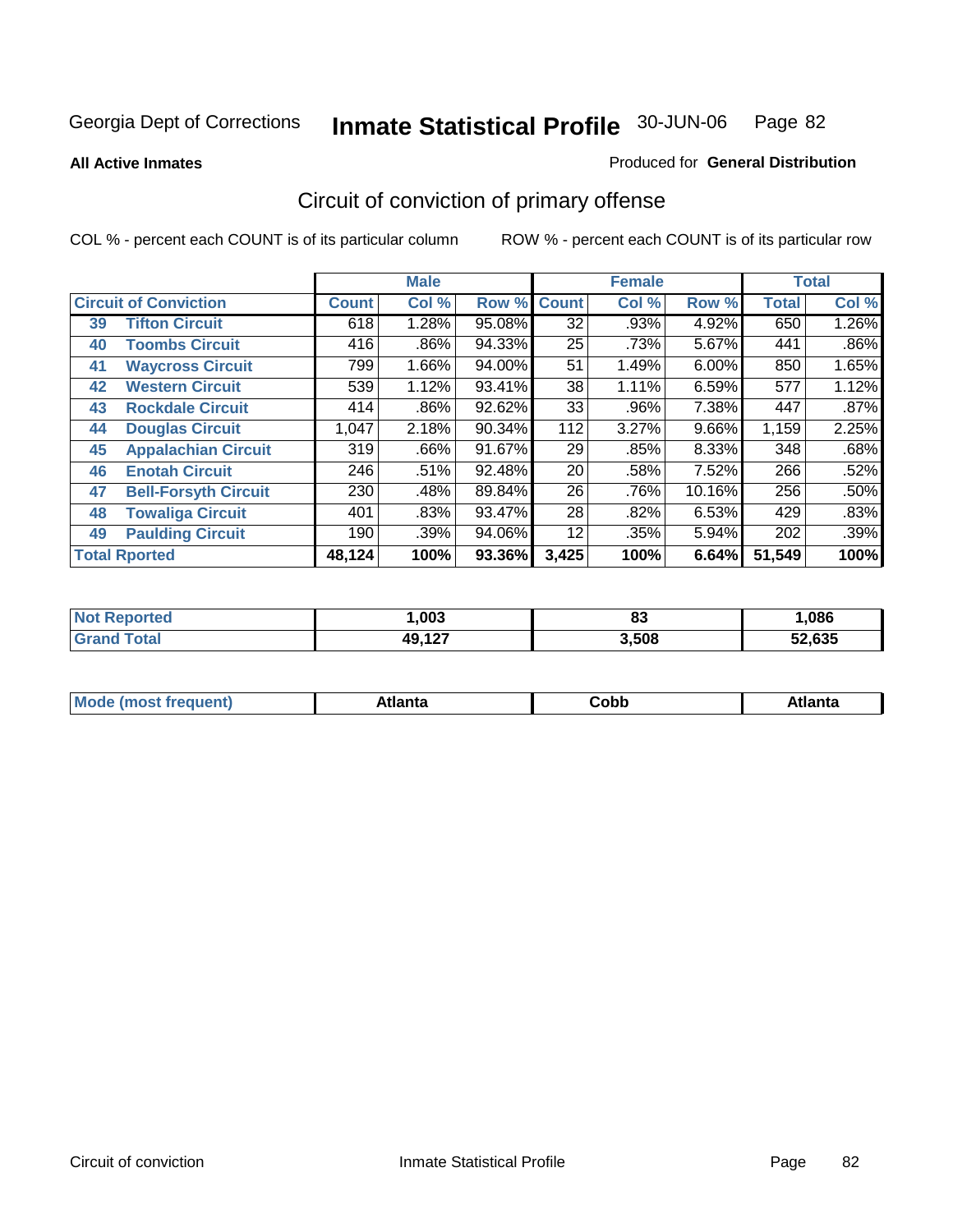Georgia Dept of Corrections **Inmate Statistical Profile** 30-JUN-06

**All Active Inmates**

Produced for **General Distribution**

## Circuit of conviction of primary offense

COL % - percent each COUNT is of its particular column     ROW % - percent each COUNT is of its particular row

| Circuit of Conviction | | Male | | | Female | | | Total | |
|---|---|---|---|---|---|---|---|---|---|
| | | Count | Col % | Row % | Count | Col % | Row % | Total | Col % |
| 39 | Tifton Circuit | 618 | 1.28% | 95.08% | 32 | .93% | 4.92% | 650 | 1.26% |
| 40 | Toombs Circuit | 416 | .86% | 94.33% | 25 | .73% | 5.67% | 441 | .86% |
| 41 | Waycross Circuit | 799 | 1.66% | 94.00% | 51 | 1.49% | 6.00% | 850 | 1.65% |
| 42 | Western Circuit | 539 | 1.12% | 93.41% | 38 | 1.11% | 6.59% | 577 | 1.12% |
| 43 | Rockdale Circuit | 414 | .86% | 92.62% | 33 | .96% | 7.38% | 447 | .87% |
| 44 | Douglas Circuit | 1,047 | 2.18% | 90.34% | 112 | 3.27% | 9.66% | 1,159 | 2.25% |
| 45 | Appalachian Circuit | 319 | .66% | 91.67% | 29 | .85% | 8.33% | 348 | .68% |
| 46 | Enotah Circuit | 246 | .51% | 92.48% | 20 | .58% | 7.52% | 266 | .52% |
| 47 | Bell-Forsyth Circuit | 230 | .48% | 89.84% | 26 | .76% | 10.16% | 256 | .50% |
| 48 | Towaliga Circuit | 401 | .83% | 93.47% | 28 | .82% | 6.53% | 429 | .83% |
| 49 | Paulding Circuit | 190 | .39% | 94.06% | 12 | .35% | 5.94% | 202 | .39% |
| **Total Rported** | | **48,124** | **100%** | **93.36%** | **3,425** | **100%** | **6.64%** | **51,549** | **100%** |

| | Male | Female | Total |
|---|---|---|---|
| Not Reported | 1,003 | 83 | 1,086 |
| Grand Total | 49,127 | 3,508 | 52,635 |

| | Male | Female | Total |
|---|---|---|---|
| Mode (most frequent) | Atlanta | Cobb | Atlanta |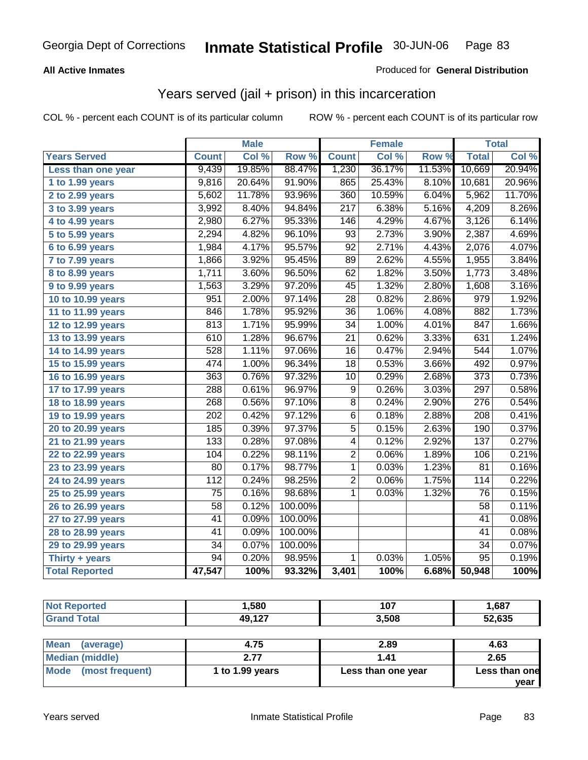Georgia Dept of Corrections **Inmate Statistical Profile** 30-JUN-06

**All Active Inmates**

Produced for **General Distribution**

## Years served (jail + prison) in this incarceration

COL % - percent each COUNT is of its particular column    ROW % - percent each COUNT is of its particular row

| | Male | | | Female | | | Total | |
|---|---|---|---|---|---|---|---|---|
| **Years Served** | **Count** | **Col %** | **Row %** | **Count** | **Col %** | **Row %** | **Total** | **Col %** |
| Less than one year | 9,439 | 19.85% | 88.47% | 1,230 | 36.17% | 11.53% | 10,669 | 20.94% |
| 1 to 1.99 years | 9,816 | 20.64% | 91.90% | 865 | 25.43% | 8.10% | 10,681 | 20.96% |
| 2 to 2.99 years | 5,602 | 11.78% | 93.96% | 360 | 10.59% | 6.04% | 5,962 | 11.70% |
| 3 to 3.99 years | 3,992 | 8.40% | 94.84% | 217 | 6.38% | 5.16% | 4,209 | 8.26% |
| 4 to 4.99 years | 2,980 | 6.27% | 95.33% | 146 | 4.29% | 4.67% | 3,126 | 6.14% |
| 5 to 5.99 years | 2,294 | 4.82% | 96.10% | 93 | 2.73% | 3.90% | 2,387 | 4.69% |
| 6 to 6.99 years | 1,984 | 4.17% | 95.57% | 92 | 2.71% | 4.43% | 2,076 | 4.07% |
| 7 to 7.99 years | 1,866 | 3.92% | 95.45% | 89 | 2.62% | 4.55% | 1,955 | 3.84% |
| 8 to 8.99 years | 1,711 | 3.60% | 96.50% | 62 | 1.82% | 3.50% | 1,773 | 3.48% |
| 9 to 9.99 years | 1,563 | 3.29% | 97.20% | 45 | 1.32% | 2.80% | 1,608 | 3.16% |
| 10 to 10.99 years | 951 | 2.00% | 97.14% | 28 | 0.82% | 2.86% | 979 | 1.92% |
| 11 to 11.99 years | 846 | 1.78% | 95.92% | 36 | 1.06% | 4.08% | 882 | 1.73% |
| 12 to 12.99 years | 813 | 1.71% | 95.99% | 34 | 1.00% | 4.01% | 847 | 1.66% |
| 13 to 13.99 years | 610 | 1.28% | 96.67% | 21 | 0.62% | 3.33% | 631 | 1.24% |
| 14 to 14.99 years | 528 | 1.11% | 97.06% | 16 | 0.47% | 2.94% | 544 | 1.07% |
| 15 to 15.99 years | 474 | 1.00% | 96.34% | 18 | 0.53% | 3.66% | 492 | 0.97% |
| 16 to 16.99 years | 363 | 0.76% | 97.32% | 10 | 0.29% | 2.68% | 373 | 0.73% |
| 17 to 17.99 years | 288 | 0.61% | 96.97% | 9 | 0.26% | 3.03% | 297 | 0.58% |
| 18 to 18.99 years | 268 | 0.56% | 97.10% | 8 | 0.24% | 2.90% | 276 | 0.54% |
| 19 to 19.99 years | 202 | 0.42% | 97.12% | 6 | 0.18% | 2.88% | 208 | 0.41% |
| 20 to 20.99 years | 185 | 0.39% | 97.37% | 5 | 0.15% | 2.63% | 190 | 0.37% |
| 21 to 21.99 years | 133 | 0.28% | 97.08% | 4 | 0.12% | 2.92% | 137 | 0.27% |
| 22 to 22.99 years | 104 | 0.22% | 98.11% | 2 | 0.06% | 1.89% | 106 | 0.21% |
| 23 to 23.99 years | 80 | 0.17% | 98.77% | 1 | 0.03% | 1.23% | 81 | 0.16% |
| 24 to 24.99 years | 112 | 0.24% | 98.25% | 2 | 0.06% | 1.75% | 114 | 0.22% |
| 25 to 25.99 years | 75 | 0.16% | 98.68% | 1 | 0.03% | 1.32% | 76 | 0.15% |
| 26 to 26.99 years | 58 | 0.12% | 100.00% | | | | 58 | 0.11% |
| 27 to 27.99 years | 41 | 0.09% | 100.00% | | | | 41 | 0.08% |
| 28 to 28.99 years | 41 | 0.09% | 100.00% | | | | 41 | 0.08% |
| 29 to 29.99 years | 34 | 0.07% | 100.00% | | | | 34 | 0.07% |
| Thirty + years | 94 | 0.20% | 98.95% | 1 | 0.03% | 1.05% | 95 | 0.19% |
| **Total Reported** | **47,547** | **100%** | **93.32%** | **3,401** | **100%** | **6.68%** | **50,948** | **100%** |

| | Male | Female | Total |
|---|---|---|---|
| Not Reported | 1,580 | 107 | 1,687 |
| Grand Total | 49,127 | 3,508 | 52,635 |

| | Male | Female | Total |
|---|---|---|---|
| Mean (average) | 4.75 | 2.89 | 4.63 |
| Median (middle) | 2.77 | 1.41 | 2.65 |
| Mode (most frequent) | 1 to 1.99 years | Less than one year | Less than one year |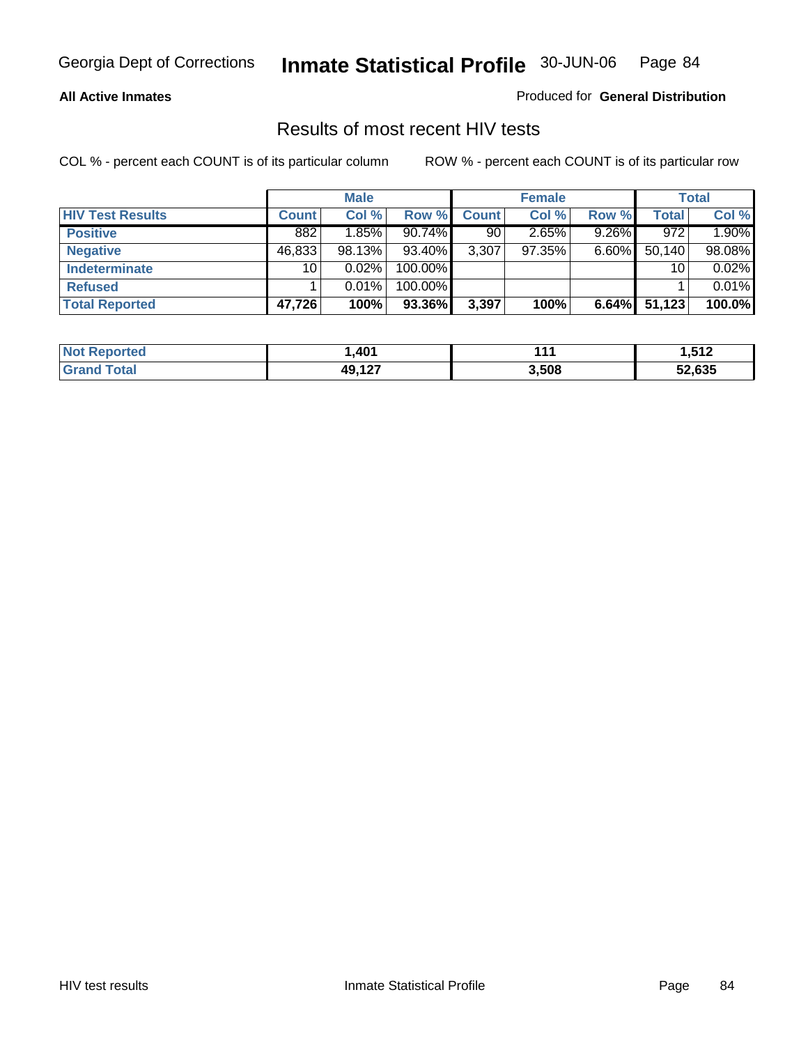Georgia Dept of Corrections **Inmate Statistical Profile** 30-JUN-06

**All Active Inmates**

Produced for **General Distribution**

## Results of most recent HIV tests

COL % - percent each COUNT is of its particular column    ROW % - percent each COUNT is of its particular row

| | Male | | | Female | | | Total | |
|---|---|---|---|---|---|---|---|---|
| **HIV Test Results** | **Count** | **Col %** | **Row %** | **Count** | **Col %** | **Row %** | **Total** | **Col %** |
| **Positive** | 882 | 1.85% | 90.74% | 90 | 2.65% | 9.26% | 972 | 1.90% |
| **Negative** | 46,833 | 98.13% | 93.40% | 3,307 | 97.35% | 6.60% | 50,140 | 98.08% |
| **Indeterminate** | 10 | 0.02% | 100.00% | | | | 10 | 0.02% |
| **Refused** | 1 | 0.01% | 100.00% | | | | 1 | 0.01% |
| **Total Reported** | **47,726** | **100%** | **93.36%** | **3,397** | **100%** | **6.64%** | **51,123** | **100.0%** |

| | Male | Female | Total |
|---|---|---|---|
| **Not Reported** | **1,401** | **111** | **1,512** |
| **Grand Total** | **49,127** | **3,508** | **52,635** |

HIV test results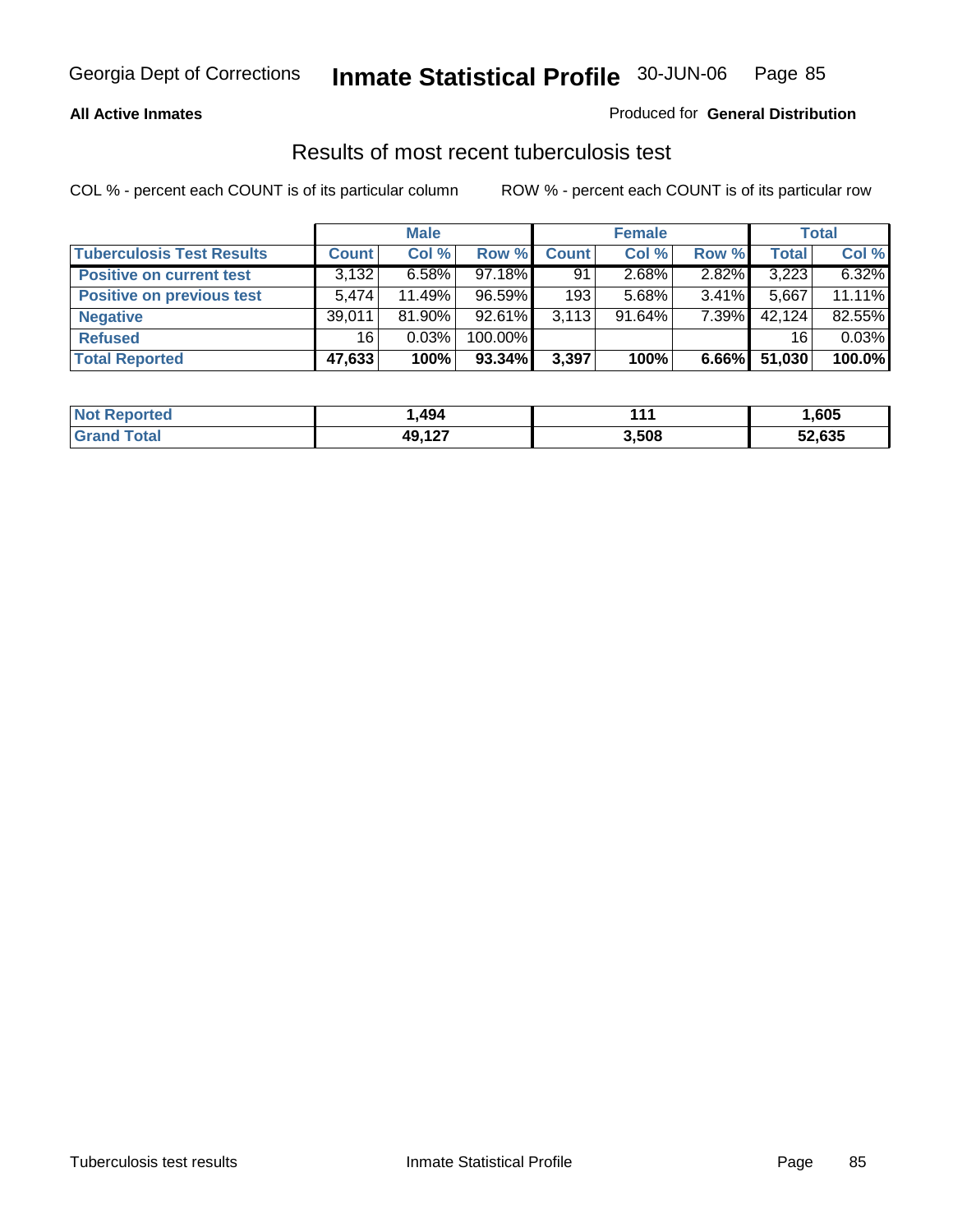**All Active Inmates**

Produced for **General Distribution**

## Results of most recent tuberculosis test

COL % - percent each COUNT is of its particular column

ROW % - percent each COUNT is of its particular row

| | Male | | | Female | | | Total | |
|---|---|---|---|---|---|---|---|---|
| **Tuberculosis Test Results** | **Count** | **Col %** | **Row %** | **Count** | **Col %** | **Row %** | **Total** | **Col %** |
| **Positive on current test** | 3,132 | 6.58% | 97.18% | 91 | 2.68% | 2.82% | 3,223 | 6.32% |
| **Positive on previous test** | 5,474 | 11.49% | 96.59% | 193 | 5.68% | 3.41% | 5,667 | 11.11% |
| **Negative** | 39,011 | 81.90% | 92.61% | 3,113 | 91.64% | 7.39% | 42,124 | 82.55% |
| **Refused** | 16 | 0.03% | 100.00% | | | | 16 | 0.03% |
| **Total Reported** | **47,633** | **100%** | **93.34%** | **3,397** | **100%** | **6.66%** | **51,030** | **100.0%** |

| | Male | Female | Total |
|---|---|---|---|
| **Not Reported** | **1,494** | **111** | **1,605** |
| **Grand Total** | **49,127** | **3,508** | **52,635** |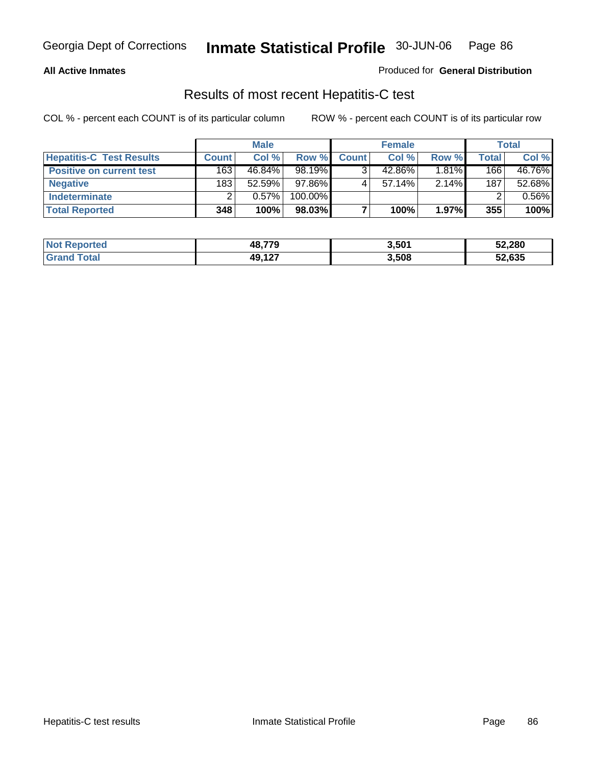**All Active Inmates** Produced for **General Distribution**

## Results of most recent Hepatitis-C test

COL % - percent each COUNT is of its particular column ROW % - percent each COUNT is of its particular row

| | Male | | | Female | | | Total | |
|---|---|---|---|---|---|---|---|---|
| **Hepatitis-C Test Results** | **Count** | **Col %** | **Row %** | **Count** | **Col %** | **Row %** | **Total** | **Col %** |
| **Positive on current test** | 163 | 46.84% | 98.19% | 3 | 42.86% | 1.81% | 166 | 46.76% |
| **Negative** | 183 | 52.59% | 97.86% | 4 | 57.14% | 2.14% | 187 | 52.68% |
| **Indeterminate** | 2 | 0.57% | 100.00% | | | | 2 | 0.56% |
| **Total Reported** | **348** | **100%** | **98.03%** | **7** | **100%** | **1.97%** | **355** | **100%** |

| | Male | Female | Total |
|---|---|---|---|
| **Not Reported** | **48,779** | **3,501** | **52,280** |
| **Grand Total** | **49,127** | **3,508** | **52,635** |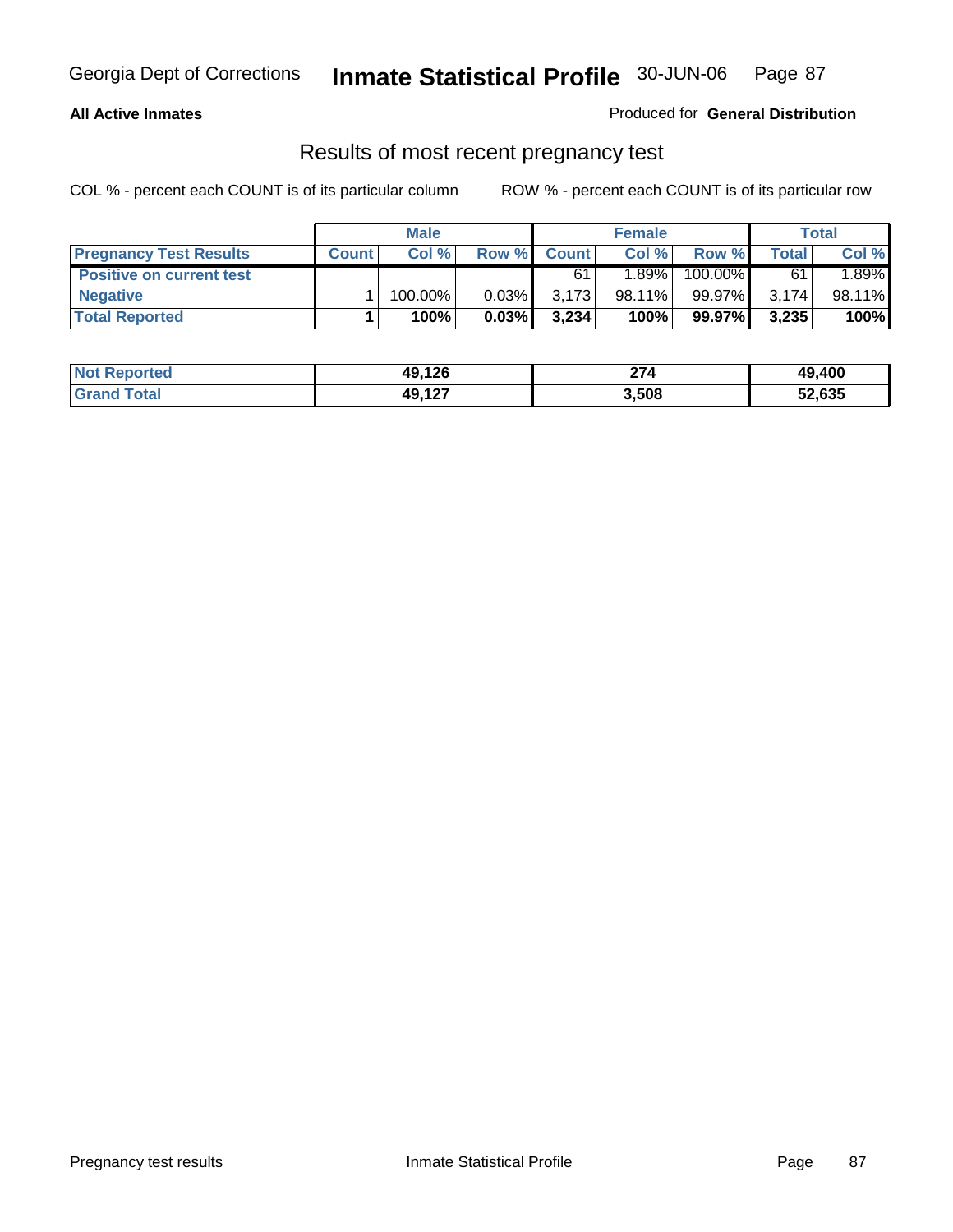**All Active Inmates**

Produced for **General Distribution**

## Results of most recent pregnancy test

COL % - percent each COUNT is of its particular column

ROW % - percent each COUNT is of its particular row

| | Male | | | Female | | | Total | |
|---|---|---|---|---|---|---|---|---|
| **Pregnancy Test Results** | **Count** | **Col %** | **Row %** | **Count** | **Col %** | **Row %** | **Total** | **Col %** |
| **Positive on current test** | | | | 61 | 1.89% | 100.00% | 61 | 1.89% |
| **Negative** | 1 | 100.00% | 0.03% | 3,173 | 98.11% | 99.97% | 3,174 | 98.11% |
| **Total Reported** | **1** | **100%** | **0.03%** | **3,234** | **100%** | **99.97%** | **3,235** | **100%** |

| | Male | Female | Total |
|---|---|---|---|
| **Not Reported** | **49,126** | **274** | **49,400** |
| **Grand Total** | **49,127** | **3,508** | **52,635** |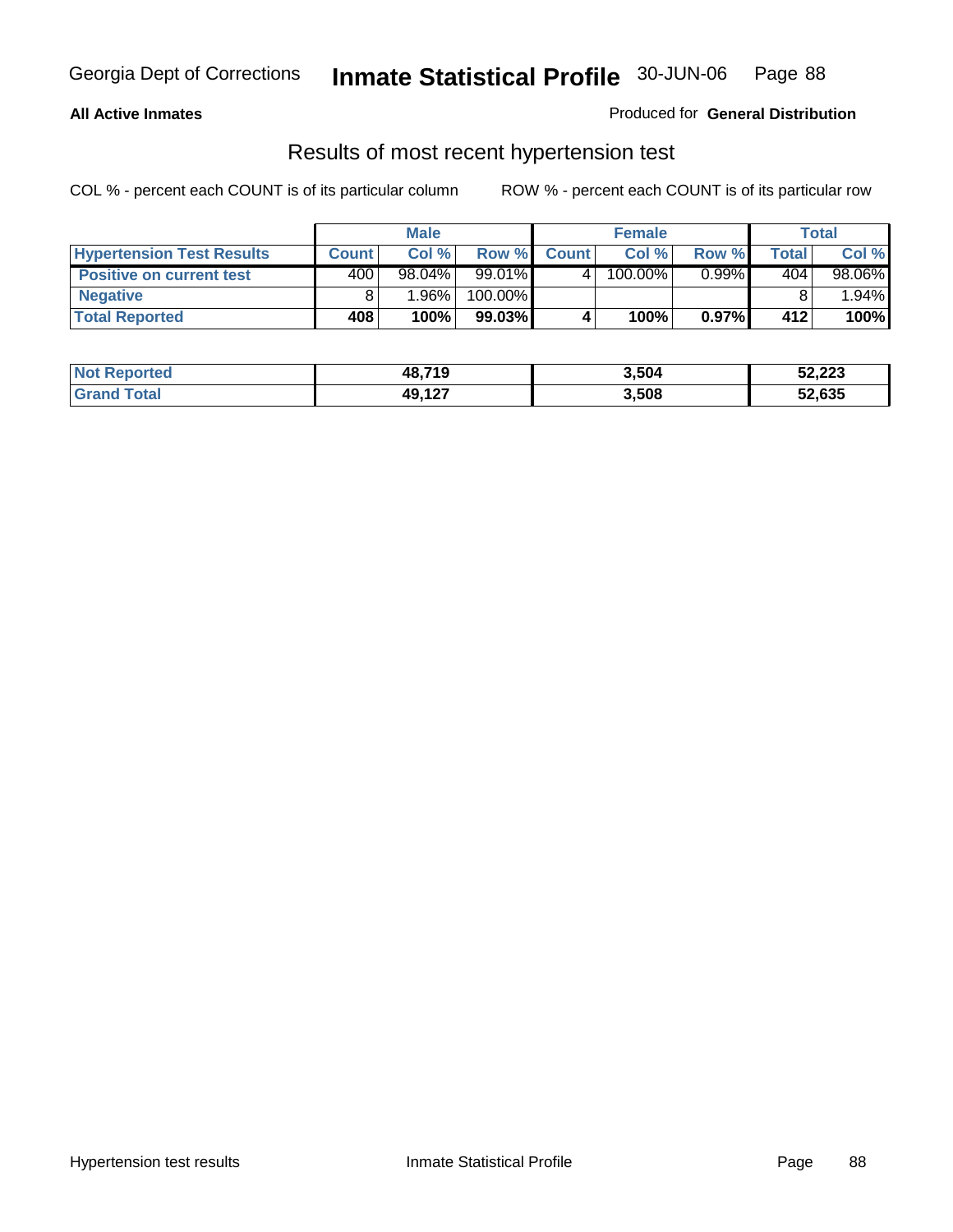**All Active Inmates** Produced for **General Distribution**

## Results of most recent hypertension test

COL % - percent each COUNT is of its particular column ROW % - percent each COUNT is of its particular row

| | Male | | | Female | | | Total | |
|---|---|---|---|---|---|---|---|---|
| **Hypertension Test Results** | **Count** | **Col %** | **Row %** | **Count** | **Col %** | **Row %** | **Total** | **Col %** |
| **Positive on current test** | 400 | 98.04% | 99.01% | 4 | 100.00% | 0.99% | 404 | 98.06% |
| **Negative** | 8 | 1.96% | 100.00% | | | | 8 | 1.94% |
| **Total Reported** | **408** | **100%** | **99.03%** | **4** | **100%** | **0.97%** | **412** | **100%** |

| | Male | Female | Total |
|---|---|---|---|
| **Not Reported** | **48,719** | **3,504** | **52,223** |
| **Grand Total** | **49,127** | **3,508** | **52,635** |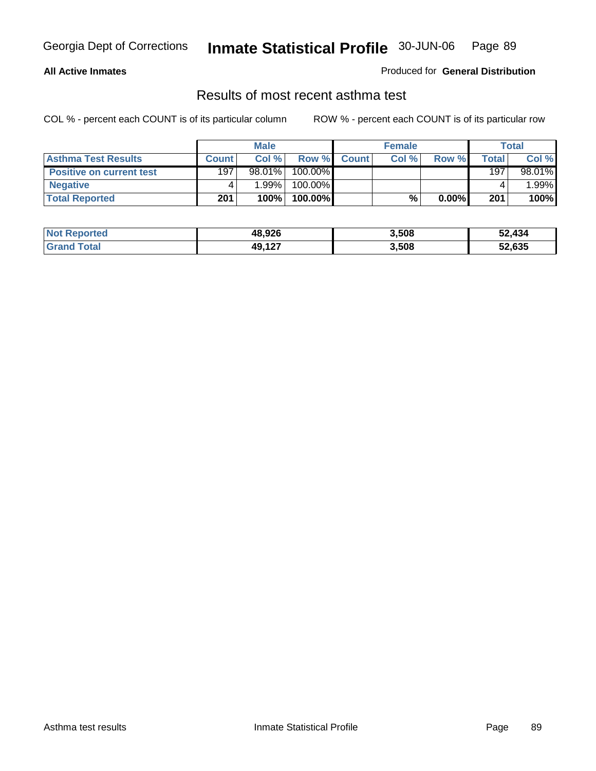Georgia Dept of Corrections **Inmate Statistical Profile** 30-JUN-06

**All Active Inmates**

Produced for **General Distribution**

## Results of most recent asthma test

COL % - percent each COUNT is of its particular column ROW % - percent each COUNT is of its particular row

| | Male | | | Female | | | Total | |
|---|---|---|---|---|---|---|---|---|
| **Asthma Test Results** | **Count** | **Col %** | **Row %** | **Count** | **Col %** | **Row %** | **Total** | **Col %** |
| **Positive on current test** | 197 | 98.01% | 100.00% | | | | 197 | 98.01% |
| **Negative** | 4 | 1.99% | 100.00% | | | | 4 | 1.99% |
| **Total Reported** | **201** | **100%** | **100.00%** | | **%** | **0.00%** | **201** | **100%** |

| | Male | Female | Total |
|---|---|---|---|
| **Not Reported** | **48,926** | **3,508** | **52,434** |
| **Grand Total** | **49,127** | **3,508** | **52,635** |